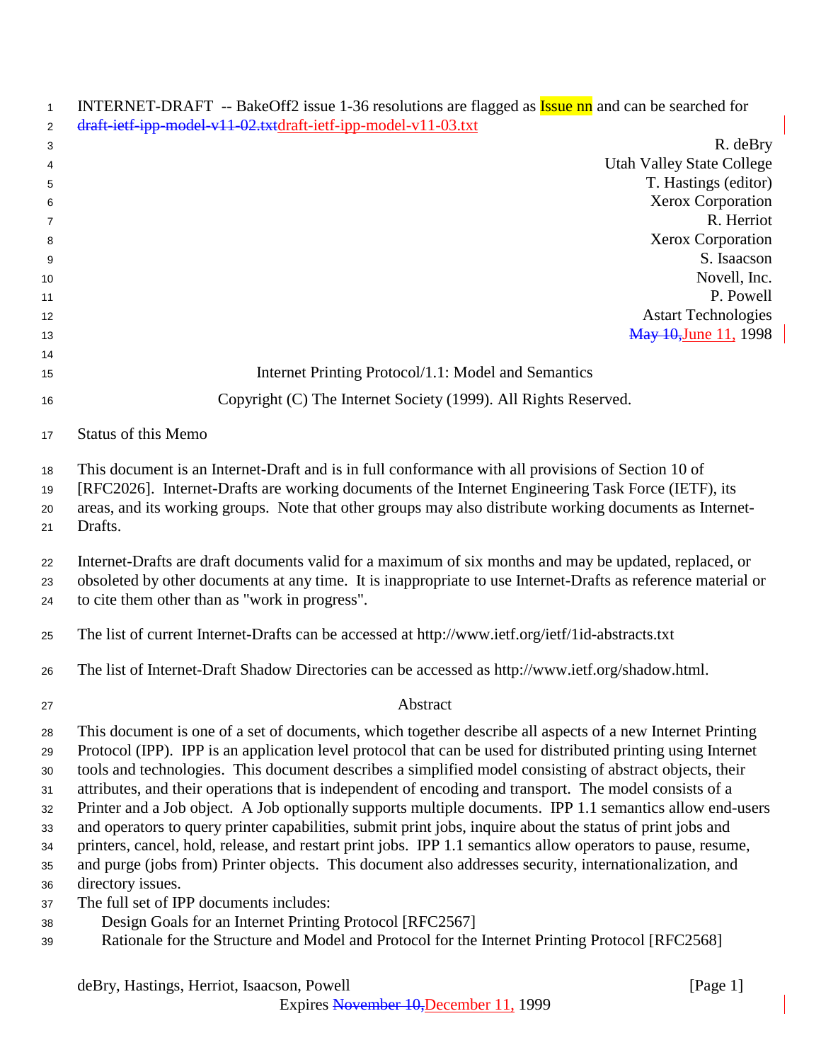INTERNET-DRAFT -- BakeOff2 issue 1-36 resolutions are flagged as Issue nn and can be searched for
~~draft-ietf-ipp-model-v11-02.txt~~draft-ietf-ipp-model-v11-03.txt

R. deBry
Utah Valley State College
T. Hastings (editor)
Xerox Corporation
R. Herriot
Xerox Corporation
S. Isaacson
Novell, Inc.
P. Powell
Astart Technologies
~~May 10,~~June 11, 1998

# Internet Printing Protocol/1.1: Model and Semantics

Copyright (C) The Internet Society (1999). All Rights Reserved.

## Status of this Memo

This document is an Internet-Draft and is in full conformance with all provisions of Section 10 of [RFC2026]. Internet-Drafts are working documents of the Internet Engineering Task Force (IETF), its areas, and its working groups. Note that other groups may also distribute working documents as Internet-Drafts.

Internet-Drafts are draft documents valid for a maximum of six months and may be updated, replaced, or obsoleted by other documents at any time. It is inappropriate to use Internet-Drafts as reference material or to cite them other than as "work in progress".

The list of current Internet-Drafts can be accessed at http://www.ietf.org/ietf/1id-abstracts.txt

The list of Internet-Draft Shadow Directories can be accessed as http://www.ietf.org/shadow.html.

## Abstract

This document is one of a set of documents, which together describe all aspects of a new Internet Printing Protocol (IPP). IPP is an application level protocol that can be used for distributed printing using Internet tools and technologies. This document describes a simplified model consisting of abstract objects, their attributes, and their operations that is independent of encoding and transport. The model consists of a Printer and a Job object. A Job optionally supports multiple documents. IPP 1.1 semantics allow end-users and operators to query printer capabilities, submit print jobs, inquire about the status of print jobs and printers, cancel, hold, release, and restart print jobs. IPP 1.1 semantics allow operators to pause, resume, and purge (jobs from) Printer objects. This document also addresses security, internationalization, and directory issues.

The full set of IPP documents includes:

- Design Goals for an Internet Printing Protocol [RFC2567]
- Rationale for the Structure and Model and Protocol for the Internet Printing Protocol [RFC2568]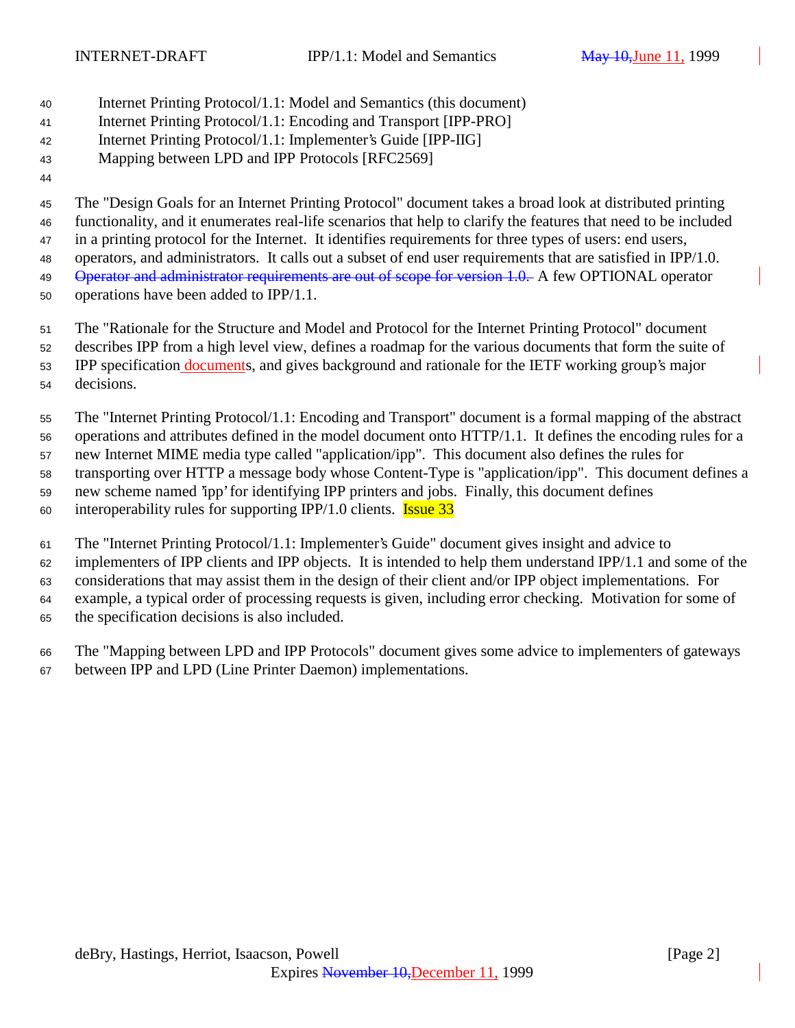Internet Printing Protocol/1.1: Model and Semantics (this document)
Internet Printing Protocol/1.1: Encoding and Transport [IPP-PRO]
Internet Printing Protocol/1.1: Implementer's Guide [IPP-IIG]
Mapping between LPD and IPP Protocols [RFC2569]

The "Design Goals for an Internet Printing Protocol" document takes a broad look at distributed printing functionality, and it enumerates real-life scenarios that help to clarify the features that need to be included in a printing protocol for the Internet. It identifies requirements for three types of users: end users, operators, and administrators. It calls out a subset of end user requirements that are satisfied in IPP/1.0. ~~Operator and administrator requirements are out of scope for version 1.0.~~ A few OPTIONAL operator operations have been added to IPP/1.1.

The "Rationale for the Structure and Model and Protocol for the Internet Printing Protocol" document describes IPP from a high level view, defines a roadmap for the various documents that form the suite of IPP specification documents, and gives background and rationale for the IETF working group's major decisions.

The "Internet Printing Protocol/1.1: Encoding and Transport" document is a formal mapping of the abstract operations and attributes defined in the model document onto HTTP/1.1. It defines the encoding rules for a new Internet MIME media type called "application/ipp". This document also defines the rules for transporting over HTTP a message body whose Content-Type is "application/ipp". This document defines a new scheme named 'ipp' for identifying IPP printers and jobs. Finally, this document defines interoperability rules for supporting IPP/1.0 clients. Issue 33

The "Internet Printing Protocol/1.1: Implementer's Guide" document gives insight and advice to implementers of IPP clients and IPP objects. It is intended to help them understand IPP/1.1 and some of the considerations that may assist them in the design of their client and/or IPP object implementations. For example, a typical order of processing requests is given, including error checking. Motivation for some of the specification decisions is also included.

The "Mapping between LPD and IPP Protocols" document gives some advice to implementers of gateways between IPP and LPD (Line Printer Daemon) implementations.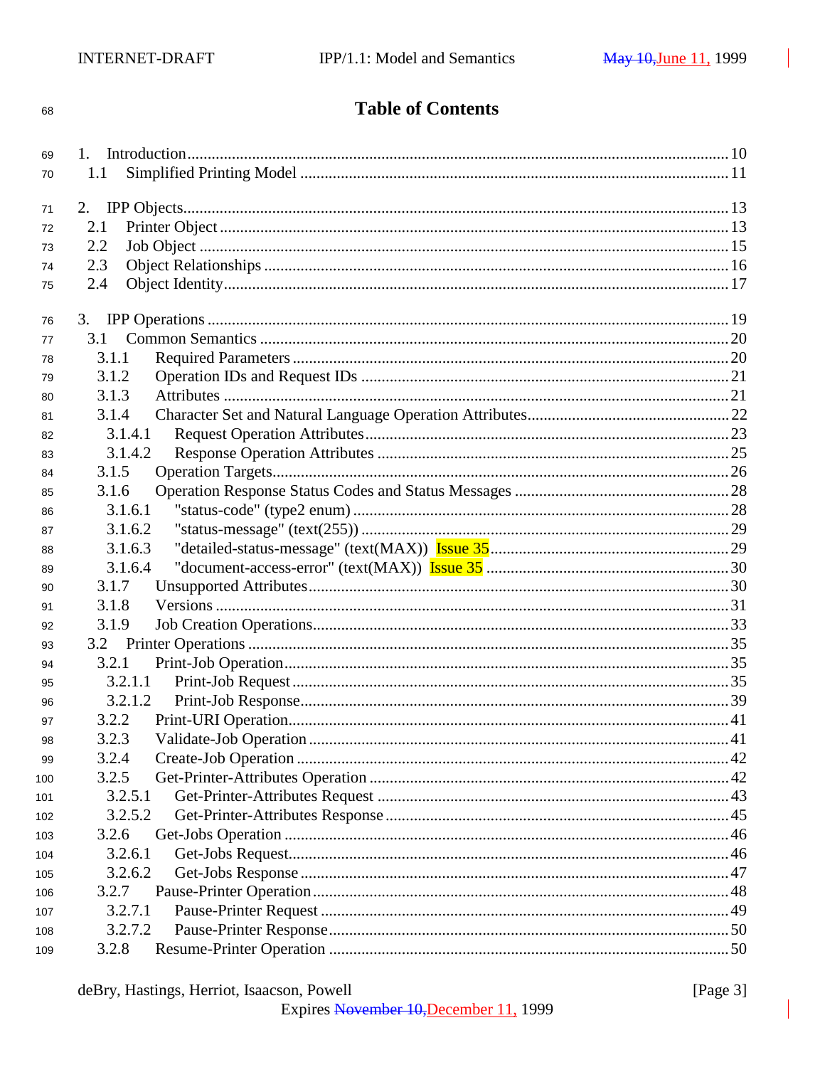# Table of Contents

1. Introduction ... 10
   1.1 Simplified Printing Model ... 11

2. IPP Objects ... 13
   2.1 Printer Object ... 13
   2.2 Job Object ... 15
   2.3 Object Relationships ... 16
   2.4 Object Identity ... 17

3. IPP Operations ... 19
   3.1 Common Semantics ... 20
      3.1.1 Required Parameters ... 20
      3.1.2 Operation IDs and Request IDs ... 21
      3.1.3 Attributes ... 21
      3.1.4 Character Set and Natural Language Operation Attributes ... 22
         3.1.4.1 Request Operation Attributes ... 23
         3.1.4.2 Response Operation Attributes ... 25
      3.1.5 Operation Targets ... 26
      3.1.6 Operation Response Status Codes and Status Messages ... 28
         3.1.6.1 "status-code" (type2 enum) ... 28
         3.1.6.2 "status-message" (text(255)) ... 29
         3.1.6.3 "detailed-status-message" (text(MAX)) Issue 35 ... 29
         3.1.6.4 "document-access-error" (text(MAX)) Issue 35 ... 30
      3.1.7 Unsupported Attributes ... 30
      3.1.8 Versions ... 31
      3.1.9 Job Creation Operations ... 33
   3.2 Printer Operations ... 35
      3.2.1 Print-Job Operation ... 35
         3.2.1.1 Print-Job Request ... 35
         3.2.1.2 Print-Job Response ... 39
      3.2.2 Print-URI Operation ... 41
      3.2.3 Validate-Job Operation ... 41
      3.2.4 Create-Job Operation ... 42
      3.2.5 Get-Printer-Attributes Operation ... 42
         3.2.5.1 Get-Printer-Attributes Request ... 43
         3.2.5.2 Get-Printer-Attributes Response ... 45
      3.2.6 Get-Jobs Operation ... 46
         3.2.6.1 Get-Jobs Request ... 46
         3.2.6.2 Get-Jobs Response ... 47
      3.2.7 Pause-Printer Operation ... 48
         3.2.7.1 Pause-Printer Request ... 49
         3.2.7.2 Pause-Printer Response ... 50
      3.2.8 Resume-Printer Operation ... 50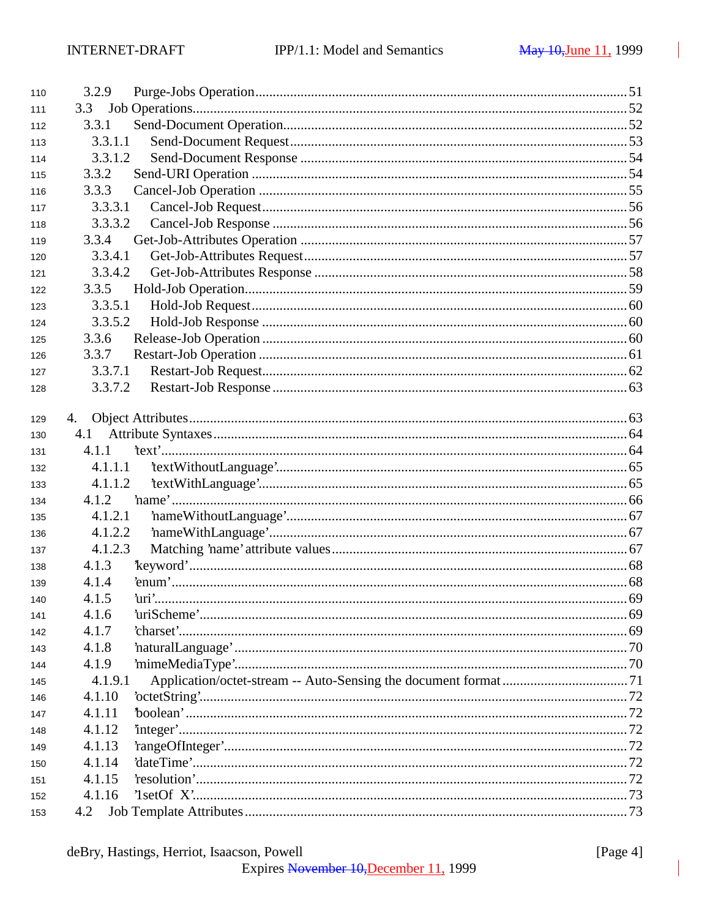110 3.2.9 Purge-Jobs Operation ........................................................................................................51
111 3.3 Job Operations...........................................................................................................................52
112 3.3.1 Send-Document Operation...................................................................................................52
113 3.3.1.1 Send-Document Request ...............................................................................................53
114 3.3.1.2 Send-Document Response .............................................................................................54
115 3.3.2 Send-URI Operation ............................................................................................................54
116 3.3.3 Cancel-Job Operation ..........................................................................................................55
117 3.3.3.1 Cancel-Job Request.......................................................................................................56
118 3.3.3.2 Cancel-Job Response ....................................................................................................56
119 3.3.4 Get-Job-Attributes Operation ..............................................................................................57
120 3.3.4.1 Get-Job-Attributes Request...........................................................................................57
121 3.3.4.2 Get-Job-Attributes Response .........................................................................................58
122 3.3.5 Hold-Job Operation.............................................................................................................59
123 3.3.5.1 Hold-Job Request..........................................................................................................60
124 3.3.5.2 Hold-Job Response .......................................................................................................60
125 3.3.6 Release-Job Operation ........................................................................................................60
126 3.3.7 Restart-Job Operation .........................................................................................................61
127 3.3.7.1 Restart-Job Request.......................................................................................................62
128 3.3.7.2 Restart-Job Response ....................................................................................................63

129 4. Object Attributes..........................................................................................................................63
130 4.1 Attribute Syntaxes......................................................................................................................64
131 4.1.1 'text'......................................................................................................................................64
132 4.1.1.1 'textWithoutLanguage'....................................................................................................65
133 4.1.1.2 'textWithLanguage'.........................................................................................................65
134 4.1.2 'name'..................................................................................................................................66
135 4.1.2.1 'nameWithoutLanguage'.................................................................................................67
136 4.1.2.2 'nameWithLanguage'......................................................................................................67
137 4.1.2.3 Matching 'name' attribute values....................................................................................67
138 4.1.3 'keyword'.............................................................................................................................68
139 4.1.4 'enum'..................................................................................................................................68
140 4.1.5 'uri'......................................................................................................................................69
141 4.1.6 'uriScheme'..........................................................................................................................69
142 4.1.7 'charset'................................................................................................................................69
143 4.1.8 'naturalLanguage' ................................................................................................................70
144 4.1.9 'mimeMediaType'................................................................................................................70
145 4.1.9.1 Application/octet-stream -- Auto-Sensing the document format ....................................71
146 4.1.10 'octetString'.........................................................................................................................72
147 4.1.11 'boolean' .............................................................................................................................72
148 4.1.12 'integer'...............................................................................................................................72
149 4.1.13 'rangeOfInteger'..................................................................................................................72
150 4.1.14 'dateTime'...........................................................................................................................72
151 4.1.15 'resolution'..........................................................................................................................72
152 4.1.16 '1setOf X'...........................................................................................................................73
153 4.2 Job Template Attributes.............................................................................................................73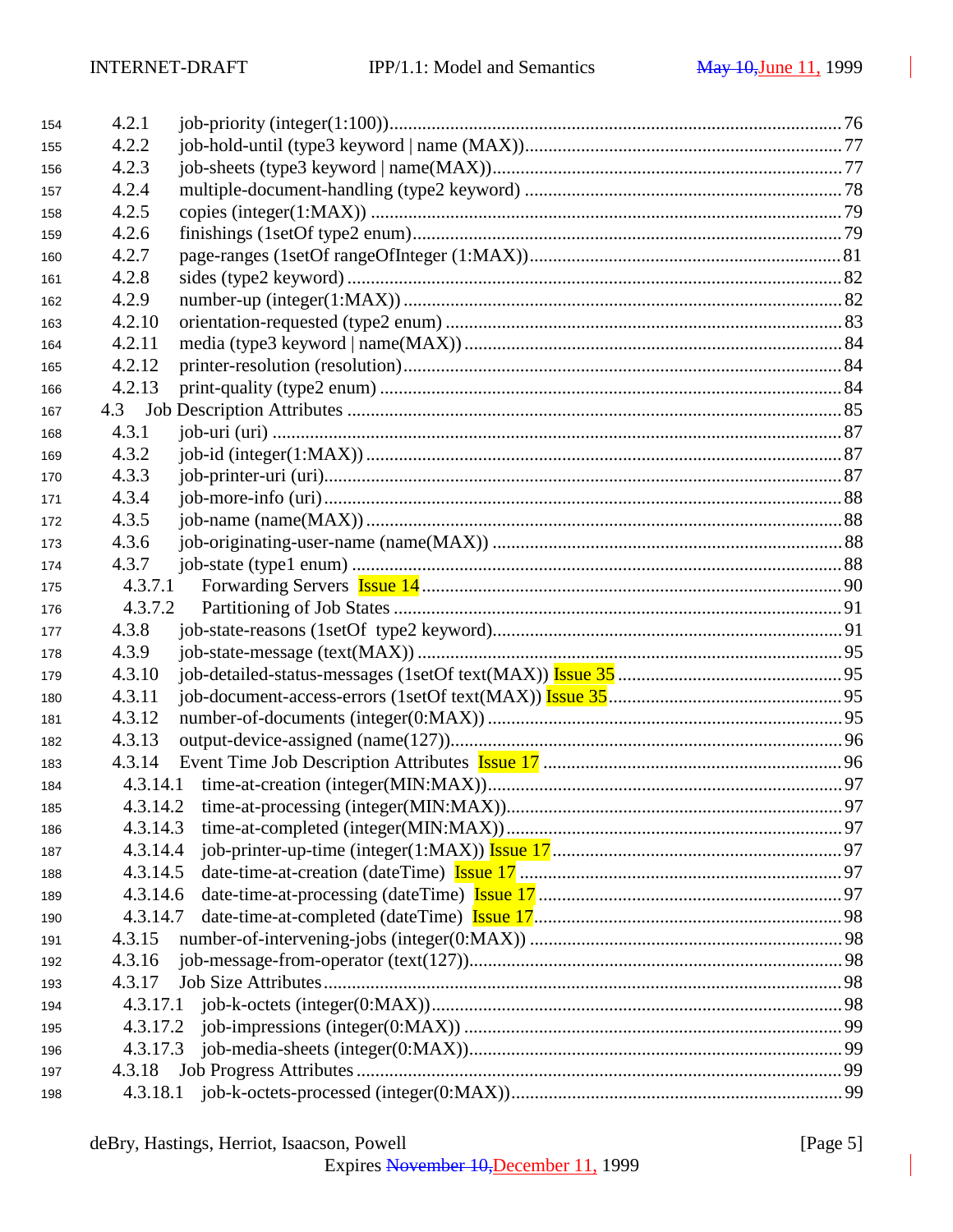154 4.2.1 job-priority (integer(1:100))................................................................................................76
155 4.2.2 job-hold-until (type3 keyword | name (MAX))...................................................................77
156 4.2.3 job-sheets (type3 keyword | name(MAX))..........................................................................77
157 4.2.4 multiple-document-handling (type2 keyword) ...................................................................78
158 4.2.5 copies (integer(1:MAX)) ....................................................................................................79
159 4.2.6 finishings (1setOf type2 enum)...........................................................................................79
160 4.2.7 page-ranges (1setOf rangeOfInteger (1:MAX)).................................................................81
161 4.2.8 sides (type2 keyword) ........................................................................................................82
162 4.2.9 number-up (integer(1:MAX)) ............................................................................................82
163 4.2.10 orientation-requested (type2 enum) ...................................................................................83
164 4.2.11 media (type3 keyword | name(MAX)) ...............................................................................84
165 4.2.12 printer-resolution (resolution).............................................................................................84
166 4.2.13 print-quality (type2 enum) .................................................................................................84
167 4.3 Job Description Attributes ..........................................................................................................85
168 4.3.1 job-uri (uri) .........................................................................................................................87
169 4.3.2 job-id (integer(1:MAX)) .....................................................................................................87
170 4.3.3 job-printer-uri (uri)..............................................................................................................87
171 4.3.4 job-more-info (uri) ..............................................................................................................88
172 4.3.5 job-name (name(MAX)) .....................................................................................................88
173 4.3.6 job-originating-user-name (name(MAX)) ..........................................................................88
174 4.3.7 job-state (type1 enum) ........................................................................................................88
175 4.3.7.1 Forwarding Servers Issue 14........................................................................................90
176 4.3.7.2 Partitioning of Job States ..............................................................................................91
177 4.3.8 job-state-reasons (1setOf type2 keyword)..........................................................................91
178 4.3.9 job-state-message (text(MAX)) ..........................................................................................95
179 4.3.10 job-detailed-status-messages (1setOf text(MAX)) Issue 35 ................................................95
180 4.3.11 job-document-access-errors (1setOf text(MAX)) Issue 35..................................................95
181 4.3.12 number-of-documents (integer(0:MAX)) ...........................................................................95
182 4.3.13 output-device-assigned (name(127))....................................................................................96
183 4.3.14 Event Time Job Description Attributes Issue 17 ................................................................96
184 4.3.14.1 time-at-creation (integer(MIN:MAX))...........................................................................97
185 4.3.14.2 time-at-processing (integer(MIN:MAX)).......................................................................97
186 4.3.14.3 time-at-completed (integer(MIN:MAX)) .......................................................................97
187 4.3.14.4 job-printer-up-time (integer(1:MAX)) Issue 17............................................................97
188 4.3.14.5 date-time-at-creation (dateTime) Issue 17 ....................................................................97
189 4.3.14.6 date-time-at-processing (dateTime) Issue 17 ................................................................97
190 4.3.14.7 date-time-at-completed (dateTime) Issue 17.................................................................98
191 4.3.15 number-of-intervening-jobs (integer(0:MAX)) ..................................................................98
192 4.3.16 job-message-from-operator (text(127))...............................................................................98
193 4.3.17 Job Size Attributes ..............................................................................................................98
194 4.3.17.1 job-k-octets (integer(0:MAX))......................................................................................98
195 4.3.17.2 job-impressions (integer(0:MAX)) ................................................................................99
196 4.3.17.3 job-media-sheets (integer(0:MAX))...............................................................................99
197 4.3.18 Job Progress Attributes ......................................................................................................99
198 4.3.18.1 job-k-octets-processed (integer(0:MAX)).....................................................................99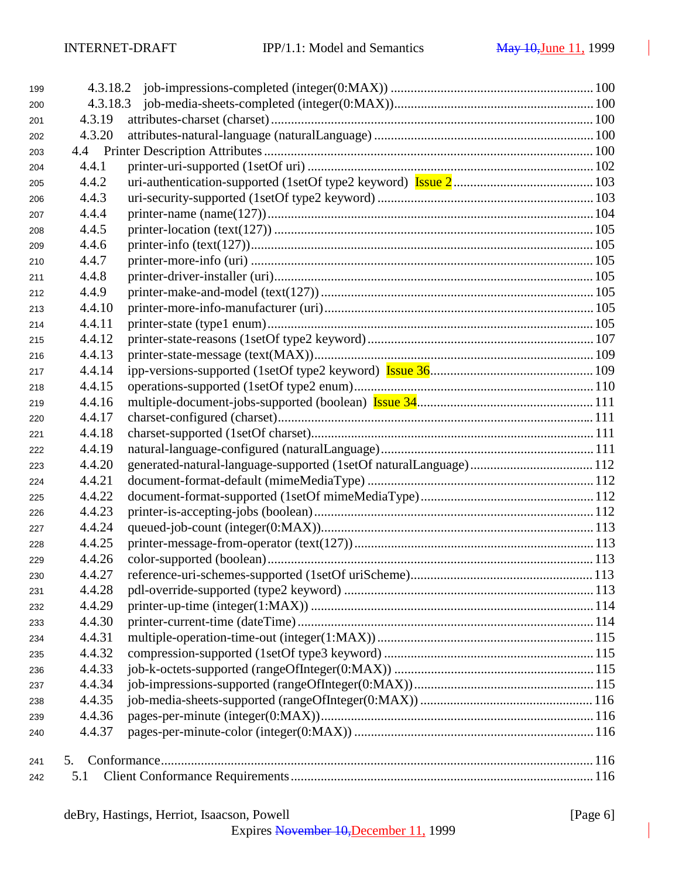4.3.18.2 job-impressions-completed (integer(0:MAX)) ........ 100
4.3.18.3 job-media-sheets-completed (integer(0:MAX)) ........ 100
4.3.19 attributes-charset (charset) ........ 100
4.3.20 attributes-natural-language (naturalLanguage) ........ 100
4.4 Printer Description Attributes ........ 100
4.4.1 printer-uri-supported (1setOf uri) ........ 102
4.4.2 uri-authentication-supported (1setOf type2 keyword) Issue 2 ........ 103
4.4.3 uri-security-supported (1setOf type2 keyword) ........ 103
4.4.4 printer-name (name(127)) ........ 104
4.4.5 printer-location (text(127)) ........ 105
4.4.6 printer-info (text(127)) ........ 105
4.4.7 printer-more-info (uri) ........ 105
4.4.8 printer-driver-installer (uri) ........ 105
4.4.9 printer-make-and-model (text(127)) ........ 105
4.4.10 printer-more-info-manufacturer (uri) ........ 105
4.4.11 printer-state (type1 enum) ........ 105
4.4.12 printer-state-reasons (1setOf type2 keyword) ........ 107
4.4.13 printer-state-message (text(MAX)) ........ 109
4.4.14 ipp-versions-supported (1setOf type2 keyword) Issue 36 ........ 109
4.4.15 operations-supported (1setOf type2 enum) ........ 110
4.4.16 multiple-document-jobs-supported (boolean) Issue 34 ........ 111
4.4.17 charset-configured (charset) ........ 111
4.4.18 charset-supported (1setOf charset) ........ 111
4.4.19 natural-language-configured (naturalLanguage) ........ 111
4.4.20 generated-natural-language-supported (1setOf naturalLanguage) ........ 112
4.4.21 document-format-default (mimeMediaType) ........ 112
4.4.22 document-format-supported (1setOf mimeMediaType) ........ 112
4.4.23 printer-is-accepting-jobs (boolean) ........ 112
4.4.24 queued-job-count (integer(0:MAX)) ........ 113
4.4.25 printer-message-from-operator (text(127)) ........ 113
4.4.26 color-supported (boolean) ........ 113
4.4.27 reference-uri-schemes-supported (1setOf uriScheme) ........ 113
4.4.28 pdl-override-supported (type2 keyword) ........ 113
4.4.29 printer-up-time (integer(1:MAX)) ........ 114
4.4.30 printer-current-time (dateTime) ........ 114
4.4.31 multiple-operation-time-out (integer(1:MAX)) ........ 115
4.4.32 compression-supported (1setOf type3 keyword) ........ 115
4.4.33 job-k-octets-supported (rangeOfInteger(0:MAX)) ........ 115
4.4.34 job-impressions-supported (rangeOfInteger(0:MAX)) ........ 115
4.4.35 job-media-sheets-supported (rangeOfInteger(0:MAX)) ........ 116
4.4.36 pages-per-minute (integer(0:MAX)) ........ 116
4.4.37 pages-per-minute-color (integer(0:MAX)) ........ 116

5. Conformance ........ 116
5.1 Client Conformance Requirements ........ 116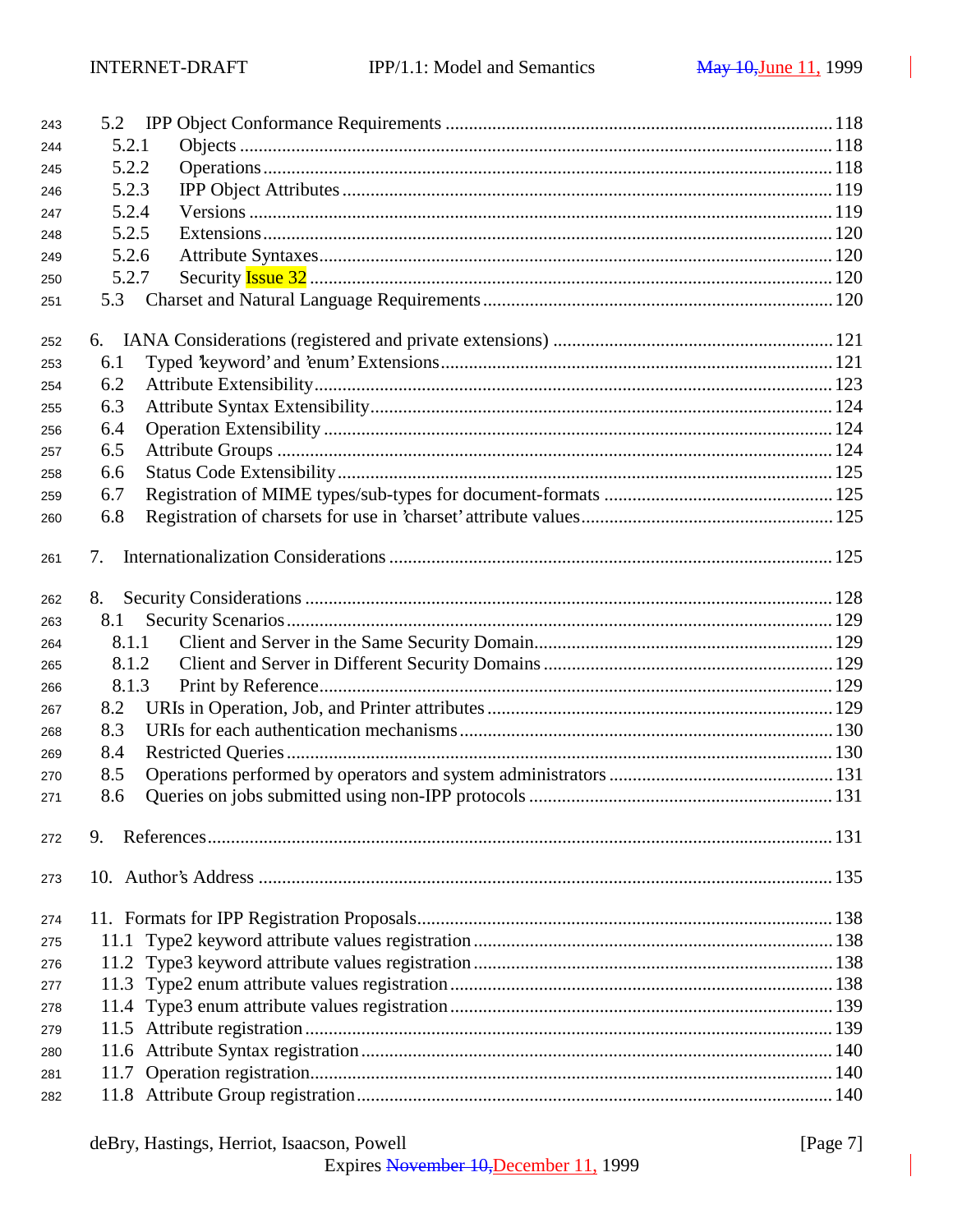5.2 IPP Object Conformance Requirements ............................................................ 118
 5.2.1 Objects ............................................................................................ 118
 5.2.2 Operations ........................................................................................ 118
 5.2.3 IPP Object Attributes ........................................................................ 119
 5.2.4 Versions ........................................................................................... 119
 5.2.5 Extensions ........................................................................................ 120
 5.2.6 Attribute Syntaxes ............................................................................ 120
 5.2.7 Security Issue 32 ............................................................................. 120
5.3 Charset and Natural Language Requirements ................................................. 120

6. IANA Considerations (registered and private extensions) ............................... 121
 6.1 Typed 'keyword' and 'enum' Extensions ..................................................... 121
 6.2 Attribute Extensibility ................................................................................. 123
 6.3 Attribute Syntax Extensibility ...................................................................... 124
 6.4 Operation Extensibility ................................................................................ 124
 6.5 Attribute Groups .......................................................................................... 124
 6.6 Status Code Extensibility ............................................................................ 125
 6.7 Registration of MIME types/sub-types for document-formats ...................... 125
 6.8 Registration of charsets for use in 'charset' attribute values ......................... 125

7. Internationalization Considerations ................................................................... 125

8. Security Considerations .................................................................................... 128
 8.1 Security Scenarios ....................................................................................... 129
  8.1.1 Client and Server in the Same Security Domain ........................................ 129
  8.1.2 Client and Server in Different Security Domains ....................................... 129
  8.1.3 Print by Reference ................................................................................ 129
 8.2 URIs in Operation, Job, and Printer attributes ............................................. 129
 8.3 URIs for each authentication mechanisms ................................................... 130
 8.4 Restricted Queries ....................................................................................... 130
 8.5 Operations performed by operators and system administrators .................... 131
 8.6 Queries on jobs submitted using non-IPP protocols ...................................... 131

9. References ....................................................................................................... 131

10. Author's Address ............................................................................................ 135

11. Formats for IPP Registration Proposals ........................................................... 138
 11.1 Type2 keyword attribute values registration ............................................... 138
 11.2 Type3 keyword attribute values registration ............................................... 138
 11.3 Type2 enum attribute values registration ................................................... 138
 11.4 Type3 enum attribute values registration ................................................... 139
 11.5 Attribute registration .................................................................................. 139
 11.6 Attribute Syntax registration ...................................................................... 140
 11.7 Operation registration ................................................................................. 140
 11.8 Attribute Group registration ....................................................................... 140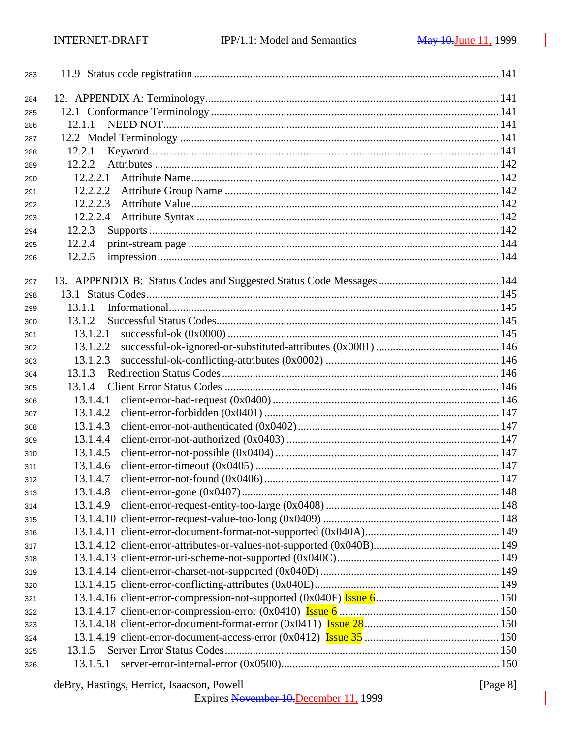283 11.9 Status code registration ........................................................................................................ 141

284 12. APPENDIX A: Terminology..................................................................................................... 141
285 12.1 Conformance Terminology ..................................................................................................... 141
286 12.1.1 NEED NOT.......................................................................................................................... 141
287 12.2 Model Terminology ................................................................................................................ 141
288 12.2.1 Keyword.............................................................................................................................. 141
289 12.2.2 Attributes ............................................................................................................................ 142
290 12.2.2.1 Attribute Name................................................................................................................. 142
291 12.2.2.2 Attribute Group Name ..................................................................................................... 142
292 12.2.2.3 Attribute Value................................................................................................................. 142
293 12.2.2.4 Attribute Syntax ............................................................................................................... 142
294 12.2.3 Supports .............................................................................................................................. 142
295 12.2.4 print-stream page ................................................................................................................ 144
296 12.2.5 impression........................................................................................................................... 144

297 13. APPENDIX B: Status Codes and Suggested Status Code Messages .......................................... 144
298 13.1 Status Codes............................................................................................................................ 145
299 13.1.1 Informational....................................................................................................................... 145
300 13.1.2 Successful Status Codes...................................................................................................... 145
301 13.1.2.1 successful-ok (0x0000) .................................................................................................... 145
302 13.1.2.2 successful-ok-ignored-or-substituted-attributes (0x0001) ............................................... 146
303 13.1.2.3 successful-ok-conflicting-attributes (0x0002) ................................................................. 146
304 13.1.3 Redirection Status Codes .................................................................................................... 146
305 13.1.4 Client Error Status Codes ................................................................................................... 146
306 13.1.4.1 client-error-bad-request (0x0400) .................................................................................... 146
307 13.1.4.2 client-error-forbidden (0x0401) ....................................................................................... 147
308 13.1.4.3 client-error-not-authenticated (0x0402) ........................................................................... 147
309 13.1.4.4 client-error-not-authorized (0x0403) ............................................................................... 147
310 13.1.4.5 client-error-not-possible (0x0404) ................................................................................... 147
311 13.1.4.6 client-error-timeout (0x0405) .......................................................................................... 147
312 13.1.4.7 client-error-not-found (0x0406)........................................................................................ 147
313 13.1.4.8 client-error-gone (0x0407)............................................................................................... 148
314 13.1.4.9 client-error-request-entity-too-large (0x0408) ................................................................. 148
315 13.1.4.10 client-error-request-value-too-long (0x0409) ................................................................ 148
316 13.1.4.11 client-error-document-format-not-supported (0x040A).................................................. 149
317 13.1.4.12 client-error-attributes-or-values-not-supported (0x040B)............................................... 149
318 13.1.4.13 client-error-uri-scheme-not-supported (0x040C)............................................................ 149
319 13.1.4.14 client-error-charset-not-supported (0x040D).................................................................. 149
320 13.1.4.15 client-error-conflicting-attributes (0x040E).................................................................... 149
321 13.1.4.16 client-error-compression-not-supported (0x040F) Issue 6.............................................. 150
322 13.1.4.17 client-error-compression-error (0x0410) Issue 6 ............................................................ 150
323 13.1.4.18 client-error-document-format-error (0x0411) Issue 28................................................... 150
324 13.1.4.19 client-error-document-access-error (0x0412) Issue 35 ................................................... 150
325 13.1.5 Server Error Status Codes................................................................................................... 150
326 13.1.5.1 server-error-internal-error (0x0500).................................................................................. 150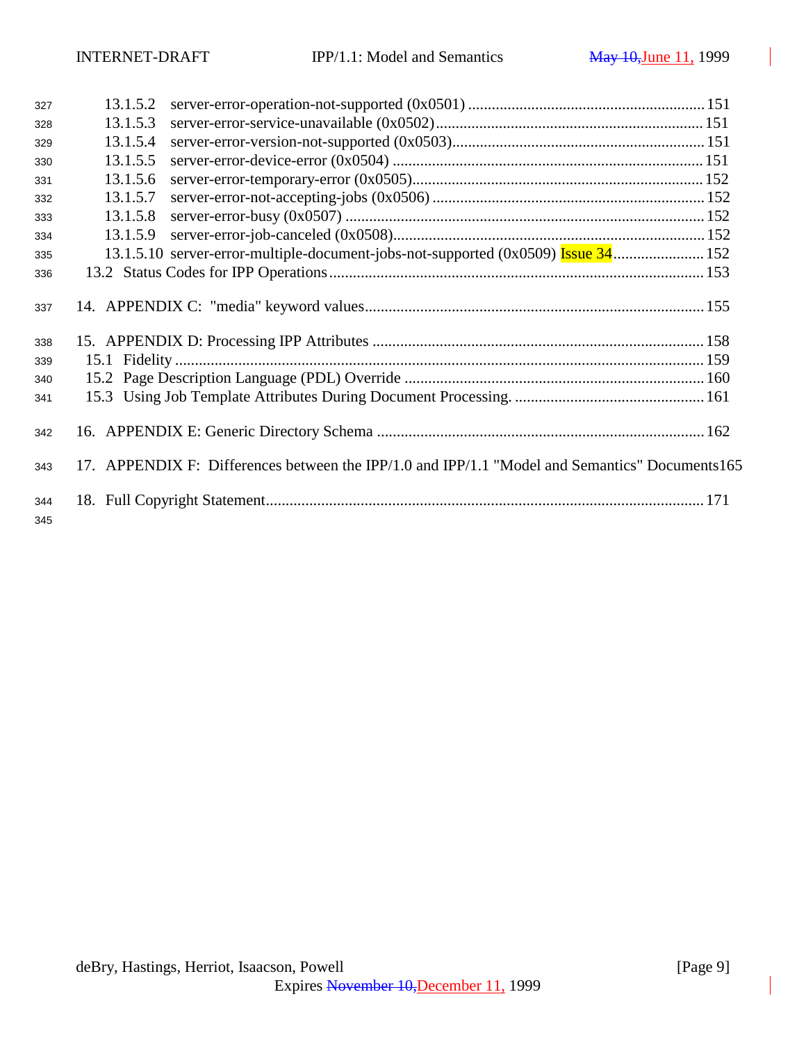13.1.5.2 server-error-operation-not-supported (0x0501) ........................................................... 151
13.1.5.3 server-error-service-unavailable (0x0502)................................................................... 151
13.1.5.4 server-error-version-not-supported (0x0503)................................................................ 151
13.1.5.5 server-error-device-error (0x0504) ............................................................................... 151
13.1.5.6 server-error-temporary-error (0x0505).......................................................................... 152
13.1.5.7 server-error-not-accepting-jobs (0x0506) ..................................................................... 152
13.1.5.8 server-error-busy (0x0507) ........................................................................................... 152
13.1.5.9 server-error-job-canceled (0x0508)............................................................................... 152
13.1.5.10 server-error-multiple-document-jobs-not-supported (0x0509) Issue 34....................... 152
13.2 Status Codes for IPP Operations................................................................................................ 153

14. APPENDIX C: "media" keyword values...................................................................................... 155

15. APPENDIX D: Processing IPP Attributes ................................................................................... 158
15.1 Fidelity ...................................................................................................................................... 159
15.2 Page Description Language (PDL) Override ........................................................................... 160
15.3 Using Job Template Attributes During Document Processing. ................................................ 161

16. APPENDIX E: Generic Directory Schema ................................................................................... 162

17. APPENDIX F: Differences between the IPP/1.0 and IPP/1.1 "Model and Semantics" Documents165

18. Full Copyright Statement............................................................................................................... 171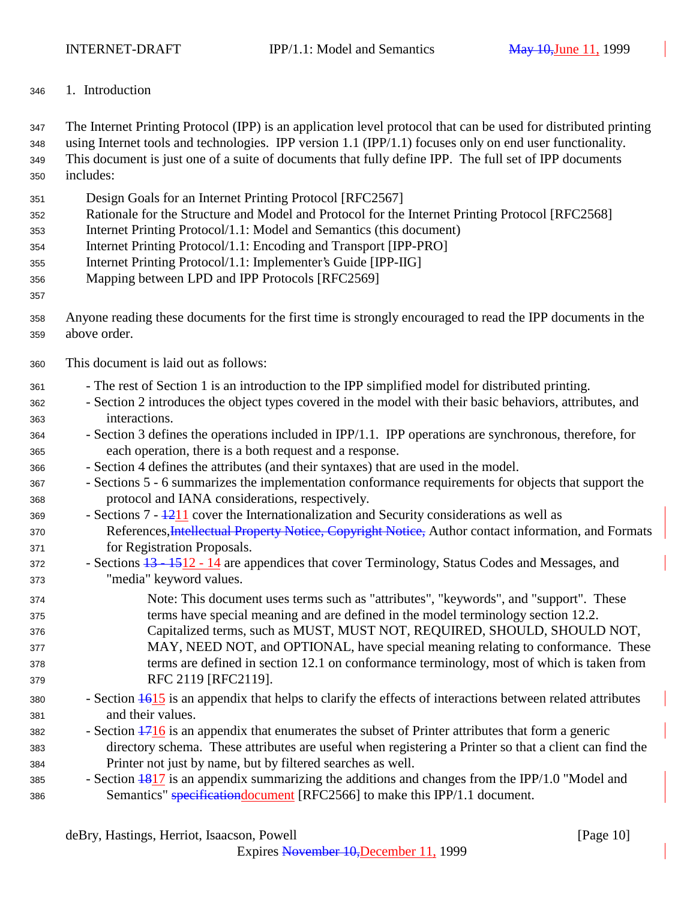# 1. Introduction

The Internet Printing Protocol (IPP) is an application level protocol that can be used for distributed printing using Internet tools and technologies. IPP version 1.1 (IPP/1.1) focuses only on end user functionality. This document is just one of a suite of documents that fully define IPP. The full set of IPP documents includes:

- Design Goals for an Internet Printing Protocol [RFC2567]
- Rationale for the Structure and Model and Protocol for the Internet Printing Protocol [RFC2568]
- Internet Printing Protocol/1.1: Model and Semantics (this document)
- Internet Printing Protocol/1.1: Encoding and Transport [IPP-PRO]
- Internet Printing Protocol/1.1: Implementer's Guide [IPP-IIG]
- Mapping between LPD and IPP Protocols [RFC2569]

Anyone reading these documents for the first time is strongly encouraged to read the IPP documents in the above order.

This document is laid out as follows:

- The rest of Section 1 is an introduction to the IPP simplified model for distributed printing.
- Section 2 introduces the object types covered in the model with their basic behaviors, attributes, and interactions.
- Section 3 defines the operations included in IPP/1.1. IPP operations are synchronous, therefore, for each operation, there is a both request and a response.
- Section 4 defines the attributes (and their syntaxes) that are used in the model.
- Sections 5 - 6 summarizes the implementation conformance requirements for objects that support the protocol and IANA considerations, respectively.
- Sections 7 - ~~12~~11 cover the Internationalization and Security considerations as well as References,~~Intellectual Property Notice, Copyright Notice,~~ Author contact information, and Formats for Registration Proposals.
- Sections ~~13 - 15~~12 - 14 are appendices that cover Terminology, Status Codes and Messages, and "media" keyword values.

  > Note: This document uses terms such as "attributes", "keywords", and "support". These terms have special meaning and are defined in the model terminology section 12.2. Capitalized terms, such as MUST, MUST NOT, REQUIRED, SHOULD, SHOULD NOT, MAY, NEED NOT, and OPTIONAL, have special meaning relating to conformance. These terms are defined in section 12.1 on conformance terminology, most of which is taken from RFC 2119 [RFC2119].

- Section ~~16~~15 is an appendix that helps to clarify the effects of interactions between related attributes and their values.
- Section ~~17~~16 is an appendix that enumerates the subset of Printer attributes that form a generic directory schema. These attributes are useful when registering a Printer so that a client can find the Printer not just by name, but by filtered searches as well.
- Section ~~18~~17 is an appendix summarizing the additions and changes from the IPP/1.0 "Model and Semantics" ~~specification~~document [RFC2566] to make this IPP/1.1 document.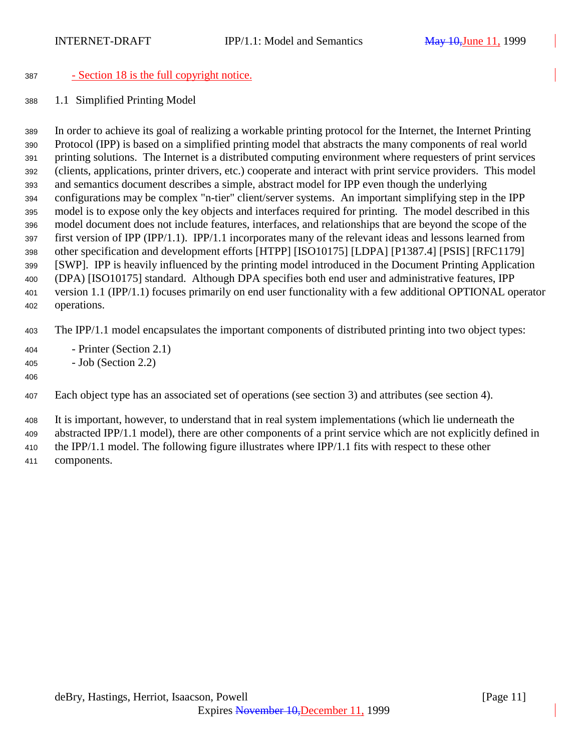- Section 18 is the full copyright notice.

## 1.1 Simplified Printing Model

In order to achieve its goal of realizing a workable printing protocol for the Internet, the Internet Printing Protocol (IPP) is based on a simplified printing model that abstracts the many components of real world printing solutions. The Internet is a distributed computing environment where requesters of print services (clients, applications, printer drivers, etc.) cooperate and interact with print service providers. This model and semantics document describes a simple, abstract model for IPP even though the underlying configurations may be complex "n-tier" client/server systems. An important simplifying step in the IPP model is to expose only the key objects and interfaces required for printing. The model described in this model document does not include features, interfaces, and relationships that are beyond the scope of the first version of IPP (IPP/1.1). IPP/1.1 incorporates many of the relevant ideas and lessons learned from other specification and development efforts [HTPP] [ISO10175] [LDPA] [P1387.4] [PSIS] [RFC1179] [SWP]. IPP is heavily influenced by the printing model introduced in the Document Printing Application (DPA) [ISO10175] standard. Although DPA specifies both end user and administrative features, IPP version 1.1 (IPP/1.1) focuses primarily on end user functionality with a few additional OPTIONAL operator operations.

The IPP/1.1 model encapsulates the important components of distributed printing into two object types:

- Printer (Section 2.1)
- Job (Section 2.2)

Each object type has an associated set of operations (see section 3) and attributes (see section 4).

It is important, however, to understand that in real system implementations (which lie underneath the abstracted IPP/1.1 model), there are other components of a print service which are not explicitly defined in the IPP/1.1 model. The following figure illustrates where IPP/1.1 fits with respect to these other components.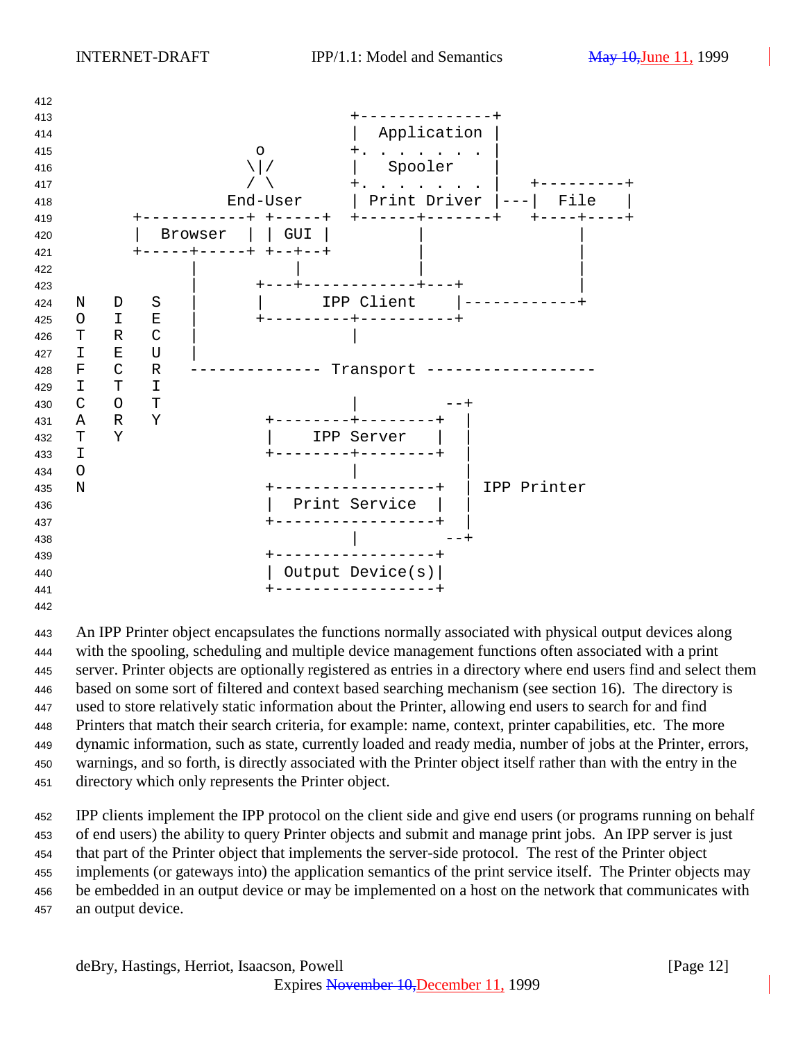```
                                      +--------------+
                                      |  Application |
                           o          +. . . . . . . |
                          \|/         |   Spooler    |
                          / \         +. . . . . . . |   +---------+
                        End-User      | Print Driver |---|  File   |
             +-----------+ +-----+    +------+-------+   +----+----+
             |  Browser  | | GUI |           |                |
             +-----+-----+ +--+--+           |                |
                   |          |              |                |
                   |      +---+------------+---+              |
       N   D   S   |      |      IPP Client    |------------+
       O   I   E   |      +---------+----------+
       T   R   C   |                |
       I   E   U   |
       F   C   R   -------------- Transport ------------------
       I   T   I
       C   O   T                    |         --+
       A   R   Y         +--------+--------+   |
       T   Y             |   IPP Server    |   |
       I                 +--------+--------+   |
       O                          |            |
       N                 +-----------------+   | IPP Printer
                         |  Print Service  |   |
                         +-----------------+   |
                                  |          --+
                         +-----------------+
                         | Output Device(s)|
                         +-----------------+
```

An IPP Printer object encapsulates the functions normally associated with physical output devices along with the spooling, scheduling and multiple device management functions often associated with a print server. Printer objects are optionally registered as entries in a directory where end users find and select them based on some sort of filtered and context based searching mechanism (see section 16). The directory is used to store relatively static information about the Printer, allowing end users to search for and find Printers that match their search criteria, for example: name, context, printer capabilities, etc. The more dynamic information, such as state, currently loaded and ready media, number of jobs at the Printer, errors, warnings, and so forth, is directly associated with the Printer object itself rather than with the entry in the directory which only represents the Printer object.

IPP clients implement the IPP protocol on the client side and give end users (or programs running on behalf of end users) the ability to query Printer objects and submit and manage print jobs. An IPP server is just that part of the Printer object that implements the server-side protocol. The rest of the Printer object implements (or gateways into) the application semantics of the print service itself. The Printer objects may be embedded in an output device or may be implemented on a host on the network that communicates with an output device.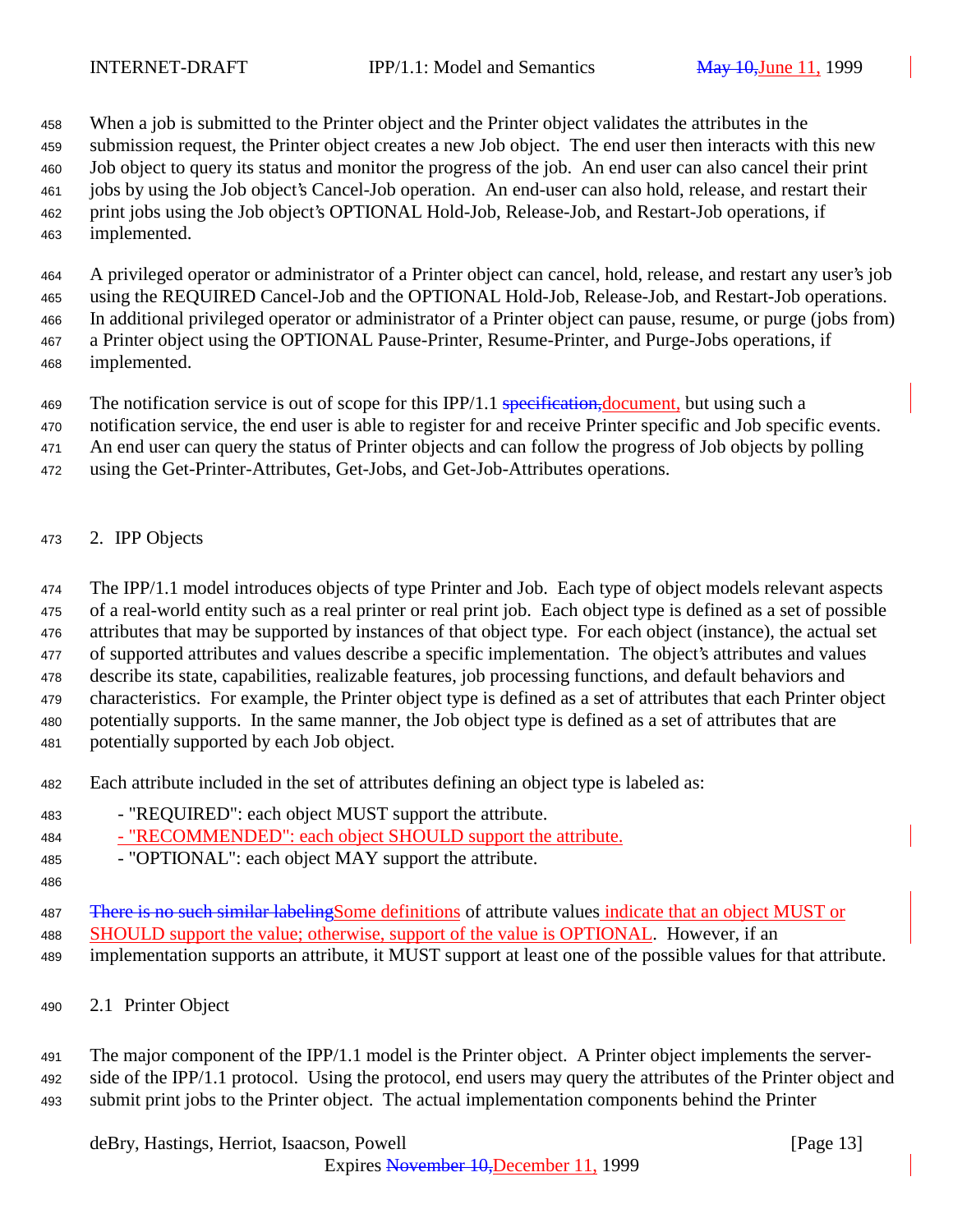When a job is submitted to the Printer object and the Printer object validates the attributes in the submission request, the Printer object creates a new Job object. The end user then interacts with this new Job object to query its status and monitor the progress of the job. An end user can also cancel their print jobs by using the Job object's Cancel-Job operation. An end-user can also hold, release, and restart their print jobs using the Job object's OPTIONAL Hold-Job, Release-Job, and Restart-Job operations, if implemented.

A privileged operator or administrator of a Printer object can cancel, hold, release, and restart any user's job using the REQUIRED Cancel-Job and the OPTIONAL Hold-Job, Release-Job, and Restart-Job operations. In additional privileged operator or administrator of a Printer object can pause, resume, or purge (jobs from) a Printer object using the OPTIONAL Pause-Printer, Resume-Printer, and Purge-Jobs operations, if implemented.

The notification service is out of scope for this IPP/1.1 ~~specification,~~document, but using such a notification service, the end user is able to register for and receive Printer specific and Job specific events. An end user can query the status of Printer objects and can follow the progress of Job objects by polling using the Get-Printer-Attributes, Get-Jobs, and Get-Job-Attributes operations.

## 2. IPP Objects

The IPP/1.1 model introduces objects of type Printer and Job. Each type of object models relevant aspects of a real-world entity such as a real printer or real print job. Each object type is defined as a set of possible attributes that may be supported by instances of that object type. For each object (instance), the actual set of supported attributes and values describe a specific implementation. The object's attributes and values describe its state, capabilities, realizable features, job processing functions, and default behaviors and characteristics. For example, the Printer object type is defined as a set of attributes that each Printer object potentially supports. In the same manner, the Job object type is defined as a set of attributes that are potentially supported by each Job object.

Each attribute included in the set of attributes defining an object type is labeled as:

- "REQUIRED": each object MUST support the attribute.
- "RECOMMENDED": each object SHOULD support the attribute.
- "OPTIONAL": each object MAY support the attribute.

~~There is no such similar labeling~~Some definitions of attribute values indicate that an object MUST or SHOULD support the value; otherwise, support of the value is OPTIONAL. However, if an implementation supports an attribute, it MUST support at least one of the possible values for that attribute.

### 2.1 Printer Object

The major component of the IPP/1.1 model is the Printer object. A Printer object implements the server-side of the IPP/1.1 protocol. Using the protocol, end users may query the attributes of the Printer object and submit print jobs to the Printer object. The actual implementation components behind the Printer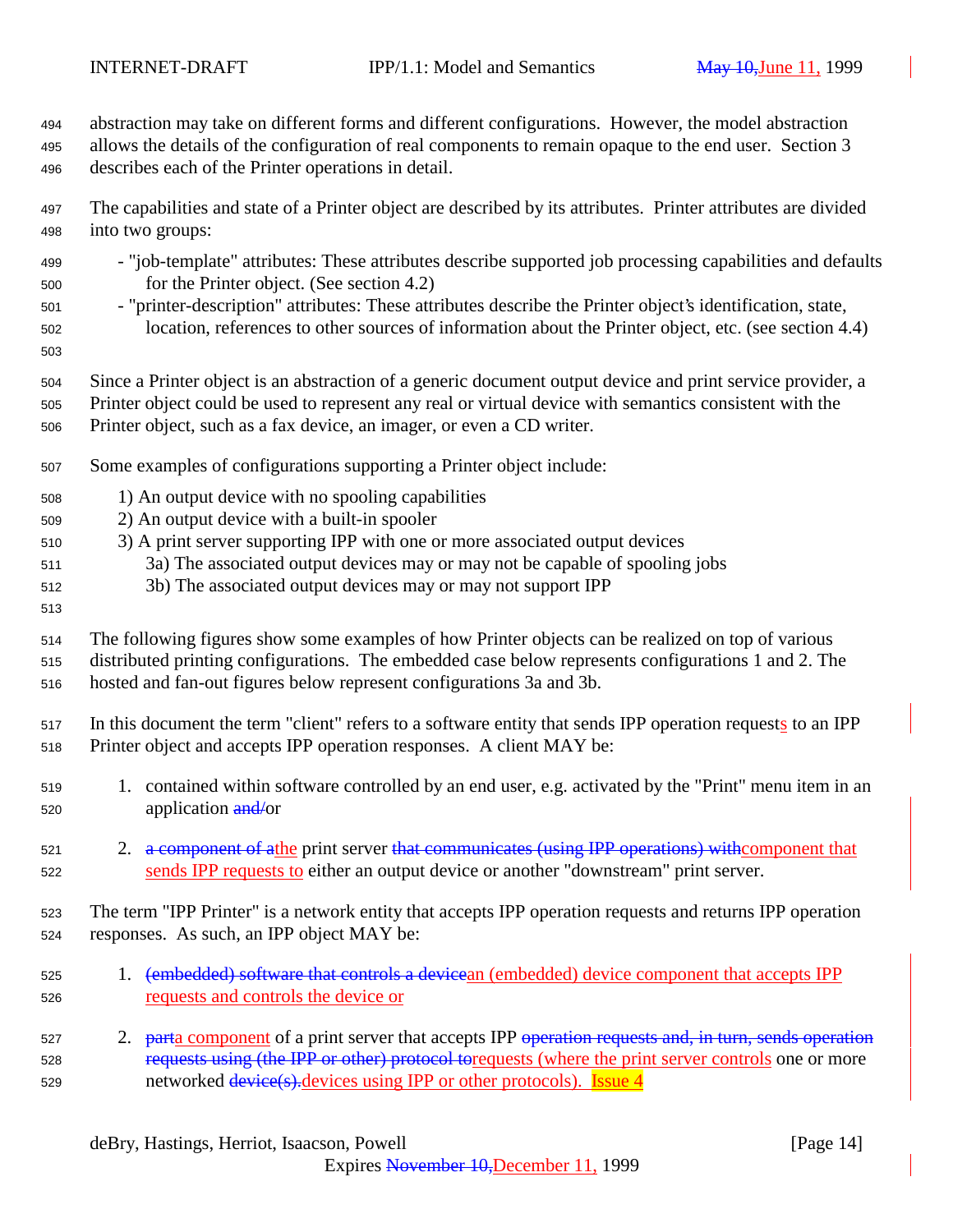abstraction may take on different forms and different configurations. However, the model abstraction allows the details of the configuration of real components to remain opaque to the end user. Section 3 describes each of the Printer operations in detail.

The capabilities and state of a Printer object are described by its attributes. Printer attributes are divided into two groups:

- "job-template" attributes: These attributes describe supported job processing capabilities and defaults for the Printer object. (See section 4.2)
- "printer-description" attributes: These attributes describe the Printer object's identification, state, location, references to other sources of information about the Printer object, etc. (see section 4.4)

Since a Printer object is an abstraction of a generic document output device and print service provider, a Printer object could be used to represent any real or virtual device with semantics consistent with the Printer object, such as a fax device, an imager, or even a CD writer.

Some examples of configurations supporting a Printer object include:

1) An output device with no spooling capabilities
2) An output device with a built-in spooler
3) A print server supporting IPP with one or more associated output devices
   3a) The associated output devices may or may not be capable of spooling jobs
   3b) The associated output devices may or may not support IPP

The following figures show some examples of how Printer objects can be realized on top of various distributed printing configurations. The embedded case below represents configurations 1 and 2. The hosted and fan-out figures below represent configurations 3a and 3b.

In this document the term "client" refers to a software entity that sends IPP operation requests to an IPP Printer object and accepts IPP operation responses. A client MAY be:

1. contained within software controlled by an end user, e.g. activated by the "Print" menu item in an application ~~and/~~or

2. ~~a component of a~~the print server ~~that communicates (using IPP operations) with~~component that sends IPP requests to either an output device or another "downstream" print server.

The term "IPP Printer" is a network entity that accepts IPP operation requests and returns IPP operation responses. As such, an IPP object MAY be:

1. ~~(embedded) software that controls a device~~an (embedded) device component that accepts IPP requests and controls the device or

2. ~~part~~a component of a print server that accepts IPP ~~operation requests and, in turn, sends operation requests using (the IPP or other) protocol to~~requests (where the print server controls one or more networked ~~device(s).~~devices using IPP or other protocols). Issue 4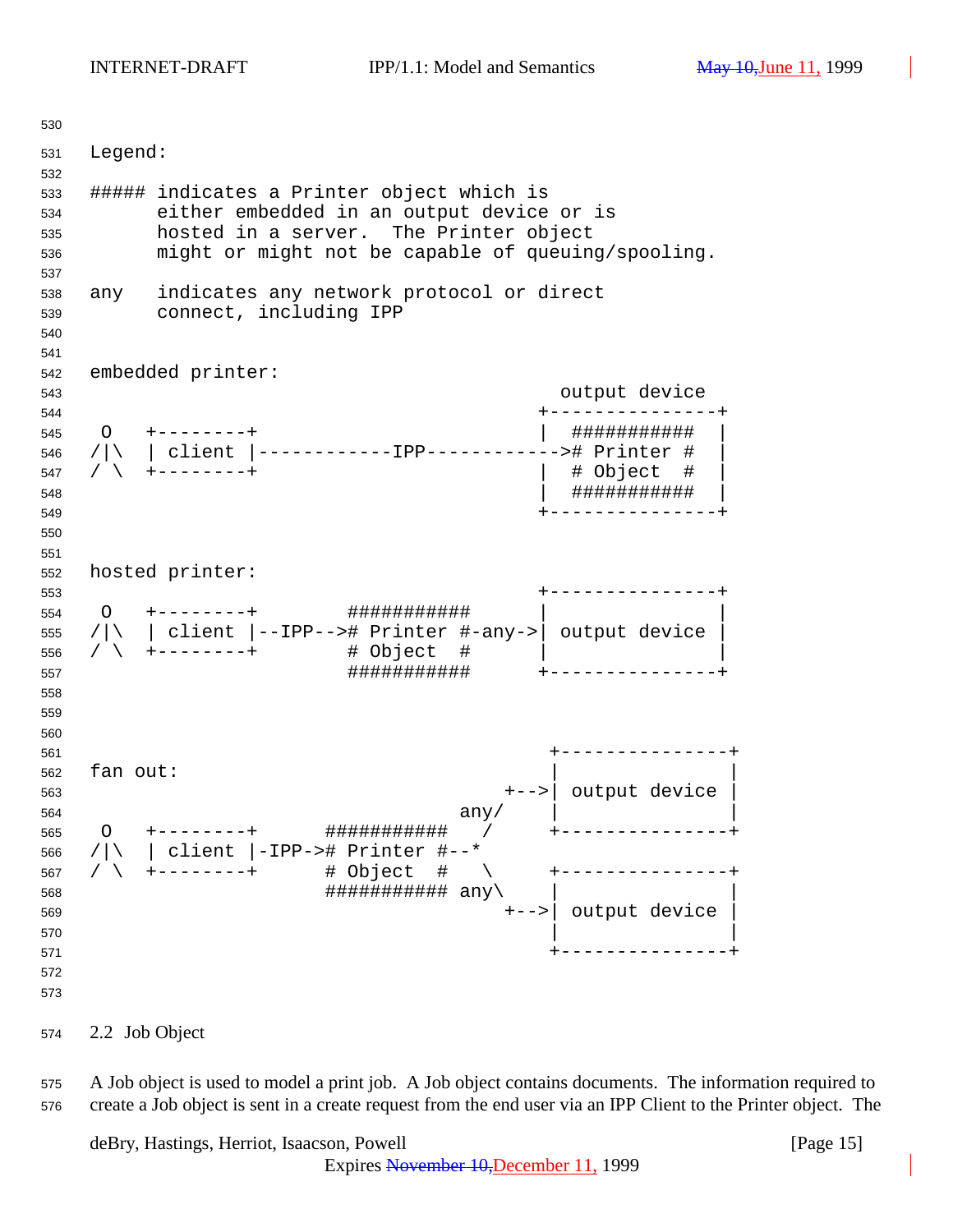```
Legend:

##### indicates a Printer object which is
      either embedded in an output device or is
      hosted in a server.  The Printer object
      might or might not be capable of queuing/spooling.

any   indicates any network protocol or direct
      connect, including IPP


embedded printer:
                                                  output device
                                                +---------------+
 O   +--------+                                 |  ###########  |
/|\  | client |------------IPP------------># Printer #  |
/ \  +--------+                                 |  # Object  #  |
                                                |  ###########  |
                                                +---------------+


hosted printer:
                                                +---------------+
 O   +--------+        ###########              |               |
/|\  | client |--IPP--># Printer #-any->| output device |
/ \  +--------+        # Object  #              |               |
                       ###########              +---------------+



                                                 +---------------+
fan out:                                         |               |
                                             +-->| output device |
                                         any/    |               |
 O   +--------+      ###########        /        +---------------+
/|\  | client |-IPP-># Printer #--*
/ \  +--------+      # Object  #        \        +---------------+
                     ########### any\    |               |
                                             +-->| output device |
                                                 |               |
                                                 +---------------+
```

## 2.2 Job Object

A Job object is used to model a print job. A Job object contains documents. The information required to create a Job object is sent in a create request from the end user via an IPP Client to the Printer object. The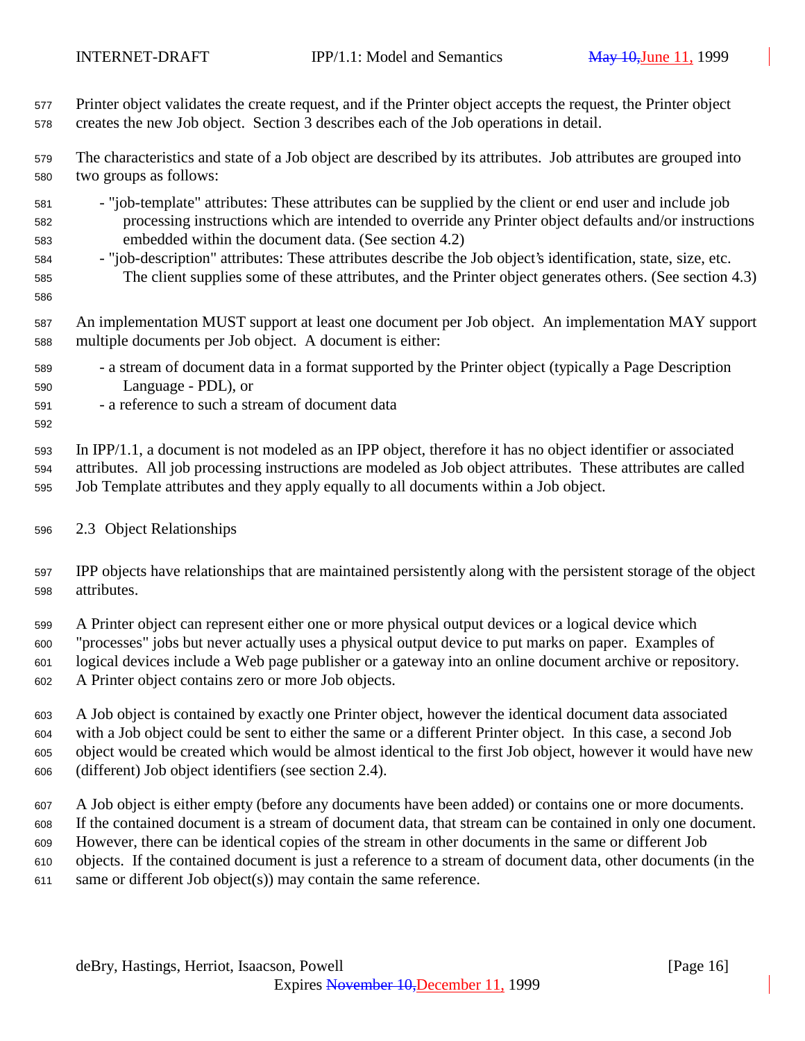Printer object validates the create request, and if the Printer object accepts the request, the Printer object creates the new Job object. Section 3 describes each of the Job operations in detail.

The characteristics and state of a Job object are described by its attributes. Job attributes are grouped into two groups as follows:

- "job-template" attributes: These attributes can be supplied by the client or end user and include job processing instructions which are intended to override any Printer object defaults and/or instructions embedded within the document data. (See section 4.2)
- "job-description" attributes: These attributes describe the Job object's identification, state, size, etc. The client supplies some of these attributes, and the Printer object generates others. (See section 4.3)

An implementation MUST support at least one document per Job object. An implementation MAY support multiple documents per Job object. A document is either:

- a stream of document data in a format supported by the Printer object (typically a Page Description Language - PDL), or
- a reference to such a stream of document data

In IPP/1.1, a document is not modeled as an IPP object, therefore it has no object identifier or associated attributes. All job processing instructions are modeled as Job object attributes. These attributes are called Job Template attributes and they apply equally to all documents within a Job object.

## 2.3 Object Relationships

IPP objects have relationships that are maintained persistently along with the persistent storage of the object attributes.

A Printer object can represent either one or more physical output devices or a logical device which "processes" jobs but never actually uses a physical output device to put marks on paper. Examples of logical devices include a Web page publisher or a gateway into an online document archive or repository. A Printer object contains zero or more Job objects.

A Job object is contained by exactly one Printer object, however the identical document data associated with a Job object could be sent to either the same or a different Printer object. In this case, a second Job object would be created which would be almost identical to the first Job object, however it would have new (different) Job object identifiers (see section 2.4).

A Job object is either empty (before any documents have been added) or contains one or more documents. If the contained document is a stream of document data, that stream can be contained in only one document. However, there can be identical copies of the stream in other documents in the same or different Job objects. If the contained document is just a reference to a stream of document data, other documents (in the same or different Job object(s)) may contain the same reference.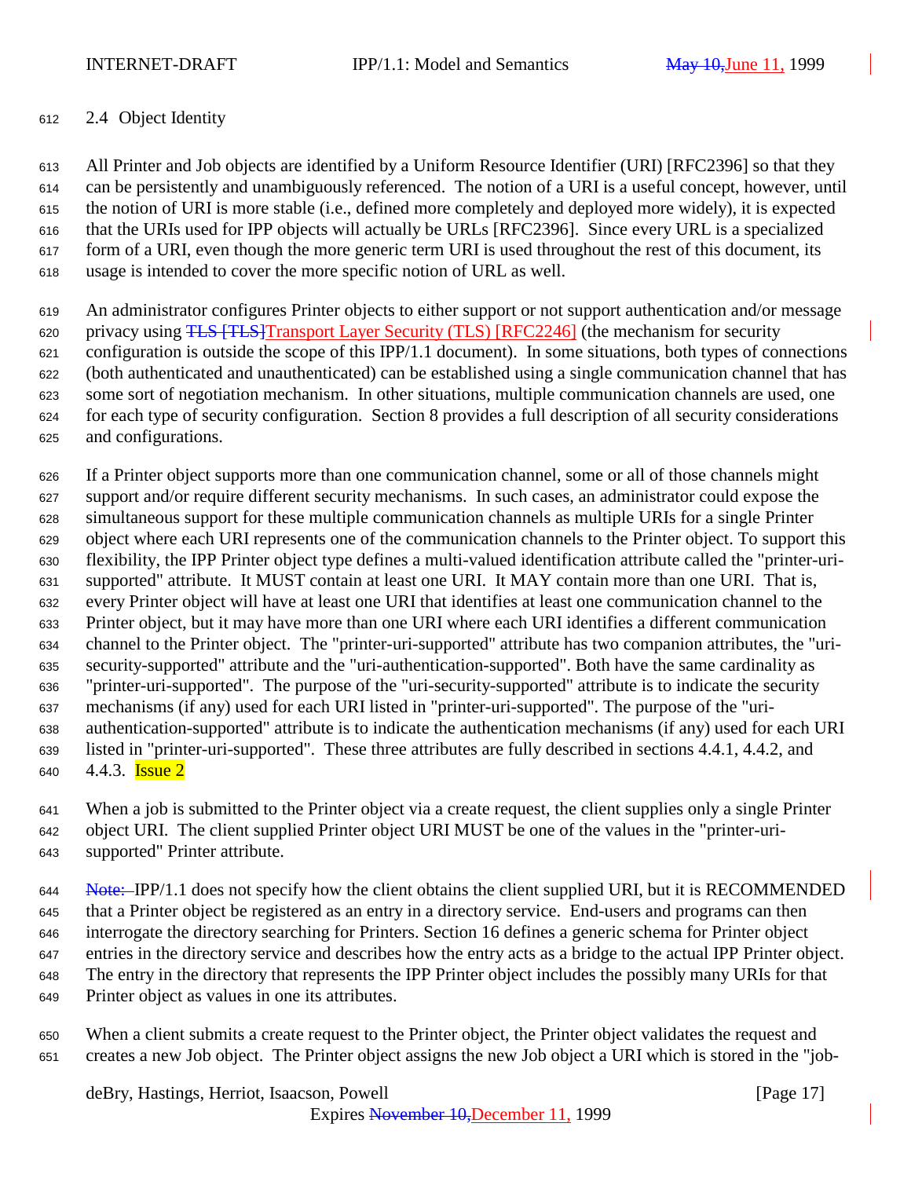## 2.4 Object Identity

All Printer and Job objects are identified by a Uniform Resource Identifier (URI) [RFC2396] so that they can be persistently and unambiguously referenced. The notion of a URI is a useful concept, however, until the notion of URI is more stable (i.e., defined more completely and deployed more widely), it is expected that the URIs used for IPP objects will actually be URLs [RFC2396]. Since every URL is a specialized form of a URI, even though the more generic term URI is used throughout the rest of this document, its usage is intended to cover the more specific notion of URL as well.

An administrator configures Printer objects to either support or not support authentication and/or message privacy using ~~TLS [TLS]~~Transport Layer Security (TLS) [RFC2246] (the mechanism for security configuration is outside the scope of this IPP/1.1 document). In some situations, both types of connections (both authenticated and unauthenticated) can be established using a single communication channel that has some sort of negotiation mechanism. In other situations, multiple communication channels are used, one for each type of security configuration. Section 8 provides a full description of all security considerations and configurations.

If a Printer object supports more than one communication channel, some or all of those channels might support and/or require different security mechanisms. In such cases, an administrator could expose the simultaneous support for these multiple communication channels as multiple URIs for a single Printer object where each URI represents one of the communication channels to the Printer object. To support this flexibility, the IPP Printer object type defines a multi-valued identification attribute called the "printer-uri-supported" attribute. It MUST contain at least one URI. It MAY contain more than one URI. That is, every Printer object will have at least one URI that identifies at least one communication channel to the Printer object, but it may have more than one URI where each URI identifies a different communication channel to the Printer object. The "printer-uri-supported" attribute has two companion attributes, the "uri-security-supported" attribute and the "uri-authentication-supported". Both have the same cardinality as "printer-uri-supported". The purpose of the "uri-security-supported" attribute is to indicate the security mechanisms (if any) used for each URI listed in "printer-uri-supported". The purpose of the "uri-authentication-supported" attribute is to indicate the authentication mechanisms (if any) used for each URI listed in "printer-uri-supported". These three attributes are fully described in sections 4.4.1, 4.4.2, and 4.4.3. Issue 2

When a job is submitted to the Printer object via a create request, the client supplies only a single Printer object URI. The client supplied Printer object URI MUST be one of the values in the "printer-uri-supported" Printer attribute.

~~Note:~~ IPP/1.1 does not specify how the client obtains the client supplied URI, but it is RECOMMENDED that a Printer object be registered as an entry in a directory service. End-users and programs can then interrogate the directory searching for Printers. Section 16 defines a generic schema for Printer object entries in the directory service and describes how the entry acts as a bridge to the actual IPP Printer object. The entry in the directory that represents the IPP Printer object includes the possibly many URIs for that Printer object as values in one its attributes.

When a client submits a create request to the Printer object, the Printer object validates the request and creates a new Job object. The Printer object assigns the new Job object a URI which is stored in the "job-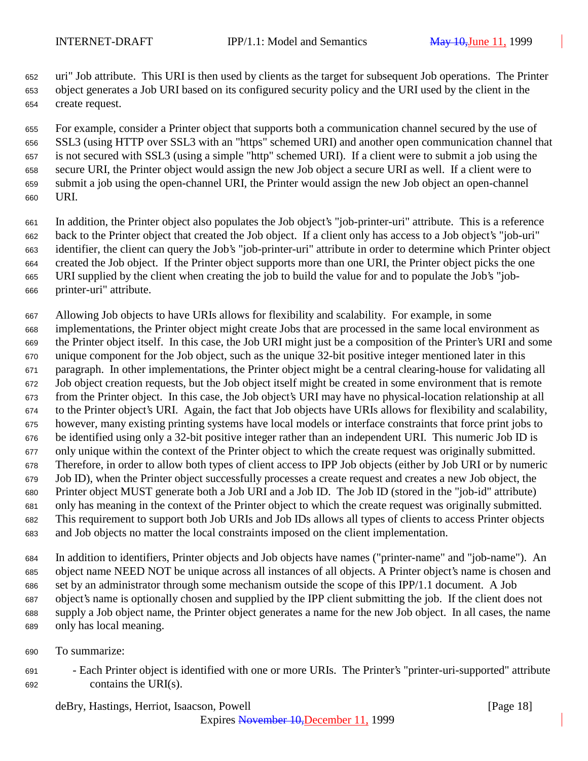uri" Job attribute. This URI is then used by clients as the target for subsequent Job operations. The Printer object generates a Job URI based on its configured security policy and the URI used by the client in the create request.

For example, consider a Printer object that supports both a communication channel secured by the use of SSL3 (using HTTP over SSL3 with an "https" schemed URI) and another open communication channel that is not secured with SSL3 (using a simple "http" schemed URI). If a client were to submit a job using the secure URI, the Printer object would assign the new Job object a secure URI as well. If a client were to submit a job using the open-channel URI, the Printer would assign the new Job object an open-channel URI.

In addition, the Printer object also populates the Job object's "job-printer-uri" attribute. This is a reference back to the Printer object that created the Job object. If a client only has access to a Job object's "job-uri" identifier, the client can query the Job's "job-printer-uri" attribute in order to determine which Printer object created the Job object. If the Printer object supports more than one URI, the Printer object picks the one URI supplied by the client when creating the job to build the value for and to populate the Job's "job-printer-uri" attribute.

Allowing Job objects to have URIs allows for flexibility and scalability. For example, in some implementations, the Printer object might create Jobs that are processed in the same local environment as the Printer object itself. In this case, the Job URI might just be a composition of the Printer's URI and some unique component for the Job object, such as the unique 32-bit positive integer mentioned later in this paragraph. In other implementations, the Printer object might be a central clearing-house for validating all Job object creation requests, but the Job object itself might be created in some environment that is remote from the Printer object. In this case, the Job object's URI may have no physical-location relationship at all to the Printer object's URI. Again, the fact that Job objects have URIs allows for flexibility and scalability, however, many existing printing systems have local models or interface constraints that force print jobs to be identified using only a 32-bit positive integer rather than an independent URI. This numeric Job ID is only unique within the context of the Printer object to which the create request was originally submitted. Therefore, in order to allow both types of client access to IPP Job objects (either by Job URI or by numeric Job ID), when the Printer object successfully processes a create request and creates a new Job object, the Printer object MUST generate both a Job URI and a Job ID. The Job ID (stored in the "job-id" attribute) only has meaning in the context of the Printer object to which the create request was originally submitted. This requirement to support both Job URIs and Job IDs allows all types of clients to access Printer objects and Job objects no matter the local constraints imposed on the client implementation.

In addition to identifiers, Printer objects and Job objects have names ("printer-name" and "job-name"). An object name NEED NOT be unique across all instances of all objects. A Printer object's name is chosen and set by an administrator through some mechanism outside the scope of this IPP/1.1 document. A Job object's name is optionally chosen and supplied by the IPP client submitting the job. If the client does not supply a Job object name, the Printer object generates a name for the new Job object. In all cases, the name only has local meaning.

To summarize:

- Each Printer object is identified with one or more URIs. The Printer's "printer-uri-supported" attribute contains the URI(s).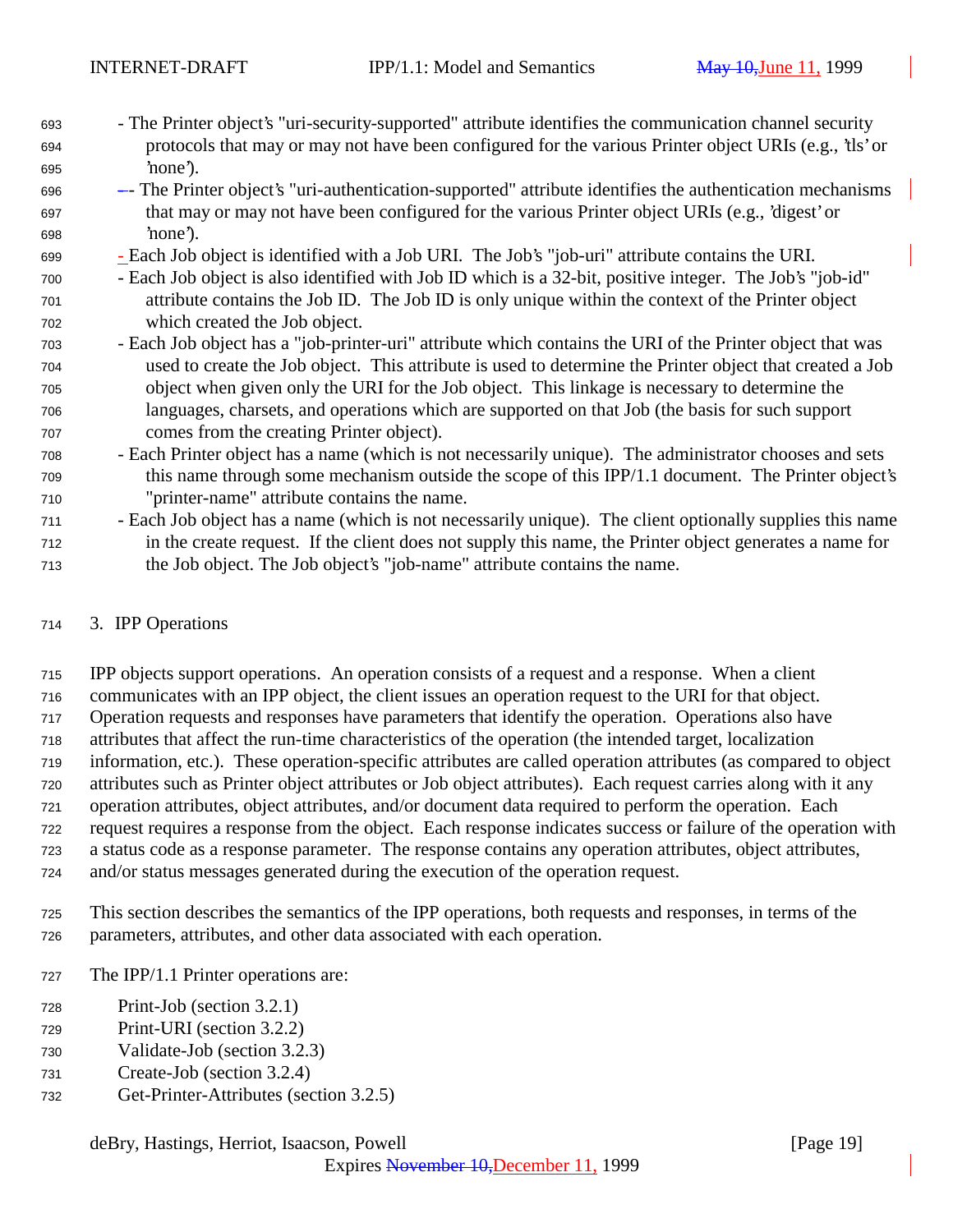- The Printer object's "uri-security-supported" attribute identifies the communication channel security protocols that may or may not have been configured for the various Printer object URIs (e.g., 'tls' or 'none').
- The Printer object's "uri-authentication-supported" attribute identifies the authentication mechanisms that may or may not have been configured for the various Printer object URIs (e.g., 'digest' or 'none').
- Each Job object is identified with a Job URI. The Job's "job-uri" attribute contains the URI.
- Each Job object is also identified with Job ID which is a 32-bit, positive integer. The Job's "job-id" attribute contains the Job ID. The Job ID is only unique within the context of the Printer object which created the Job object.
- Each Job object has a "job-printer-uri" attribute which contains the URI of the Printer object that was used to create the Job object. This attribute is used to determine the Printer object that created a Job object when given only the URI for the Job object. This linkage is necessary to determine the languages, charsets, and operations which are supported on that Job (the basis for such support comes from the creating Printer object).
- Each Printer object has a name (which is not necessarily unique). The administrator chooses and sets this name through some mechanism outside the scope of this IPP/1.1 document. The Printer object's "printer-name" attribute contains the name.
- Each Job object has a name (which is not necessarily unique). The client optionally supplies this name in the create request. If the client does not supply this name, the Printer object generates a name for the Job object. The Job object's "job-name" attribute contains the name.

# 3. IPP Operations

IPP objects support operations. An operation consists of a request and a response. When a client communicates with an IPP object, the client issues an operation request to the URI for that object. Operation requests and responses have parameters that identify the operation. Operations also have attributes that affect the run-time characteristics of the operation (the intended target, localization information, etc.). These operation-specific attributes are called operation attributes (as compared to object attributes such as Printer object attributes or Job object attributes). Each request carries along with it any operation attributes, object attributes, and/or document data required to perform the operation. Each request requires a response from the object. Each response indicates success or failure of the operation with a status code as a response parameter. The response contains any operation attributes, object attributes, and/or status messages generated during the execution of the operation request.

This section describes the semantics of the IPP operations, both requests and responses, in terms of the parameters, attributes, and other data associated with each operation.

The IPP/1.1 Printer operations are:

Print-Job (section 3.2.1)
Print-URI (section 3.2.2)
Validate-Job (section 3.2.3)
Create-Job (section 3.2.4)
Get-Printer-Attributes (section 3.2.5)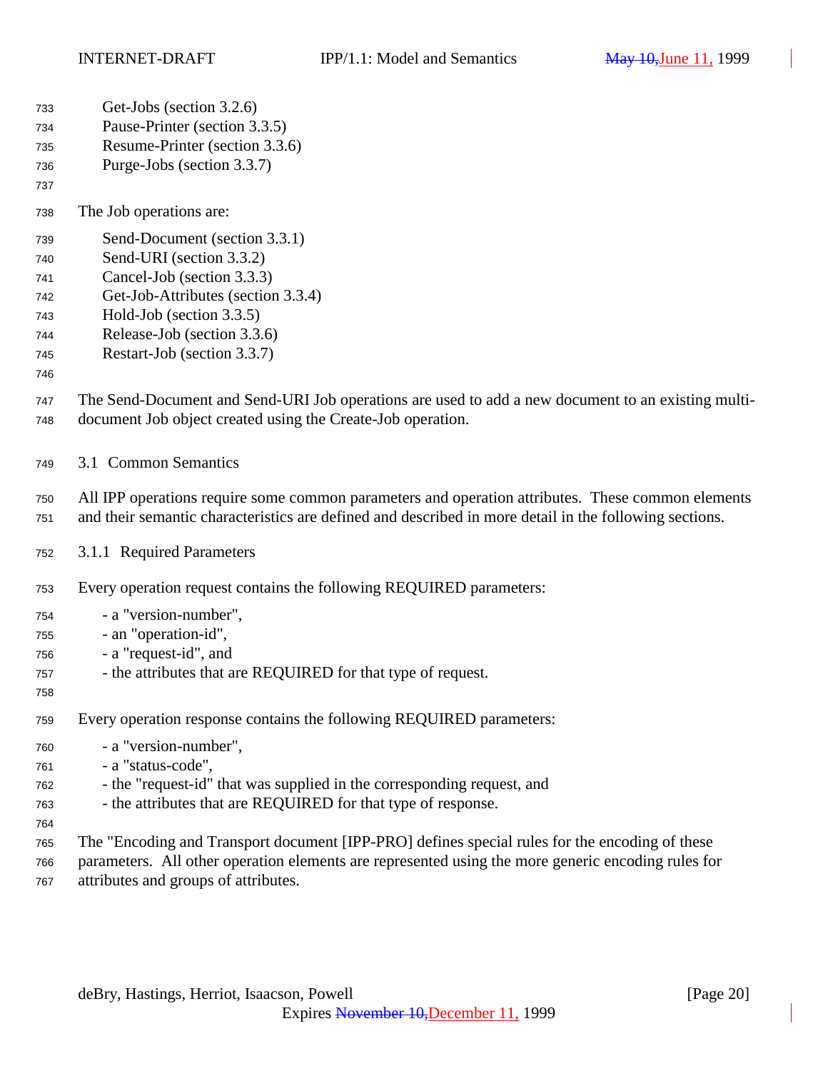Get-Jobs (section 3.2.6)
Pause-Printer (section 3.3.5)
Resume-Printer (section 3.3.6)
Purge-Jobs (section 3.3.7)

The Job operations are:

Send-Document (section 3.3.1)
Send-URI (section 3.3.2)
Cancel-Job (section 3.3.3)
Get-Job-Attributes (section 3.3.4)
Hold-Job (section 3.3.5)
Release-Job (section 3.3.6)
Restart-Job (section 3.3.7)

The Send-Document and Send-URI Job operations are used to add a new document to an existing multi-document Job object created using the Create-Job operation.

## 3.1 Common Semantics

All IPP operations require some common parameters and operation attributes. These common elements and their semantic characteristics are defined and described in more detail in the following sections.

### 3.1.1 Required Parameters

Every operation request contains the following REQUIRED parameters:

- a "version-number",
- an "operation-id",
- a "request-id", and
- the attributes that are REQUIRED for that type of request.

Every operation response contains the following REQUIRED parameters:

- a "version-number",
- a "status-code",
- the "request-id" that was supplied in the corresponding request, and
- the attributes that are REQUIRED for that type of response.

The "Encoding and Transport document [IPP-PRO] defines special rules for the encoding of these parameters. All other operation elements are represented using the more generic encoding rules for attributes and groups of attributes.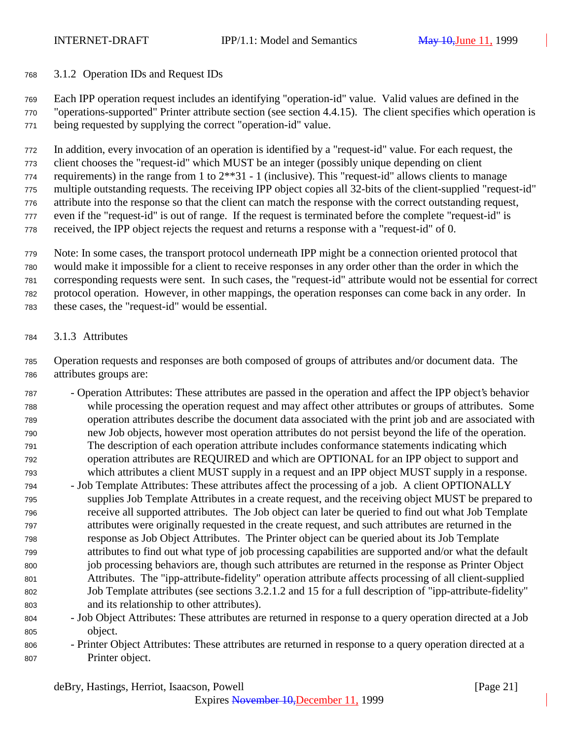### 3.1.2 Operation IDs and Request IDs

Each IPP operation request includes an identifying "operation-id" value. Valid values are defined in the "operations-supported" Printer attribute section (see section 4.4.15). The client specifies which operation is being requested by supplying the correct "operation-id" value.

In addition, every invocation of an operation is identified by a "request-id" value. For each request, the client chooses the "request-id" which MUST be an integer (possibly unique depending on client requirements) in the range from 1 to 2**31 - 1 (inclusive). This "request-id" allows clients to manage multiple outstanding requests. The receiving IPP object copies all 32-bits of the client-supplied "request-id" attribute into the response so that the client can match the response with the correct outstanding request, even if the "request-id" is out of range. If the request is terminated before the complete "request-id" is received, the IPP object rejects the request and returns a response with a "request-id" of 0.

Note: In some cases, the transport protocol underneath IPP might be a connection oriented protocol that would make it impossible for a client to receive responses in any order other than the order in which the corresponding requests were sent. In such cases, the "request-id" attribute would not be essential for correct protocol operation. However, in other mappings, the operation responses can come back in any order. In these cases, the "request-id" would be essential.

### 3.1.3 Attributes

Operation requests and responses are both composed of groups of attributes and/or document data. The attributes groups are:

- Operation Attributes: These attributes are passed in the operation and affect the IPP object's behavior while processing the operation request and may affect other attributes or groups of attributes. Some operation attributes describe the document data associated with the print job and are associated with new Job objects, however most operation attributes do not persist beyond the life of the operation. The description of each operation attribute includes conformance statements indicating which operation attributes are REQUIRED and which are OPTIONAL for an IPP object to support and which attributes a client MUST supply in a request and an IPP object MUST supply in a response.
- Job Template Attributes: These attributes affect the processing of a job. A client OPTIONALLY supplies Job Template Attributes in a create request, and the receiving object MUST be prepared to receive all supported attributes. The Job object can later be queried to find out what Job Template attributes were originally requested in the create request, and such attributes are returned in the response as Job Object Attributes. The Printer object can be queried about its Job Template attributes to find out what type of job processing capabilities are supported and/or what the default job processing behaviors are, though such attributes are returned in the response as Printer Object Attributes. The "ipp-attribute-fidelity" operation attribute affects processing of all client-supplied Job Template attributes (see sections 3.2.1.2 and 15 for a full description of "ipp-attribute-fidelity" and its relationship to other attributes).
- Job Object Attributes: These attributes are returned in response to a query operation directed at a Job object.
- Printer Object Attributes: These attributes are returned in response to a query operation directed at a Printer object.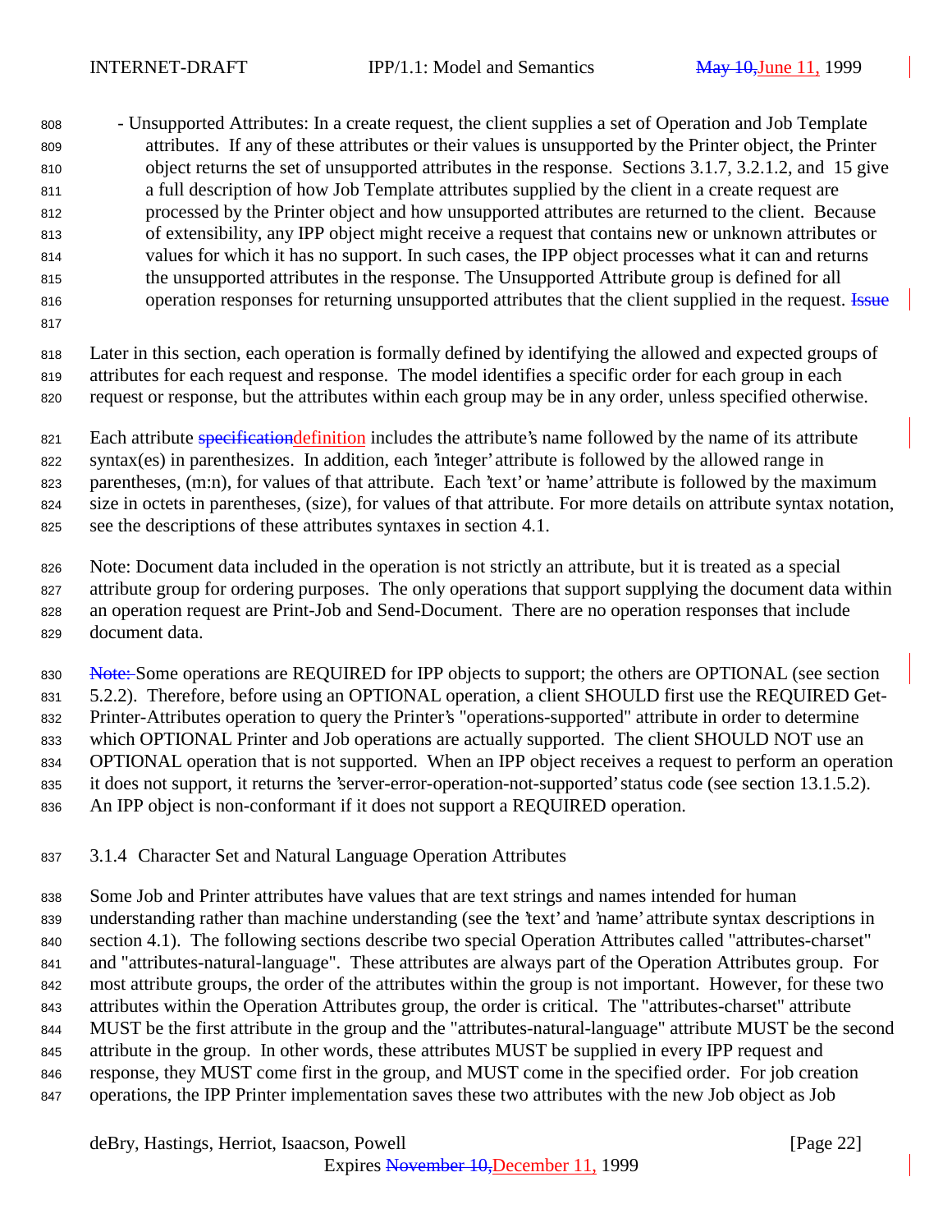- Unsupported Attributes: In a create request, the client supplies a set of Operation and Job Template attributes. If any of these attributes or their values is unsupported by the Printer object, the Printer object returns the set of unsupported attributes in the response. Sections 3.1.7, 3.2.1.2, and 15 give a full description of how Job Template attributes supplied by the client in a create request are processed by the Printer object and how unsupported attributes are returned to the client. Because of extensibility, any IPP object might receive a request that contains new or unknown attributes or values for which it has no support. In such cases, the IPP object processes what it can and returns the unsupported attributes in the response. The Unsupported Attribute group is defined for all operation responses for returning unsupported attributes that the client supplied in the request. ~~Issue~~

Later in this section, each operation is formally defined by identifying the allowed and expected groups of attributes for each request and response. The model identifies a specific order for each group in each request or response, but the attributes within each group may be in any order, unless specified otherwise.

Each attribute ~~specification~~definition includes the attribute's name followed by the name of its attribute syntax(es) in parenthesizes. In addition, each 'integer' attribute is followed by the allowed range in parentheses, (m:n), for values of that attribute. Each 'text' or 'name' attribute is followed by the maximum size in octets in parentheses, (size), for values of that attribute. For more details on attribute syntax notation, see the descriptions of these attributes syntaxes in section 4.1.

Note: Document data included in the operation is not strictly an attribute, but it is treated as a special attribute group for ordering purposes. The only operations that support supplying the document data within an operation request are Print-Job and Send-Document. There are no operation responses that include document data.

~~Note:~~ Some operations are REQUIRED for IPP objects to support; the others are OPTIONAL (see section 5.2.2). Therefore, before using an OPTIONAL operation, a client SHOULD first use the REQUIRED Get-Printer-Attributes operation to query the Printer's "operations-supported" attribute in order to determine which OPTIONAL Printer and Job operations are actually supported. The client SHOULD NOT use an OPTIONAL operation that is not supported. When an IPP object receives a request to perform an operation it does not support, it returns the 'server-error-operation-not-supported' status code (see section 13.1.5.2). An IPP object is non-conformant if it does not support a REQUIRED operation.

### 3.1.4 Character Set and Natural Language Operation Attributes

Some Job and Printer attributes have values that are text strings and names intended for human understanding rather than machine understanding (see the 'text' and 'name' attribute syntax descriptions in section 4.1). The following sections describe two special Operation Attributes called "attributes-charset" and "attributes-natural-language". These attributes are always part of the Operation Attributes group. For most attribute groups, the order of the attributes within the group is not important. However, for these two attributes within the Operation Attributes group, the order is critical. The "attributes-charset" attribute MUST be the first attribute in the group and the "attributes-natural-language" attribute MUST be the second attribute in the group. In other words, these attributes MUST be supplied in every IPP request and response, they MUST come first in the group, and MUST come in the specified order. For job creation operations, the IPP Printer implementation saves these two attributes with the new Job object as Job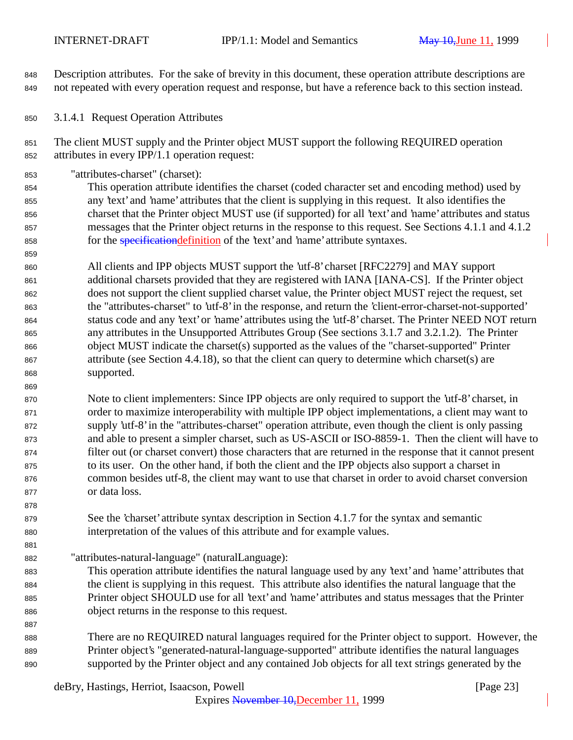Description attributes. For the sake of brevity in this document, these operation attribute descriptions are not repeated with every operation request and response, but have a reference back to this section instead.

#### 3.1.4.1 Request Operation Attributes

The client MUST supply and the Printer object MUST support the following REQUIRED operation attributes in every IPP/1.1 operation request:

"attributes-charset" (charset):

This operation attribute identifies the charset (coded character set and encoding method) used by any 'text' and 'name' attributes that the client is supplying in this request. It also identifies the charset that the Printer object MUST use (if supported) for all 'text' and 'name' attributes and status messages that the Printer object returns in the response to this request. See Sections 4.1.1 and 4.1.2 for the ~~specification~~definition of the 'text' and 'name' attribute syntaxes.

All clients and IPP objects MUST support the 'utf-8' charset [RFC2279] and MAY support additional charsets provided that they are registered with IANA [IANA-CS]. If the Printer object does not support the client supplied charset value, the Printer object MUST reject the request, set the "attributes-charset" to 'utf-8' in the response, and return the 'client-error-charset-not-supported' status code and any 'text' or 'name' attributes using the 'utf-8' charset. The Printer NEED NOT return any attributes in the Unsupported Attributes Group (See sections 3.1.7 and 3.2.1.2). The Printer object MUST indicate the charset(s) supported as the values of the "charset-supported" Printer attribute (see Section 4.4.18), so that the client can query to determine which charset(s) are supported.

Note to client implementers: Since IPP objects are only required to support the 'utf-8' charset, in order to maximize interoperability with multiple IPP object implementations, a client may want to supply 'utf-8' in the "attributes-charset" operation attribute, even though the client is only passing and able to present a simpler charset, such as US-ASCII or ISO-8859-1. Then the client will have to filter out (or charset convert) those characters that are returned in the response that it cannot present to its user. On the other hand, if both the client and the IPP objects also support a charset in common besides utf-8, the client may want to use that charset in order to avoid charset conversion or data loss.

See the 'charset' attribute syntax description in Section 4.1.7 for the syntax and semantic interpretation of the values of this attribute and for example values.

"attributes-natural-language" (naturalLanguage):

This operation attribute identifies the natural language used by any 'text' and 'name' attributes that the client is supplying in this request. This attribute also identifies the natural language that the Printer object SHOULD use for all 'text' and 'name' attributes and status messages that the Printer object returns in the response to this request.

There are no REQUIRED natural languages required for the Printer object to support. However, the Printer object's "generated-natural-language-supported" attribute identifies the natural languages supported by the Printer object and any contained Job objects for all text strings generated by the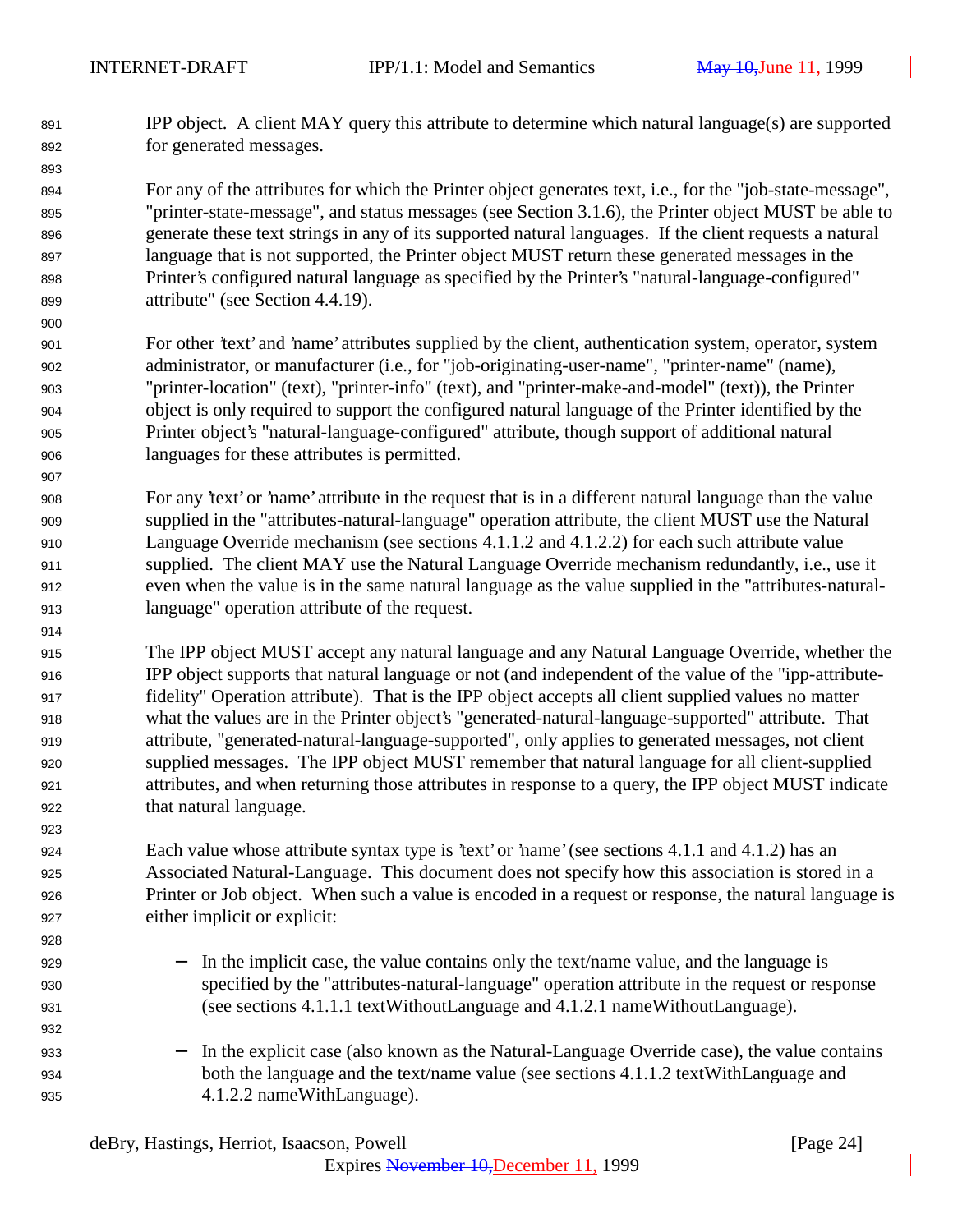IPP object. A client MAY query this attribute to determine which natural language(s) are supported for generated messages.

For any of the attributes for which the Printer object generates text, i.e., for the "job-state-message", "printer-state-message", and status messages (see Section 3.1.6), the Printer object MUST be able to generate these text strings in any of its supported natural languages. If the client requests a natural language that is not supported, the Printer object MUST return these generated messages in the Printer's configured natural language as specified by the Printer's "natural-language-configured" attribute" (see Section 4.4.19).

For other 'text' and 'name' attributes supplied by the client, authentication system, operator, system administrator, or manufacturer (i.e., for "job-originating-user-name", "printer-name" (name), "printer-location" (text), "printer-info" (text), and "printer-make-and-model" (text)), the Printer object is only required to support the configured natural language of the Printer identified by the Printer object's "natural-language-configured" attribute, though support of additional natural languages for these attributes is permitted.

For any 'text' or 'name' attribute in the request that is in a different natural language than the value supplied in the "attributes-natural-language" operation attribute, the client MUST use the Natural Language Override mechanism (see sections 4.1.1.2 and 4.1.2.2) for each such attribute value supplied. The client MAY use the Natural Language Override mechanism redundantly, i.e., use it even when the value is in the same natural language as the value supplied in the "attributes-natural-language" operation attribute of the request.

The IPP object MUST accept any natural language and any Natural Language Override, whether the IPP object supports that natural language or not (and independent of the value of the "ipp-attribute-fidelity" Operation attribute). That is the IPP object accepts all client supplied values no matter what the values are in the Printer object's "generated-natural-language-supported" attribute. That attribute, "generated-natural-language-supported", only applies to generated messages, not client supplied messages. The IPP object MUST remember that natural language for all client-supplied attributes, and when returning those attributes in response to a query, the IPP object MUST indicate that natural language.

Each value whose attribute syntax type is 'text' or 'name' (see sections 4.1.1 and 4.1.2) has an Associated Natural-Language. This document does not specify how this association is stored in a Printer or Job object. When such a value is encoded in a request or response, the natural language is either implicit or explicit:

- In the implicit case, the value contains only the text/name value, and the language is specified by the "attributes-natural-language" operation attribute in the request or response (see sections 4.1.1.1 textWithoutLanguage and 4.1.2.1 nameWithoutLanguage).

- In the explicit case (also known as the Natural-Language Override case), the value contains both the language and the text/name value (see sections 4.1.1.2 textWithLanguage and 4.1.2.2 nameWithLanguage).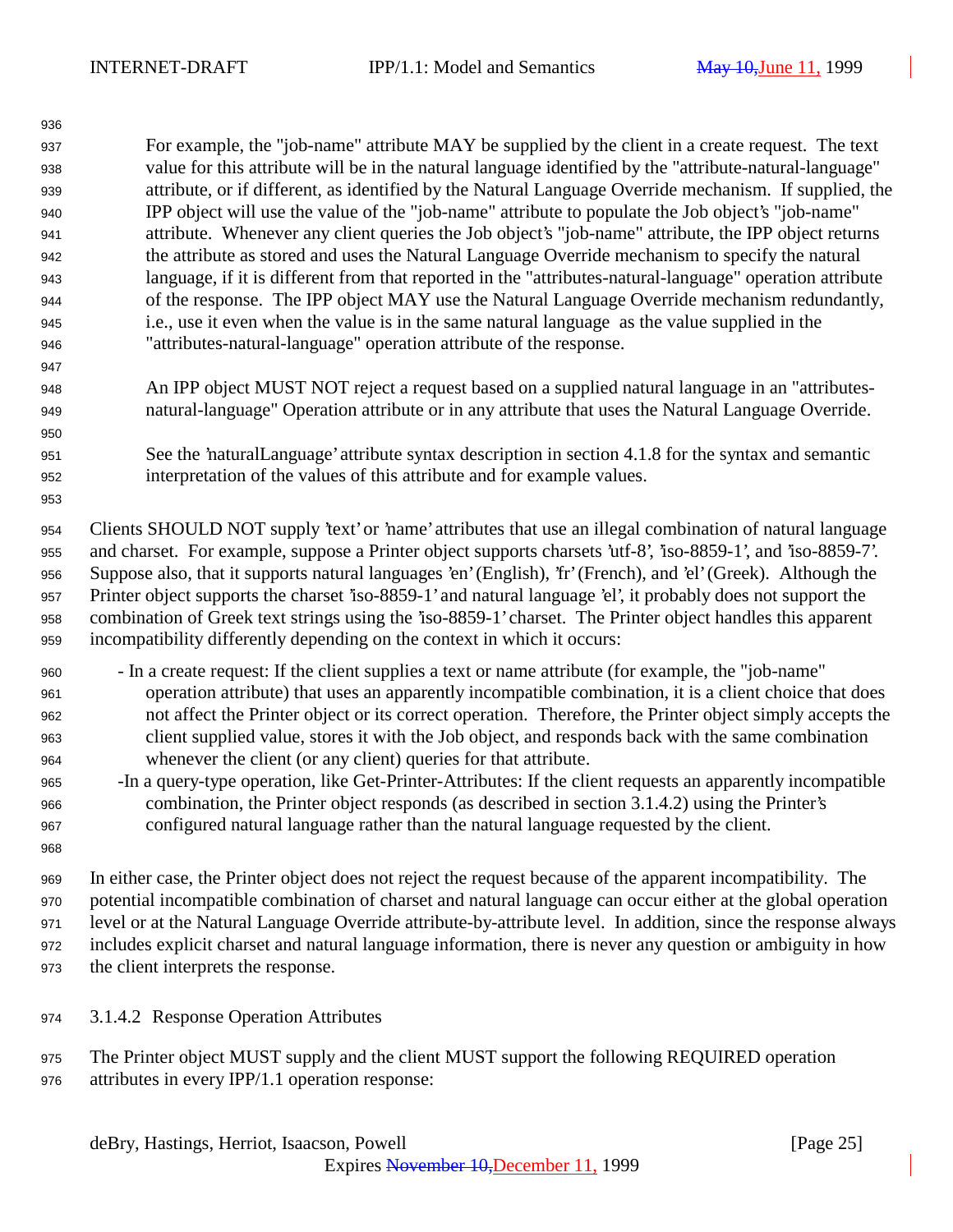For example, the "job-name" attribute MAY be supplied by the client in a create request. The text value for this attribute will be in the natural language identified by the "attribute-natural-language" attribute, or if different, as identified by the Natural Language Override mechanism. If supplied, the IPP object will use the value of the "job-name" attribute to populate the Job object's "job-name" attribute. Whenever any client queries the Job object's "job-name" attribute, the IPP object returns the attribute as stored and uses the Natural Language Override mechanism to specify the natural language, if it is different from that reported in the "attributes-natural-language" operation attribute of the response. The IPP object MAY use the Natural Language Override mechanism redundantly, i.e., use it even when the value is in the same natural language as the value supplied in the "attributes-natural-language" operation attribute of the response.

An IPP object MUST NOT reject a request based on a supplied natural language in an "attributes-natural-language" Operation attribute or in any attribute that uses the Natural Language Override.

See the 'naturalLanguage' attribute syntax description in section 4.1.8 for the syntax and semantic interpretation of the values of this attribute and for example values.

Clients SHOULD NOT supply 'text' or 'name' attributes that use an illegal combination of natural language and charset. For example, suppose a Printer object supports charsets 'utf-8', 'iso-8859-1', and 'iso-8859-7'. Suppose also, that it supports natural languages 'en' (English), 'fr' (French), and 'el' (Greek). Although the Printer object supports the charset 'iso-8859-1' and natural language 'el', it probably does not support the combination of Greek text strings using the 'iso-8859-1' charset. The Printer object handles this apparent incompatibility differently depending on the context in which it occurs:

- In a create request: If the client supplies a text or name attribute (for example, the "job-name" operation attribute) that uses an apparently incompatible combination, it is a client choice that does not affect the Printer object or its correct operation. Therefore, the Printer object simply accepts the client supplied value, stores it with the Job object, and responds back with the same combination whenever the client (or any client) queries for that attribute.
- In a query-type operation, like Get-Printer-Attributes: If the client requests an apparently incompatible combination, the Printer object responds (as described in section 3.1.4.2) using the Printer's configured natural language rather than the natural language requested by the client.

In either case, the Printer object does not reject the request because of the apparent incompatibility. The potential incompatible combination of charset and natural language can occur either at the global operation level or at the Natural Language Override attribute-by-attribute level. In addition, since the response always includes explicit charset and natural language information, there is never any question or ambiguity in how the client interprets the response.

#### 3.1.4.2 Response Operation Attributes

The Printer object MUST supply and the client MUST support the following REQUIRED operation attributes in every IPP/1.1 operation response: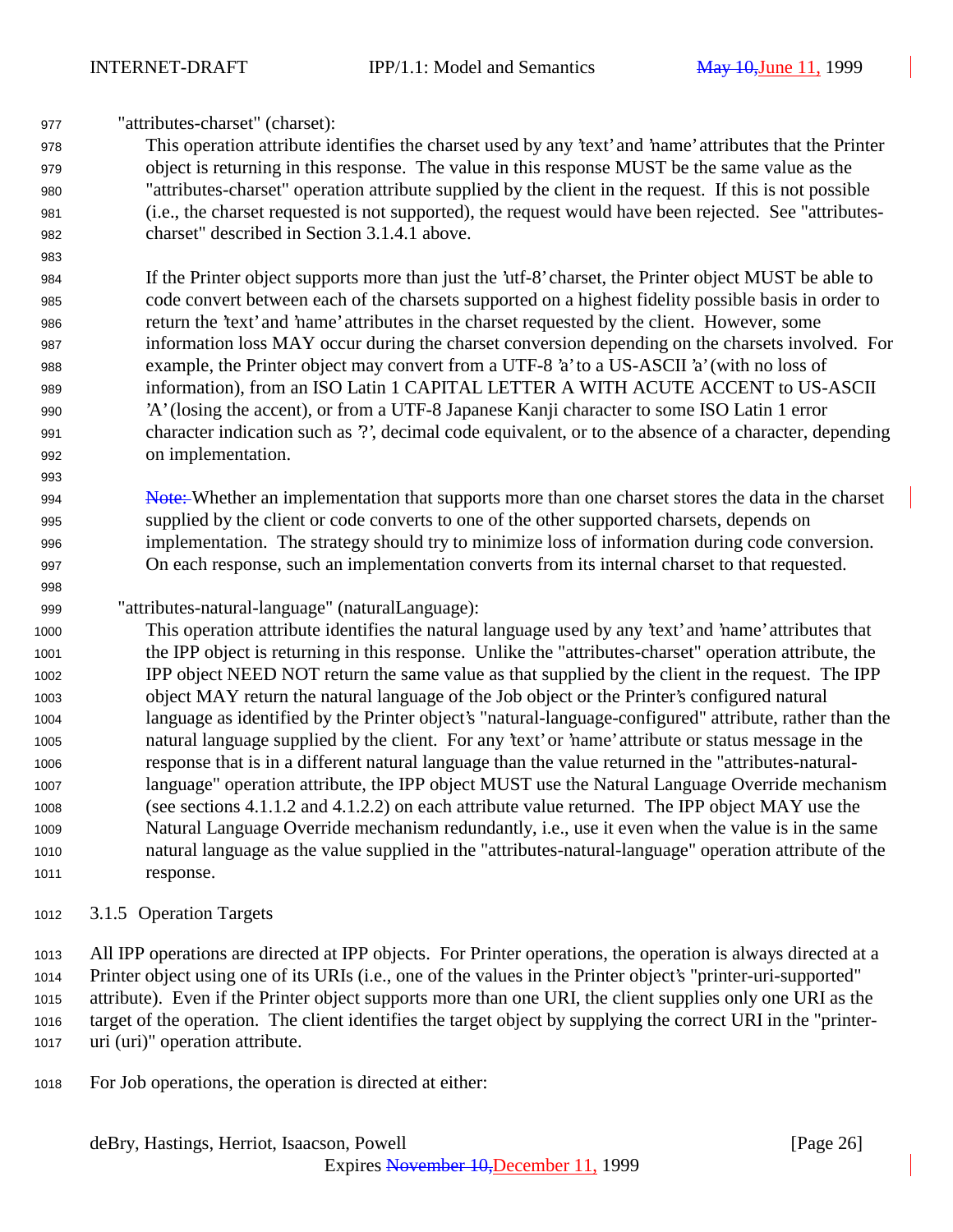"attributes-charset" (charset):

This operation attribute identifies the charset used by any 'text' and 'name' attributes that the Printer object is returning in this response. The value in this response MUST be the same value as the "attributes-charset" operation attribute supplied by the client in the request. If this is not possible (i.e., the charset requested is not supported), the request would have been rejected. See "attributes-charset" described in Section 3.1.4.1 above.

If the Printer object supports more than just the 'utf-8' charset, the Printer object MUST be able to code convert between each of the charsets supported on a highest fidelity possible basis in order to return the 'text' and 'name' attributes in the charset requested by the client. However, some information loss MAY occur during the charset conversion depending on the charsets involved. For example, the Printer object may convert from a UTF-8 'a' to a US-ASCII 'a' (with no loss of information), from an ISO Latin 1 CAPITAL LETTER A WITH ACUTE ACCENT to US-ASCII 'A' (losing the accent), or from a UTF-8 Japanese Kanji character to some ISO Latin 1 error character indication such as '?', decimal code equivalent, or to the absence of a character, depending on implementation.

~~Note:~~ Whether an implementation that supports more than one charset stores the data in the charset supplied by the client or code converts to one of the other supported charsets, depends on implementation. The strategy should try to minimize loss of information during code conversion. On each response, such an implementation converts from its internal charset to that requested.

"attributes-natural-language" (naturalLanguage):

This operation attribute identifies the natural language used by any 'text' and 'name' attributes that the IPP object is returning in this response. Unlike the "attributes-charset" operation attribute, the IPP object NEED NOT return the same value as that supplied by the client in the request. The IPP object MAY return the natural language of the Job object or the Printer's configured natural language as identified by the Printer object's "natural-language-configured" attribute, rather than the natural language supplied by the client. For any 'text' or 'name' attribute or status message in the response that is in a different natural language than the value returned in the "attributes-natural-language" operation attribute, the IPP object MUST use the Natural Language Override mechanism (see sections 4.1.1.2 and 4.1.2.2) on each attribute value returned. The IPP object MAY use the Natural Language Override mechanism redundantly, i.e., use it even when the value is in the same natural language as the value supplied in the "attributes-natural-language" operation attribute of the response.

### 3.1.5 Operation Targets

All IPP operations are directed at IPP objects. For Printer operations, the operation is always directed at a Printer object using one of its URIs (i.e., one of the values in the Printer object's "printer-uri-supported" attribute). Even if the Printer object supports more than one URI, the client supplies only one URI as the target of the operation. The client identifies the target object by supplying the correct URI in the "printer-uri (uri)" operation attribute.

For Job operations, the operation is directed at either: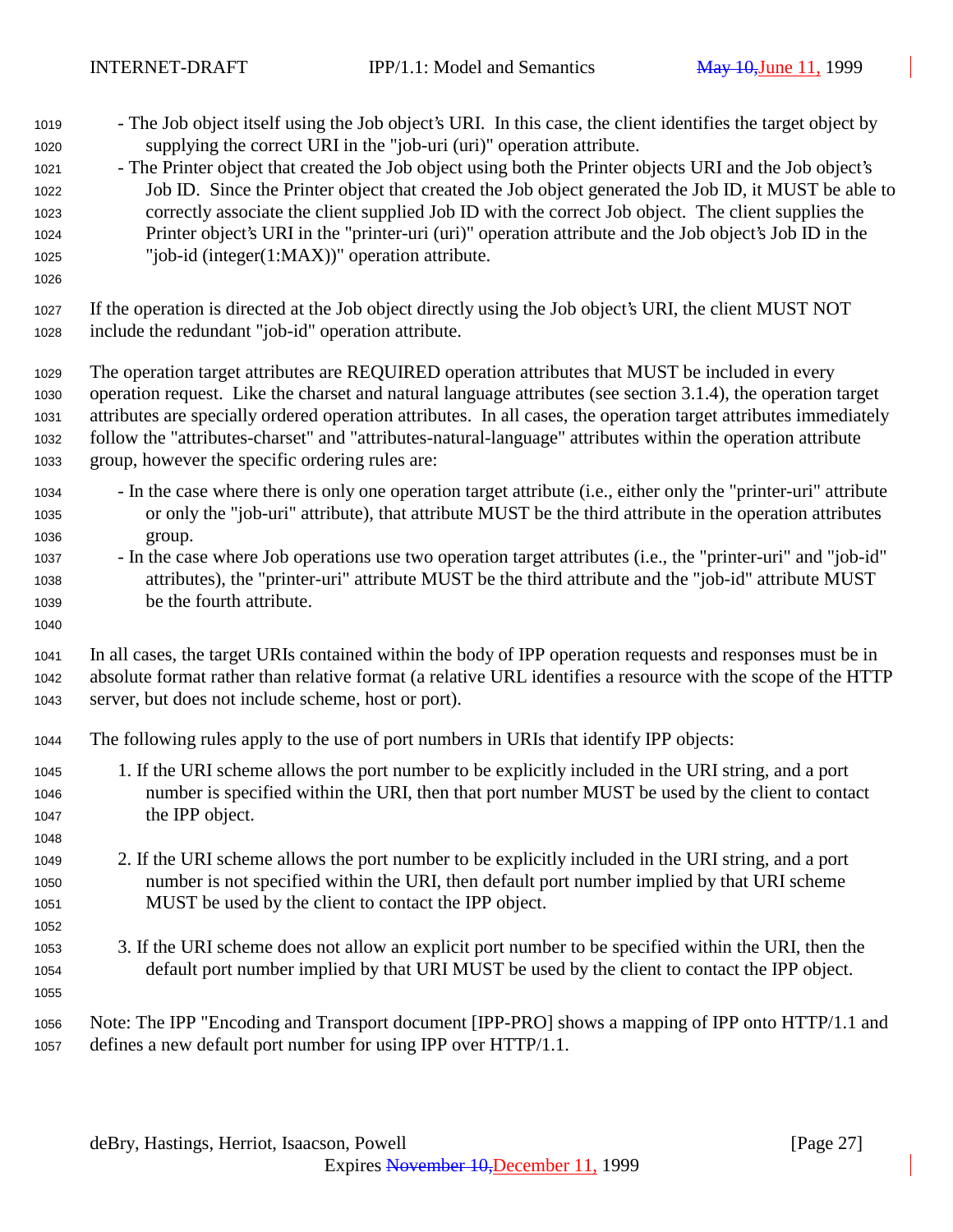- The Job object itself using the Job object's URI. In this case, the client identifies the target object by supplying the correct URI in the "job-uri (uri)" operation attribute.
- The Printer object that created the Job object using both the Printer objects URI and the Job object's Job ID. Since the Printer object that created the Job object generated the Job ID, it MUST be able to correctly associate the client supplied Job ID with the correct Job object. The client supplies the Printer object's URI in the "printer-uri (uri)" operation attribute and the Job object's Job ID in the "job-id (integer(1:MAX))" operation attribute.

If the operation is directed at the Job object directly using the Job object's URI, the client MUST NOT include the redundant "job-id" operation attribute.

The operation target attributes are REQUIRED operation attributes that MUST be included in every operation request. Like the charset and natural language attributes (see section 3.1.4), the operation target attributes are specially ordered operation attributes. In all cases, the operation target attributes immediately follow the "attributes-charset" and "attributes-natural-language" attributes within the operation attribute group, however the specific ordering rules are:

- In the case where there is only one operation target attribute (i.e., either only the "printer-uri" attribute or only the "job-uri" attribute), that attribute MUST be the third attribute in the operation attributes group.
- In the case where Job operations use two operation target attributes (i.e., the "printer-uri" and "job-id" attributes), the "printer-uri" attribute MUST be the third attribute and the "job-id" attribute MUST be the fourth attribute.

In all cases, the target URIs contained within the body of IPP operation requests and responses must be in absolute format rather than relative format (a relative URL identifies a resource with the scope of the HTTP server, but does not include scheme, host or port).

The following rules apply to the use of port numbers in URIs that identify IPP objects:

1. If the URI scheme allows the port number to be explicitly included in the URI string, and a port number is specified within the URI, then that port number MUST be used by the client to contact the IPP object.

2. If the URI scheme allows the port number to be explicitly included in the URI string, and a port number is not specified within the URI, then default port number implied by that URI scheme MUST be used by the client to contact the IPP object.

3. If the URI scheme does not allow an explicit port number to be specified within the URI, then the default port number implied by that URI MUST be used by the client to contact the IPP object.

Note: The IPP "Encoding and Transport document [IPP-PRO] shows a mapping of IPP onto HTTP/1.1 and defines a new default port number for using IPP over HTTP/1.1.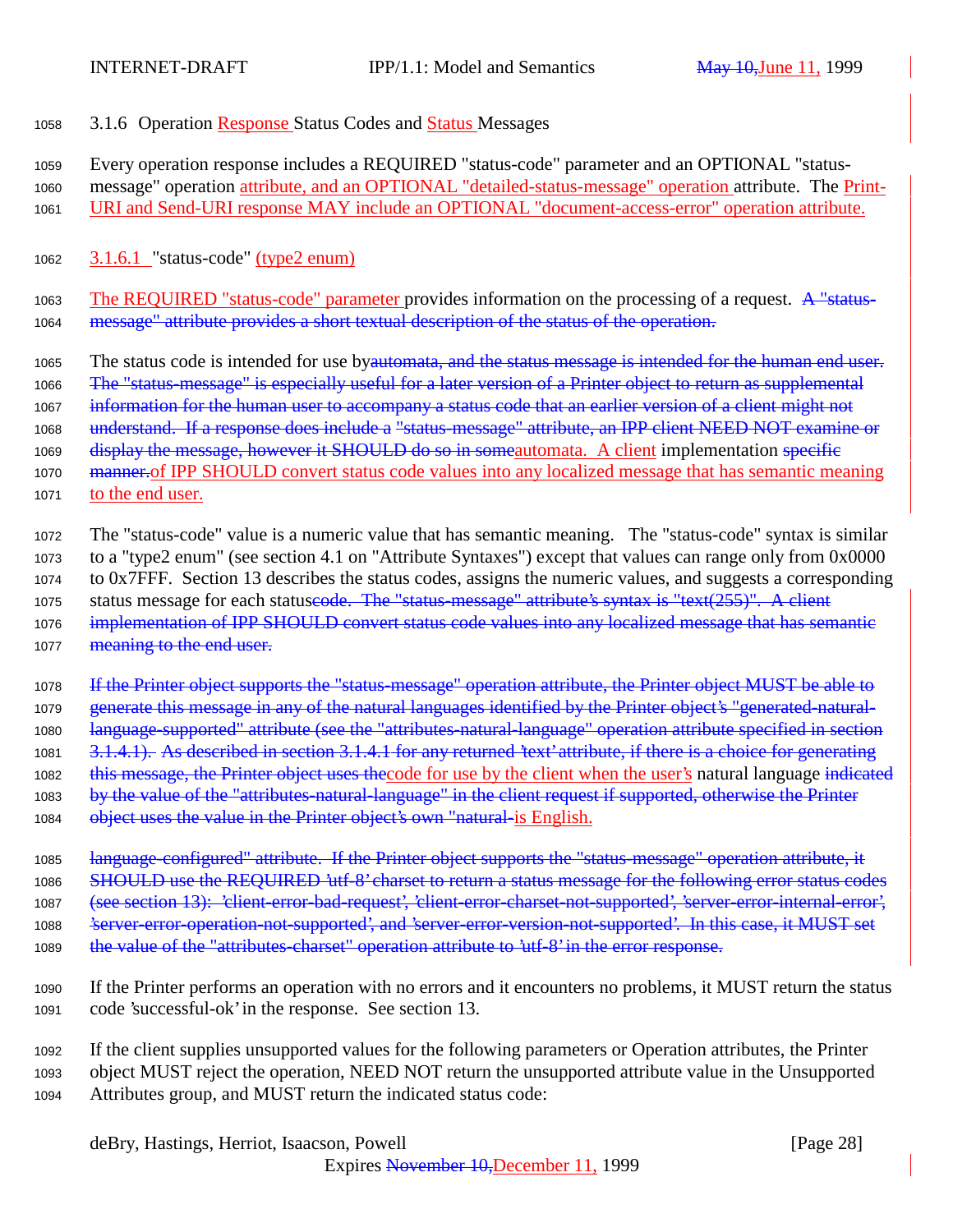### 3.1.6 Operation Response Status Codes and Status Messages

Every operation response includes a REQUIRED "status-code" parameter and an OPTIONAL "status-message" operation attribute, and an OPTIONAL "detailed-status-message" operation attribute. The Print-URI and Send-URI response MAY include an OPTIONAL "document-access-error" operation attribute.

#### 3.1.6.1 "status-code" (type2 enum)

The REQUIRED "status-code" parameter provides information on the processing of a request. ~~A "status-message" attribute provides a short textual description of the status of the operation.~~

The status code is intended for use by~~automata, and the status message is intended for the human end user. The "status-message" is especially useful for a later version of a Printer object to return as supplemental information for the human user to accompany a status code that an earlier version of a client might not understand. If a response does include a "status-message" attribute, an IPP client NEED NOT examine or display the message, however it SHOULD do so in some~~automata. A client implementation ~~specific manner.~~of IPP SHOULD convert status code values into any localized message that has semantic meaning to the end user.

The "status-code" value is a numeric value that has semantic meaning. The "status-code" syntax is similar to a "type2 enum" (see section 4.1 on "Attribute Syntaxes") except that values can range only from 0x0000 to 0x7FFF. Section 13 describes the status codes, assigns the numeric values, and suggests a corresponding status message for each status~~code. The "status-message" attribute's syntax is "text(255)". A client implementation of IPP SHOULD convert status code values into any localized message that has semantic meaning to the end user.~~

~~If the Printer object supports the "status-message" operation attribute, the Printer object MUST be able to generate this message in any of the natural languages identified by the Printer object's "generated-natural-language-supported" attribute (see the "attributes-natural-language" operation attribute specified in section 3.1.4.1). As described in section 3.1.4.1 for any returned 'text' attribute, if there is a choice for generating this message, the Printer object uses the~~code for use by the client when the user's natural language ~~indicated by the value of the "attributes-natural-language" in the client request if supported, otherwise the Printer object uses the value in the Printer object's own "natural-~~is English.

~~language-configured" attribute. If the Printer object supports the "status-message" operation attribute, it SHOULD use the REQUIRED 'utf-8' charset to return a status message for the following error status codes (see section 13): 'client-error-bad-request', 'client-error-charset-not-supported', 'server-error-internal-error', 'server-error-operation-not-supported', and 'server-error-version-not-supported'. In this case, it MUST set the value of the "attributes-charset" operation attribute to 'utf-8' in the error response.~~

If the Printer performs an operation with no errors and it encounters no problems, it MUST return the status code 'successful-ok' in the response. See section 13.

If the client supplies unsupported values for the following parameters or Operation attributes, the Printer object MUST reject the operation, NEED NOT return the unsupported attribute value in the Unsupported Attributes group, and MUST return the indicated status code: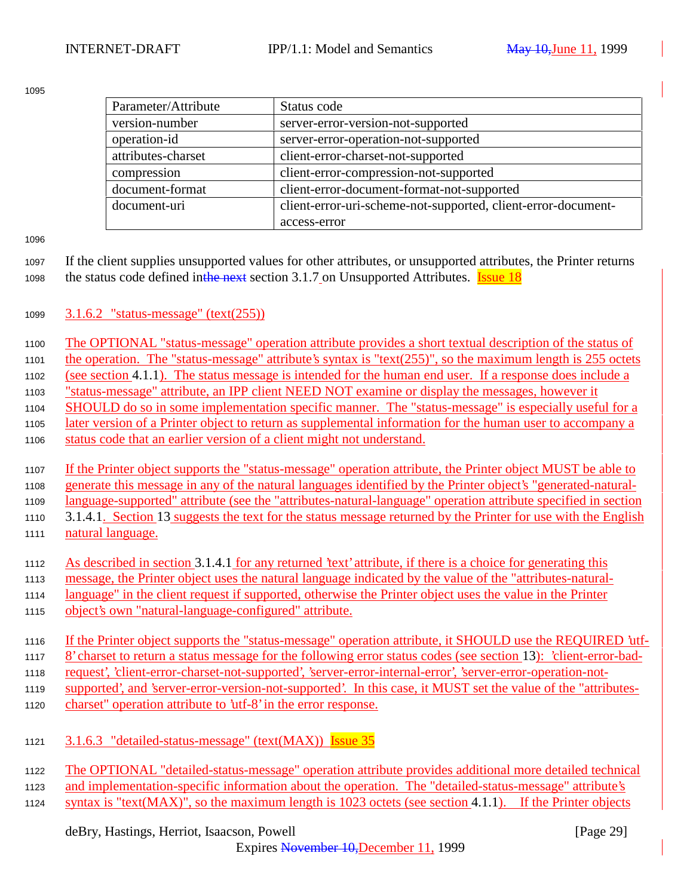| Parameter/Attribute | Status code |
|---|---|
| version-number | server-error-version-not-supported |
| operation-id | server-error-operation-not-supported |
| attributes-charset | client-error-charset-not-supported |
| compression | client-error-compression-not-supported |
| document-format | client-error-document-format-not-supported |
| document-uri | client-error-uri-scheme-not-supported, client-error-document-access-error |

If the client supplies unsupported values for other attributes, or unsupported attributes, the Printer returns the status code defined in section 3.1.7 on Unsupported Attributes. Issue 18

### 3.1.6.2 "status-message" (text(255))

The OPTIONAL "status-message" operation attribute provides a short textual description of the status of the operation. The "status-message" attribute's syntax is "text(255)", so the maximum length is 255 octets (see section 4.1.1). The status message is intended for the human end user. If a response does include a "status-message" attribute, an IPP client NEED NOT examine or display the messages, however it SHOULD do so in some implementation specific manner. The "status-message" is especially useful for a later version of a Printer object to return as supplemental information for the human user to accompany a status code that an earlier version of a client might not understand.

If the Printer object supports the "status-message" operation attribute, the Printer object MUST be able to generate this message in any of the natural languages identified by the Printer object's "generated-natural-language-supported" attribute (see the "attributes-natural-language" operation attribute specified in section 3.1.4.1. Section 13 suggests the text for the status message returned by the Printer for use with the English natural language.

As described in section 3.1.4.1 for any returned 'text' attribute, if there is a choice for generating this message, the Printer object uses the natural language indicated by the value of the "attributes-natural-language" in the client request if supported, otherwise the Printer object uses the value in the Printer object's own "natural-language-configured" attribute.

If the Printer object supports the "status-message" operation attribute, it SHOULD use the REQUIRED 'utf-8' charset to return a status message for the following error status codes (see section 13): 'client-error-bad-request', 'client-error-charset-not-supported', 'server-error-internal-error', 'server-error-operation-not-supported', and 'server-error-version-not-supported'. In this case, it MUST set the value of the "attributes-charset" operation attribute to 'utf-8' in the error response.

### 3.1.6.3 "detailed-status-message" (text(MAX)) Issue 35

The OPTIONAL "detailed-status-message" operation attribute provides additional more detailed technical and implementation-specific information about the operation. The "detailed-status-message" attribute's syntax is "text(MAX)", so the maximum length is 1023 octets (see section 4.1.1). If the Printer objects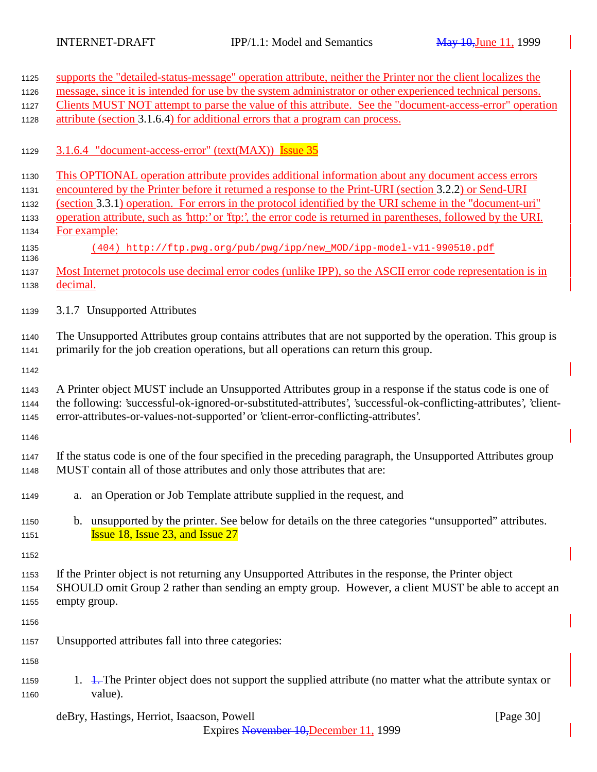supports the "detailed-status-message" operation attribute, neither the Printer nor the client localizes the message, since it is intended for use by the system administrator or other experienced technical persons. Clients MUST NOT attempt to parse the value of this attribute. See the "document-access-error" operation attribute (section 3.1.6.4) for additional errors that a program can process.

#### 3.1.6.4 "document-access-error" (text(MAX)) Issue 35

This OPTIONAL operation attribute provides additional information about any document access errors encountered by the Printer before it returned a response to the Print-URI (section 3.2.2) or Send-URI (section 3.3.1) operation. For errors in the protocol identified by the URI scheme in the "document-uri" operation attribute, such as 'http:' or 'ftp:', the error code is returned in parentheses, followed by the URI. For example:

```
(404) http://ftp.pwg.org/pub/pwg/ipp/new_MOD/ipp-model-v11-990510.pdf
```

Most Internet protocols use decimal error codes (unlike IPP), so the ASCII error code representation is in decimal.

### 3.1.7 Unsupported Attributes

The Unsupported Attributes group contains attributes that are not supported by the operation. This group is primarily for the job creation operations, but all operations can return this group.

A Printer object MUST include an Unsupported Attributes group in a response if the status code is one of the following: 'successful-ok-ignored-or-substituted-attributes', 'successful-ok-conflicting-attributes', 'client-error-attributes-or-values-not-supported' or 'client-error-conflicting-attributes'.

If the status code is one of the four specified in the preceding paragraph, the Unsupported Attributes group MUST contain all of those attributes and only those attributes that are:

a. an Operation or Job Template attribute supplied in the request, and

b. unsupported by the printer. See below for details on the three categories "unsupported" attributes. Issue 18, Issue 23, and Issue 27

If the Printer object is not returning any Unsupported Attributes in the response, the Printer object SHOULD omit Group 2 rather than sending an empty group. However, a client MUST be able to accept an empty group.

Unsupported attributes fall into three categories:

1. ~~1.~~ The Printer object does not support the supplied attribute (no matter what the attribute syntax or value).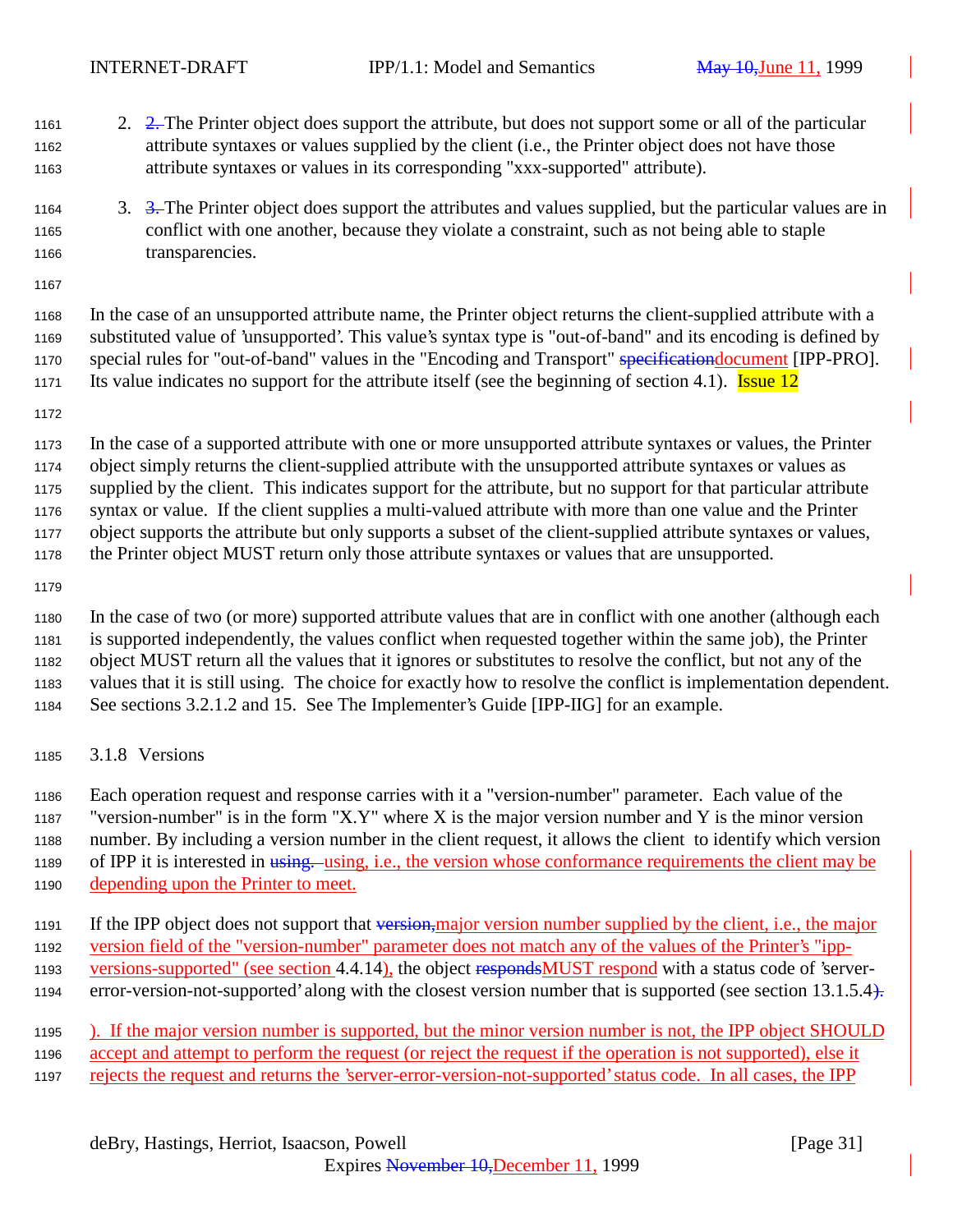2. ~~2.~~ The Printer object does support the attribute, but does not support some or all of the particular attribute syntaxes or values supplied by the client (i.e., the Printer object does not have those attribute syntaxes or values in its corresponding "xxx-supported" attribute).

3. ~~3.~~ The Printer object does support the attributes and values supplied, but the particular values are in conflict with one another, because they violate a constraint, such as not being able to staple transparencies.

In the case of an unsupported attribute name, the Printer object returns the client-supplied attribute with a substituted value of 'unsupported'. This value's syntax type is "out-of-band" and its encoding is defined by special rules for "out-of-band" values in the "Encoding and Transport" ~~specification~~document [IPP-PRO]. Its value indicates no support for the attribute itself (see the beginning of section 4.1). Issue 12

In the case of a supported attribute with one or more unsupported attribute syntaxes or values, the Printer object simply returns the client-supplied attribute with the unsupported attribute syntaxes or values as supplied by the client. This indicates support for the attribute, but no support for that particular attribute syntax or value. If the client supplies a multi-valued attribute with more than one value and the Printer object supports the attribute but only supports a subset of the client-supplied attribute syntaxes or values, the Printer object MUST return only those attribute syntaxes or values that are unsupported.

In the case of two (or more) supported attribute values that are in conflict with one another (although each is supported independently, the values conflict when requested together within the same job), the Printer object MUST return all the values that it ignores or substitutes to resolve the conflict, but not any of the values that it is still using. The choice for exactly how to resolve the conflict is implementation dependent. See sections 3.2.1.2 and 15. See The Implementer's Guide [IPP-IIG] for an example.

### 3.1.8 Versions

Each operation request and response carries with it a "version-number" parameter. Each value of the "version-number" is in the form "X.Y" where X is the major version number and Y is the minor version number. By including a version number in the client request, it allows the client to identify which version of IPP it is interested in ~~using.~~ using, i.e., the version whose conformance requirements the client may be depending upon the Printer to meet.

If the IPP object does not support that ~~version,~~major version number supplied by the client, i.e., the major version field of the "version-number" parameter does not match any of the values of the Printer's "ipp-versions-supported" (see section 4.4.14), the object ~~responds~~MUST respond with a status code of 'server-error-version-not-supported' along with the closest version number that is supported (see section 13.1.5.4~~).~~

). If the major version number is supported, but the minor version number is not, the IPP object SHOULD accept and attempt to perform the request (or reject the request if the operation is not supported), else it rejects the request and returns the 'server-error-version-not-supported' status code. In all cases, the IPP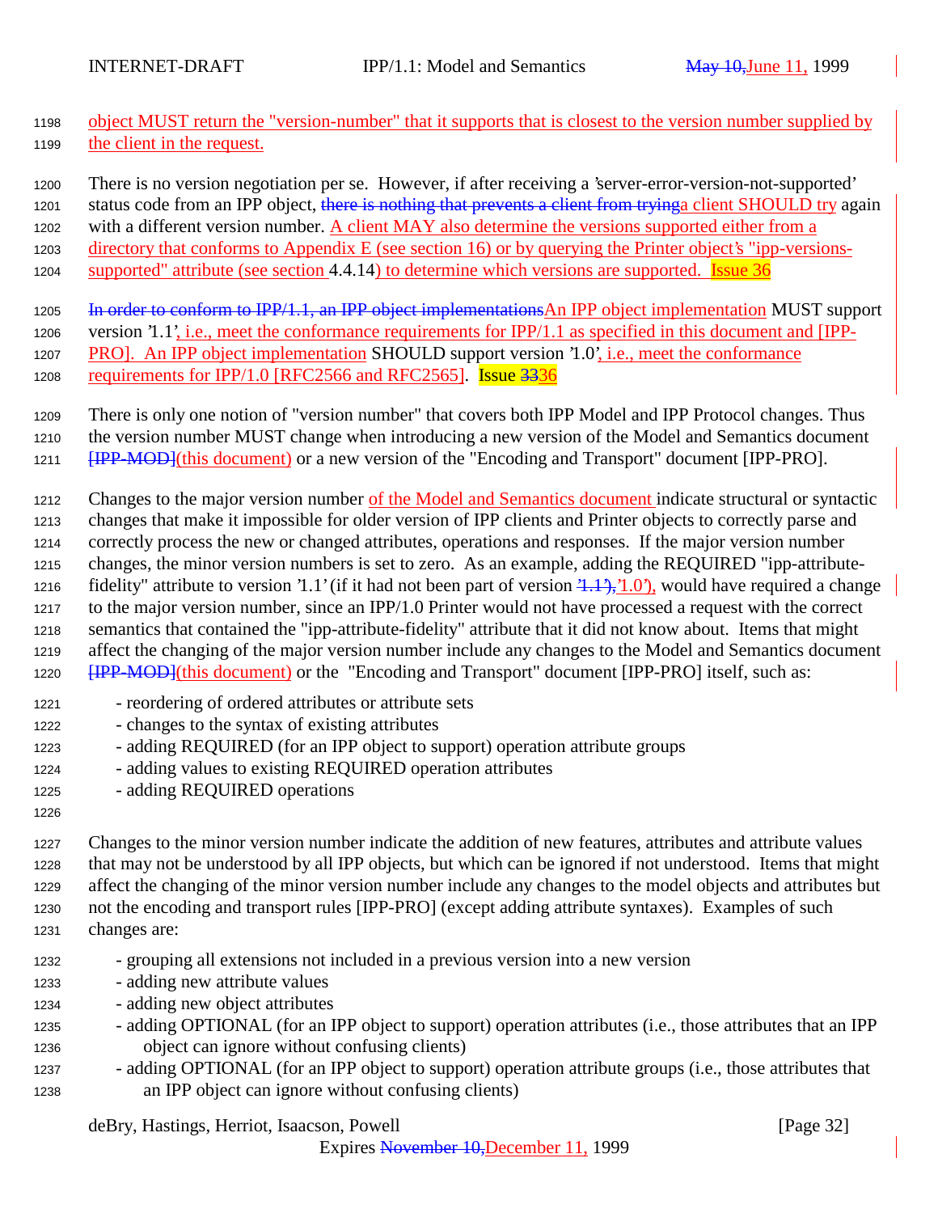object MUST return the "version-number" that it supports that is closest to the version number supplied by the client in the request.

There is no version negotiation per se. However, if after receiving a 'server-error-version-not-supported' status code from an IPP object, ~~there is nothing that prevents a client from trying~~a client SHOULD try again with a different version number. A client MAY also determine the versions supported either from a directory that conforms to Appendix E (see section 16) or by querying the Printer object's "ipp-versions-supported" attribute (see section 4.4.14) to determine which versions are supported. Issue 36

~~In order to conform to IPP/1.1, an IPP object implementations~~An IPP object implementation MUST support version '1.1', i.e., meet the conformance requirements for IPP/1.1 as specified in this document and [IPP-PRO]. An IPP object implementation SHOULD support version '1.0', i.e., meet the conformance requirements for IPP/1.0 [RFC2566 and RFC2565]. Issue ~~33~~36

There is only one notion of "version number" that covers both IPP Model and IPP Protocol changes. Thus the version number MUST change when introducing a new version of the Model and Semantics document ~~[IPP-MOD]~~(this document) or a new version of the "Encoding and Transport" document [IPP-PRO].

Changes to the major version number of the Model and Semantics document indicate structural or syntactic changes that make it impossible for older version of IPP clients and Printer objects to correctly parse and correctly process the new or changed attributes, operations and responses. If the major version number changes, the minor version numbers is set to zero. As an example, adding the REQUIRED "ipp-attribute-fidelity" attribute to version '1.1' (if it had not been part of version ~~'1.1'),~~'1.0'), would have required a change to the major version number, since an IPP/1.0 Printer would not have processed a request with the correct semantics that contained the "ipp-attribute-fidelity" attribute that it did not know about. Items that might affect the changing of the major version number include any changes to the Model and Semantics document ~~[IPP-MOD]~~(this document) or the "Encoding and Transport" document [IPP-PRO] itself, such as:

- reordering of ordered attributes or attribute sets
- changes to the syntax of existing attributes
- adding REQUIRED (for an IPP object to support) operation attribute groups
- adding values to existing REQUIRED operation attributes
- adding REQUIRED operations

Changes to the minor version number indicate the addition of new features, attributes and attribute values that may not be understood by all IPP objects, but which can be ignored if not understood. Items that might affect the changing of the minor version number include any changes to the model objects and attributes but not the encoding and transport rules [IPP-PRO] (except adding attribute syntaxes). Examples of such changes are:

- grouping all extensions not included in a previous version into a new version
- adding new attribute values
- adding new object attributes
- adding OPTIONAL (for an IPP object to support) operation attributes (i.e., those attributes that an IPP object can ignore without confusing clients)
- adding OPTIONAL (for an IPP object to support) operation attribute groups (i.e., those attributes that an IPP object can ignore without confusing clients)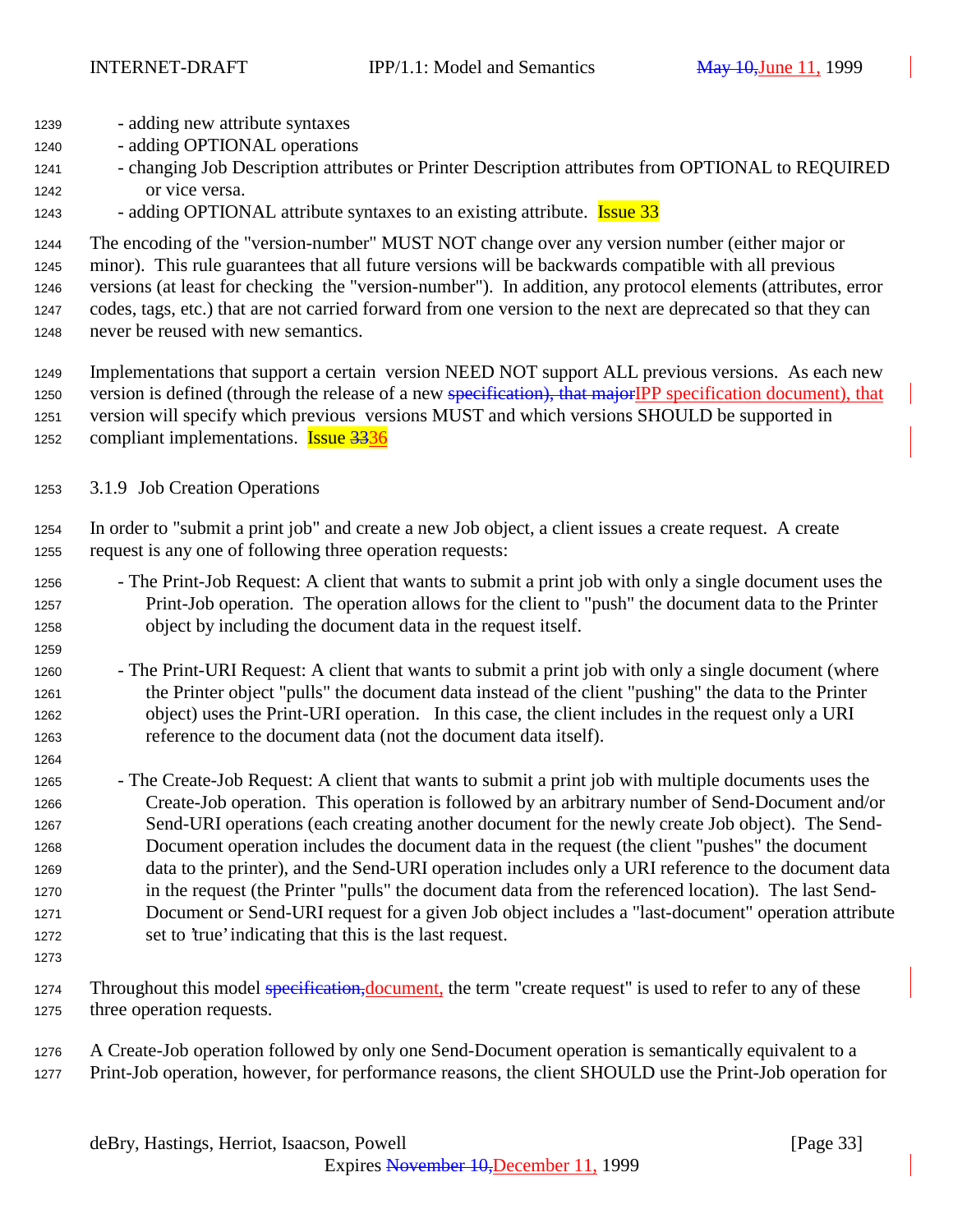- adding new attribute syntaxes
- adding OPTIONAL operations
- changing Job Description attributes or Printer Description attributes from OPTIONAL to REQUIRED or vice versa.
- adding OPTIONAL attribute syntaxes to an existing attribute.  Issue 33

The encoding of the "version-number" MUST NOT change over any version number (either major or minor).  This rule guarantees that all future versions will be backwards compatible with all previous versions (at least for checking the "version-number").  In addition, any protocol elements (attributes, error codes, tags, etc.) that are not carried forward from one version to the next are deprecated so that they can never be reused with new semantics.

Implementations that support a certain version NEED NOT support ALL previous versions.  As each new version is defined (through the release of a new ~~specification), that major~~IPP specification document), that version will specify which previous versions MUST and which versions SHOULD be supported in compliant implementations.  Issue ~~33~~36

### 3.1.9 Job Creation Operations

In order to "submit a print job" and create a new Job object, a client issues a create request.  A create request is any one of following three operation requests:

- The Print-Job Request: A client that wants to submit a print job with only a single document uses the Print-Job operation.  The operation allows for the client to "push" the document data to the Printer object by including the document data in the request itself.

- The Print-URI Request: A client that wants to submit a print job with only a single document (where the Printer object "pulls" the document data instead of the client "pushing" the data to the Printer object) uses the Print-URI operation.  In this case, the client includes in the request only a URI reference to the document data (not the document data itself).

- The Create-Job Request: A client that wants to submit a print job with multiple documents uses the Create-Job operation.  This operation is followed by an arbitrary number of Send-Document and/or Send-URI operations (each creating another document for the newly create Job object).  The Send-Document operation includes the document data in the request (the client "pushes" the document data to the printer), and the Send-URI operation includes only a URI reference to the document data in the request (the Printer "pulls" the document data from the referenced location).  The last Send-Document or Send-URI request for a given Job object includes a "last-document" operation attribute set to 'true' indicating that this is the last request.

Throughout this model ~~specification,~~document, the term "create request" is used to refer to any of these three operation requests.

A Create-Job operation followed by only one Send-Document operation is semantically equivalent to a Print-Job operation, however, for performance reasons, the client SHOULD use the Print-Job operation for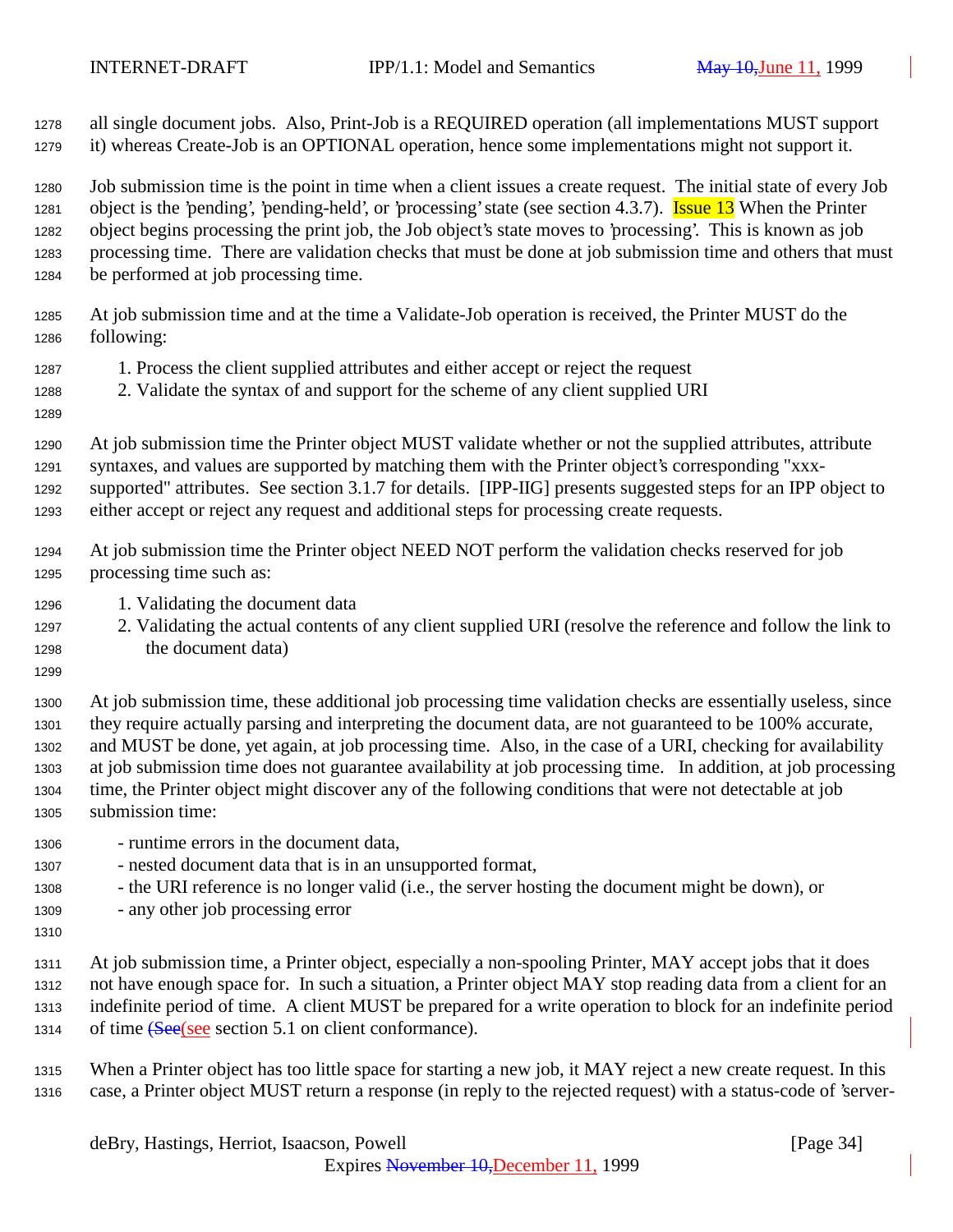all single document jobs. Also, Print-Job is a REQUIRED operation (all implementations MUST support it) whereas Create-Job is an OPTIONAL operation, hence some implementations might not support it.

Job submission time is the point in time when a client issues a create request. The initial state of every Job object is the 'pending', 'pending-held', or 'processing' state (see section 4.3.7). Issue 13 When the Printer object begins processing the print job, the Job object's state moves to 'processing'. This is known as job processing time. There are validation checks that must be done at job submission time and others that must be performed at job processing time.

At job submission time and at the time a Validate-Job operation is received, the Printer MUST do the following:

1. Process the client supplied attributes and either accept or reject the request
2. Validate the syntax of and support for the scheme of any client supplied URI

At job submission time the Printer object MUST validate whether or not the supplied attributes, attribute syntaxes, and values are supported by matching them with the Printer object's corresponding "xxx-supported" attributes. See section 3.1.7 for details. [IPP-IIG] presents suggested steps for an IPP object to either accept or reject any request and additional steps for processing create requests.

At job submission time the Printer object NEED NOT perform the validation checks reserved for job processing time such as:

1. Validating the document data
2. Validating the actual contents of any client supplied URI (resolve the reference and follow the link to the document data)

At job submission time, these additional job processing time validation checks are essentially useless, since they require actually parsing and interpreting the document data, are not guaranteed to be 100% accurate, and MUST be done, yet again, at job processing time. Also, in the case of a URI, checking for availability at job submission time does not guarantee availability at job processing time. In addition, at job processing time, the Printer object might discover any of the following conditions that were not detectable at job submission time:

- runtime errors in the document data,
- nested document data that is in an unsupported format,
- the URI reference is no longer valid (i.e., the server hosting the document might be down), or
- any other job processing error

At job submission time, a Printer object, especially a non-spooling Printer, MAY accept jobs that it does not have enough space for. In such a situation, a Printer object MAY stop reading data from a client for an indefinite period of time. A client MUST be prepared for a write operation to block for an indefinite period of time ~~(See~~(see section 5.1 on client conformance).

When a Printer object has too little space for starting a new job, it MAY reject a new create request. In this case, a Printer object MUST return a response (in reply to the rejected request) with a status-code of 'server-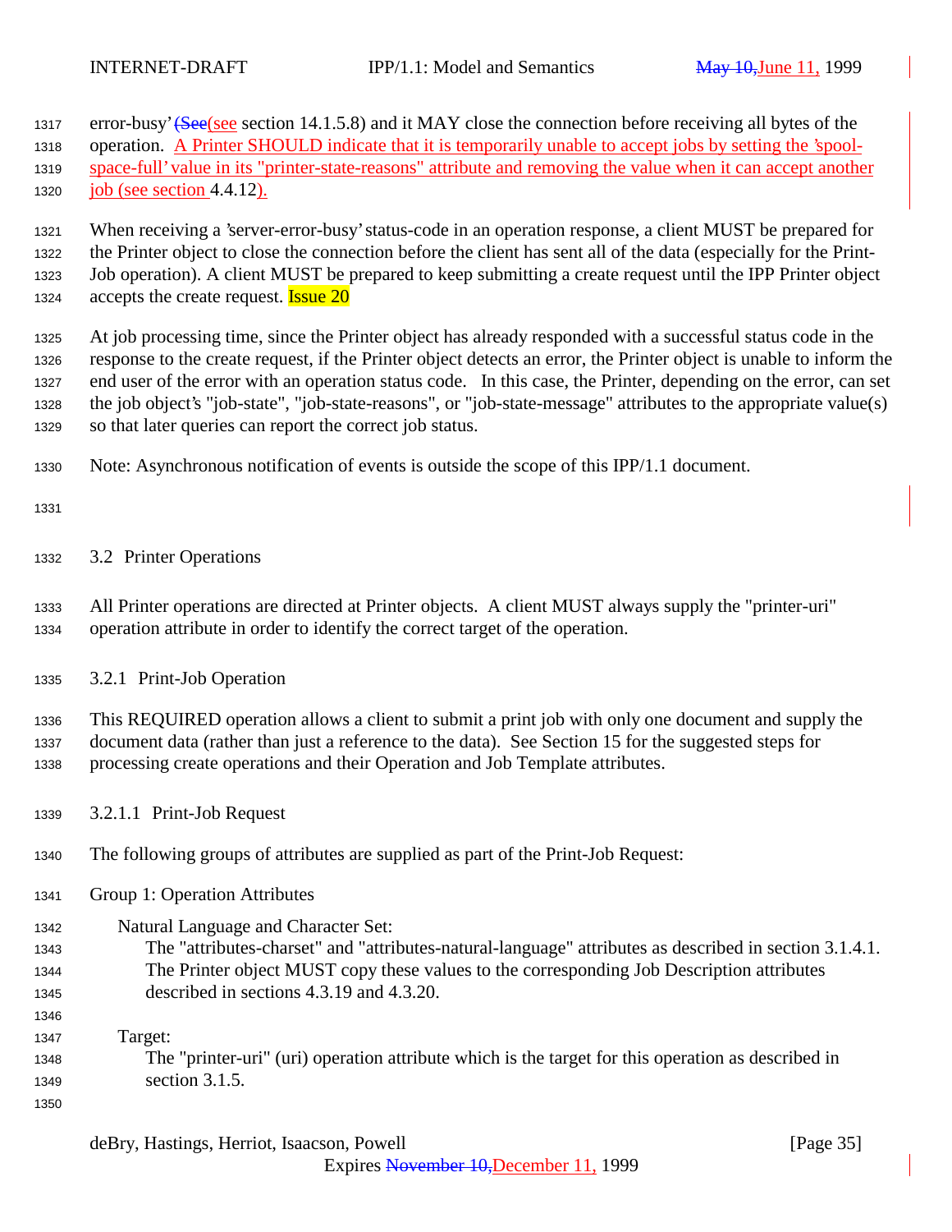error-busy' ~~(See~~(see section 14.1.5.8) and it MAY close the connection before receiving all bytes of the operation. A Printer SHOULD indicate that it is temporarily unable to accept jobs by setting the 'spool-space-full' value in its "printer-state-reasons" attribute and removing the value when it can accept another job (see section 4.4.12).

When receiving a 'server-error-busy' status-code in an operation response, a client MUST be prepared for the Printer object to close the connection before the client has sent all of the data (especially for the Print-Job operation). A client MUST be prepared to keep submitting a create request until the IPP Printer object accepts the create request. Issue 20

At job processing time, since the Printer object has already responded with a successful status code in the response to the create request, if the Printer object detects an error, the Printer object is unable to inform the end user of the error with an operation status code. In this case, the Printer, depending on the error, can set the job object's "job-state", "job-state-reasons", or "job-state-message" attributes to the appropriate value(s) so that later queries can report the correct job status.

Note: Asynchronous notification of events is outside the scope of this IPP/1.1 document.

## 3.2 Printer Operations

All Printer operations are directed at Printer objects. A client MUST always supply the "printer-uri" operation attribute in order to identify the correct target of the operation.

### 3.2.1 Print-Job Operation

This REQUIRED operation allows a client to submit a print job with only one document and supply the document data (rather than just a reference to the data). See Section 15 for the suggested steps for processing create operations and their Operation and Job Template attributes.

#### 3.2.1.1 Print-Job Request

The following groups of attributes are supplied as part of the Print-Job Request:

Group 1: Operation Attributes

Natural Language and Character Set:
The "attributes-charset" and "attributes-natural-language" attributes as described in section 3.1.4.1. The Printer object MUST copy these values to the corresponding Job Description attributes described in sections 4.3.19 and 4.3.20.

Target:
The "printer-uri" (uri) operation attribute which is the target for this operation as described in section 3.1.5.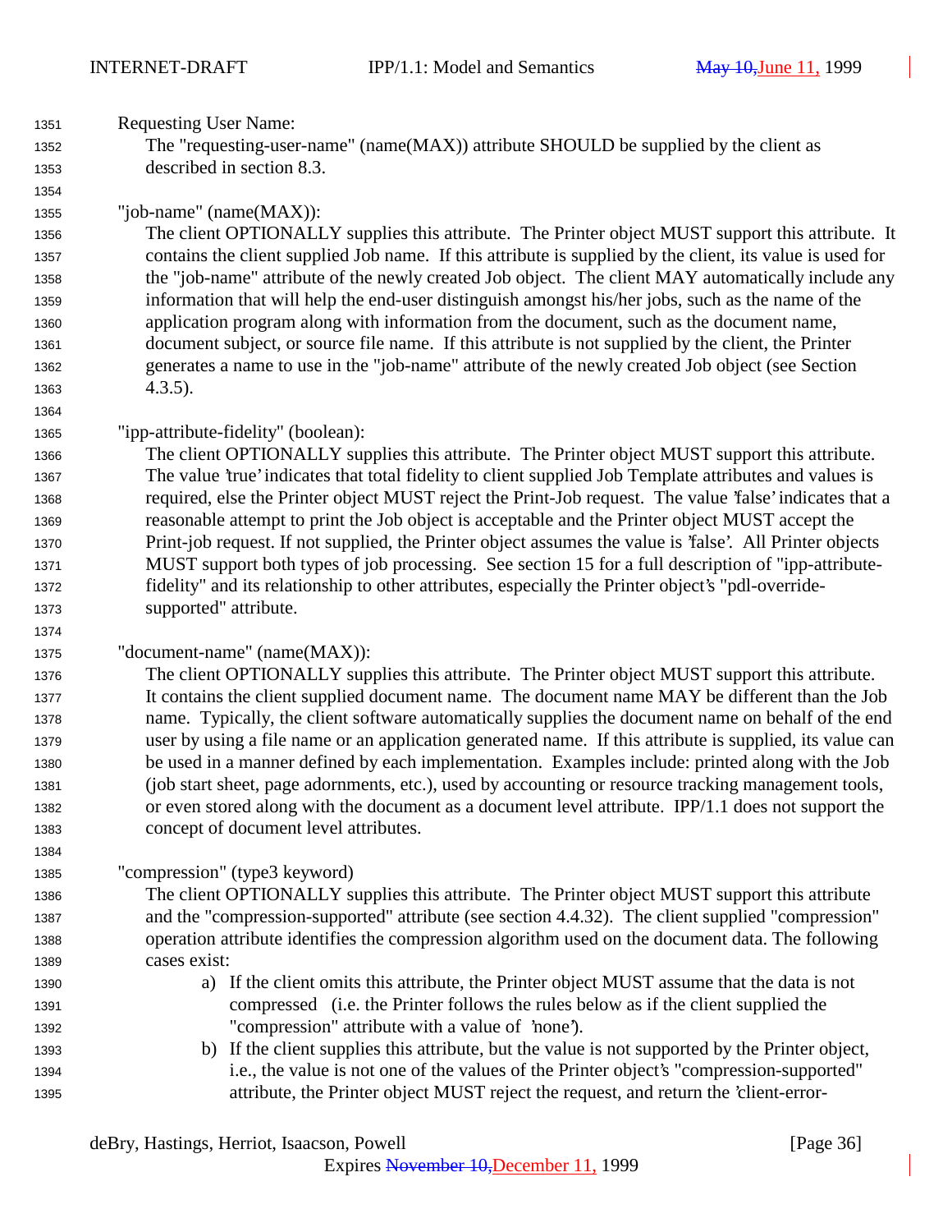Requesting User Name:

The "requesting-user-name" (name(MAX)) attribute SHOULD be supplied by the client as described in section 8.3.

"job-name" (name(MAX)):

The client OPTIONALLY supplies this attribute. The Printer object MUST support this attribute. It contains the client supplied Job name. If this attribute is supplied by the client, its value is used for the "job-name" attribute of the newly created Job object. The client MAY automatically include any information that will help the end-user distinguish amongst his/her jobs, such as the name of the application program along with information from the document, such as the document name, document subject, or source file name. If this attribute is not supplied by the client, the Printer generates a name to use in the "job-name" attribute of the newly created Job object (see Section 4.3.5).

"ipp-attribute-fidelity" (boolean):

The client OPTIONALLY supplies this attribute. The Printer object MUST support this attribute. The value 'true' indicates that total fidelity to client supplied Job Template attributes and values is required, else the Printer object MUST reject the Print-Job request. The value 'false' indicates that a reasonable attempt to print the Job object is acceptable and the Printer object MUST accept the Print-job request. If not supplied, the Printer object assumes the value is 'false'. All Printer objects MUST support both types of job processing. See section 15 for a full description of "ipp-attribute-fidelity" and its relationship to other attributes, especially the Printer object's "pdl-override-supported" attribute.

"document-name" (name(MAX)):

The client OPTIONALLY supplies this attribute. The Printer object MUST support this attribute. It contains the client supplied document name. The document name MAY be different than the Job name. Typically, the client software automatically supplies the document name on behalf of the end user by using a file name or an application generated name. If this attribute is supplied, its value can be used in a manner defined by each implementation. Examples include: printed along with the Job (job start sheet, page adornments, etc.), used by accounting or resource tracking management tools, or even stored along with the document as a document level attribute. IPP/1.1 does not support the concept of document level attributes.

"compression" (type3 keyword)

The client OPTIONALLY supplies this attribute. The Printer object MUST support this attribute and the "compression-supported" attribute (see section 4.4.32). The client supplied "compression" operation attribute identifies the compression algorithm used on the document data. The following cases exist:

a) If the client omits this attribute, the Printer object MUST assume that the data is not compressed (i.e. the Printer follows the rules below as if the client supplied the "compression" attribute with a value of 'none').

b) If the client supplies this attribute, but the value is not supported by the Printer object, i.e., the value is not one of the values of the Printer object's "compression-supported" attribute, the Printer object MUST reject the request, and return the 'client-error-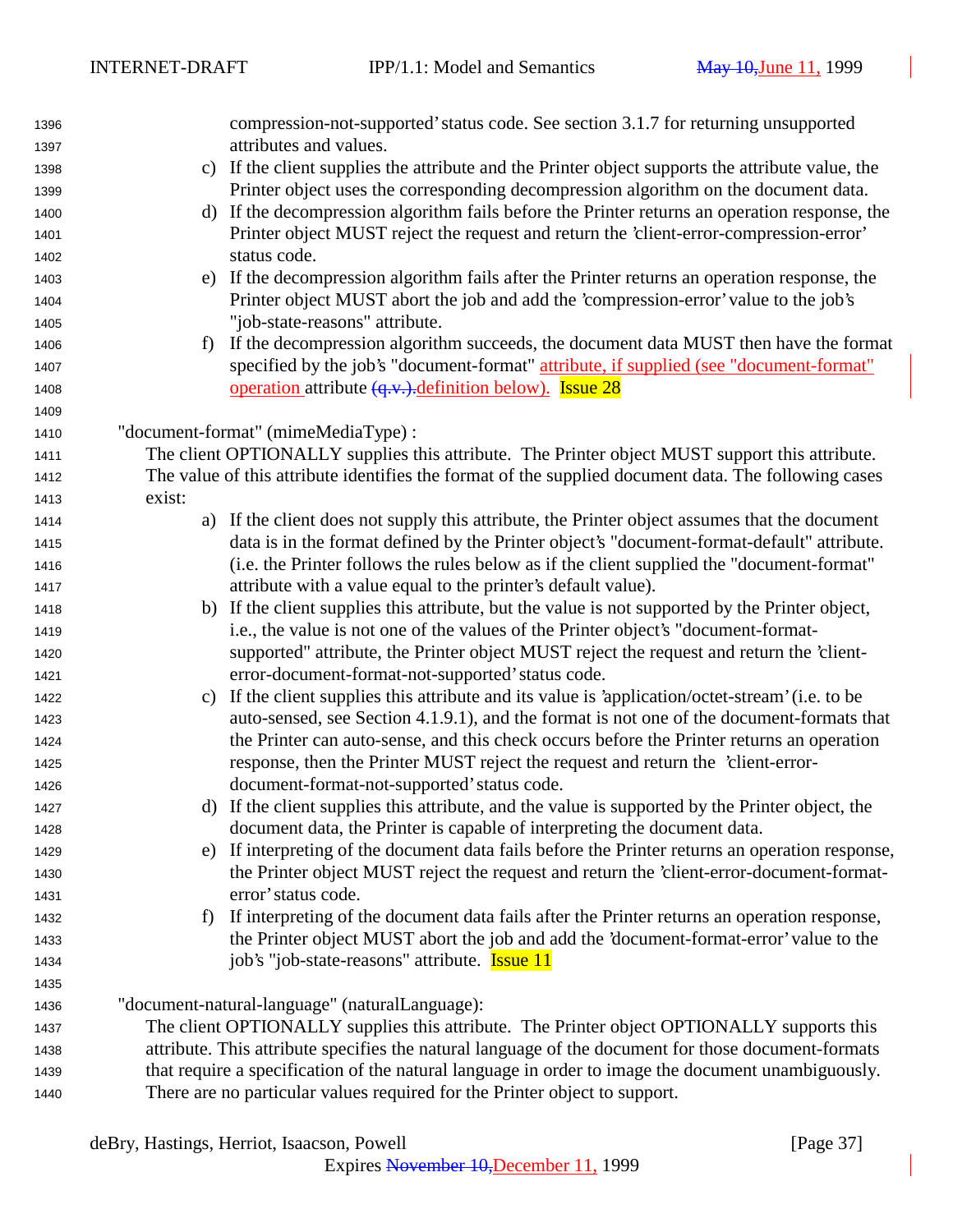compression-not-supported' status code. See section 3.1.7 for returning unsupported attributes and values.

c) If the client supplies the attribute and the Printer object supports the attribute value, the Printer object uses the corresponding decompression algorithm on the document data.

d) If the decompression algorithm fails before the Printer returns an operation response, the Printer object MUST reject the request and return the 'client-error-compression-error' status code.

e) If the decompression algorithm fails after the Printer returns an operation response, the Printer object MUST abort the job and add the 'compression-error' value to the job's "job-state-reasons" attribute.

f) If the decompression algorithm succeeds, the document data MUST then have the format specified by the job's "document-format" attribute, if supplied (see "document-format" operation attribute ~~(q.v.).~~definition below). Issue 28

"document-format" (mimeMediaType) :

The client OPTIONALLY supplies this attribute. The Printer object MUST support this attribute. The value of this attribute identifies the format of the supplied document data. The following cases exist:

a) If the client does not supply this attribute, the Printer object assumes that the document data is in the format defined by the Printer object's "document-format-default" attribute. (i.e. the Printer follows the rules below as if the client supplied the "document-format" attribute with a value equal to the printer's default value).

b) If the client supplies this attribute, but the value is not supported by the Printer object, i.e., the value is not one of the values of the Printer object's "document-format-supported" attribute, the Printer object MUST reject the request and return the 'client-error-document-format-not-supported' status code.

c) If the client supplies this attribute and its value is 'application/octet-stream' (i.e. to be auto-sensed, see Section 4.1.9.1), and the format is not one of the document-formats that the Printer can auto-sense, and this check occurs before the Printer returns an operation response, then the Printer MUST reject the request and return the 'client-error-document-format-not-supported' status code.

d) If the client supplies this attribute, and the value is supported by the Printer object, the document data, the Printer is capable of interpreting the document data.

e) If interpreting of the document data fails before the Printer returns an operation response, the Printer object MUST reject the request and return the 'client-error-document-format-error' status code.

f) If interpreting of the document data fails after the Printer returns an operation response, the Printer object MUST abort the job and add the 'document-format-error' value to the job's "job-state-reasons" attribute. Issue 11

"document-natural-language" (naturalLanguage):

The client OPTIONALLY supplies this attribute. The Printer object OPTIONALLY supports this attribute. This attribute specifies the natural language of the document for those document-formats that require a specification of the natural language in order to image the document unambiguously. There are no particular values required for the Printer object to support.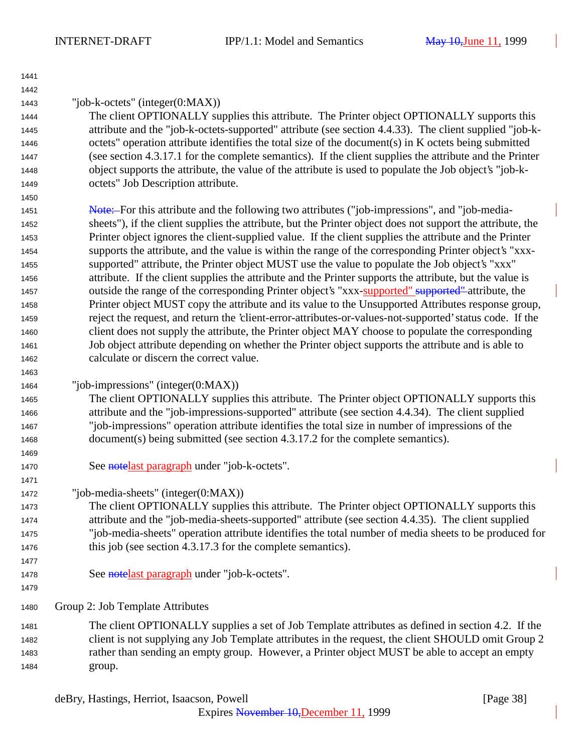"job-k-octets" (integer(0:MAX))

The client OPTIONALLY supplies this attribute. The Printer object OPTIONALLY supports this attribute and the "job-k-octets-supported" attribute (see section 4.4.33). The client supplied "job-k-octets" operation attribute identifies the total size of the document(s) in K octets being submitted (see section 4.3.17.1 for the complete semantics). If the client supplies the attribute and the Printer object supports the attribute, the value of the attribute is used to populate the Job object's "job-k-octets" Job Description attribute.

~~Note: ~~For this attribute and the following two attributes ("job-impressions", and "job-media-sheets"), if the client supplies the attribute, but the Printer object does not support the attribute, the Printer object ignores the client-supplied value. If the client supplies the attribute and the Printer supports the attribute, and the value is within the range of the corresponding Printer object's "xxx-supported" attribute, the Printer object MUST use the value to populate the Job object's "xxx" attribute. If the client supplies the attribute and the Printer supports the attribute, but the value is outside the range of the corresponding Printer object's "xxx-supported" ~~supported" ~~attribute, the Printer object MUST copy the attribute and its value to the Unsupported Attributes response group, reject the request, and return the 'client-error-attributes-or-values-not-supported' status code. If the client does not supply the attribute, the Printer object MAY choose to populate the corresponding Job object attribute depending on whether the Printer object supports the attribute and is able to calculate or discern the correct value.

"job-impressions" (integer(0:MAX))

The client OPTIONALLY supplies this attribute. The Printer object OPTIONALLY supports this attribute and the "job-impressions-supported" attribute (see section 4.4.34). The client supplied "job-impressions" operation attribute identifies the total size in number of impressions of the document(s) being submitted (see section 4.3.17.2 for the complete semantics).

See ~~note~~last paragraph under "job-k-octets".

"job-media-sheets" (integer(0:MAX))

The client OPTIONALLY supplies this attribute. The Printer object OPTIONALLY supports this attribute and the "job-media-sheets-supported" attribute (see section 4.4.35). The client supplied "job-media-sheets" operation attribute identifies the total number of media sheets to be produced for this job (see section 4.3.17.3 for the complete semantics).

See ~~note~~last paragraph under "job-k-octets".

Group 2: Job Template Attributes

The client OPTIONALLY supplies a set of Job Template attributes as defined in section 4.2. If the client is not supplying any Job Template attributes in the request, the client SHOULD omit Group 2 rather than sending an empty group. However, a Printer object MUST be able to accept an empty group.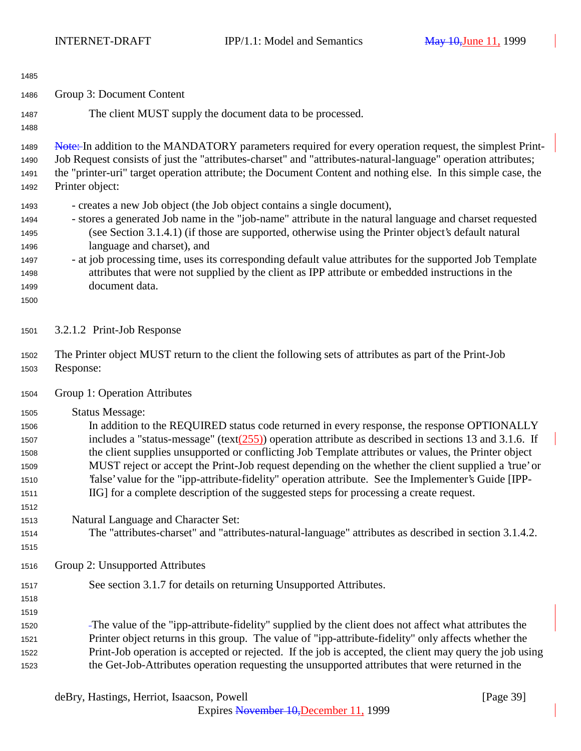Group 3: Document Content

The client MUST supply the document data to be processed.

~~Note:~~ In addition to the MANDATORY parameters required for every operation request, the simplest Print-Job Request consists of just the "attributes-charset" and "attributes-natural-language" operation attributes; the "printer-uri" target operation attribute; the Document Content and nothing else. In this simple case, the Printer object:

- creates a new Job object (the Job object contains a single document),
- stores a generated Job name in the "job-name" attribute in the natural language and charset requested (see Section 3.1.4.1) (if those are supported, otherwise using the Printer object's default natural language and charset), and
- at job processing time, uses its corresponding default value attributes for the supported Job Template attributes that were not supplied by the client as IPP attribute or embedded instructions in the document data.

### 3.2.1.2 Print-Job Response

The Printer object MUST return to the client the following sets of attributes as part of the Print-Job Response:

Group 1: Operation Attributes

Status Message:
In addition to the REQUIRED status code returned in every response, the response OPTIONALLY includes a "status-message" (text(255)) operation attribute as described in sections 13 and 3.1.6. If the client supplies unsupported or conflicting Job Template attributes or values, the Printer object MUST reject or accept the Print-Job request depending on the whether the client supplied a 'true' or 'false' value for the "ipp-attribute-fidelity" operation attribute. See the Implementer's Guide [IPP-IIG] for a complete description of the suggested steps for processing a create request.

Natural Language and Character Set:
The "attributes-charset" and "attributes-natural-language" attributes as described in section 3.1.4.2.

Group 2: Unsupported Attributes

See section 3.1.7 for details on returning Unsupported Attributes.

The value of the "ipp-attribute-fidelity" supplied by the client does not affect what attributes the Printer object returns in this group. The value of "ipp-attribute-fidelity" only affects whether the Print-Job operation is accepted or rejected. If the job is accepted, the client may query the job using the Get-Job-Attributes operation requesting the unsupported attributes that were returned in the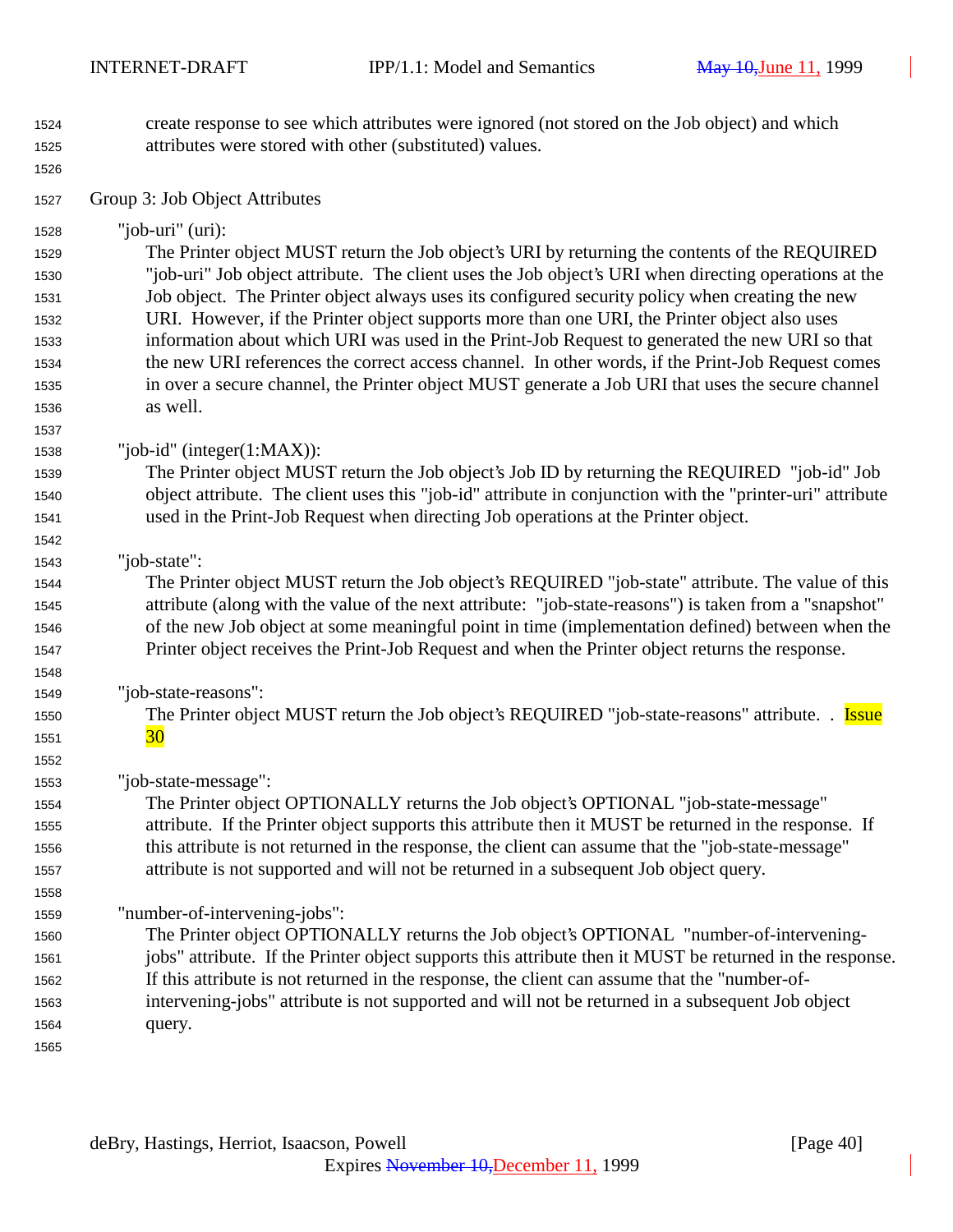create response to see which attributes were ignored (not stored on the Job object) and which attributes were stored with other (substituted) values.

Group 3: Job Object Attributes

"job-uri" (uri):
The Printer object MUST return the Job object's URI by returning the contents of the REQUIRED "job-uri" Job object attribute. The client uses the Job object's URI when directing operations at the Job object. The Printer object always uses its configured security policy when creating the new URI. However, if the Printer object supports more than one URI, the Printer object also uses information about which URI was used in the Print-Job Request to generated the new URI so that the new URI references the correct access channel. In other words, if the Print-Job Request comes in over a secure channel, the Printer object MUST generate a Job URI that uses the secure channel as well.

"job-id" (integer(1:MAX)):
The Printer object MUST return the Job object's Job ID by returning the REQUIRED "job-id" Job object attribute. The client uses this "job-id" attribute in conjunction with the "printer-uri" attribute used in the Print-Job Request when directing Job operations at the Printer object.

"job-state":
The Printer object MUST return the Job object's REQUIRED "job-state" attribute. The value of this attribute (along with the value of the next attribute: "job-state-reasons") is taken from a "snapshot" of the new Job object at some meaningful point in time (implementation defined) between when the Printer object receives the Print-Job Request and when the Printer object returns the response.

"job-state-reasons":
The Printer object MUST return the Job object's REQUIRED "job-state-reasons" attribute. . Issue 30

"job-state-message":
The Printer object OPTIONALLY returns the Job object's OPTIONAL "job-state-message" attribute. If the Printer object supports this attribute then it MUST be returned in the response. If this attribute is not returned in the response, the client can assume that the "job-state-message" attribute is not supported and will not be returned in a subsequent Job object query.

"number-of-intervening-jobs":
The Printer object OPTIONALLY returns the Job object's OPTIONAL "number-of-intervening-jobs" attribute. If the Printer object supports this attribute then it MUST be returned in the response. If this attribute is not returned in the response, the client can assume that the "number-of-intervening-jobs" attribute is not supported and will not be returned in a subsequent Job object query.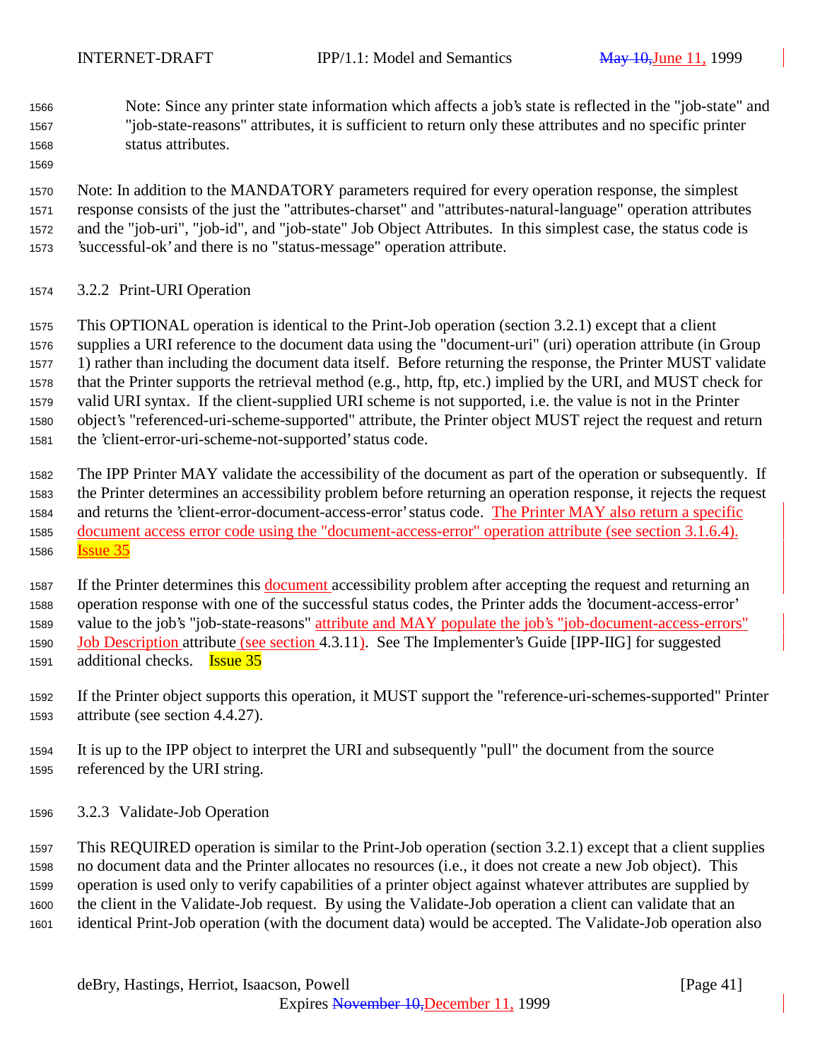Note: Since any printer state information which affects a job's state is reflected in the "job-state" and "job-state-reasons" attributes, it is sufficient to return only these attributes and no specific printer status attributes.

Note: In addition to the MANDATORY parameters required for every operation response, the simplest response consists of the just the "attributes-charset" and "attributes-natural-language" operation attributes and the "job-uri", "job-id", and "job-state" Job Object Attributes. In this simplest case, the status code is 'successful-ok' and there is no "status-message" operation attribute.

### 3.2.2 Print-URI Operation

This OPTIONAL operation is identical to the Print-Job operation (section 3.2.1) except that a client supplies a URI reference to the document data using the "document-uri" (uri) operation attribute (in Group 1) rather than including the document data itself. Before returning the response, the Printer MUST validate that the Printer supports the retrieval method (e.g., http, ftp, etc.) implied by the URI, and MUST check for valid URI syntax. If the client-supplied URI scheme is not supported, i.e. the value is not in the Printer object's "referenced-uri-scheme-supported" attribute, the Printer object MUST reject the request and return the 'client-error-uri-scheme-not-supported' status code.

The IPP Printer MAY validate the accessibility of the document as part of the operation or subsequently. If the Printer determines an accessibility problem before returning an operation response, it rejects the request and returns the 'client-error-document-access-error' status code. The Printer MAY also return a specific document access error code using the "document-access-error" operation attribute (see section 3.1.6.4). Issue 35

If the Printer determines this document accessibility problem after accepting the request and returning an operation response with one of the successful status codes, the Printer adds the 'document-access-error' value to the job's "job-state-reasons" attribute and MAY populate the job's "job-document-access-errors" Job Description attribute (see section 4.3.11). See The Implementer's Guide [IPP-IIG] for suggested additional checks. Issue 35

If the Printer object supports this operation, it MUST support the "reference-uri-schemes-supported" Printer attribute (see section 4.4.27).

It is up to the IPP object to interpret the URI and subsequently "pull" the document from the source referenced by the URI string.

### 3.2.3 Validate-Job Operation

This REQUIRED operation is similar to the Print-Job operation (section 3.2.1) except that a client supplies no document data and the Printer allocates no resources (i.e., it does not create a new Job object). This operation is used only to verify capabilities of a printer object against whatever attributes are supplied by the client in the Validate-Job request. By using the Validate-Job operation a client can validate that an identical Print-Job operation (with the document data) would be accepted. The Validate-Job operation also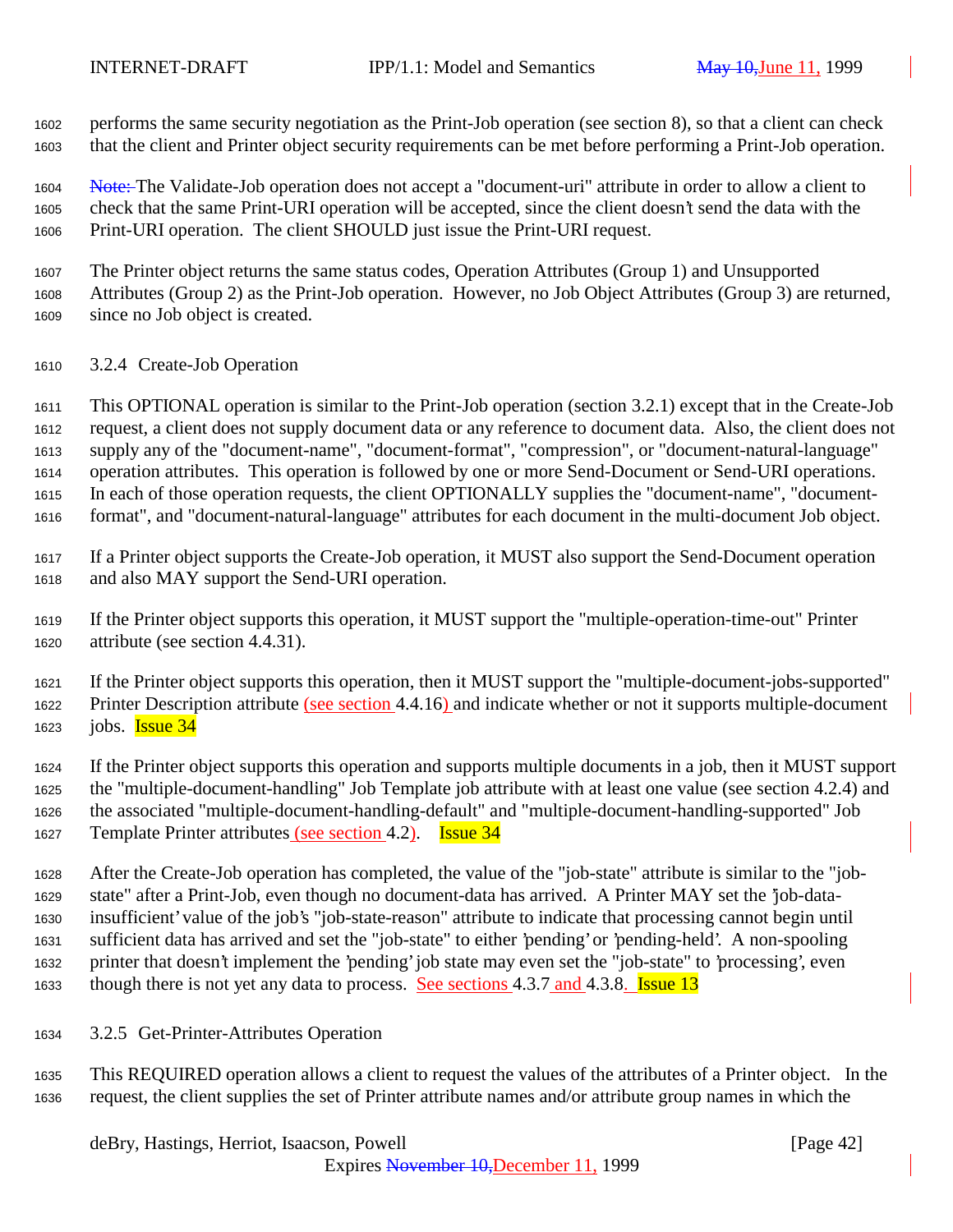performs the same security negotiation as the Print-Job operation (see section 8), so that a client can check that the client and Printer object security requirements can be met before performing a Print-Job operation.

Note: The Validate-Job operation does not accept a "document-uri" attribute in order to allow a client to check that the same Print-URI operation will be accepted, since the client doesn't send the data with the Print-URI operation. The client SHOULD just issue the Print-URI request.

The Printer object returns the same status codes, Operation Attributes (Group 1) and Unsupported Attributes (Group 2) as the Print-Job operation. However, no Job Object Attributes (Group 3) are returned, since no Job object is created.

### 3.2.4 Create-Job Operation

This OPTIONAL operation is similar to the Print-Job operation (section 3.2.1) except that in the Create-Job request, a client does not supply document data or any reference to document data. Also, the client does not supply any of the "document-name", "document-format", "compression", or "document-natural-language" operation attributes. This operation is followed by one or more Send-Document or Send-URI operations. In each of those operation requests, the client OPTIONALLY supplies the "document-name", "document-format", and "document-natural-language" attributes for each document in the multi-document Job object.

If a Printer object supports the Create-Job operation, it MUST also support the Send-Document operation and also MAY support the Send-URI operation.

If the Printer object supports this operation, it MUST support the "multiple-operation-time-out" Printer attribute (see section 4.4.31).

If the Printer object supports this operation, then it MUST support the "multiple-document-jobs-supported" Printer Description attribute (see section 4.4.16) and indicate whether or not it supports multiple-document jobs. Issue 34

If the Printer object supports this operation and supports multiple documents in a job, then it MUST support the "multiple-document-handling" Job Template job attribute with at least one value (see section 4.2.4) and the associated "multiple-document-handling-default" and "multiple-document-handling-supported" Job Template Printer attributes (see section 4.2). Issue 34

After the Create-Job operation has completed, the value of the "job-state" attribute is similar to the "job-state" after a Print-Job, even though no document-data has arrived. A Printer MAY set the 'job-data-insufficient' value of the job's "job-state-reason" attribute to indicate that processing cannot begin until sufficient data has arrived and set the "job-state" to either 'pending' or 'pending-held'. A non-spooling printer that doesn't implement the 'pending' job state may even set the "job-state" to 'processing', even though there is not yet any data to process. See sections 4.3.7 and 4.3.8. Issue 13

### 3.2.5 Get-Printer-Attributes Operation

This REQUIRED operation allows a client to request the values of the attributes of a Printer object. In the request, the client supplies the set of Printer attribute names and/or attribute group names in which the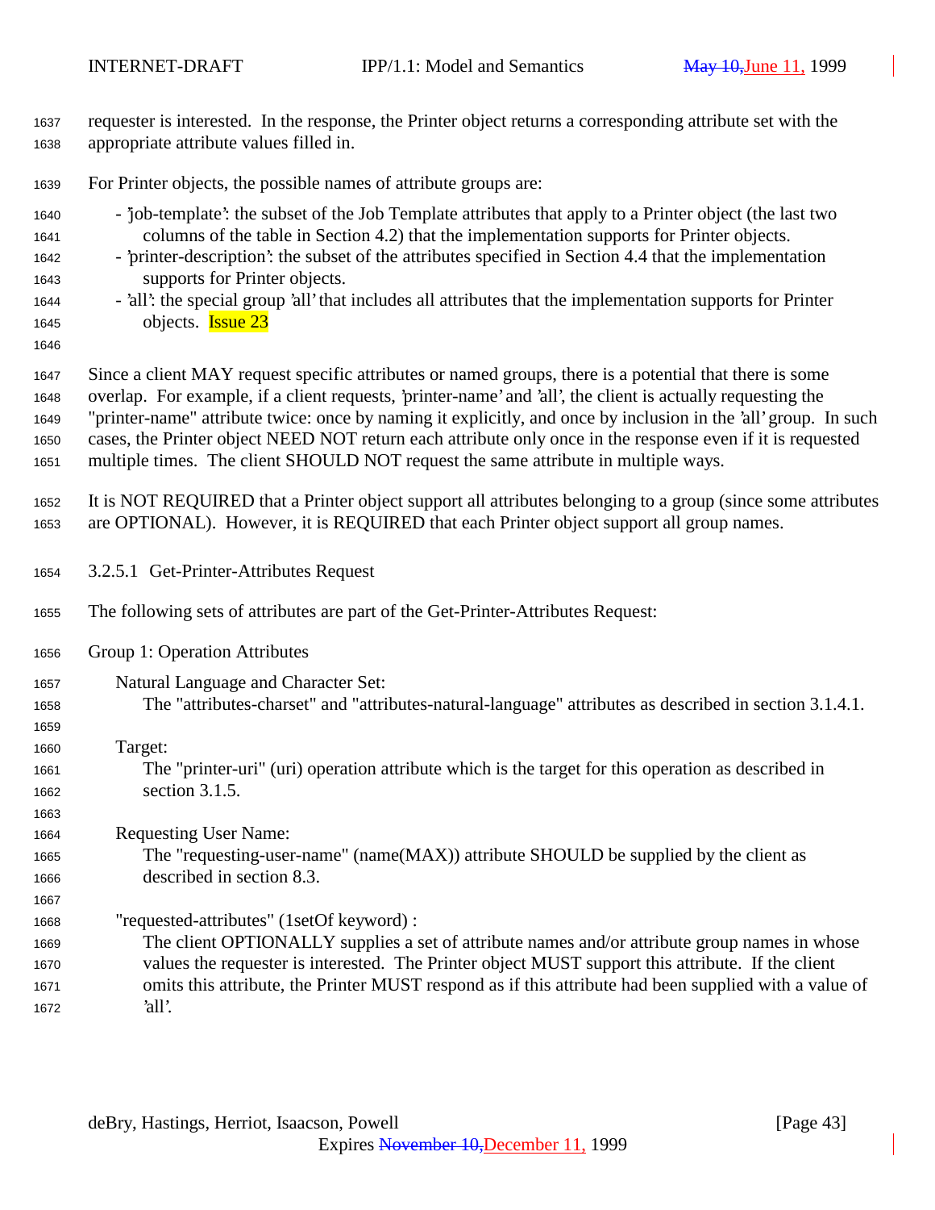requester is interested. In the response, the Printer object returns a corresponding attribute set with the appropriate attribute values filled in.

For Printer objects, the possible names of attribute groups are:

- 'job-template': the subset of the Job Template attributes that apply to a Printer object (the last two columns of the table in Section 4.2) that the implementation supports for Printer objects.
- 'printer-description': the subset of the attributes specified in Section 4.4 that the implementation supports for Printer objects.
- 'all': the special group 'all' that includes all attributes that the implementation supports for Printer objects. Issue 23

Since a client MAY request specific attributes or named groups, there is a potential that there is some overlap. For example, if a client requests, 'printer-name' and 'all', the client is actually requesting the "printer-name" attribute twice: once by naming it explicitly, and once by inclusion in the 'all' group. In such cases, the Printer object NEED NOT return each attribute only once in the response even if it is requested multiple times. The client SHOULD NOT request the same attribute in multiple ways.

It is NOT REQUIRED that a Printer object support all attributes belonging to a group (since some attributes are OPTIONAL). However, it is REQUIRED that each Printer object support all group names.

#### 3.2.5.1 Get-Printer-Attributes Request

The following sets of attributes are part of the Get-Printer-Attributes Request:

Group 1: Operation Attributes

Natural Language and Character Set:
The "attributes-charset" and "attributes-natural-language" attributes as described in section 3.1.4.1.

Target:
The "printer-uri" (uri) operation attribute which is the target for this operation as described in section 3.1.5.

Requesting User Name:
The "requesting-user-name" (name(MAX)) attribute SHOULD be supplied by the client as described in section 8.3.

"requested-attributes" (1setOf keyword) :
The client OPTIONALLY supplies a set of attribute names and/or attribute group names in whose values the requester is interested. The Printer object MUST support this attribute. If the client omits this attribute, the Printer MUST respond as if this attribute had been supplied with a value of 'all'.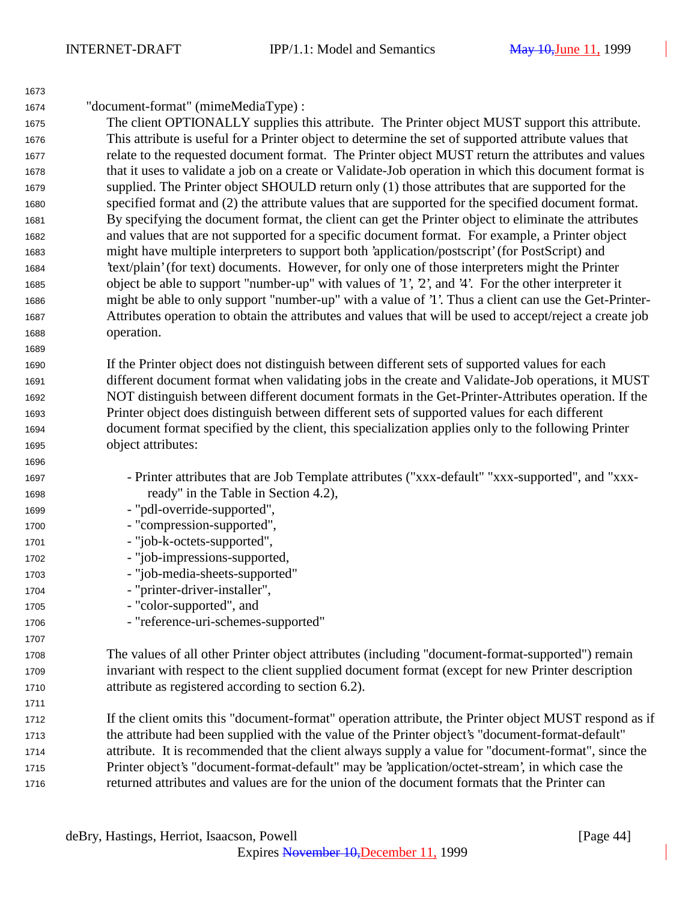"document-format" (mimeMediaType) :

The client OPTIONALLY supplies this attribute. The Printer object MUST support this attribute. This attribute is useful for a Printer object to determine the set of supported attribute values that relate to the requested document format. The Printer object MUST return the attributes and values that it uses to validate a job on a create or Validate-Job operation in which this document format is supplied. The Printer object SHOULD return only (1) those attributes that are supported for the specified format and (2) the attribute values that are supported for the specified document format. By specifying the document format, the client can get the Printer object to eliminate the attributes and values that are not supported for a specific document format. For example, a Printer object might have multiple interpreters to support both 'application/postscript' (for PostScript) and 'text/plain' (for text) documents. However, for only one of those interpreters might the Printer object be able to support "number-up" with values of '1', '2', and '4'. For the other interpreter it might be able to only support "number-up" with a value of '1'. Thus a client can use the Get-Printer-Attributes operation to obtain the attributes and values that will be used to accept/reject a create job operation.

If the Printer object does not distinguish between different sets of supported values for each different document format when validating jobs in the create and Validate-Job operations, it MUST NOT distinguish between different document formats in the Get-Printer-Attributes operation. If the Printer object does distinguish between different sets of supported values for each different document format specified by the client, this specialization applies only to the following Printer object attributes:

- Printer attributes that are Job Template attributes ("xxx-default" "xxx-supported", and "xxx-ready" in the Table in Section 4.2),
- "pdl-override-supported",
- "compression-supported",
- "job-k-octets-supported",
- "job-impressions-supported,
- "job-media-sheets-supported"
- "printer-driver-installer",
- "color-supported", and
- "reference-uri-schemes-supported"

The values of all other Printer object attributes (including "document-format-supported") remain invariant with respect to the client supplied document format (except for new Printer description attribute as registered according to section 6.2).

If the client omits this "document-format" operation attribute, the Printer object MUST respond as if the attribute had been supplied with the value of the Printer object's "document-format-default" attribute. It is recommended that the client always supply a value for "document-format", since the Printer object's "document-format-default" may be 'application/octet-stream', in which case the returned attributes and values are for the union of the document formats that the Printer can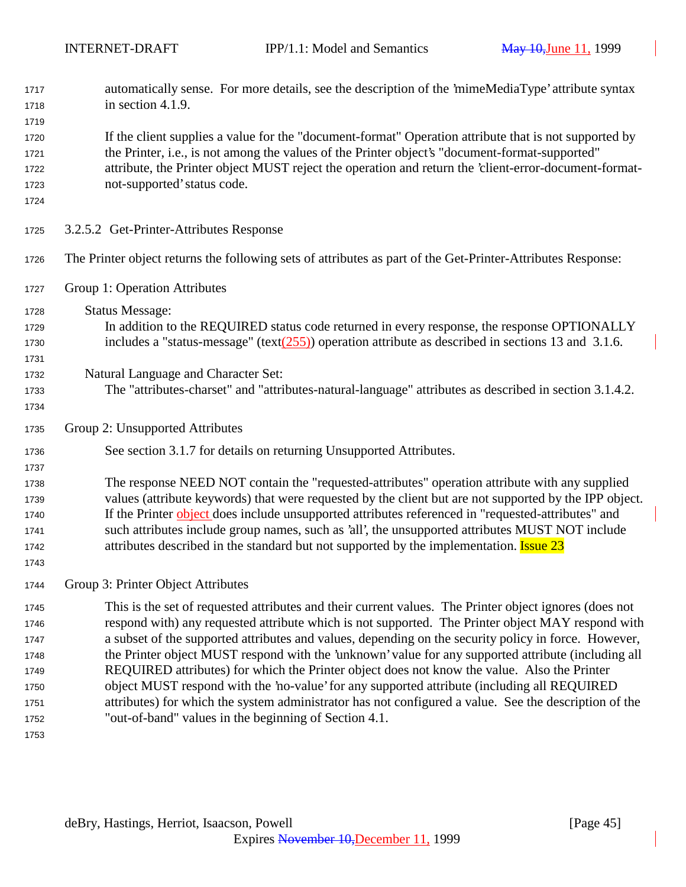automatically sense. For more details, see the description of the 'mimeMediaType' attribute syntax in section 4.1.9.

If the client supplies a value for the "document-format" Operation attribute that is not supported by the Printer, i.e., is not among the values of the Printer object's "document-format-supported" attribute, the Printer object MUST reject the operation and return the 'client-error-document-format-not-supported' status code.

#### 3.2.5.2 Get-Printer-Attributes Response

The Printer object returns the following sets of attributes as part of the Get-Printer-Attributes Response:

Group 1: Operation Attributes

Status Message:
: In addition to the REQUIRED status code returned in every response, the response OPTIONALLY includes a "status-message" (text(255)) operation attribute as described in sections 13 and 3.1.6.

Natural Language and Character Set:
: The "attributes-charset" and "attributes-natural-language" attributes as described in section 3.1.4.2.

Group 2: Unsupported Attributes

See section 3.1.7 for details on returning Unsupported Attributes.

The response NEED NOT contain the "requested-attributes" operation attribute with any supplied values (attribute keywords) that were requested by the client but are not supported by the IPP object. If the Printer object does include unsupported attributes referenced in "requested-attributes" and such attributes include group names, such as 'all', the unsupported attributes MUST NOT include attributes described in the standard but not supported by the implementation. Issue 23

Group 3: Printer Object Attributes

This is the set of requested attributes and their current values. The Printer object ignores (does not respond with) any requested attribute which is not supported. The Printer object MAY respond with a subset of the supported attributes and values, depending on the security policy in force. However, the Printer object MUST respond with the 'unknown' value for any supported attribute (including all REQUIRED attributes) for which the Printer object does not know the value. Also the Printer object MUST respond with the 'no-value' for any supported attribute (including all REQUIRED attributes) for which the system administrator has not configured a value. See the description of the "out-of-band" values in the beginning of Section 4.1.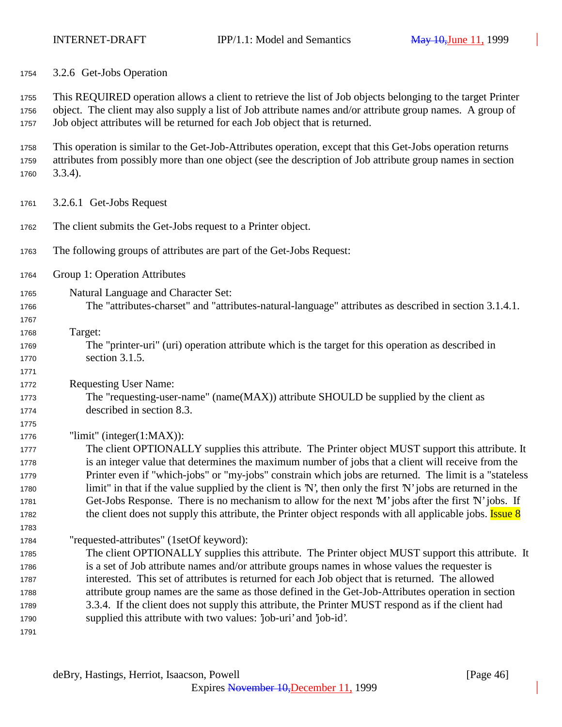### 3.2.6 Get-Jobs Operation

This REQUIRED operation allows a client to retrieve the list of Job objects belonging to the target Printer object. The client may also supply a list of Job attribute names and/or attribute group names. A group of Job object attributes will be returned for each Job object that is returned.

This operation is similar to the Get-Job-Attributes operation, except that this Get-Jobs operation returns attributes from possibly more than one object (see the description of Job attribute group names in section 3.3.4).

#### 3.2.6.1 Get-Jobs Request

The client submits the Get-Jobs request to a Printer object.

The following groups of attributes are part of the Get-Jobs Request:

Group 1: Operation Attributes

Natural Language and Character Set:
The "attributes-charset" and "attributes-natural-language" attributes as described in section 3.1.4.1.

Target:
The "printer-uri" (uri) operation attribute which is the target for this operation as described in section 3.1.5.

Requesting User Name:
The "requesting-user-name" (name(MAX)) attribute SHOULD be supplied by the client as described in section 8.3.

"limit" (integer(1:MAX)):
The client OPTIONALLY supplies this attribute. The Printer object MUST support this attribute. It is an integer value that determines the maximum number of jobs that a client will receive from the Printer even if "which-jobs" or "my-jobs" constrain which jobs are returned. The limit is a "stateless limit" in that if the value supplied by the client is 'N', then only the first 'N' jobs are returned in the Get-Jobs Response. There is no mechanism to allow for the next 'M' jobs after the first 'N' jobs. If the client does not supply this attribute, the Printer object responds with all applicable jobs. Issue 8

"requested-attributes" (1setOf keyword):
The client OPTIONALLY supplies this attribute. The Printer object MUST support this attribute. It is a set of Job attribute names and/or attribute groups names in whose values the requester is interested. This set of attributes is returned for each Job object that is returned. The allowed attribute group names are the same as those defined in the Get-Job-Attributes operation in section 3.3.4. If the client does not supply this attribute, the Printer MUST respond as if the client had supplied this attribute with two values: 'job-uri' and 'job-id'.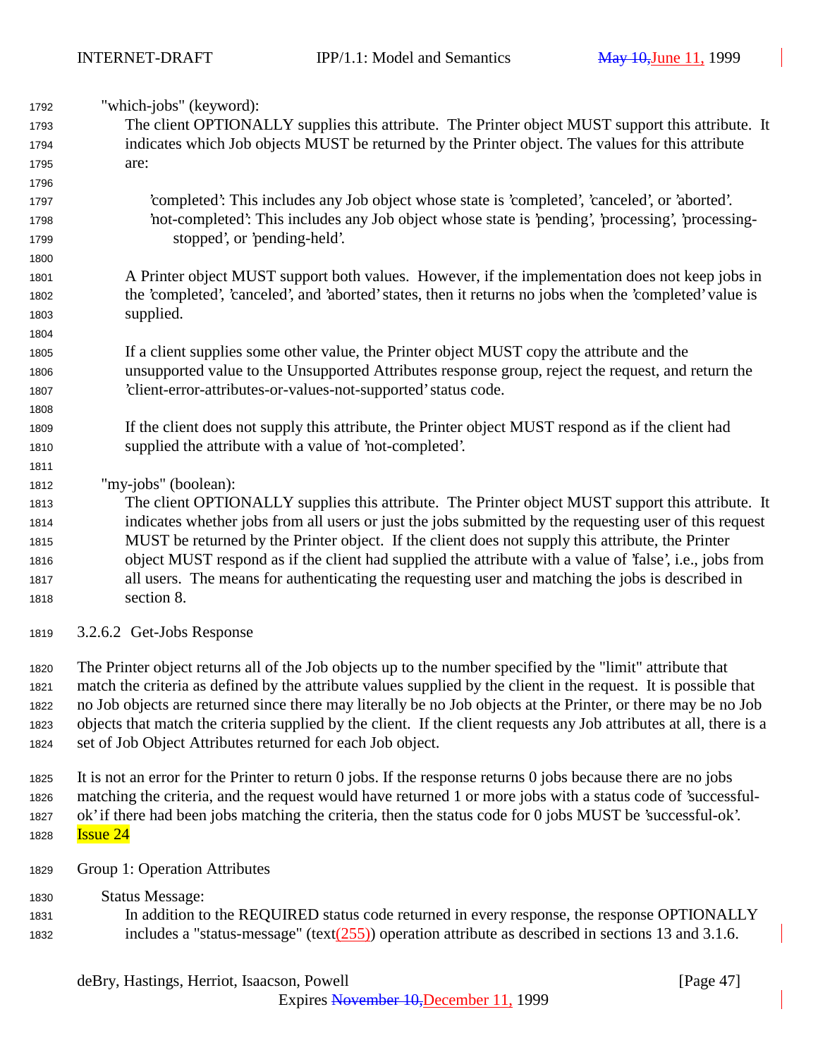"which-jobs" (keyword):

The client OPTIONALLY supplies this attribute. The Printer object MUST support this attribute. It indicates which Job objects MUST be returned by the Printer object. The values for this attribute are:

'completed': This includes any Job object whose state is 'completed', 'canceled', or 'aborted'.
'not-completed': This includes any Job object whose state is 'pending', 'processing', 'processing-stopped', or 'pending-held'.

A Printer object MUST support both values. However, if the implementation does not keep jobs in the 'completed', 'canceled', and 'aborted' states, then it returns no jobs when the 'completed' value is supplied.

If a client supplies some other value, the Printer object MUST copy the attribute and the unsupported value to the Unsupported Attributes response group, reject the request, and return the 'client-error-attributes-or-values-not-supported' status code.

If the client does not supply this attribute, the Printer object MUST respond as if the client had supplied the attribute with a value of 'not-completed'.

"my-jobs" (boolean):

The client OPTIONALLY supplies this attribute. The Printer object MUST support this attribute. It indicates whether jobs from all users or just the jobs submitted by the requesting user of this request MUST be returned by the Printer object. If the client does not supply this attribute, the Printer object MUST respond as if the client had supplied the attribute with a value of 'false', i.e., jobs from all users. The means for authenticating the requesting user and matching the jobs is described in section 8.

#### 3.2.6.2 Get-Jobs Response

The Printer object returns all of the Job objects up to the number specified by the "limit" attribute that match the criteria as defined by the attribute values supplied by the client in the request. It is possible that no Job objects are returned since there may literally be no Job objects at the Printer, or there may be no Job objects that match the criteria supplied by the client. If the client requests any Job attributes at all, there is a set of Job Object Attributes returned for each Job object.

It is not an error for the Printer to return 0 jobs. If the response returns 0 jobs because there are no jobs matching the criteria, and the request would have returned 1 or more jobs with a status code of 'successful-ok' if there had been jobs matching the criteria, then the status code for 0 jobs MUST be 'successful-ok'.
Issue 24

Group 1: Operation Attributes

Status Message:

In addition to the REQUIRED status code returned in every response, the response OPTIONALLY includes a "status-message" (text(255)) operation attribute as described in sections 13 and 3.1.6.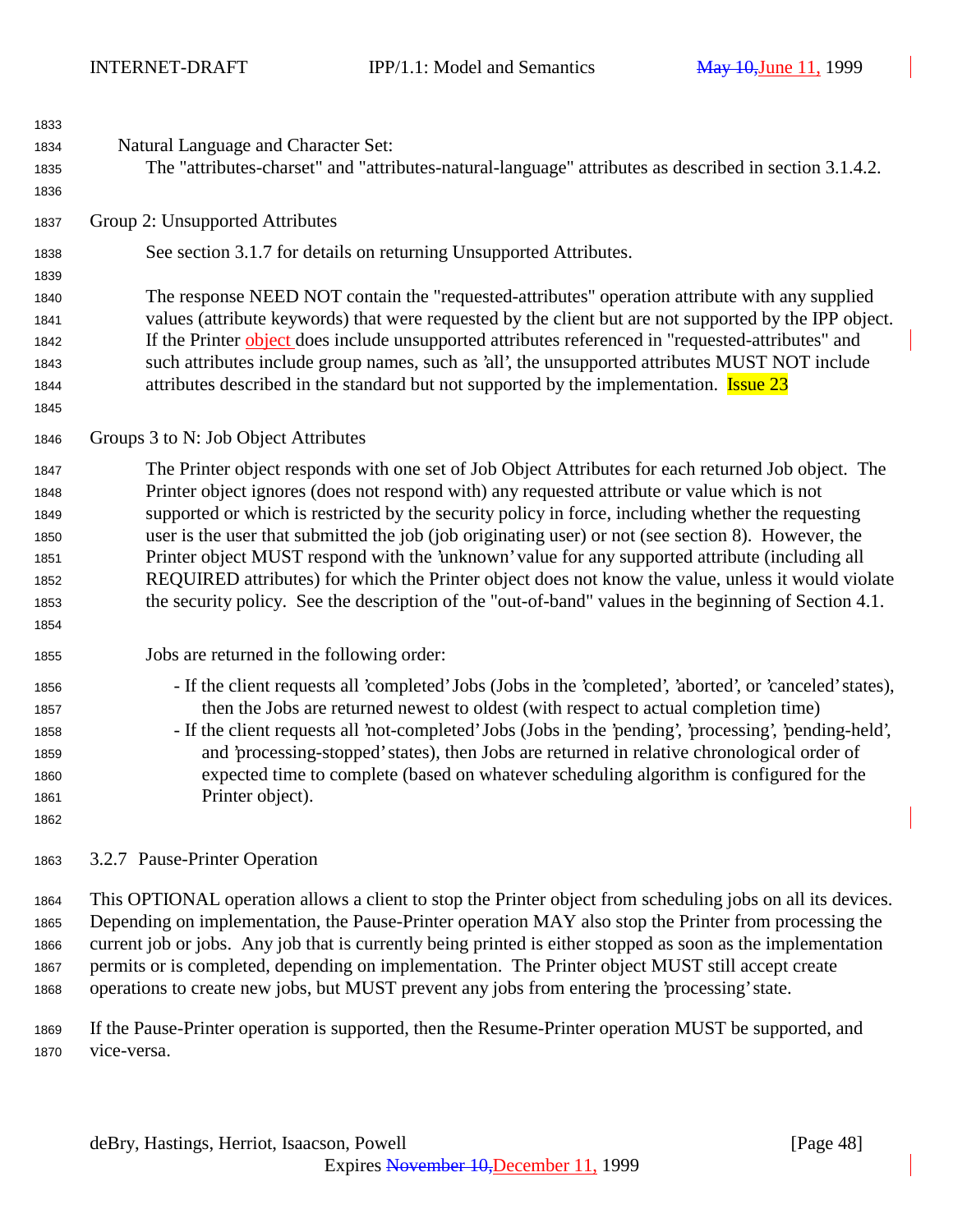Natural Language and Character Set:

The "attributes-charset" and "attributes-natural-language" attributes as described in section 3.1.4.2.

Group 2: Unsupported Attributes

See section 3.1.7 for details on returning Unsupported Attributes.

The response NEED NOT contain the "requested-attributes" operation attribute with any supplied values (attribute keywords) that were requested by the client but are not supported by the IPP object. If the Printer object does include unsupported attributes referenced in "requested-attributes" and such attributes include group names, such as 'all', the unsupported attributes MUST NOT include attributes described in the standard but not supported by the implementation. Issue 23

Groups 3 to N: Job Object Attributes

The Printer object responds with one set of Job Object Attributes for each returned Job object. The Printer object ignores (does not respond with) any requested attribute or value which is not supported or which is restricted by the security policy in force, including whether the requesting user is the user that submitted the job (job originating user) or not (see section 8). However, the Printer object MUST respond with the 'unknown' value for any supported attribute (including all REQUIRED attributes) for which the Printer object does not know the value, unless it would violate the security policy. See the description of the "out-of-band" values in the beginning of Section 4.1.

Jobs are returned in the following order:

- If the client requests all 'completed' Jobs (Jobs in the 'completed', 'aborted', or 'canceled' states), then the Jobs are returned newest to oldest (with respect to actual completion time)
- If the client requests all 'not-completed' Jobs (Jobs in the 'pending', 'processing', 'pending-held', and 'processing-stopped' states), then Jobs are returned in relative chronological order of expected time to complete (based on whatever scheduling algorithm is configured for the Printer object).

### 3.2.7 Pause-Printer Operation

This OPTIONAL operation allows a client to stop the Printer object from scheduling jobs on all its devices. Depending on implementation, the Pause-Printer operation MAY also stop the Printer from processing the current job or jobs. Any job that is currently being printed is either stopped as soon as the implementation permits or is completed, depending on implementation. The Printer object MUST still accept create operations to create new jobs, but MUST prevent any jobs from entering the 'processing' state.

If the Pause-Printer operation is supported, then the Resume-Printer operation MUST be supported, and vice-versa.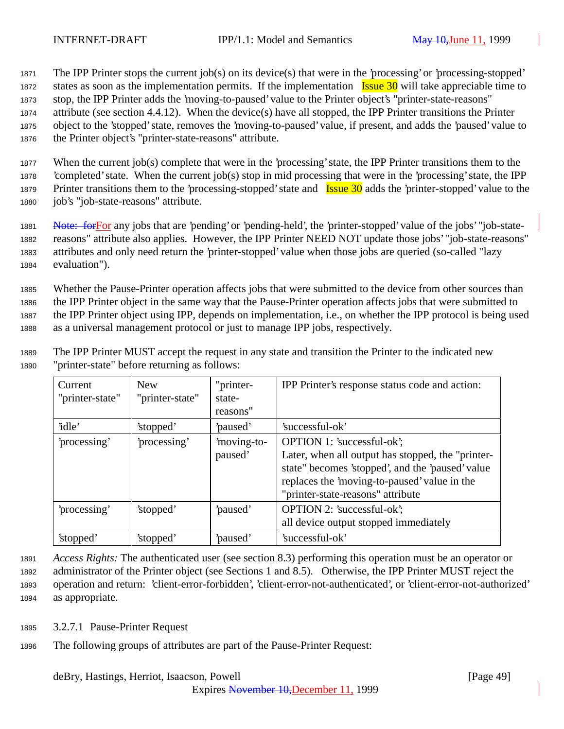The IPP Printer stops the current job(s) on its device(s) that were in the 'processing' or 'processing-stopped' states as soon as the implementation permits. If the implementation Issue 30 will take appreciable time to stop, the IPP Printer adds the 'moving-to-paused' value to the Printer object's "printer-state-reasons" attribute (see section 4.4.12). When the device(s) have all stopped, the IPP Printer transitions the Printer object to the 'stopped' state, removes the 'moving-to-paused' value, if present, and adds the 'paused' value to the Printer object's "printer-state-reasons" attribute.

When the current job(s) complete that were in the 'processing' state, the IPP Printer transitions them to the 'completed' state. When the current job(s) stop in mid processing that were in the 'processing' state, the IPP Printer transitions them to the 'processing-stopped' state and Issue 30 adds the 'printer-stopped' value to the job's "job-state-reasons" attribute.

~~Note: for~~For any jobs that are 'pending' or 'pending-held', the 'printer-stopped' value of the jobs' "job-state-reasons" attribute also applies. However, the IPP Printer NEED NOT update those jobs' "job-state-reasons" attributes and only need return the 'printer-stopped' value when those jobs are queried (so-called "lazy evaluation").

Whether the Pause-Printer operation affects jobs that were submitted to the device from other sources than the IPP Printer object in the same way that the Pause-Printer operation affects jobs that were submitted to the IPP Printer object using IPP, depends on implementation, i.e., on whether the IPP protocol is being used as a universal management protocol or just to manage IPP jobs, respectively.

The IPP Printer MUST accept the request in any state and transition the Printer to the indicated new "printer-state" before returning as follows:

| Current "printer-state" | New "printer-state" | "printer-state-reasons" | IPP Printer's response status code and action: |
|---|---|---|---|
| 'idle' | 'stopped' | 'paused' | 'successful-ok' |
| 'processing' | 'processing' | 'moving-to-paused' | OPTION 1: 'successful-ok'; Later, when all output has stopped, the "printer-state" becomes 'stopped', and the 'paused' value replaces the 'moving-to-paused' value in the "printer-state-reasons" attribute |
| 'processing' | 'stopped' | 'paused' | OPTION 2: 'successful-ok'; all device output stopped immediately |
| 'stopped' | 'stopped' | 'paused' | 'successful-ok' |

*Access Rights:* The authenticated user (see section 8.3) performing this operation must be an operator or administrator of the Printer object (see Sections 1 and 8.5). Otherwise, the IPP Printer MUST reject the operation and return: 'client-error-forbidden', 'client-error-not-authenticated', or 'client-error-not-authorized' as appropriate.

#### 3.2.7.1 Pause-Printer Request

The following groups of attributes are part of the Pause-Printer Request: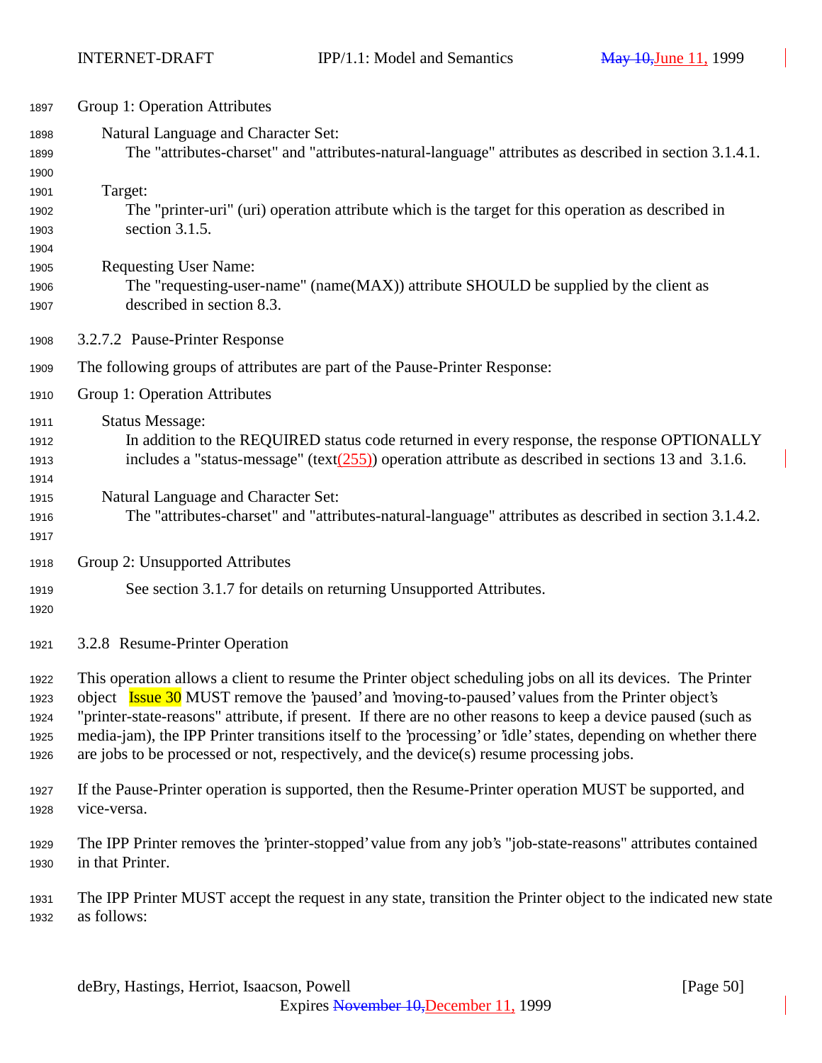Group 1: Operation Attributes

Natural Language and Character Set:
The "attributes-charset" and "attributes-natural-language" attributes as described in section 3.1.4.1.

Target:
The "printer-uri" (uri) operation attribute which is the target for this operation as described in section 3.1.5.

Requesting User Name:
The "requesting-user-name" (name(MAX)) attribute SHOULD be supplied by the client as described in section 8.3.

#### 3.2.7.2 Pause-Printer Response

The following groups of attributes are part of the Pause-Printer Response:

Group 1: Operation Attributes

Status Message:
In addition to the REQUIRED status code returned in every response, the response OPTIONALLY includes a "status-message" (text(255)) operation attribute as described in sections 13 and 3.1.6.

Natural Language and Character Set:
The "attributes-charset" and "attributes-natural-language" attributes as described in section 3.1.4.2.

Group 2: Unsupported Attributes

See section 3.1.7 for details on returning Unsupported Attributes.

### 3.2.8 Resume-Printer Operation

This operation allows a client to resume the Printer object scheduling jobs on all its devices. The Printer object Issue 30 MUST remove the 'paused' and 'moving-to-paused' values from the Printer object's "printer-state-reasons" attribute, if present. If there are no other reasons to keep a device paused (such as media-jam), the IPP Printer transitions itself to the 'processing' or 'idle' states, depending on whether there are jobs to be processed or not, respectively, and the device(s) resume processing jobs.

If the Pause-Printer operation is supported, then the Resume-Printer operation MUST be supported, and vice-versa.

The IPP Printer removes the 'printer-stopped' value from any job's "job-state-reasons" attributes contained in that Printer.

The IPP Printer MUST accept the request in any state, transition the Printer object to the indicated new state as follows: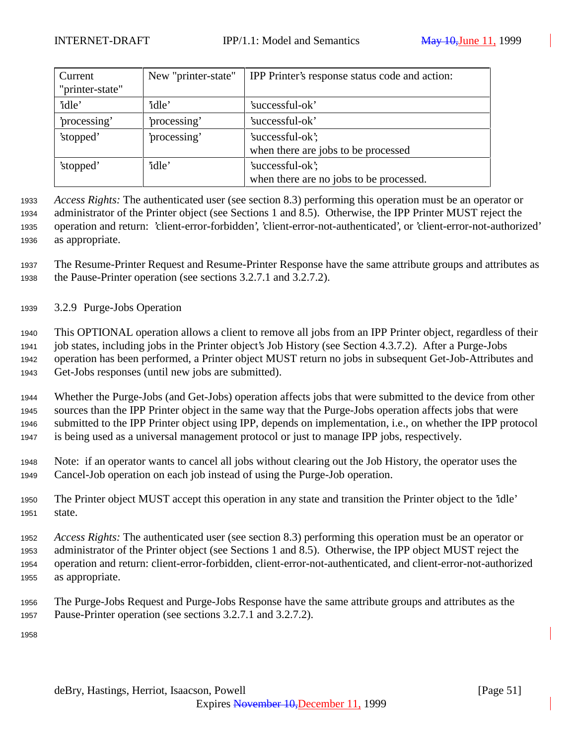| Current "printer-state" | New "printer-state" | IPP Printer's response status code and action: |
|---|---|---|
| 'idle' | 'idle' | 'successful-ok' |
| 'processing' | 'processing' | 'successful-ok' |
| 'stopped' | 'processing' | 'successful-ok'; when there are jobs to be processed |
| 'stopped' | 'idle' | 'successful-ok'; when there are no jobs to be processed. |

*Access Rights:* The authenticated user (see section 8.3) performing this operation must be an operator or administrator of the Printer object (see Sections 1 and 8.5). Otherwise, the IPP Printer MUST reject the operation and return: 'client-error-forbidden', 'client-error-not-authenticated', or 'client-error-not-authorized' as appropriate.

The Resume-Printer Request and Resume-Printer Response have the same attribute groups and attributes as the Pause-Printer operation (see sections 3.2.7.1 and 3.2.7.2).

### 3.2.9 Purge-Jobs Operation

This OPTIONAL operation allows a client to remove all jobs from an IPP Printer object, regardless of their job states, including jobs in the Printer object's Job History (see Section 4.3.7.2). After a Purge-Jobs operation has been performed, a Printer object MUST return no jobs in subsequent Get-Job-Attributes and Get-Jobs responses (until new jobs are submitted).

Whether the Purge-Jobs (and Get-Jobs) operation affects jobs that were submitted to the device from other sources than the IPP Printer object in the same way that the Purge-Jobs operation affects jobs that were submitted to the IPP Printer object using IPP, depends on implementation, i.e., on whether the IPP protocol is being used as a universal management protocol or just to manage IPP jobs, respectively.

Note: if an operator wants to cancel all jobs without clearing out the Job History, the operator uses the Cancel-Job operation on each job instead of using the Purge-Job operation.

The Printer object MUST accept this operation in any state and transition the Printer object to the 'idle' state.

*Access Rights:* The authenticated user (see section 8.3) performing this operation must be an operator or administrator of the Printer object (see Sections 1 and 8.5). Otherwise, the IPP object MUST reject the operation and return: client-error-forbidden, client-error-not-authenticated, and client-error-not-authorized as appropriate.

The Purge-Jobs Request and Purge-Jobs Response have the same attribute groups and attributes as the Pause-Printer operation (see sections 3.2.7.1 and 3.2.7.2).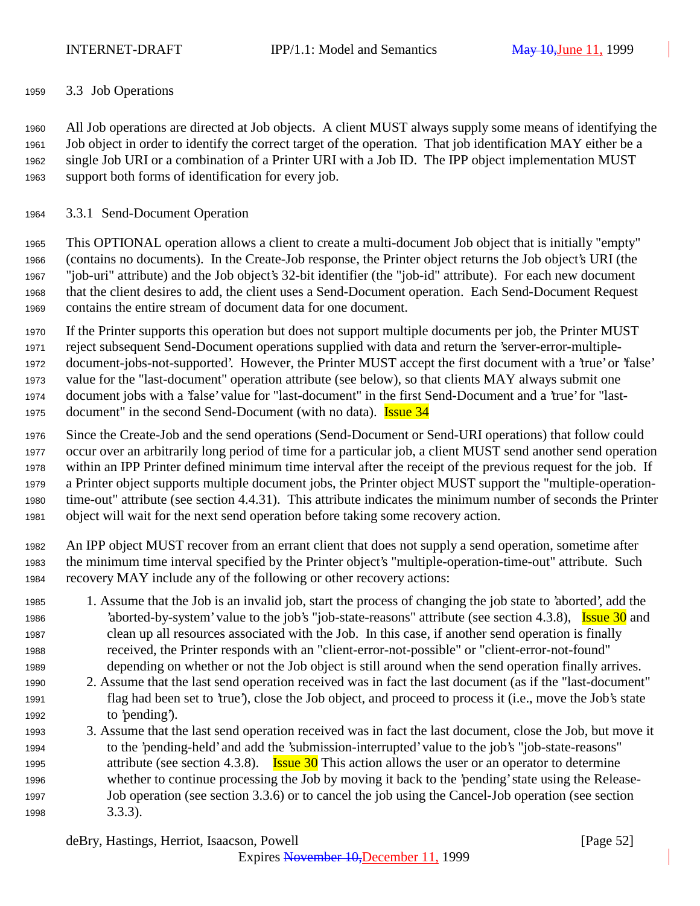### 3.3 Job Operations

All Job operations are directed at Job objects. A client MUST always supply some means of identifying the Job object in order to identify the correct target of the operation. That job identification MAY either be a single Job URI or a combination of a Printer URI with a Job ID. The IPP object implementation MUST support both forms of identification for every job.

#### 3.3.1 Send-Document Operation

This OPTIONAL operation allows a client to create a multi-document Job object that is initially "empty" (contains no documents). In the Create-Job response, the Printer object returns the Job object's URI (the "job-uri" attribute) and the Job object's 32-bit identifier (the "job-id" attribute). For each new document that the client desires to add, the client uses a Send-Document operation. Each Send-Document Request contains the entire stream of document data for one document.

If the Printer supports this operation but does not support multiple documents per job, the Printer MUST reject subsequent Send-Document operations supplied with data and return the 'server-error-multiple-document-jobs-not-supported'. However, the Printer MUST accept the first document with a 'true' or 'false' value for the "last-document" operation attribute (see below), so that clients MAY always submit one document jobs with a 'false' value for "last-document" in the first Send-Document and a 'true' for "last-document" in the second Send-Document (with no data). Issue 34

Since the Create-Job and the send operations (Send-Document or Send-URI operations) that follow could occur over an arbitrarily long period of time for a particular job, a client MUST send another send operation within an IPP Printer defined minimum time interval after the receipt of the previous request for the job. If a Printer object supports multiple document jobs, the Printer object MUST support the "multiple-operation-time-out" attribute (see section 4.4.31). This attribute indicates the minimum number of seconds the Printer object will wait for the next send operation before taking some recovery action.

An IPP object MUST recover from an errant client that does not supply a send operation, sometime after the minimum time interval specified by the Printer object's "multiple-operation-time-out" attribute. Such recovery MAY include any of the following or other recovery actions:

1. Assume that the Job is an invalid job, start the process of changing the job state to 'aborted', add the 'aborted-by-system' value to the job's "job-state-reasons" attribute (see section 4.3.8), Issue 30 and clean up all resources associated with the Job. In this case, if another send operation is finally received, the Printer responds with an "client-error-not-possible" or "client-error-not-found" depending on whether or not the Job object is still around when the send operation finally arrives.
2. Assume that the last send operation received was in fact the last document (as if the "last-document" flag had been set to 'true'), close the Job object, and proceed to process it (i.e., move the Job's state to 'pending').
3. Assume that the last send operation received was in fact the last document, close the Job, but move it to the 'pending-held' and add the 'submission-interrupted' value to the job's "job-state-reasons" attribute (see section 4.3.8). Issue 30 This action allows the user or an operator to determine whether to continue processing the Job by moving it back to the 'pending' state using the Release-Job operation (see section 3.3.6) or to cancel the job using the Cancel-Job operation (see section 3.3.3).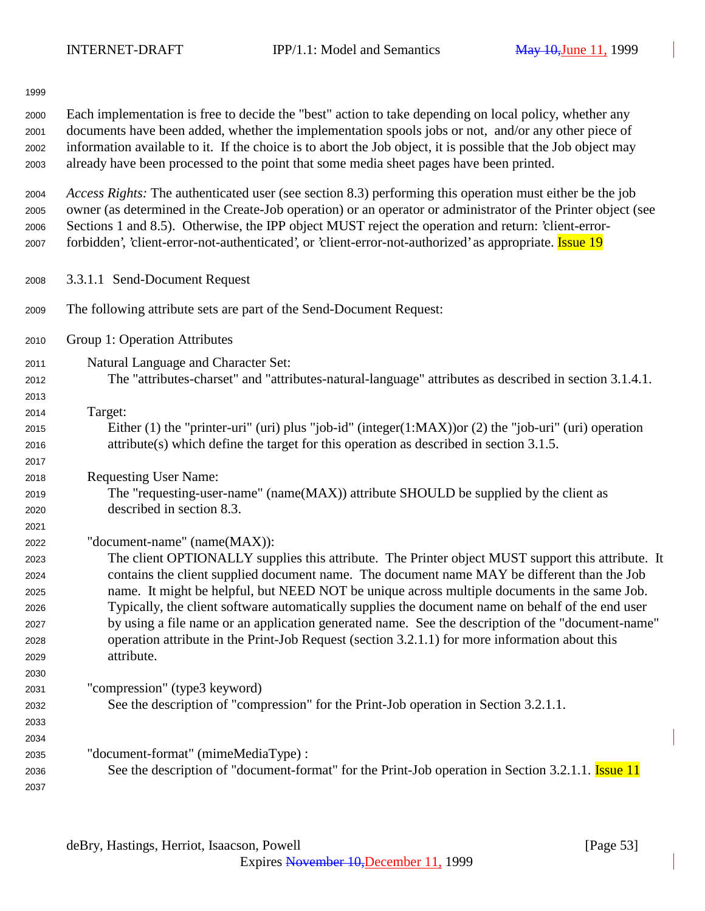Each implementation is free to decide the "best" action to take depending on local policy, whether any documents have been added, whether the implementation spools jobs or not, and/or any other piece of information available to it. If the choice is to abort the Job object, it is possible that the Job object may already have been processed to the point that some media sheet pages have been printed.

*Access Rights:* The authenticated user (see section 8.3) performing this operation must either be the job owner (as determined in the Create-Job operation) or an operator or administrator of the Printer object (see Sections 1 and 8.5). Otherwise, the IPP object MUST reject the operation and return: 'client-error-forbidden', 'client-error-not-authenticated', or 'client-error-not-authorized' as appropriate. Issue 19

### 3.3.1.1 Send-Document Request

The following attribute sets are part of the Send-Document Request:

Group 1: Operation Attributes

Natural Language and Character Set:
The "attributes-charset" and "attributes-natural-language" attributes as described in section 3.1.4.1.

Target:
Either (1) the "printer-uri" (uri) plus "job-id" (integer(1:MAX))or (2) the "job-uri" (uri) operation attribute(s) which define the target for this operation as described in section 3.1.5.

Requesting User Name:
The "requesting-user-name" (name(MAX)) attribute SHOULD be supplied by the client as described in section 8.3.

"document-name" (name(MAX)):
The client OPTIONALLY supplies this attribute. The Printer object MUST support this attribute. It contains the client supplied document name. The document name MAY be different than the Job name. It might be helpful, but NEED NOT be unique across multiple documents in the same Job. Typically, the client software automatically supplies the document name on behalf of the end user by using a file name or an application generated name. See the description of the "document-name" operation attribute in the Print-Job Request (section 3.2.1.1) for more information about this attribute.

"compression" (type3 keyword)
See the description of "compression" for the Print-Job operation in Section 3.2.1.1.

"document-format" (mimeMediaType) :
See the description of "document-format" for the Print-Job operation in Section 3.2.1.1. Issue 11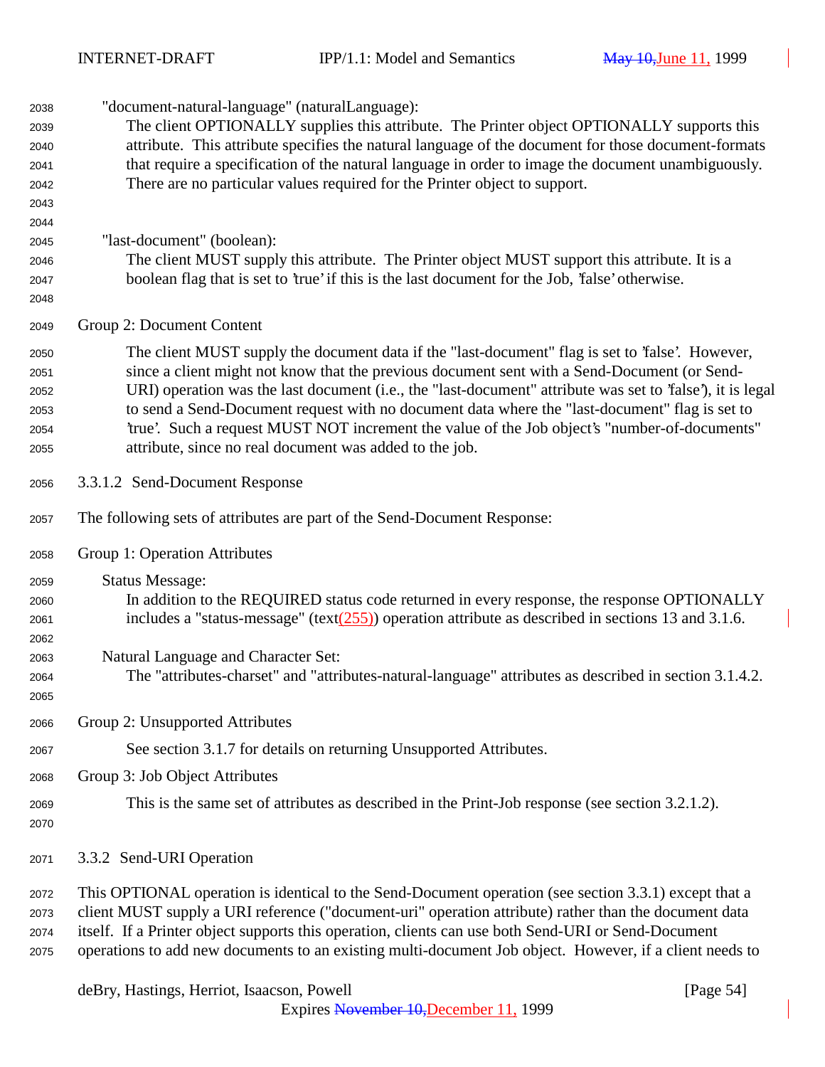"document-natural-language" (naturalLanguage):

The client OPTIONALLY supplies this attribute. The Printer object OPTIONALLY supports this attribute. This attribute specifies the natural language of the document for those document-formats that require a specification of the natural language in order to image the document unambiguously. There are no particular values required for the Printer object to support.

"last-document" (boolean):

The client MUST supply this attribute. The Printer object MUST support this attribute. It is a boolean flag that is set to 'true' if this is the last document for the Job, 'false' otherwise.

Group 2: Document Content

The client MUST supply the document data if the "last-document" flag is set to 'false'. However, since a client might not know that the previous document sent with a Send-Document (or Send-URI) operation was the last document (i.e., the "last-document" attribute was set to 'false'), it is legal to send a Send-Document request with no document data where the "last-document" flag is set to 'true'. Such a request MUST NOT increment the value of the Job object's "number-of-documents" attribute, since no real document was added to the job.

#### 3.3.1.2 Send-Document Response

The following sets of attributes are part of the Send-Document Response:

Group 1: Operation Attributes

Status Message:

In addition to the REQUIRED status code returned in every response, the response OPTIONALLY includes a "status-message" (text(255)) operation attribute as described in sections 13 and 3.1.6.

Natural Language and Character Set:

The "attributes-charset" and "attributes-natural-language" attributes as described in section 3.1.4.2.

Group 2: Unsupported Attributes

See section 3.1.7 for details on returning Unsupported Attributes.

Group 3: Job Object Attributes

This is the same set of attributes as described in the Print-Job response (see section 3.2.1.2).

### 3.3.2 Send-URI Operation

This OPTIONAL operation is identical to the Send-Document operation (see section 3.3.1) except that a client MUST supply a URI reference ("document-uri" operation attribute) rather than the document data itself. If a Printer object supports this operation, clients can use both Send-URI or Send-Document operations to add new documents to an existing multi-document Job object. However, if a client needs to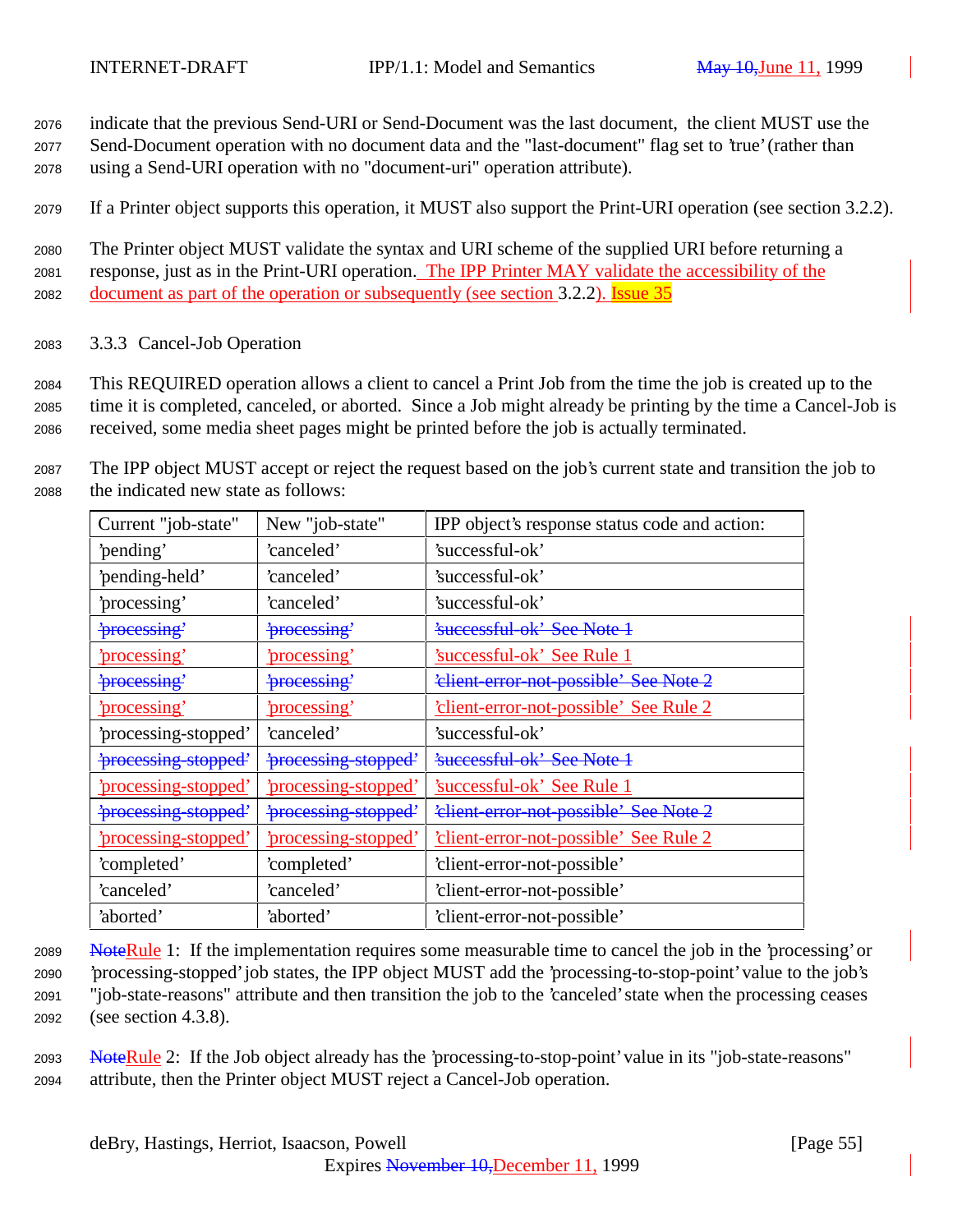indicate that the previous Send-URI or Send-Document was the last document, the client MUST use the Send-Document operation with no document data and the "last-document" flag set to 'true' (rather than using a Send-URI operation with no "document-uri" operation attribute).

If a Printer object supports this operation, it MUST also support the Print-URI operation (see section 3.2.2).

The Printer object MUST validate the syntax and URI scheme of the supplied URI before returning a response, just as in the Print-URI operation. The IPP Printer MAY validate the accessibility of the document as part of the operation or subsequently (see section 3.2.2). Issue 35

### 3.3.3 Cancel-Job Operation

This REQUIRED operation allows a client to cancel a Print Job from the time the job is created up to the time it is completed, canceled, or aborted. Since a Job might already be printing by the time a Cancel-Job is received, some media sheet pages might be printed before the job is actually terminated.

The IPP object MUST accept or reject the request based on the job's current state and transition the job to the indicated new state as follows:

| Current "job-state" | New "job-state" | IPP object's response status code and action: |
|---|---|---|
| 'pending' | 'canceled' | 'successful-ok' |
| 'pending-held' | 'canceled' | 'successful-ok' |
| 'processing' | 'canceled' | 'successful-ok' |
| ~~'processing'~~ | ~~'processing'~~ | ~~'successful-ok' See Note 1~~ |
| 'processing' | 'processing' | 'successful-ok' See Rule 1 |
| ~~'processing'~~ | ~~'processing'~~ | ~~'client-error-not-possible' See Note 2~~ |
| 'processing' | 'processing' | 'client-error-not-possible' See Rule 2 |
| 'processing-stopped' | 'canceled' | 'successful-ok' |
| ~~'processing-stopped'~~ | ~~'processing-stopped'~~ | ~~'successful-ok' See Note 1~~ |
| 'processing-stopped' | 'processing-stopped' | 'successful-ok' See Rule 1 |
| ~~'processing-stopped'~~ | ~~'processing-stopped'~~ | ~~'client-error-not-possible' See Note 2~~ |
| 'processing-stopped' | 'processing-stopped' | 'client-error-not-possible' See Rule 2 |
| 'completed' | 'completed' | 'client-error-not-possible' |
| 'canceled' | 'canceled' | 'client-error-not-possible' |
| 'aborted' | 'aborted' | 'client-error-not-possible' |

~~Note~~Rule 1: If the implementation requires some measurable time to cancel the job in the 'processing' or 'processing-stopped' job states, the IPP object MUST add the 'processing-to-stop-point' value to the job's "job-state-reasons" attribute and then transition the job to the 'canceled' state when the processing ceases (see section 4.3.8).

~~Note~~Rule 2: If the Job object already has the 'processing-to-stop-point' value in its "job-state-reasons" attribute, then the Printer object MUST reject a Cancel-Job operation.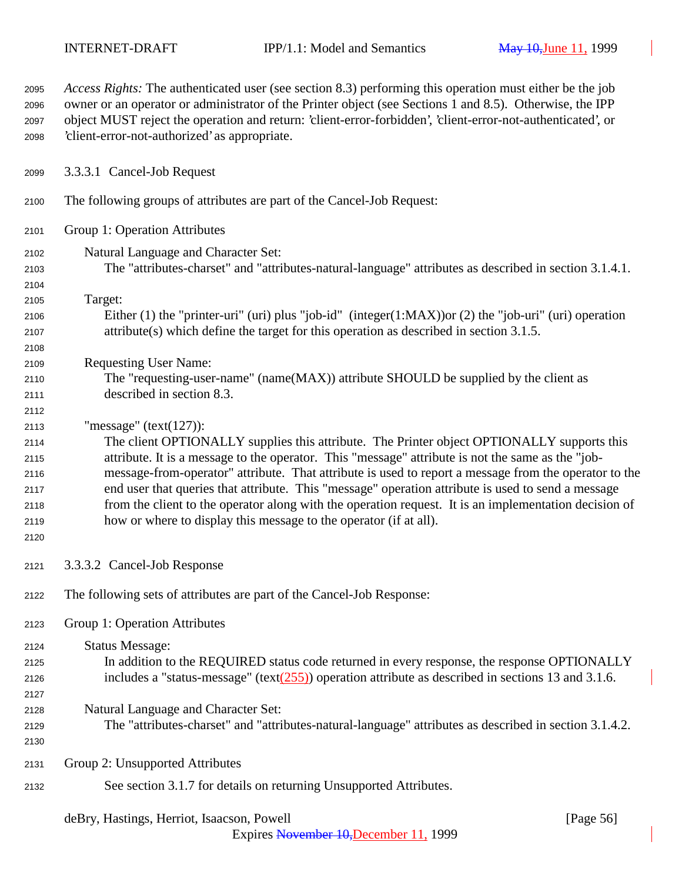*Access Rights:* The authenticated user (see section 8.3) performing this operation must either be the job owner or an operator or administrator of the Printer object (see Sections 1 and 8.5). Otherwise, the IPP object MUST reject the operation and return: 'client-error-forbidden', 'client-error-not-authenticated', or 'client-error-not-authorized' as appropriate.

### 3.3.3.1 Cancel-Job Request

The following groups of attributes are part of the Cancel-Job Request:

Group 1: Operation Attributes

Natural Language and Character Set:
The "attributes-charset" and "attributes-natural-language" attributes as described in section 3.1.4.1.

Target:
Either (1) the "printer-uri" (uri) plus "job-id" (integer(1:MAX))or (2) the "job-uri" (uri) operation attribute(s) which define the target for this operation as described in section 3.1.5.

Requesting User Name:
The "requesting-user-name" (name(MAX)) attribute SHOULD be supplied by the client as described in section 8.3.

"message" (text(127)):
The client OPTIONALLY supplies this attribute. The Printer object OPTIONALLY supports this attribute. It is a message to the operator. This "message" attribute is not the same as the "job-message-from-operator" attribute. That attribute is used to report a message from the operator to the end user that queries that attribute. This "message" operation attribute is used to send a message from the client to the operator along with the operation request. It is an implementation decision of how or where to display this message to the operator (if at all).

### 3.3.3.2 Cancel-Job Response

The following sets of attributes are part of the Cancel-Job Response:

Group 1: Operation Attributes

Status Message:
In addition to the REQUIRED status code returned in every response, the response OPTIONALLY includes a "status-message" (text(255)) operation attribute as described in sections 13 and 3.1.6.

Natural Language and Character Set:
The "attributes-charset" and "attributes-natural-language" attributes as described in section 3.1.4.2.

Group 2: Unsupported Attributes

See section 3.1.7 for details on returning Unsupported Attributes.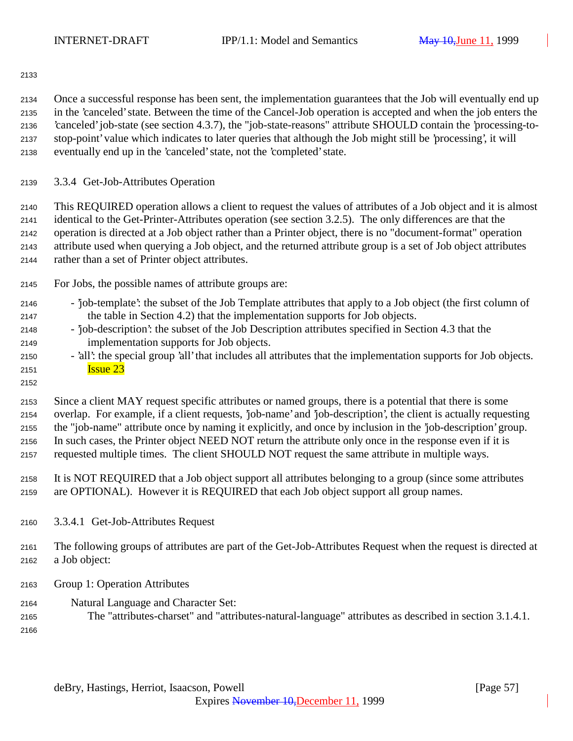Once a successful response has been sent, the implementation guarantees that the Job will eventually end up in the 'canceled' state. Between the time of the Cancel-Job operation is accepted and when the job enters the 'canceled' job-state (see section 4.3.7), the "job-state-reasons" attribute SHOULD contain the 'processing-to-stop-point' value which indicates to later queries that although the Job might still be 'processing', it will eventually end up in the 'canceled' state, not the 'completed' state.

### 3.3.4 Get-Job-Attributes Operation

This REQUIRED operation allows a client to request the values of attributes of a Job object and it is almost identical to the Get-Printer-Attributes operation (see section 3.2.5). The only differences are that the operation is directed at a Job object rather than a Printer object, there is no "document-format" operation attribute used when querying a Job object, and the returned attribute group is a set of Job object attributes rather than a set of Printer object attributes.

For Jobs, the possible names of attribute groups are:

- 'job-template': the subset of the Job Template attributes that apply to a Job object (the first column of the table in Section 4.2) that the implementation supports for Job objects.
- 'job-description': the subset of the Job Description attributes specified in Section 4.3 that the implementation supports for Job objects.
- 'all': the special group 'all' that includes all attributes that the implementation supports for Job objects. Issue 23

Since a client MAY request specific attributes or named groups, there is a potential that there is some overlap. For example, if a client requests, 'job-name' and 'job-description', the client is actually requesting the "job-name" attribute once by naming it explicitly, and once by inclusion in the 'job-description' group. In such cases, the Printer object NEED NOT return the attribute only once in the response even if it is requested multiple times. The client SHOULD NOT request the same attribute in multiple ways.

It is NOT REQUIRED that a Job object support all attributes belonging to a group (since some attributes are OPTIONAL). However it is REQUIRED that each Job object support all group names.

#### 3.3.4.1 Get-Job-Attributes Request

The following groups of attributes are part of the Get-Job-Attributes Request when the request is directed at a Job object:

Group 1: Operation Attributes

Natural Language and Character Set:
The "attributes-charset" and "attributes-natural-language" attributes as described in section 3.1.4.1.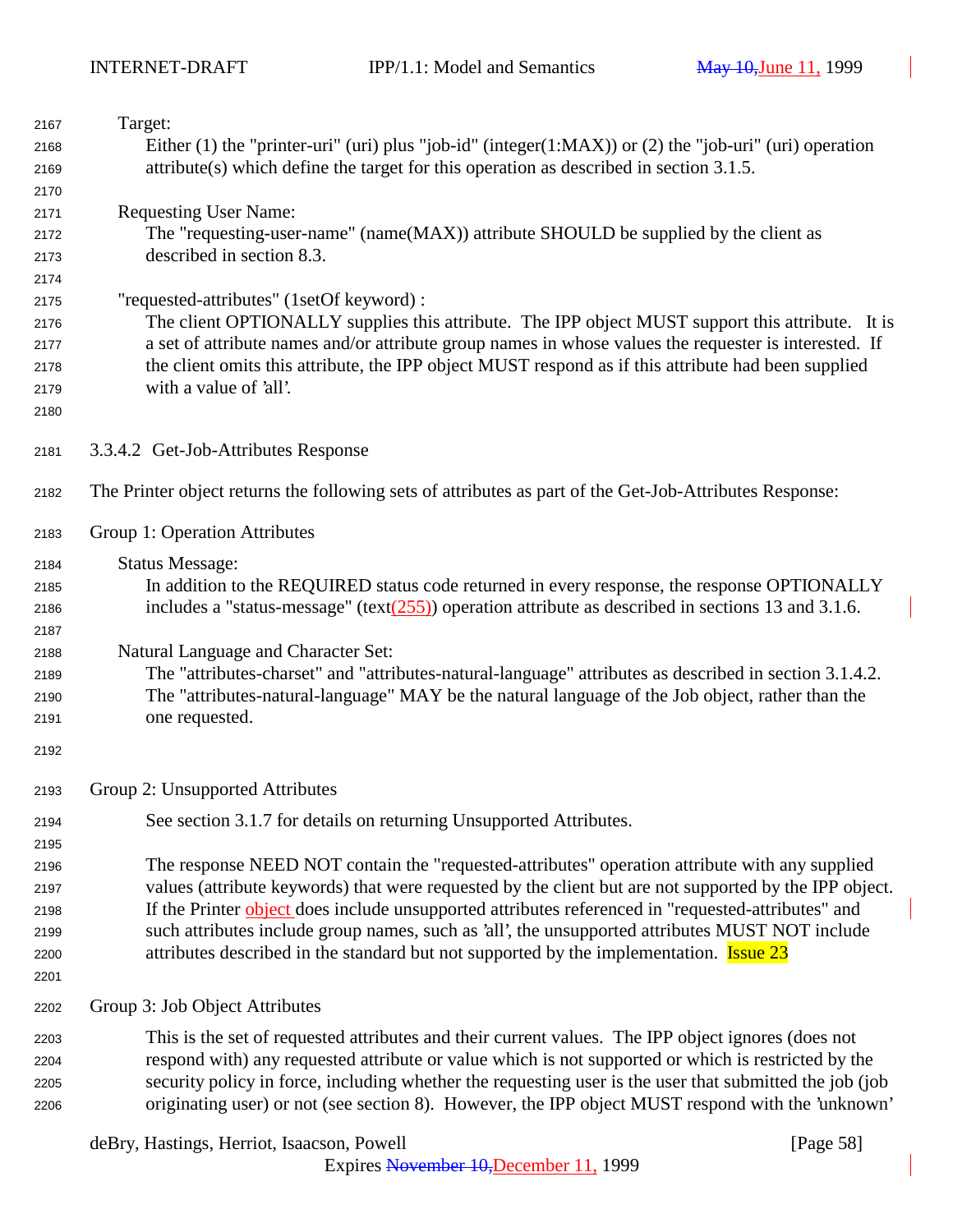Target:
Either (1) the "printer-uri" (uri) plus "job-id" (integer(1:MAX)) or (2) the "job-uri" (uri) operation attribute(s) which define the target for this operation as described in section 3.1.5.

Requesting User Name:
The "requesting-user-name" (name(MAX)) attribute SHOULD be supplied by the client as described in section 8.3.

"requested-attributes" (1setOf keyword) :
The client OPTIONALLY supplies this attribute. The IPP object MUST support this attribute. It is a set of attribute names and/or attribute group names in whose values the requester is interested. If the client omits this attribute, the IPP object MUST respond as if this attribute had been supplied with a value of 'all'.

### 3.3.4.2 Get-Job-Attributes Response

The Printer object returns the following sets of attributes as part of the Get-Job-Attributes Response:

Group 1: Operation Attributes

Status Message:
In addition to the REQUIRED status code returned in every response, the response OPTIONALLY includes a "status-message" (text(255)) operation attribute as described in sections 13 and 3.1.6.

Natural Language and Character Set:
The "attributes-charset" and "attributes-natural-language" attributes as described in section 3.1.4.2. The "attributes-natural-language" MAY be the natural language of the Job object, rather than the one requested.

Group 2: Unsupported Attributes

See section 3.1.7 for details on returning Unsupported Attributes.

The response NEED NOT contain the "requested-attributes" operation attribute with any supplied values (attribute keywords) that were requested by the client but are not supported by the IPP object. If the Printer object does include unsupported attributes referenced in "requested-attributes" and such attributes include group names, such as 'all', the unsupported attributes MUST NOT include attributes described in the standard but not supported by the implementation. Issue 23

Group 3: Job Object Attributes

This is the set of requested attributes and their current values. The IPP object ignores (does not respond with) any requested attribute or value which is not supported or which is restricted by the security policy in force, including whether the requesting user is the user that submitted the job (job originating user) or not (see section 8). However, the IPP object MUST respond with the 'unknown'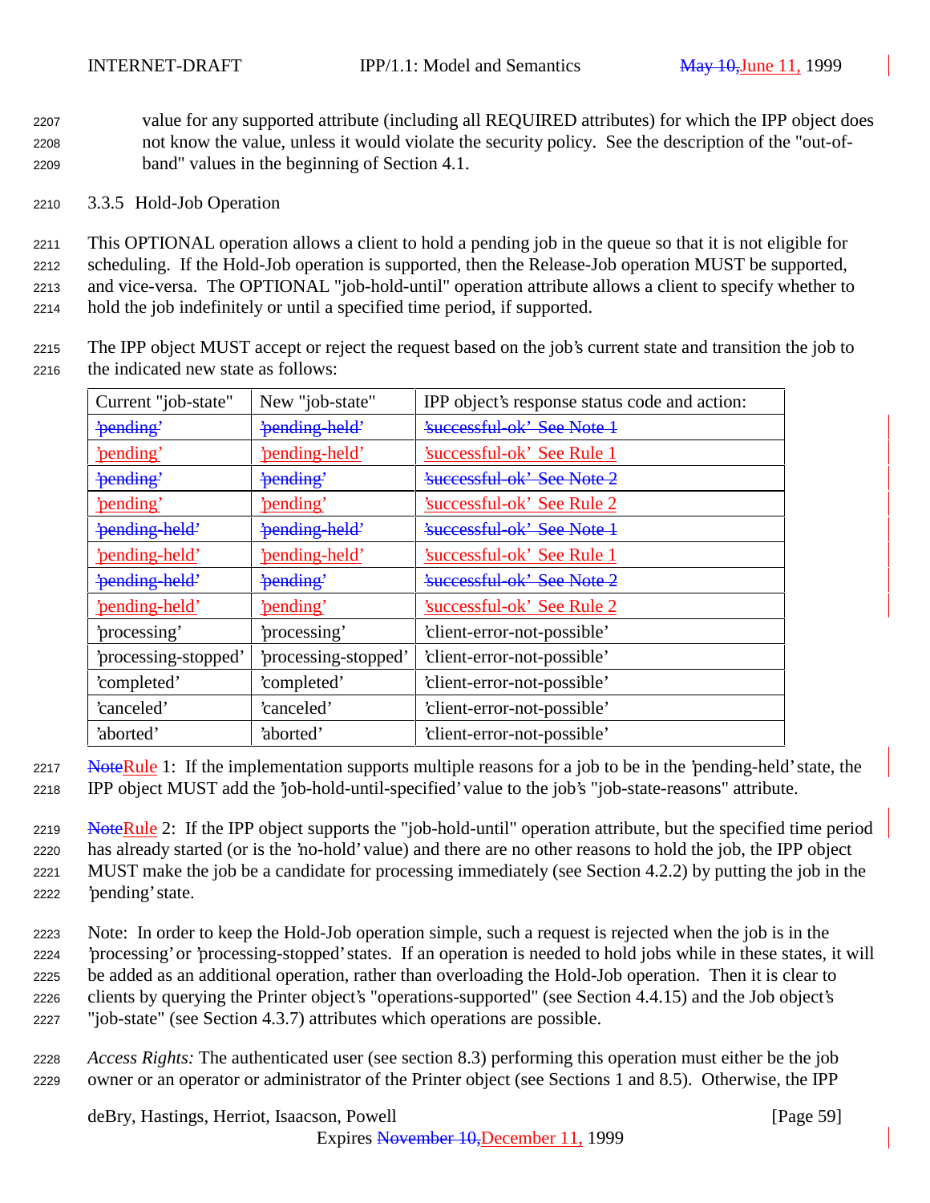value for any supported attribute (including all REQUIRED attributes) for which the IPP object does not know the value, unless it would violate the security policy. See the description of the "out-of-band" values in the beginning of Section 4.1.

### 3.3.5 Hold-Job Operation

This OPTIONAL operation allows a client to hold a pending job in the queue so that it is not eligible for scheduling. If the Hold-Job operation is supported, then the Release-Job operation MUST be supported, and vice-versa. The OPTIONAL "job-hold-until" operation attribute allows a client to specify whether to hold the job indefinitely or until a specified time period, if supported.

The IPP object MUST accept or reject the request based on the job's current state and transition the job to the indicated new state as follows:

| Current "job-state" | New "job-state" | IPP object's response status code and action: |
|---|---|---|
| ~~'pending'~~ | ~~'pending-held'~~ | ~~'successful-ok' See Note 1~~ |
| 'pending' | 'pending-held' | 'successful-ok' See Rule 1 |
| ~~'pending'~~ | ~~'pending'~~ | ~~'successful-ok' See Note 2~~ |
| 'pending' | 'pending' | 'successful-ok' See Rule 2 |
| ~~'pending-held'~~ | ~~'pending-held'~~ | ~~'successful-ok' See Note 1~~ |
| 'pending-held' | 'pending-held' | 'successful-ok' See Rule 1 |
| ~~'pending-held'~~ | ~~'pending'~~ | ~~'successful-ok' See Note 2~~ |
| 'pending-held' | 'pending' | 'successful-ok' See Rule 2 |
| 'processing' | 'processing' | 'client-error-not-possible' |
| 'processing-stopped' | 'processing-stopped' | 'client-error-not-possible' |
| 'completed' | 'completed' | 'client-error-not-possible' |
| 'canceled' | 'canceled' | 'client-error-not-possible' |
| 'aborted' | 'aborted' | 'client-error-not-possible' |

~~Note~~Rule 1: If the implementation supports multiple reasons for a job to be in the 'pending-held' state, the IPP object MUST add the 'job-hold-until-specified' value to the job's "job-state-reasons" attribute.

~~Note~~Rule 2: If the IPP object supports the "job-hold-until" operation attribute, but the specified time period has already started (or is the 'no-hold' value) and there are no other reasons to hold the job, the IPP object MUST make the job be a candidate for processing immediately (see Section 4.2.2) by putting the job in the 'pending' state.

Note: In order to keep the Hold-Job operation simple, such a request is rejected when the job is in the 'processing' or 'processing-stopped' states. If an operation is needed to hold jobs while in these states, it will be added as an additional operation, rather than overloading the Hold-Job operation. Then it is clear to clients by querying the Printer object's "operations-supported" (see Section 4.4.15) and the Job object's "job-state" (see Section 4.3.7) attributes which operations are possible.

*Access Rights:* The authenticated user (see section 8.3) performing this operation must either be the job owner or an operator or administrator of the Printer object (see Sections 1 and 8.5). Otherwise, the IPP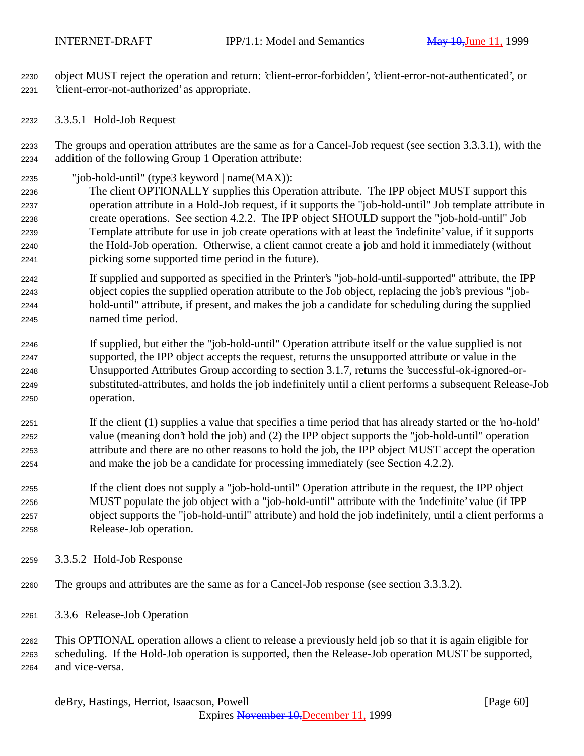object MUST reject the operation and return: 'client-error-forbidden', 'client-error-not-authenticated', or 'client-error-not-authorized' as appropriate.

#### 3.3.5.1 Hold-Job Request

The groups and operation attributes are the same as for a Cancel-Job request (see section 3.3.3.1), with the addition of the following Group 1 Operation attribute:

"job-hold-until" (type3 keyword | name(MAX)):

> The client OPTIONALLY supplies this Operation attribute. The IPP object MUST support this operation attribute in a Hold-Job request, if it supports the "job-hold-until" Job template attribute in create operations. See section 4.2.2. The IPP object SHOULD support the "job-hold-until" Job Template attribute for use in job create operations with at least the 'indefinite' value, if it supports the Hold-Job operation. Otherwise, a client cannot create a job and hold it immediately (without picking some supported time period in the future).
>
> If supplied and supported as specified in the Printer's "job-hold-until-supported" attribute, the IPP object copies the supplied operation attribute to the Job object, replacing the job's previous "job-hold-until" attribute, if present, and makes the job a candidate for scheduling during the supplied named time period.
>
> If supplied, but either the "job-hold-until" Operation attribute itself or the value supplied is not supported, the IPP object accepts the request, returns the unsupported attribute or value in the Unsupported Attributes Group according to section 3.1.7, returns the 'successful-ok-ignored-or-substituted-attributes, and holds the job indefinitely until a client performs a subsequent Release-Job operation.
>
> If the client (1) supplies a value that specifies a time period that has already started or the 'no-hold' value (meaning don't hold the job) and (2) the IPP object supports the "job-hold-until" operation attribute and there are no other reasons to hold the job, the IPP object MUST accept the operation and make the job be a candidate for processing immediately (see Section 4.2.2).
>
> If the client does not supply a "job-hold-until" Operation attribute in the request, the IPP object MUST populate the job object with a "job-hold-until" attribute with the 'indefinite' value (if IPP object supports the "job-hold-until" attribute) and hold the job indefinitely, until a client performs a Release-Job operation.

#### 3.3.5.2 Hold-Job Response

The groups and attributes are the same as for a Cancel-Job response (see section 3.3.3.2).

### 3.3.6 Release-Job Operation

This OPTIONAL operation allows a client to release a previously held job so that it is again eligible for scheduling. If the Hold-Job operation is supported, then the Release-Job operation MUST be supported, and vice-versa.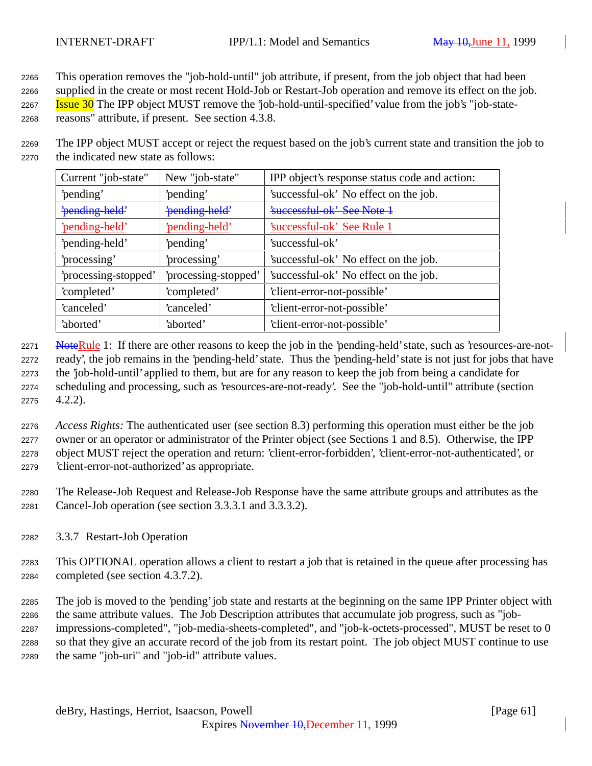This operation removes the "job-hold-until" job attribute, if present, from the job object that had been supplied in the create or most recent Hold-Job or Restart-Job operation and remove its effect on the job. Issue 30 The IPP object MUST remove the 'job-hold-until-specified' value from the job's "job-state-reasons" attribute, if present. See section 4.3.8.

The IPP object MUST accept or reject the request based on the job's current state and transition the job to the indicated new state as follows:

| Current "job-state" | New "job-state" | IPP object's response status code and action: |
|---|---|---|
| 'pending' | 'pending' | 'successful-ok' No effect on the job. |
| ~~'pending-held'~~ | ~~'pending-held'~~ | ~~'successful-ok' See Note 1~~ |
| 'pending-held' | 'pending-held' | 'successful-ok' See Rule 1 |
| 'pending-held' | 'pending' | 'successful-ok' |
| 'processing' | 'processing' | 'successful-ok' No effect on the job. |
| 'processing-stopped' | 'processing-stopped' | 'successful-ok' No effect on the job. |
| 'completed' | 'completed' | 'client-error-not-possible' |
| 'canceled' | 'canceled' | 'client-error-not-possible' |
| 'aborted' | 'aborted' | 'client-error-not-possible' |

~~Note~~Rule 1: If there are other reasons to keep the job in the 'pending-held' state, such as 'resources-are-not-ready', the job remains in the 'pending-held' state. Thus the 'pending-held' state is not just for jobs that have the 'job-hold-until' applied to them, but are for any reason to keep the job from being a candidate for scheduling and processing, such as 'resources-are-not-ready'. See the "job-hold-until" attribute (section 4.2.2).

*Access Rights:* The authenticated user (see section 8.3) performing this operation must either be the job owner or an operator or administrator of the Printer object (see Sections 1 and 8.5). Otherwise, the IPP object MUST reject the operation and return: 'client-error-forbidden', 'client-error-not-authenticated', or 'client-error-not-authorized' as appropriate.

The Release-Job Request and Release-Job Response have the same attribute groups and attributes as the Cancel-Job operation (see section 3.3.3.1 and 3.3.3.2).

### 3.3.7 Restart-Job Operation

This OPTIONAL operation allows a client to restart a job that is retained in the queue after processing has completed (see section 4.3.7.2).

The job is moved to the 'pending' job state and restarts at the beginning on the same IPP Printer object with the same attribute values. The Job Description attributes that accumulate job progress, such as "job-impressions-completed", "job-media-sheets-completed", and "job-k-octets-processed", MUST be reset to 0 so that they give an accurate record of the job from its restart point. The job object MUST continue to use the same "job-uri" and "job-id" attribute values.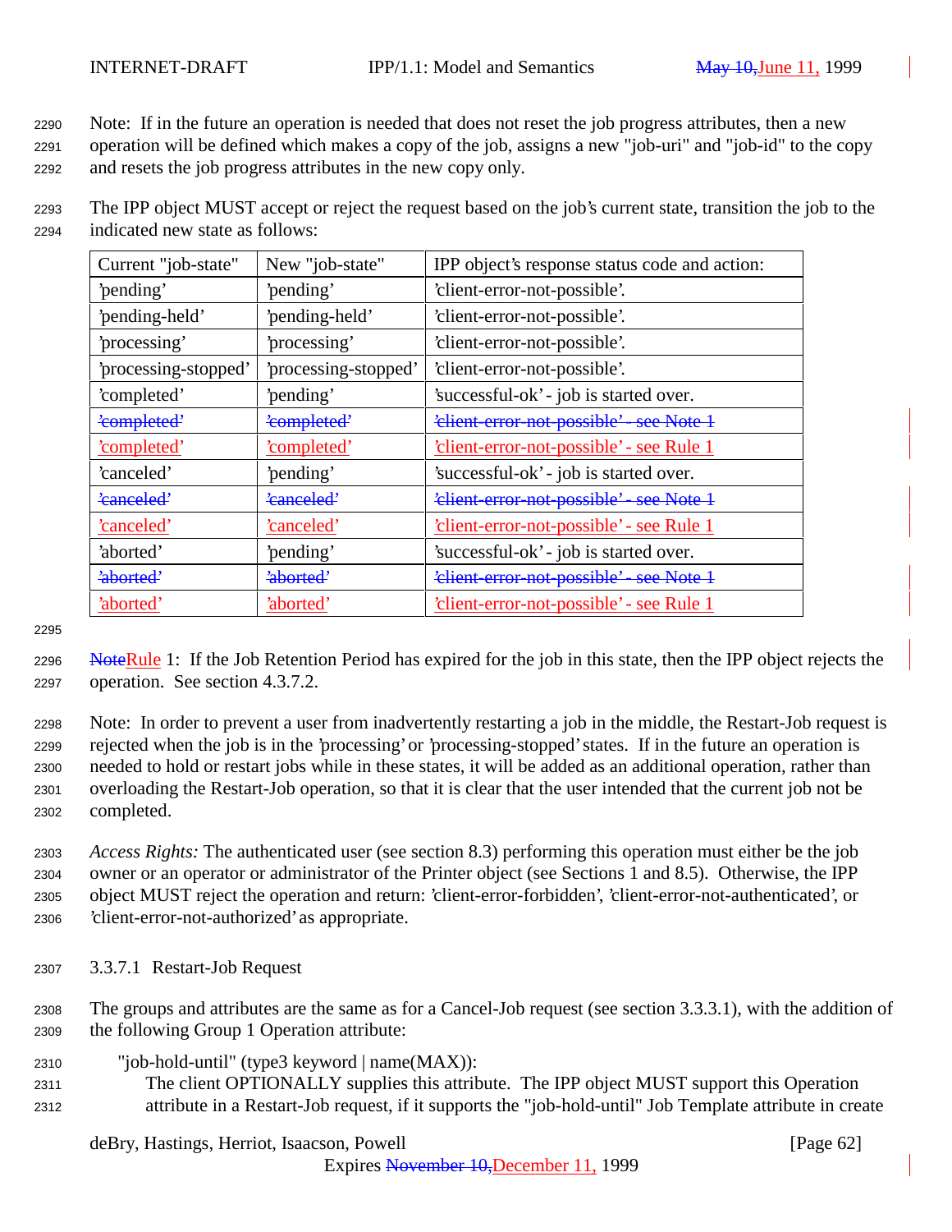Note: If in the future an operation is needed that does not reset the job progress attributes, then a new operation will be defined which makes a copy of the job, assigns a new "job-uri" and "job-id" to the copy and resets the job progress attributes in the new copy only.

The IPP object MUST accept or reject the request based on the job's current state, transition the job to the indicated new state as follows:

| Current "job-state" | New "job-state" | IPP object's response status code and action: |
|---|---|---|
| 'pending' | 'pending' | 'client-error-not-possible'. |
| 'pending-held' | 'pending-held' | 'client-error-not-possible'. |
| 'processing' | 'processing' | 'client-error-not-possible'. |
| 'processing-stopped' | 'processing-stopped' | 'client-error-not-possible'. |
| 'completed' | 'pending' | 'successful-ok' - job is started over. |
| ~~'completed'~~ | ~~'completed'~~ | ~~'client-error-not-possible' - see Note 1~~ |
| 'completed' | 'completed' | 'client-error-not-possible' - see Rule 1 |
| 'canceled' | 'pending' | 'successful-ok' - job is started over. |
| ~~'canceled'~~ | ~~'canceled'~~ | ~~'client-error-not-possible' - see Note 1~~ |
| 'canceled' | 'canceled' | 'client-error-not-possible' - see Rule 1 |
| 'aborted' | 'pending' | 'successful-ok' - job is started over. |
| ~~'aborted'~~ | ~~'aborted'~~ | ~~'client-error-not-possible' - see Note 1~~ |
| 'aborted' | 'aborted' | 'client-error-not-possible' - see Rule 1 |

~~Note~~Rule 1: If the Job Retention Period has expired for the job in this state, then the IPP object rejects the operation. See section 4.3.7.2.

Note: In order to prevent a user from inadvertently restarting a job in the middle, the Restart-Job request is rejected when the job is in the 'processing' or 'processing-stopped' states. If in the future an operation is needed to hold or restart jobs while in these states, it will be added as an additional operation, rather than overloading the Restart-Job operation, so that it is clear that the user intended that the current job not be completed.

*Access Rights:* The authenticated user (see section 8.3) performing this operation must either be the job owner or an operator or administrator of the Printer object (see Sections 1 and 8.5). Otherwise, the IPP object MUST reject the operation and return: 'client-error-forbidden', 'client-error-not-authenticated', or 'client-error-not-authorized' as appropriate.

#### 3.3.7.1 Restart-Job Request

The groups and attributes are the same as for a Cancel-Job request (see section 3.3.3.1), with the addition of the following Group 1 Operation attribute:

"job-hold-until" (type3 keyword | name(MAX)):
    The client OPTIONALLY supplies this attribute. The IPP object MUST support this Operation attribute in a Restart-Job request, if it supports the "job-hold-until" Job Template attribute in create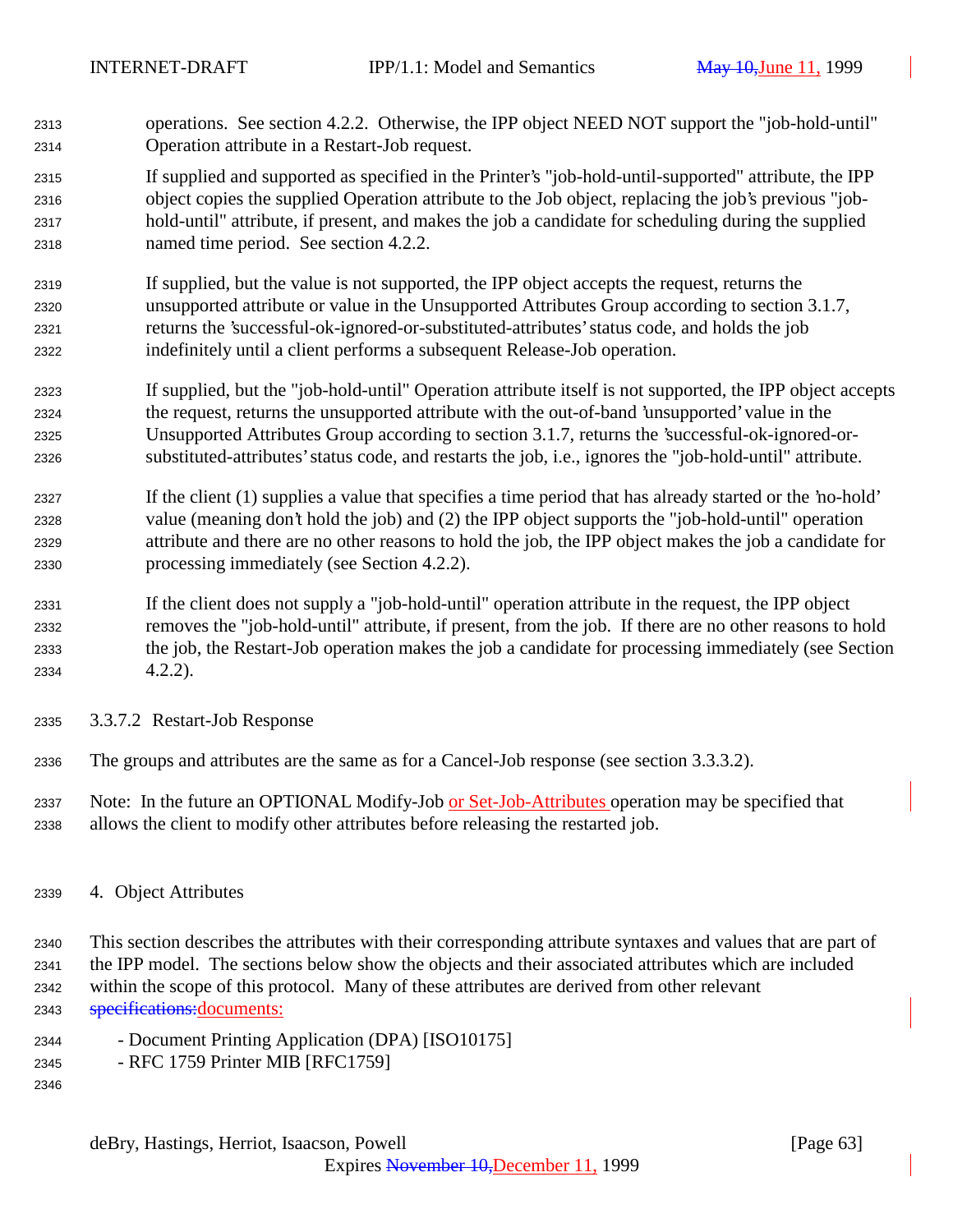operations. See section 4.2.2. Otherwise, the IPP object NEED NOT support the "job-hold-until" Operation attribute in a Restart-Job request.

If supplied and supported as specified in the Printer's "job-hold-until-supported" attribute, the IPP object copies the supplied Operation attribute to the Job object, replacing the job's previous "job-hold-until" attribute, if present, and makes the job a candidate for scheduling during the supplied named time period. See section 4.2.2.

If supplied, but the value is not supported, the IPP object accepts the request, returns the unsupported attribute or value in the Unsupported Attributes Group according to section 3.1.7, returns the 'successful-ok-ignored-or-substituted-attributes' status code, and holds the job indefinitely until a client performs a subsequent Release-Job operation.

If supplied, but the "job-hold-until" Operation attribute itself is not supported, the IPP object accepts the request, returns the unsupported attribute with the out-of-band 'unsupported' value in the Unsupported Attributes Group according to section 3.1.7, returns the 'successful-ok-ignored-or-substituted-attributes' status code, and restarts the job, i.e., ignores the "job-hold-until" attribute.

If the client (1) supplies a value that specifies a time period that has already started or the 'no-hold' value (meaning don't hold the job) and (2) the IPP object supports the "job-hold-until" operation attribute and there are no other reasons to hold the job, the IPP object makes the job a candidate for processing immediately (see Section 4.2.2).

If the client does not supply a "job-hold-until" operation attribute in the request, the IPP object removes the "job-hold-until" attribute, if present, from the job. If there are no other reasons to hold the job, the Restart-Job operation makes the job a candidate for processing immediately (see Section 4.2.2).

#### 3.3.7.2 Restart-Job Response

The groups and attributes are the same as for a Cancel-Job response (see section 3.3.3.2).

Note: In the future an OPTIONAL Modify-Job or Set-Job-Attributes operation may be specified that allows the client to modify other attributes before releasing the restarted job.

## 4. Object Attributes

This section describes the attributes with their corresponding attribute syntaxes and values that are part of the IPP model. The sections below show the objects and their associated attributes which are included within the scope of this protocol. Many of these attributes are derived from other relevant ~~specifications:~~documents:

- Document Printing Application (DPA) [ISO10175]
- RFC 1759 Printer MIB [RFC1759]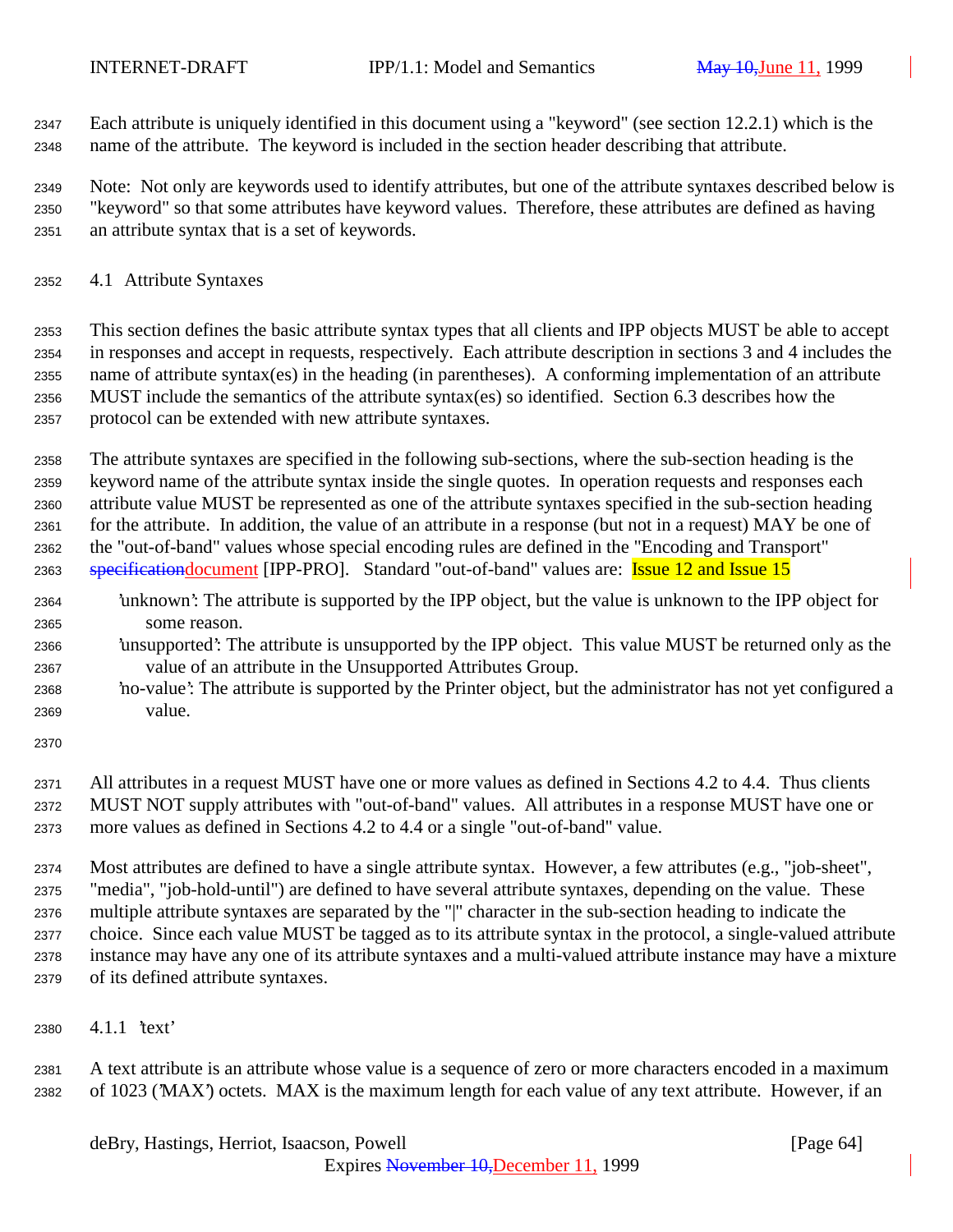Each attribute is uniquely identified in this document using a "keyword" (see section 12.2.1) which is the name of the attribute. The keyword is included in the section header describing that attribute.

Note: Not only are keywords used to identify attributes, but one of the attribute syntaxes described below is "keyword" so that some attributes have keyword values. Therefore, these attributes are defined as having an attribute syntax that is a set of keywords.

## 4.1 Attribute Syntaxes

This section defines the basic attribute syntax types that all clients and IPP objects MUST be able to accept in responses and accept in requests, respectively. Each attribute description in sections 3 and 4 includes the name of attribute syntax(es) in the heading (in parentheses). A conforming implementation of an attribute MUST include the semantics of the attribute syntax(es) so identified. Section 6.3 describes how the protocol can be extended with new attribute syntaxes.

The attribute syntaxes are specified in the following sub-sections, where the sub-section heading is the keyword name of the attribute syntax inside the single quotes. In operation requests and responses each attribute value MUST be represented as one of the attribute syntaxes specified in the sub-section heading for the attribute. In addition, the value of an attribute in a response (but not in a request) MAY be one of the "out-of-band" values whose special encoding rules are defined in the "Encoding and Transport" ~~specification~~document [IPP-PRO]. Standard "out-of-band" values are: Issue 12 and Issue 15

- 'unknown': The attribute is supported by the IPP object, but the value is unknown to the IPP object for some reason.
- 'unsupported': The attribute is unsupported by the IPP object. This value MUST be returned only as the value of an attribute in the Unsupported Attributes Group.
- 'no-value': The attribute is supported by the Printer object, but the administrator has not yet configured a value.

All attributes in a request MUST have one or more values as defined in Sections 4.2 to 4.4. Thus clients MUST NOT supply attributes with "out-of-band" values. All attributes in a response MUST have one or more values as defined in Sections 4.2 to 4.4 or a single "out-of-band" value.

Most attributes are defined to have a single attribute syntax. However, a few attributes (e.g., "job-sheet", "media", "job-hold-until") are defined to have several attribute syntaxes, depending on the value. These multiple attribute syntaxes are separated by the "|" character in the sub-section heading to indicate the choice. Since each value MUST be tagged as to its attribute syntax in the protocol, a single-valued attribute instance may have any one of its attribute syntaxes and a multi-valued attribute instance may have a mixture of its defined attribute syntaxes.

### 4.1.1 'text'

A text attribute is an attribute whose value is a sequence of zero or more characters encoded in a maximum of 1023 ('MAX') octets. MAX is the maximum length for each value of any text attribute. However, if an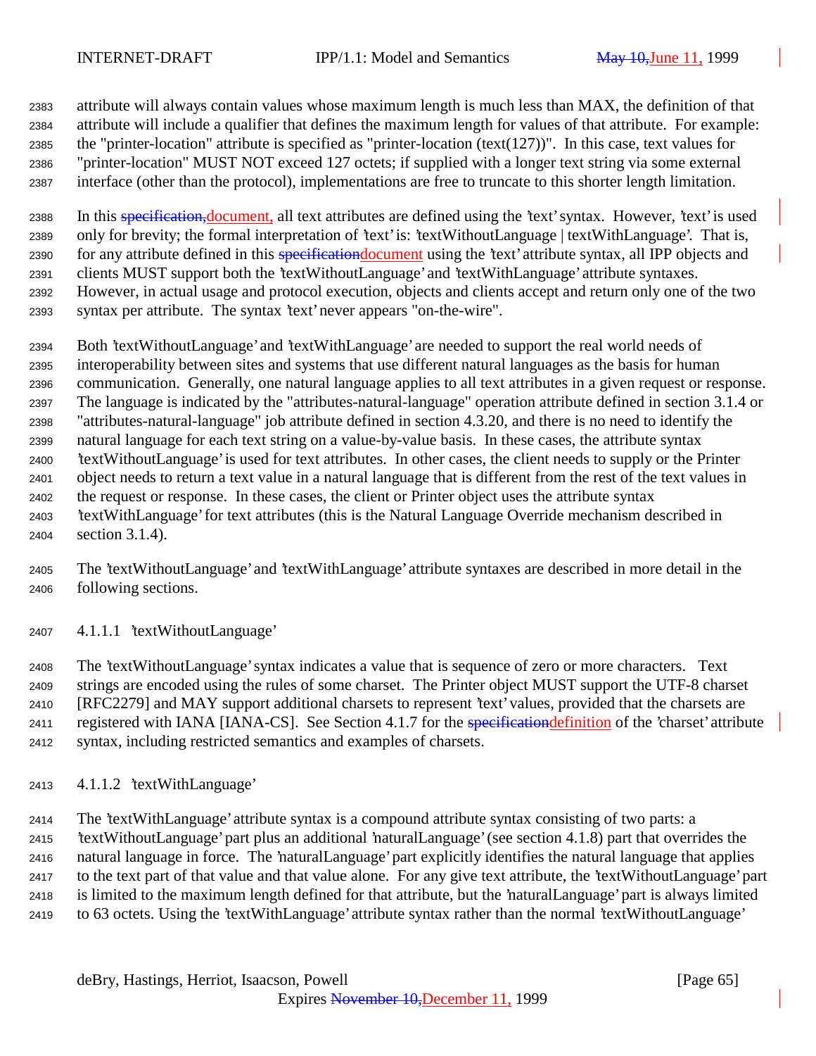attribute will always contain values whose maximum length is much less than MAX, the definition of that attribute will include a qualifier that defines the maximum length for values of that attribute. For example: the "printer-location" attribute is specified as "printer-location (text(127))". In this case, text values for "printer-location" MUST NOT exceed 127 octets; if supplied with a longer text string via some external interface (other than the protocol), implementations are free to truncate to this shorter length limitation.

In this ~~specification,~~document, all text attributes are defined using the 'text' syntax. However, 'text' is used only for brevity; the formal interpretation of 'text' is: 'textWithoutLanguage | textWithLanguage'. That is, for any attribute defined in this ~~specification~~document using the 'text' attribute syntax, all IPP objects and clients MUST support both the 'textWithoutLanguage' and 'textWithLanguage' attribute syntaxes. However, in actual usage and protocol execution, objects and clients accept and return only one of the two syntax per attribute. The syntax 'text' never appears "on-the-wire".

Both 'textWithoutLanguage' and 'textWithLanguage' are needed to support the real world needs of interoperability between sites and systems that use different natural languages as the basis for human communication. Generally, one natural language applies to all text attributes in a given request or response. The language is indicated by the "attributes-natural-language" operation attribute defined in section 3.1.4 or "attributes-natural-language" job attribute defined in section 4.3.20, and there is no need to identify the natural language for each text string on a value-by-value basis. In these cases, the attribute syntax 'textWithoutLanguage' is used for text attributes. In other cases, the client needs to supply or the Printer object needs to return a text value in a natural language that is different from the rest of the text values in the request or response. In these cases, the client or Printer object uses the attribute syntax 'textWithLanguage' for text attributes (this is the Natural Language Override mechanism described in section 3.1.4).

The 'textWithoutLanguage' and 'textWithLanguage' attribute syntaxes are described in more detail in the following sections.

#### 4.1.1.1 'textWithoutLanguage'

The 'textWithoutLanguage' syntax indicates a value that is sequence of zero or more characters. Text strings are encoded using the rules of some charset. The Printer object MUST support the UTF-8 charset [RFC2279] and MAY support additional charsets to represent 'text' values, provided that the charsets are registered with IANA [IANA-CS]. See Section 4.1.7 for the ~~specification~~definition of the 'charset' attribute syntax, including restricted semantics and examples of charsets.

#### 4.1.1.2 'textWithLanguage'

The 'textWithLanguage' attribute syntax is a compound attribute syntax consisting of two parts: a 'textWithoutLanguage' part plus an additional 'naturalLanguage' (see section 4.1.8) part that overrides the natural language in force. The 'naturalLanguage' part explicitly identifies the natural language that applies to the text part of that value and that value alone. For any give text attribute, the 'textWithoutLanguage' part is limited to the maximum length defined for that attribute, but the 'naturalLanguage' part is always limited to 63 octets. Using the 'textWithLanguage' attribute syntax rather than the normal 'textWithoutLanguage'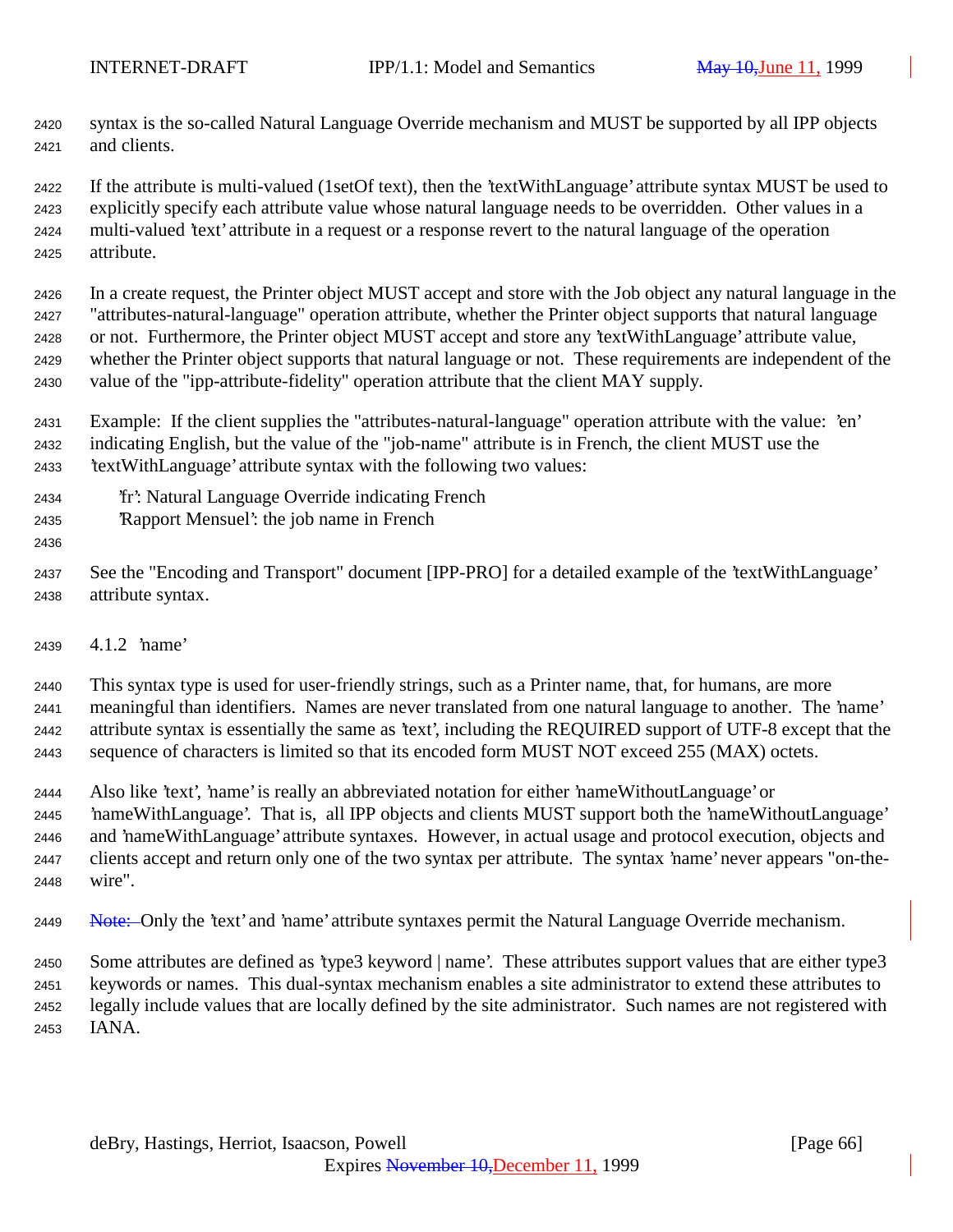syntax is the so-called Natural Language Override mechanism and MUST be supported by all IPP objects and clients.

If the attribute is multi-valued (1setOf text), then the 'textWithLanguage' attribute syntax MUST be used to explicitly specify each attribute value whose natural language needs to be overridden. Other values in a multi-valued 'text' attribute in a request or a response revert to the natural language of the operation attribute.

In a create request, the Printer object MUST accept and store with the Job object any natural language in the "attributes-natural-language" operation attribute, whether the Printer object supports that natural language or not. Furthermore, the Printer object MUST accept and store any 'textWithLanguage' attribute value, whether the Printer object supports that natural language or not. These requirements are independent of the value of the "ipp-attribute-fidelity" operation attribute that the client MAY supply.

Example: If the client supplies the "attributes-natural-language" operation attribute with the value: 'en' indicating English, but the value of the "job-name" attribute is in French, the client MUST use the 'textWithLanguage' attribute syntax with the following two values:

  'fr': Natural Language Override indicating French
  'Rapport Mensuel': the job name in French

See the "Encoding and Transport" document [IPP-PRO] for a detailed example of the 'textWithLanguage' attribute syntax.

### 4.1.2 'name'

This syntax type is used for user-friendly strings, such as a Printer name, that, for humans, are more meaningful than identifiers. Names are never translated from one natural language to another. The 'name' attribute syntax is essentially the same as 'text', including the REQUIRED support of UTF-8 except that the sequence of characters is limited so that its encoded form MUST NOT exceed 255 (MAX) octets.

Also like 'text', 'name' is really an abbreviated notation for either 'nameWithoutLanguage' or 'nameWithLanguage'. That is, all IPP objects and clients MUST support both the 'nameWithoutLanguage' and 'nameWithLanguage' attribute syntaxes. However, in actual usage and protocol execution, objects and clients accept and return only one of the two syntax per attribute. The syntax 'name' never appears "on-the-wire".

~~Note:~~ Only the 'text' and 'name' attribute syntaxes permit the Natural Language Override mechanism.

Some attributes are defined as 'type3 keyword | name'. These attributes support values that are either type3 keywords or names. This dual-syntax mechanism enables a site administrator to extend these attributes to legally include values that are locally defined by the site administrator. Such names are not registered with IANA.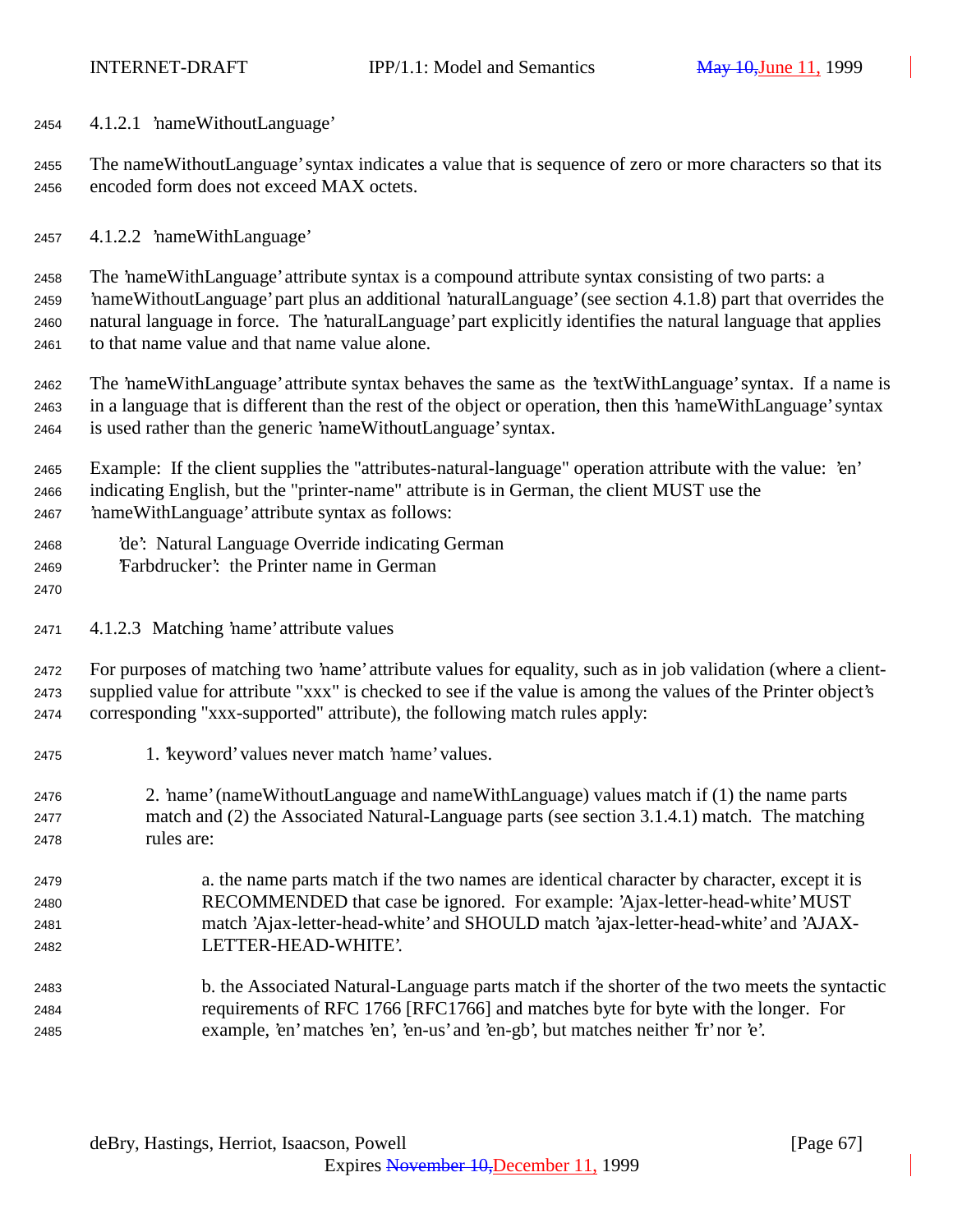#### 4.1.2.1 'nameWithoutLanguage'

The nameWithoutLanguage' syntax indicates a value that is sequence of zero or more characters so that its encoded form does not exceed MAX octets.

#### 4.1.2.2 'nameWithLanguage'

The 'nameWithLanguage' attribute syntax is a compound attribute syntax consisting of two parts: a 'nameWithoutLanguage' part plus an additional 'naturalLanguage' (see section 4.1.8) part that overrides the natural language in force. The 'naturalLanguage' part explicitly identifies the natural language that applies to that name value and that name value alone.

The 'nameWithLanguage' attribute syntax behaves the same as the 'textWithLanguage' syntax. If a name is in a language that is different than the rest of the object or operation, then this 'nameWithLanguage' syntax is used rather than the generic 'nameWithoutLanguage' syntax.

Example: If the client supplies the "attributes-natural-language" operation attribute with the value: 'en' indicating English, but the "printer-name" attribute is in German, the client MUST use the 'nameWithLanguage' attribute syntax as follows:

'de': Natural Language Override indicating German
'Farbdrucker': the Printer name in German

#### 4.1.2.3 Matching 'name' attribute values

For purposes of matching two 'name' attribute values for equality, such as in job validation (where a client-supplied value for attribute "xxx" is checked to see if the value is among the values of the Printer object's corresponding "xxx-supported" attribute), the following match rules apply:

1. 'keyword' values never match 'name' values.

2. 'name' (nameWithoutLanguage and nameWithLanguage) values match if (1) the name parts match and (2) the Associated Natural-Language parts (see section 3.1.4.1) match. The matching rules are:

   a. the name parts match if the two names are identical character by character, except it is RECOMMENDED that case be ignored. For example: 'Ajax-letter-head-white' MUST match 'Ajax-letter-head-white' and SHOULD match 'ajax-letter-head-white' and 'AJAX-LETTER-HEAD-WHITE'.

   b. the Associated Natural-Language parts match if the shorter of the two meets the syntactic requirements of RFC 1766 [RFC1766] and matches byte for byte with the longer. For example, 'en' matches 'en', 'en-us' and 'en-gb', but matches neither 'fr' nor 'e'.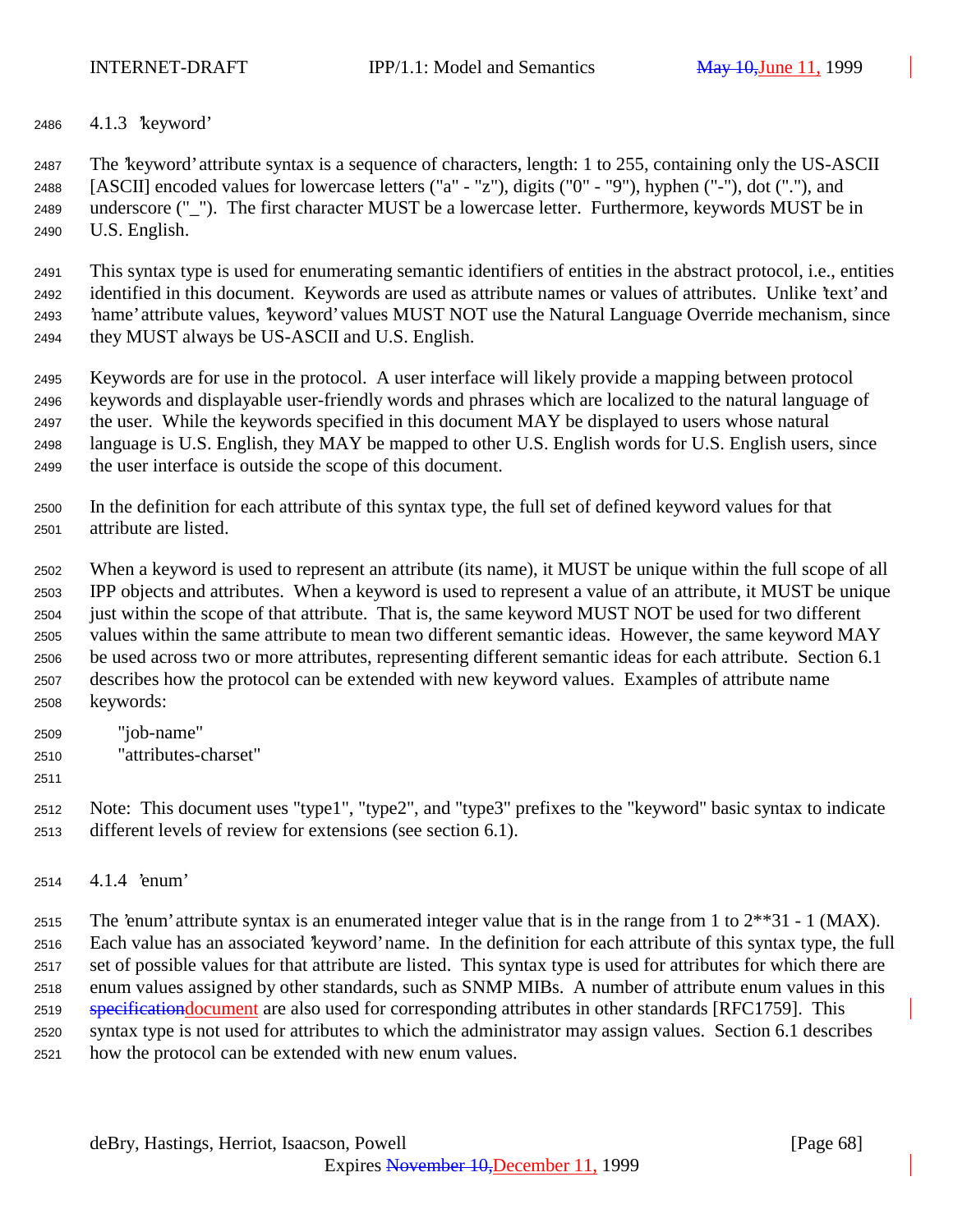### 4.1.3 'keyword'

The 'keyword' attribute syntax is a sequence of characters, length: 1 to 255, containing only the US-ASCII [ASCII] encoded values for lowercase letters ("a" - "z"), digits ("0" - "9"), hyphen ("-"), dot ("."), and underscore ("_"). The first character MUST be a lowercase letter. Furthermore, keywords MUST be in U.S. English.

This syntax type is used for enumerating semantic identifiers of entities in the abstract protocol, i.e., entities identified in this document. Keywords are used as attribute names or values of attributes. Unlike 'text' and 'name' attribute values, 'keyword' values MUST NOT use the Natural Language Override mechanism, since they MUST always be US-ASCII and U.S. English.

Keywords are for use in the protocol. A user interface will likely provide a mapping between protocol keywords and displayable user-friendly words and phrases which are localized to the natural language of the user. While the keywords specified in this document MAY be displayed to users whose natural language is U.S. English, they MAY be mapped to other U.S. English words for U.S. English users, since the user interface is outside the scope of this document.

In the definition for each attribute of this syntax type, the full set of defined keyword values for that attribute are listed.

When a keyword is used to represent an attribute (its name), it MUST be unique within the full scope of all IPP objects and attributes. When a keyword is used to represent a value of an attribute, it MUST be unique just within the scope of that attribute. That is, the same keyword MUST NOT be used for two different values within the same attribute to mean two different semantic ideas. However, the same keyword MAY be used across two or more attributes, representing different semantic ideas for each attribute. Section 6.1 describes how the protocol can be extended with new keyword values. Examples of attribute name keywords:

    "job-name"
    "attributes-charset"

Note: This document uses "type1", "type2", and "type3" prefixes to the "keyword" basic syntax to indicate different levels of review for extensions (see section 6.1).

### 4.1.4 'enum'

The 'enum' attribute syntax is an enumerated integer value that is in the range from 1 to 2**31 - 1 (MAX). Each value has an associated 'keyword' name. In the definition for each attribute of this syntax type, the full set of possible values for that attribute are listed. This syntax type is used for attributes for which there are enum values assigned by other standards, such as SNMP MIBs. A number of attribute enum values in this ~~specification~~document are also used for corresponding attributes in other standards [RFC1759]. This syntax type is not used for attributes to which the administrator may assign values. Section 6.1 describes how the protocol can be extended with new enum values.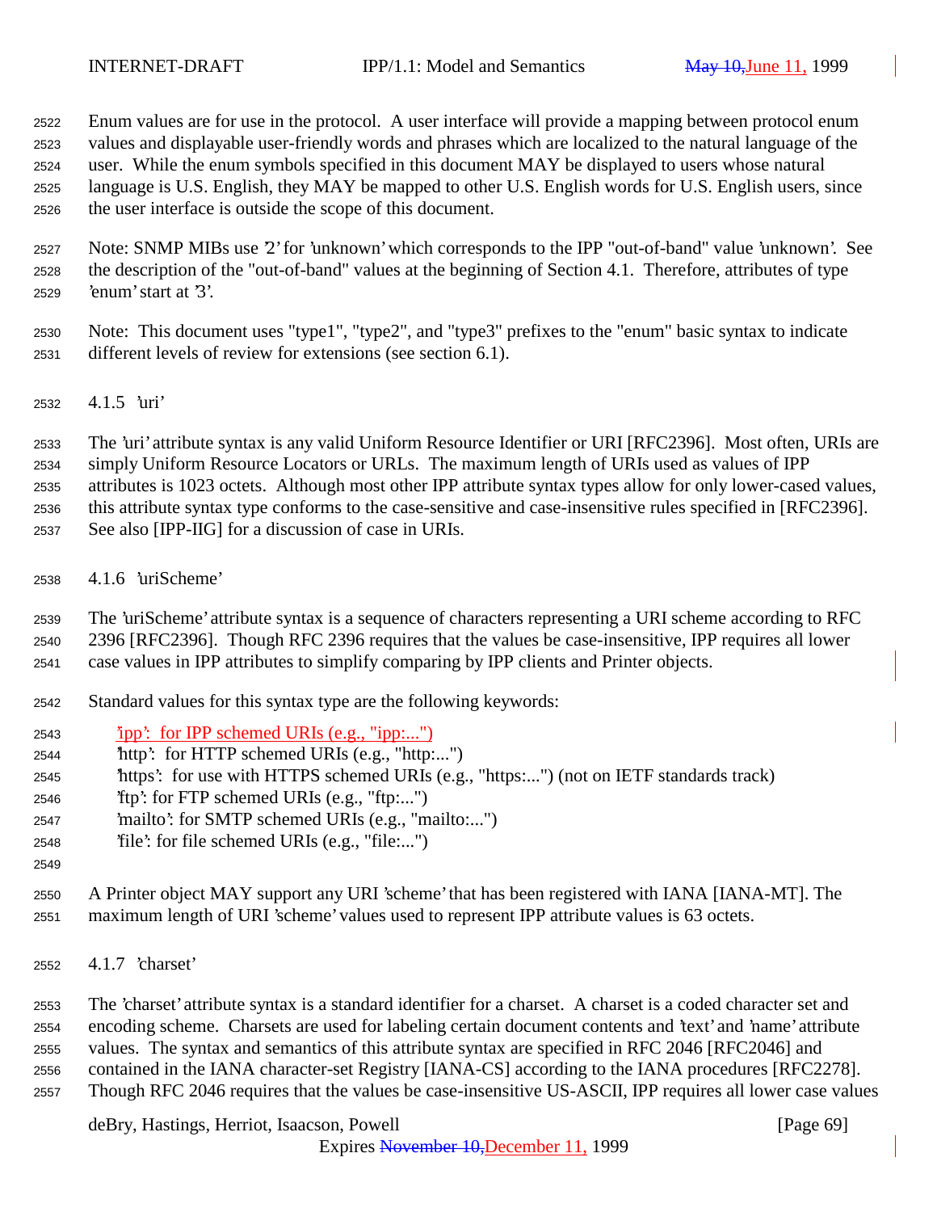Enum values are for use in the protocol. A user interface will provide a mapping between protocol enum values and displayable user-friendly words and phrases which are localized to the natural language of the user. While the enum symbols specified in this document MAY be displayed to users whose natural language is U.S. English, they MAY be mapped to other U.S. English words for U.S. English users, since the user interface is outside the scope of this document.

Note: SNMP MIBs use '2' for 'unknown' which corresponds to the IPP "out-of-band" value 'unknown'. See the description of the "out-of-band" values at the beginning of Section 4.1. Therefore, attributes of type 'enum' start at '3'.

Note: This document uses "type1", "type2", and "type3" prefixes to the "enum" basic syntax to indicate different levels of review for extensions (see section 6.1).

### 4.1.5 'uri'

The 'uri' attribute syntax is any valid Uniform Resource Identifier or URI [RFC2396]. Most often, URIs are simply Uniform Resource Locators or URLs. The maximum length of URIs used as values of IPP attributes is 1023 octets. Although most other IPP attribute syntax types allow for only lower-cased values, this attribute syntax type conforms to the case-sensitive and case-insensitive rules specified in [RFC2396]. See also [IPP-IIG] for a discussion of case in URIs.

### 4.1.6 'uriScheme'

The 'uriScheme' attribute syntax is a sequence of characters representing a URI scheme according to RFC 2396 [RFC2396]. Though RFC 2396 requires that the values be case-insensitive, IPP requires all lower case values in IPP attributes to simplify comparing by IPP clients and Printer objects.

Standard values for this syntax type are the following keywords:

- 'ipp': for IPP schemed URIs (e.g., "ipp:...")
- 'http': for HTTP schemed URIs (e.g., "http:...")
- 'https': for use with HTTPS schemed URIs (e.g., "https:...") (not on IETF standards track)
- 'ftp': for FTP schemed URIs (e.g., "ftp:...")
- 'mailto': for SMTP schemed URIs (e.g., "mailto:...")
- 'file': for file schemed URIs (e.g., "file:...")

A Printer object MAY support any URI 'scheme' that has been registered with IANA [IANA-MT]. The maximum length of URI 'scheme' values used to represent IPP attribute values is 63 octets.

### 4.1.7 'charset'

The 'charset' attribute syntax is a standard identifier for a charset. A charset is a coded character set and encoding scheme. Charsets are used for labeling certain document contents and 'text' and 'name' attribute values. The syntax and semantics of this attribute syntax are specified in RFC 2046 [RFC2046] and contained in the IANA character-set Registry [IANA-CS] according to the IANA procedures [RFC2278]. Though RFC 2046 requires that the values be case-insensitive US-ASCII, IPP requires all lower case values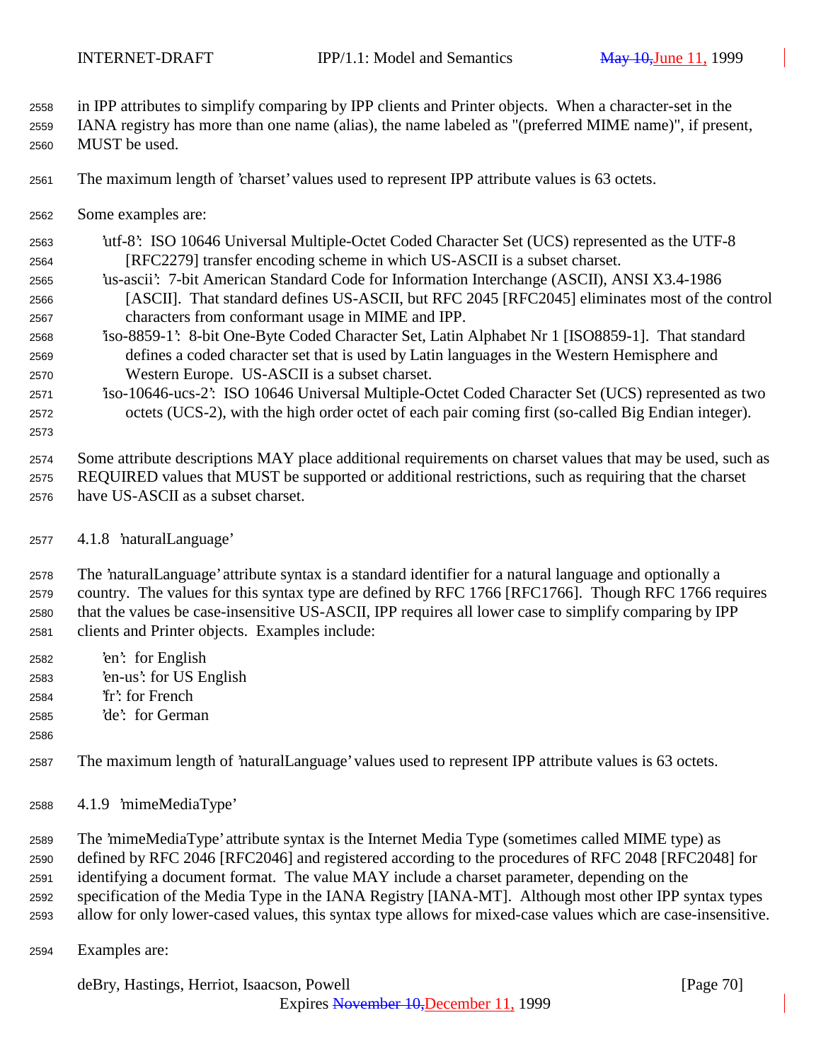in IPP attributes to simplify comparing by IPP clients and Printer objects. When a character-set in the IANA registry has more than one name (alias), the name labeled as "(preferred MIME name)", if present, MUST be used.

The maximum length of 'charset' values used to represent IPP attribute values is 63 octets.

Some examples are:

'utf-8': ISO 10646 Universal Multiple-Octet Coded Character Set (UCS) represented as the UTF-8 [RFC2279] transfer encoding scheme in which US-ASCII is a subset charset.
'us-ascii': 7-bit American Standard Code for Information Interchange (ASCII), ANSI X3.4-1986 [ASCII]. That standard defines US-ASCII, but RFC 2045 [RFC2045] eliminates most of the control characters from conformant usage in MIME and IPP.
'iso-8859-1': 8-bit One-Byte Coded Character Set, Latin Alphabet Nr 1 [ISO8859-1]. That standard defines a coded character set that is used by Latin languages in the Western Hemisphere and Western Europe. US-ASCII is a subset charset.
'iso-10646-ucs-2': ISO 10646 Universal Multiple-Octet Coded Character Set (UCS) represented as two octets (UCS-2), with the high order octet of each pair coming first (so-called Big Endian integer).

Some attribute descriptions MAY place additional requirements on charset values that may be used, such as REQUIRED values that MUST be supported or additional restrictions, such as requiring that the charset have US-ASCII as a subset charset.

### 4.1.8 'naturalLanguage'

The 'naturalLanguage' attribute syntax is a standard identifier for a natural language and optionally a country. The values for this syntax type are defined by RFC 1766 [RFC1766]. Though RFC 1766 requires that the values be case-insensitive US-ASCII, IPP requires all lower case to simplify comparing by IPP clients and Printer objects. Examples include:

'en': for English
'en-us': for US English
'fr': for French
'de': for German

The maximum length of 'naturalLanguage' values used to represent IPP attribute values is 63 octets.

### 4.1.9 'mimeMediaType'

The 'mimeMediaType' attribute syntax is the Internet Media Type (sometimes called MIME type) as defined by RFC 2046 [RFC2046] and registered according to the procedures of RFC 2048 [RFC2048] for identifying a document format. The value MAY include a charset parameter, depending on the specification of the Media Type in the IANA Registry [IANA-MT]. Although most other IPP syntax types allow for only lower-cased values, this syntax type allows for mixed-case values which are case-insensitive.

Examples are: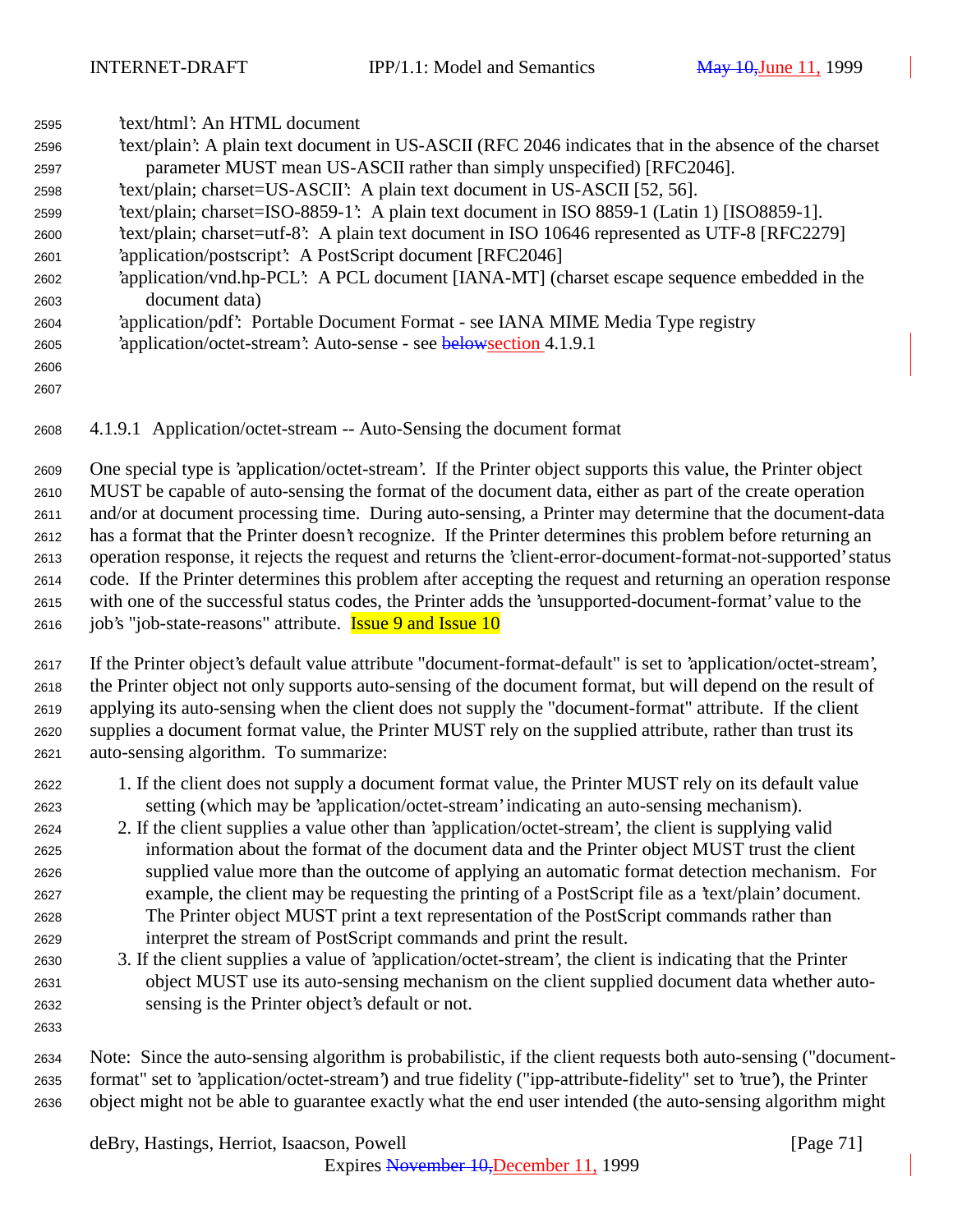'text/html': An HTML document
'text/plain': A plain text document in US-ASCII (RFC 2046 indicates that in the absence of the charset parameter MUST mean US-ASCII rather than simply unspecified) [RFC2046].
'text/plain; charset=US-ASCII': A plain text document in US-ASCII [52, 56].
'text/plain; charset=ISO-8859-1': A plain text document in ISO 8859-1 (Latin 1) [ISO8859-1].
'text/plain; charset=utf-8': A plain text document in ISO 10646 represented as UTF-8 [RFC2279]
'application/postscript': A PostScript document [RFC2046]
'application/vnd.hp-PCL': A PCL document [IANA-MT] (charset escape sequence embedded in the document data)
'application/pdf': Portable Document Format - see IANA MIME Media Type registry
'application/octet-stream': Auto-sense - see ~~below~~section 4.1.9.1

#### 4.1.9.1 Application/octet-stream -- Auto-Sensing the document format

One special type is 'application/octet-stream'. If the Printer object supports this value, the Printer object MUST be capable of auto-sensing the format of the document data, either as part of the create operation and/or at document processing time. During auto-sensing, a Printer may determine that the document-data has a format that the Printer doesn't recognize. If the Printer determines this problem before returning an operation response, it rejects the request and returns the 'client-error-document-format-not-supported' status code. If the Printer determines this problem after accepting the request and returning an operation response with one of the successful status codes, the Printer adds the 'unsupported-document-format' value to the job's "job-state-reasons" attribute. Issue 9 and Issue 10

If the Printer object's default value attribute "document-format-default" is set to 'application/octet-stream', the Printer object not only supports auto-sensing of the document format, but will depend on the result of applying its auto-sensing when the client does not supply the "document-format" attribute. If the client supplies a document format value, the Printer MUST rely on the supplied attribute, rather than trust its auto-sensing algorithm. To summarize:

1. If the client does not supply a document format value, the Printer MUST rely on its default value setting (which may be 'application/octet-stream' indicating an auto-sensing mechanism).
2. If the client supplies a value other than 'application/octet-stream', the client is supplying valid information about the format of the document data and the Printer object MUST trust the client supplied value more than the outcome of applying an automatic format detection mechanism. For example, the client may be requesting the printing of a PostScript file as a 'text/plain' document. The Printer object MUST print a text representation of the PostScript commands rather than interpret the stream of PostScript commands and print the result.
3. If the client supplies a value of 'application/octet-stream', the client is indicating that the Printer object MUST use its auto-sensing mechanism on the client supplied document data whether auto-sensing is the Printer object's default or not.

Note: Since the auto-sensing algorithm is probabilistic, if the client requests both auto-sensing ("document-format" set to 'application/octet-stream') and true fidelity ("ipp-attribute-fidelity" set to 'true'), the Printer object might not be able to guarantee exactly what the end user intended (the auto-sensing algorithm might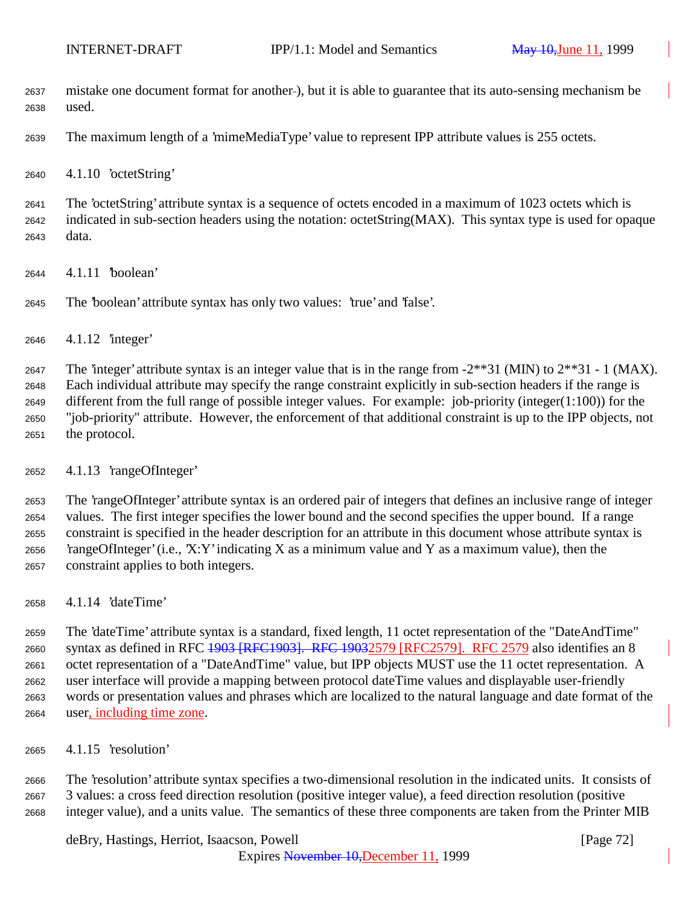mistake one document format for another-), but it is able to guarantee that its auto-sensing mechanism be used.

The maximum length of a 'mimeMediaType' value to represent IPP attribute values is 255 octets.

#### 4.1.10 'octetString'

The 'octetString' attribute syntax is a sequence of octets encoded in a maximum of 1023 octets which is indicated in sub-section headers using the notation: octetString(MAX). This syntax type is used for opaque data.

#### 4.1.11 'boolean'

The 'boolean' attribute syntax has only two values: 'true' and 'false'.

#### 4.1.12 'integer'

The 'integer' attribute syntax is an integer value that is in the range from -2**31 (MIN) to 2**31 - 1 (MAX). Each individual attribute may specify the range constraint explicitly in sub-section headers if the range is different from the full range of possible integer values. For example: job-priority (integer(1:100)) for the "job-priority" attribute. However, the enforcement of that additional constraint is up to the IPP objects, not the protocol.

#### 4.1.13 'rangeOfInteger'

The 'rangeOfInteger' attribute syntax is an ordered pair of integers that defines an inclusive range of integer values. The first integer specifies the lower bound and the second specifies the upper bound. If a range constraint is specified in the header description for an attribute in this document whose attribute syntax is 'rangeOfInteger' (i.e., 'X:Y' indicating X as a minimum value and Y as a maximum value), then the constraint applies to both integers.

#### 4.1.14 'dateTime'

The 'dateTime' attribute syntax is a standard, fixed length, 11 octet representation of the "DateAndTime" syntax as defined in RFC ~~1903 [RFC1903]. RFC 1903~~2579 [RFC2579]. RFC 2579 also identifies an 8 octet representation of a "DateAndTime" value, but IPP objects MUST use the 11 octet representation. A user interface will provide a mapping between protocol dateTime values and displayable user-friendly words or presentation values and phrases which are localized to the natural language and date format of the user, including time zone.

#### 4.1.15 'resolution'

The 'resolution' attribute syntax specifies a two-dimensional resolution in the indicated units. It consists of 3 values: a cross feed direction resolution (positive integer value), a feed direction resolution (positive integer value), and a units value. The semantics of these three components are taken from the Printer MIB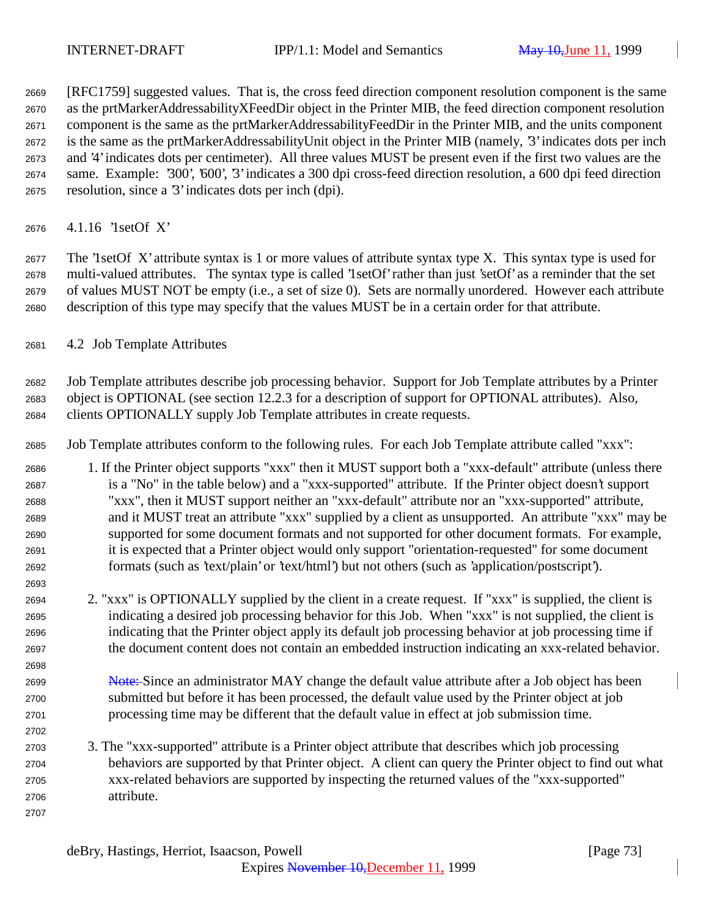[RFC1759] suggested values. That is, the cross feed direction component resolution component is the same as the prtMarkerAddressabilityXFeedDir object in the Printer MIB, the feed direction component resolution component is the same as the prtMarkerAddressabilityFeedDir in the Printer MIB, and the units component is the same as the prtMarkerAddressabilityUnit object in the Printer MIB (namely, '3' indicates dots per inch and '4' indicates dots per centimeter). All three values MUST be present even if the first two values are the same. Example: '300', '600', '3' indicates a 300 dpi cross-feed direction resolution, a 600 dpi feed direction resolution, since a '3' indicates dots per inch (dpi).

#### 4.1.16 '1setOf X'

The '1setOf X' attribute syntax is 1 or more values of attribute syntax type X. This syntax type is used for multi-valued attributes. The syntax type is called '1setOf' rather than just 'setOf' as a reminder that the set of values MUST NOT be empty (i.e., a set of size 0). Sets are normally unordered. However each attribute description of this type may specify that the values MUST be in a certain order for that attribute.

### 4.2 Job Template Attributes

Job Template attributes describe job processing behavior. Support for Job Template attributes by a Printer object is OPTIONAL (see section 12.2.3 for a description of support for OPTIONAL attributes). Also, clients OPTIONALLY supply Job Template attributes in create requests.

Job Template attributes conform to the following rules. For each Job Template attribute called "xxx":

1. If the Printer object supports "xxx" then it MUST support both a "xxx-default" attribute (unless there is a "No" in the table below) and a "xxx-supported" attribute. If the Printer object doesn't support "xxx", then it MUST support neither an "xxx-default" attribute nor an "xxx-supported" attribute, and it MUST treat an attribute "xxx" supplied by a client as unsupported. An attribute "xxx" may be supported for some document formats and not supported for other document formats. For example, it is expected that a Printer object would only support "orientation-requested" for some document formats (such as 'text/plain' or 'text/html') but not others (such as 'application/postscript').

2. "xxx" is OPTIONALLY supplied by the client in a create request. If "xxx" is supplied, the client is indicating a desired job processing behavior for this Job. When "xxx" is not supplied, the client is indicating that the Printer object apply its default job processing behavior at job processing time if the document content does not contain an embedded instruction indicating an xxx-related behavior.

   Since an administrator MAY change the default value attribute after a Job object has been submitted but before it has been processed, the default value used by the Printer object at job processing time may be different that the default value in effect at job submission time.

3. The "xxx-supported" attribute is a Printer object attribute that describes which job processing behaviors are supported by that Printer object. A client can query the Printer object to find out what xxx-related behaviors are supported by inspecting the returned values of the "xxx-supported" attribute.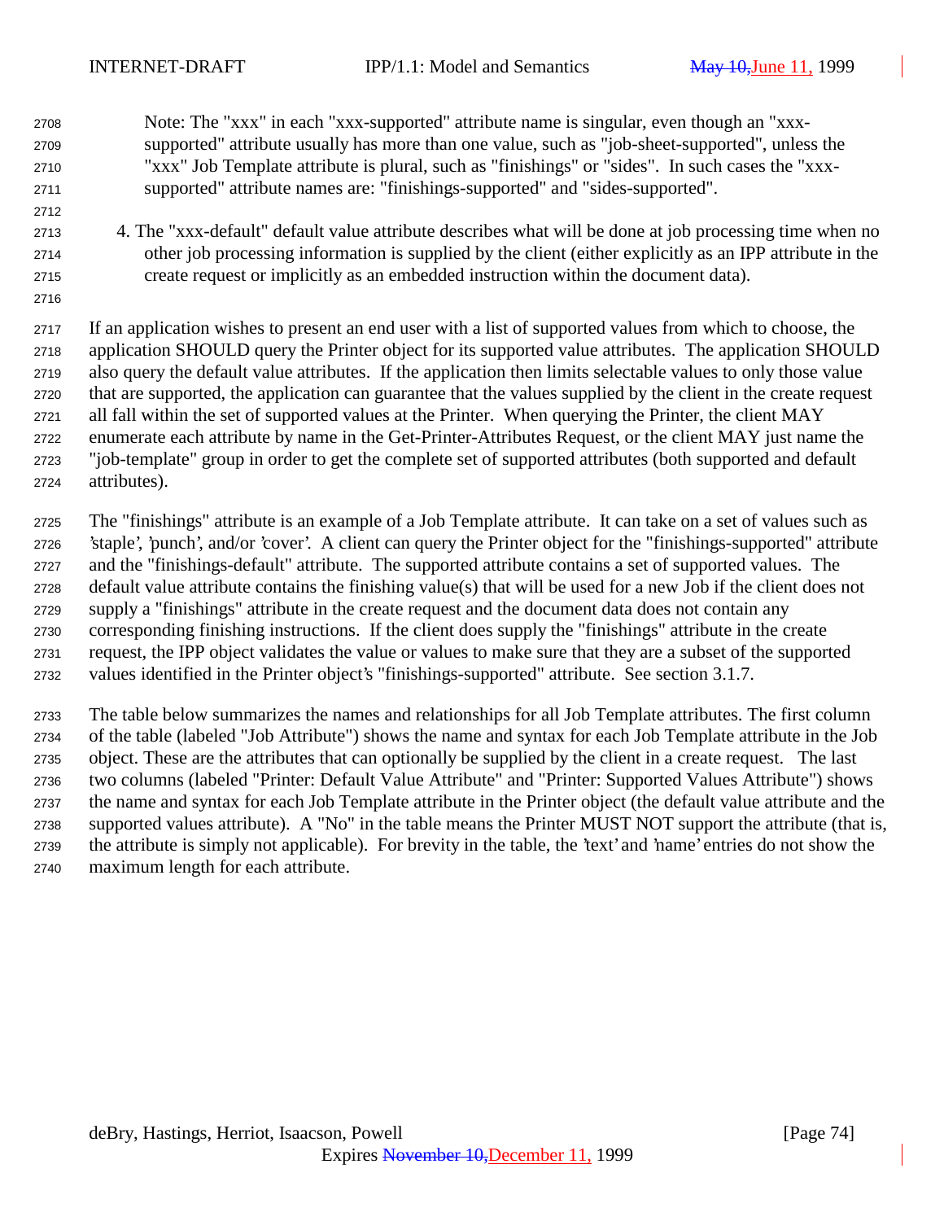Note: The "xxx" in each "xxx-supported" attribute name is singular, even though an "xxx-supported" attribute usually has more than one value, such as "job-sheet-supported", unless the "xxx" Job Template attribute is plural, such as "finishings" or "sides". In such cases the "xxx-supported" attribute names are: "finishings-supported" and "sides-supported".

4. The "xxx-default" default value attribute describes what will be done at job processing time when no other job processing information is supplied by the client (either explicitly as an IPP attribute in the create request or implicitly as an embedded instruction within the document data).

If an application wishes to present an end user with a list of supported values from which to choose, the application SHOULD query the Printer object for its supported value attributes. The application SHOULD also query the default value attributes. If the application then limits selectable values to only those value that are supported, the application can guarantee that the values supplied by the client in the create request all fall within the set of supported values at the Printer. When querying the Printer, the client MAY enumerate each attribute by name in the Get-Printer-Attributes Request, or the client MAY just name the "job-template" group in order to get the complete set of supported attributes (both supported and default attributes).

The "finishings" attribute is an example of a Job Template attribute. It can take on a set of values such as 'staple', 'punch', and/or 'cover'. A client can query the Printer object for the "finishings-supported" attribute and the "finishings-default" attribute. The supported attribute contains a set of supported values. The default value attribute contains the finishing value(s) that will be used for a new Job if the client does not supply a "finishings" attribute in the create request and the document data does not contain any corresponding finishing instructions. If the client does supply the "finishings" attribute in the create request, the IPP object validates the value or values to make sure that they are a subset of the supported values identified in the Printer object's "finishings-supported" attribute. See section 3.1.7.

The table below summarizes the names and relationships for all Job Template attributes. The first column of the table (labeled "Job Attribute") shows the name and syntax for each Job Template attribute in the Job object. These are the attributes that can optionally be supplied by the client in a create request. The last two columns (labeled "Printer: Default Value Attribute" and "Printer: Supported Values Attribute") shows the name and syntax for each Job Template attribute in the Printer object (the default value attribute and the supported values attribute). A "No" in the table means the Printer MUST NOT support the attribute (that is, the attribute is simply not applicable). For brevity in the table, the 'text' and 'name' entries do not show the maximum length for each attribute.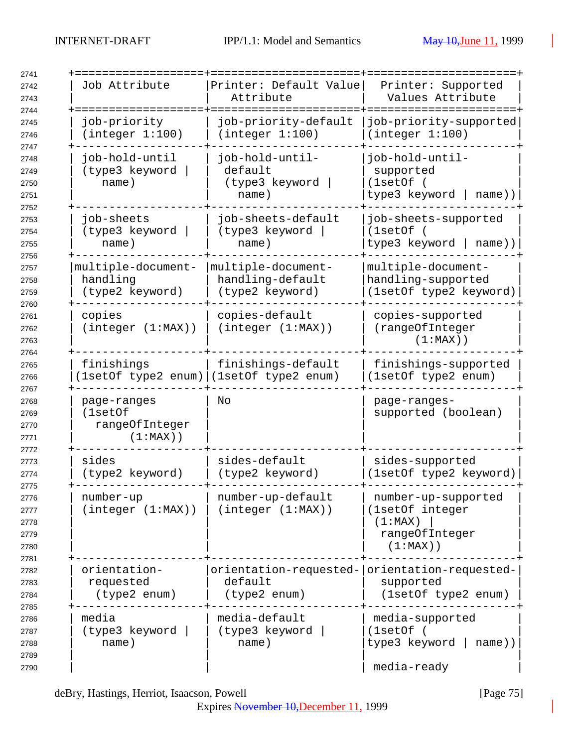| Job Attribute | Printer: Default Value Attribute | Printer: Supported Values Attribute |
|---|---|---|
| job-priority (integer 1:100) | job-priority-default (integer 1:100) | job-priority-supported (integer 1:100) |
| job-hold-until (type3 keyword \| name) | job-hold-until-default (type3 keyword \| name) | job-hold-until-supported (1setOf ( type3 keyword \| name)) |
| job-sheets (type3 keyword \| name) | job-sheets-default (type3 keyword \| name) | job-sheets-supported (1setOf ( type3 keyword \| name)) |
| multiple-document-handling (type2 keyword) | multiple-document-handling-default (type2 keyword) | multiple-document-handling-supported (1setOf type2 keyword) |
| copies (integer (1:MAX)) | copies-default (integer (1:MAX)) | copies-supported (rangeOfInteger (1:MAX)) |
| finishings (1setOf type2 enum) | finishings-default (1setOf type2 enum) | finishings-supported (1setOf type2 enum) |
| page-ranges (1setOf rangeOfInteger (1:MAX)) | No | page-ranges-supported (boolean) |
| sides (type2 keyword) | sides-default (type2 keyword) | sides-supported (1setOf type2 keyword) |
| number-up (integer (1:MAX)) | number-up-default (integer (1:MAX)) | number-up-supported (1setOf integer (1:MAX) \| rangeOfInteger (1:MAX)) |
| orientation-requested (type2 enum) | orientation-requested-default (type2 enum) | orientation-requested-supported (1setOf type2 enum) |
| media (type3 keyword \| name) | media-default (type3 keyword \| name) | media-supported (1setOf ( type3 keyword \| name))<br><br>media-ready |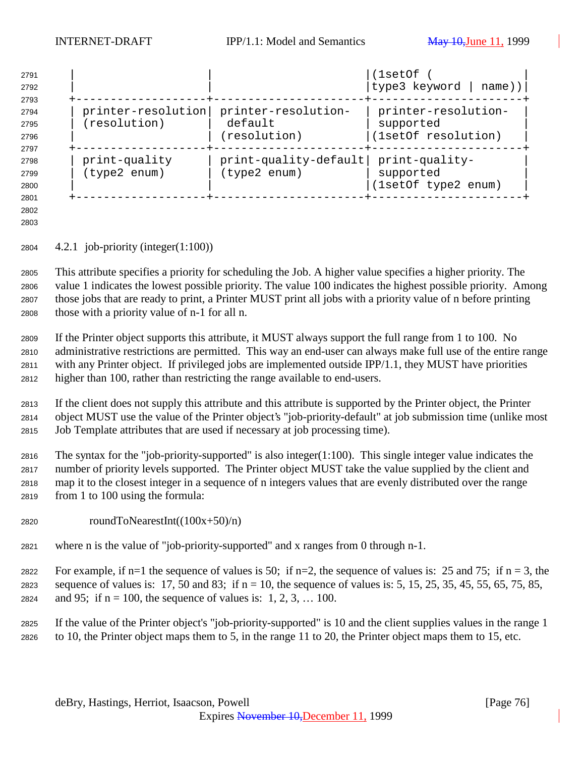| | | (1setOf (type3 keyword \| name)) |
|---|---|---|
| printer-resolution (resolution) | printer-resolution-default (resolution) | printer-resolution-supported (1setOf resolution) |
| print-quality (type2 enum) | print-quality-default (type2 enum) | print-quality-supported (1setOf type2 enum) |

### 4.2.1 job-priority (integer(1:100))

This attribute specifies a priority for scheduling the Job. A higher value specifies a higher priority. The value 1 indicates the lowest possible priority. The value 100 indicates the highest possible priority. Among those jobs that are ready to print, a Printer MUST print all jobs with a priority value of n before printing those with a priority value of n-1 for all n.

If the Printer object supports this attribute, it MUST always support the full range from 1 to 100. No administrative restrictions are permitted. This way an end-user can always make full use of the entire range with any Printer object. If privileged jobs are implemented outside IPP/1.1, they MUST have priorities higher than 100, rather than restricting the range available to end-users.

If the client does not supply this attribute and this attribute is supported by the Printer object, the Printer object MUST use the value of the Printer object's "job-priority-default" at job submission time (unlike most Job Template attributes that are used if necessary at job processing time).

The syntax for the "job-priority-supported" is also integer(1:100). This single integer value indicates the number of priority levels supported. The Printer object MUST take the value supplied by the client and map it to the closest integer in a sequence of n integers values that are evenly distributed over the range from 1 to 100 using the formula:

roundToNearestInt((100x+50)/n)

where n is the value of "job-priority-supported" and x ranges from 0 through n-1.

For example, if n=1 the sequence of values is 50; if n=2, the sequence of values is: 25 and 75; if n = 3, the sequence of values is: 17, 50 and 83; if n = 10, the sequence of values is: 5, 15, 25, 35, 45, 55, 65, 75, 85, and 95; if n = 100, the sequence of values is: 1, 2, 3, … 100.

If the value of the Printer object's "job-priority-supported" is 10 and the client supplies values in the range 1 to 10, the Printer object maps them to 5, in the range 11 to 20, the Printer object maps them to 15, etc.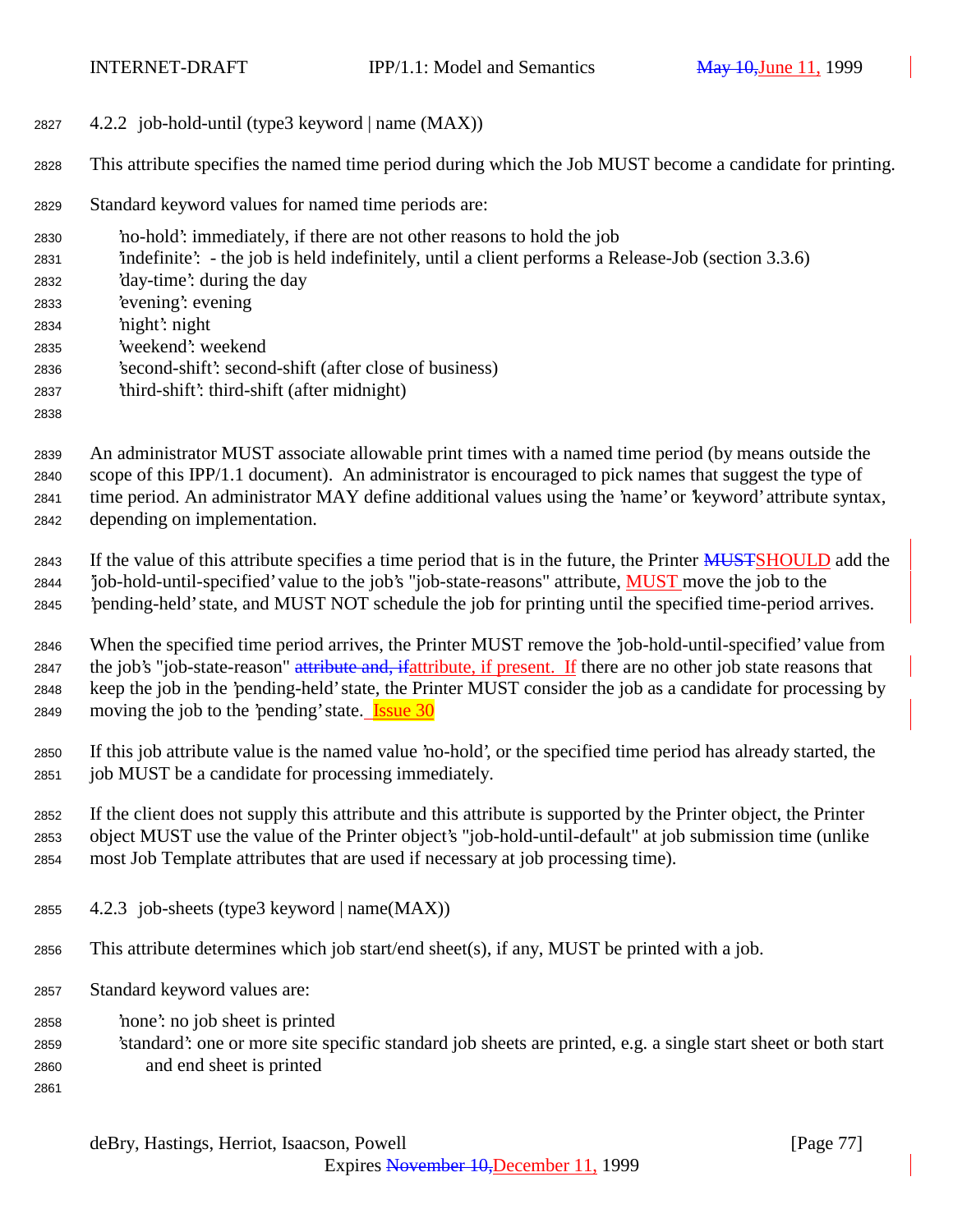### 4.2.2 job-hold-until (type3 keyword | name (MAX))

This attribute specifies the named time period during which the Job MUST become a candidate for printing.

Standard keyword values for named time periods are:

- 'no-hold': immediately, if there are not other reasons to hold the job
- 'indefinite': - the job is held indefinitely, until a client performs a Release-Job (section 3.3.6)
- 'day-time': during the day
- 'evening': evening
- 'night': night
- 'weekend': weekend
- 'second-shift': second-shift (after close of business)
- 'third-shift': third-shift (after midnight)

An administrator MUST associate allowable print times with a named time period (by means outside the scope of this IPP/1.1 document). An administrator is encouraged to pick names that suggest the type of time period. An administrator MAY define additional values using the 'name' or 'keyword' attribute syntax, depending on implementation.

If the value of this attribute specifies a time period that is in the future, the Printer ~~MUST~~SHOULD add the 'job-hold-until-specified' value to the job's "job-state-reasons" attribute, MUST move the job to the 'pending-held' state, and MUST NOT schedule the job for printing until the specified time-period arrives.

When the specified time period arrives, the Printer MUST remove the 'job-hold-until-specified' value from the job's "job-state-reason" ~~attribute and, if~~attribute, if present. If there are no other job state reasons that keep the job in the 'pending-held' state, the Printer MUST consider the job as a candidate for processing by moving the job to the 'pending' state. Issue 30

If this job attribute value is the named value 'no-hold', or the specified time period has already started, the job MUST be a candidate for processing immediately.

If the client does not supply this attribute and this attribute is supported by the Printer object, the Printer object MUST use the value of the Printer object's "job-hold-until-default" at job submission time (unlike most Job Template attributes that are used if necessary at job processing time).

### 4.2.3 job-sheets (type3 keyword | name(MAX))

This attribute determines which job start/end sheet(s), if any, MUST be printed with a job.

Standard keyword values are:

- 'none': no job sheet is printed
- 'standard': one or more site specific standard job sheets are printed, e.g. a single start sheet or both start and end sheet is printed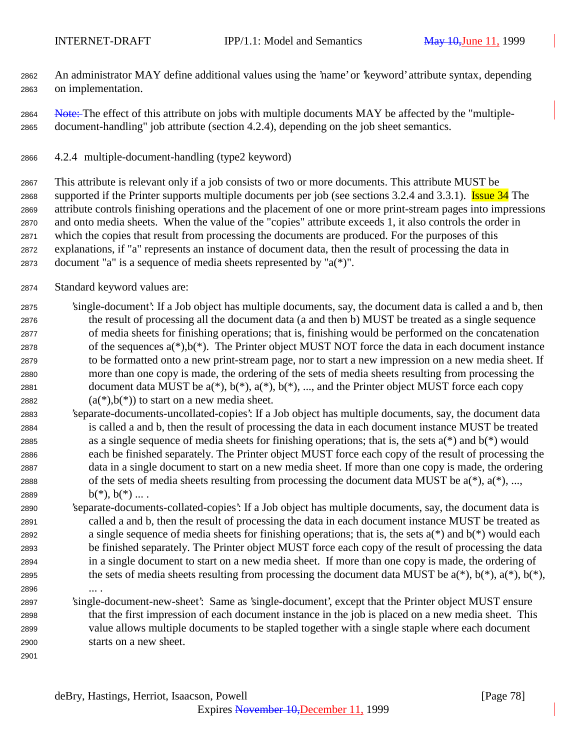An administrator MAY define additional values using the 'name' or 'keyword' attribute syntax, depending on implementation.

Note: The effect of this attribute on jobs with multiple documents MAY be affected by the "multiple-document-handling" job attribute (section 4.2.4), depending on the job sheet semantics.

### 4.2.4 multiple-document-handling (type2 keyword)

This attribute is relevant only if a job consists of two or more documents. This attribute MUST be supported if the Printer supports multiple documents per job (see sections 3.2.4 and 3.3.1). Issue 34 The attribute controls finishing operations and the placement of one or more print-stream pages into impressions and onto media sheets. When the value of the "copies" attribute exceeds 1, it also controls the order in which the copies that result from processing the documents are produced. For the purposes of this explanations, if "a" represents an instance of document data, then the result of processing the data in document "a" is a sequence of media sheets represented by "a(*)".

Standard keyword values are:

- 'single-document': If a Job object has multiple documents, say, the document data is called a and b, then the result of processing all the document data (a and then b) MUST be treated as a single sequence of media sheets for finishing operations; that is, finishing would be performed on the concatenation of the sequences a(*),b(*). The Printer object MUST NOT force the data in each document instance to be formatted onto a new print-stream page, nor to start a new impression on a new media sheet. If more than one copy is made, the ordering of the sets of media sheets resulting from processing the document data MUST be a(*), b(*), a(*), b(*), ..., and the Printer object MUST force each copy (a(*),b(*)) to start on a new media sheet.
- 'separate-documents-uncollated-copies': If a Job object has multiple documents, say, the document data is called a and b, then the result of processing the data in each document instance MUST be treated as a single sequence of media sheets for finishing operations; that is, the sets a(*) and b(*) would each be finished separately. The Printer object MUST force each copy of the result of processing the data in a single document to start on a new media sheet. If more than one copy is made, the ordering of the sets of media sheets resulting from processing the document data MUST be a(*), a(*), ..., b(*), b(*) ... .
- 'separate-documents-collated-copies': If a Job object has multiple documents, say, the document data is called a and b, then the result of processing the data in each document instance MUST be treated as a single sequence of media sheets for finishing operations; that is, the sets a(*) and b(*) would each be finished separately. The Printer object MUST force each copy of the result of processing the data in a single document to start on a new media sheet. If more than one copy is made, the ordering of the sets of media sheets resulting from processing the document data MUST be a(*), b(*), a(*), b(*), ... .
- 'single-document-new-sheet': Same as 'single-document', except that the Printer object MUST ensure that the first impression of each document instance in the job is placed on a new media sheet. This value allows multiple documents to be stapled together with a single staple where each document starts on a new sheet.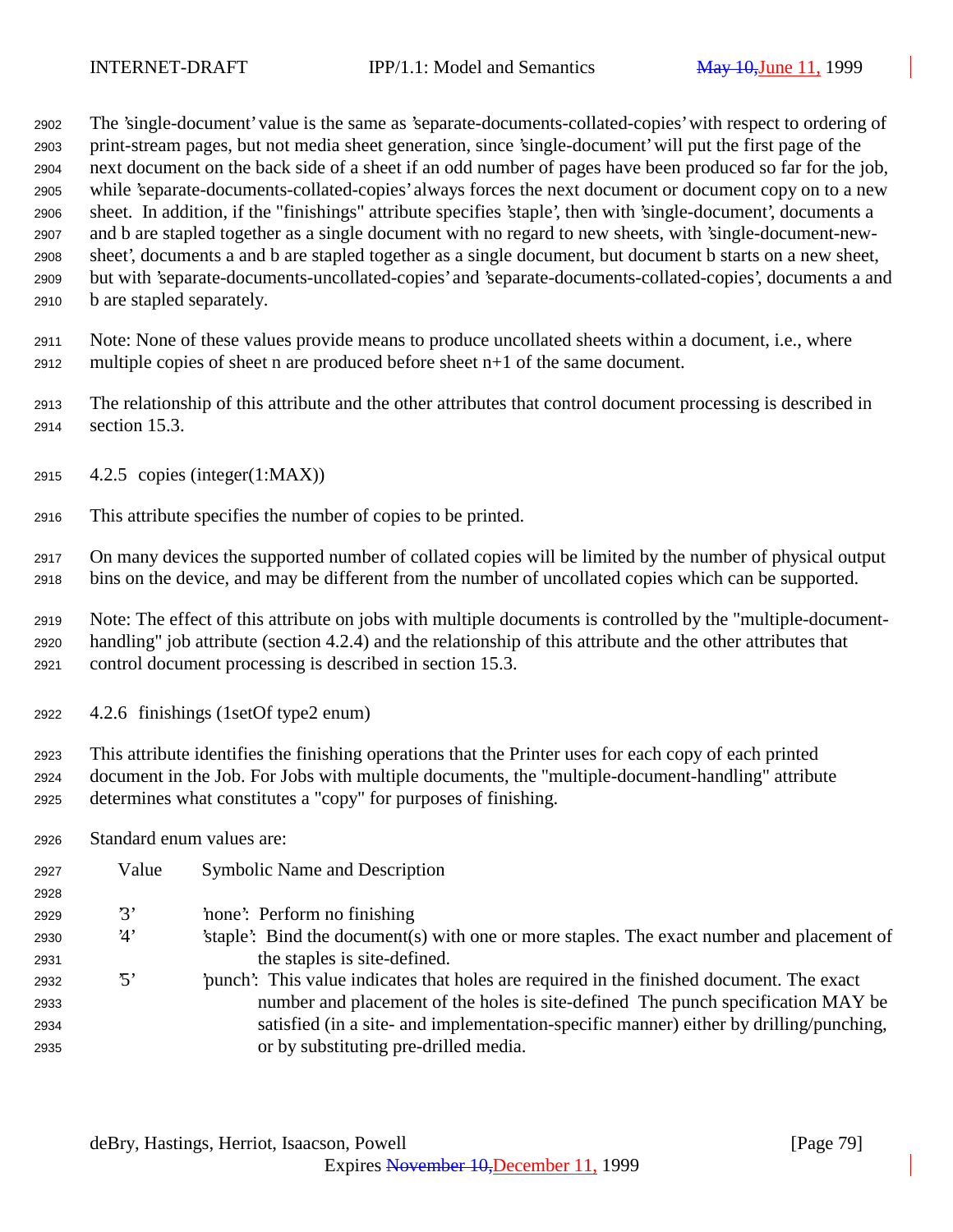The 'single-document' value is the same as 'separate-documents-collated-copies' with respect to ordering of print-stream pages, but not media sheet generation, since 'single-document' will put the first page of the next document on the back side of a sheet if an odd number of pages have been produced so far for the job, while 'separate-documents-collated-copies' always forces the next document or document copy on to a new sheet. In addition, if the "finishings" attribute specifies 'staple', then with 'single-document', documents a and b are stapled together as a single document with no regard to new sheets, with 'single-document-new-sheet', documents a and b are stapled together as a single document, but document b starts on a new sheet, but with 'separate-documents-uncollated-copies' and 'separate-documents-collated-copies', documents a and b are stapled separately.

Note: None of these values provide means to produce uncollated sheets within a document, i.e., where multiple copies of sheet n are produced before sheet n+1 of the same document.

The relationship of this attribute and the other attributes that control document processing is described in section 15.3.

### 4.2.5 copies (integer(1:MAX))

This attribute specifies the number of copies to be printed.

On many devices the supported number of collated copies will be limited by the number of physical output bins on the device, and may be different from the number of uncollated copies which can be supported.

Note: The effect of this attribute on jobs with multiple documents is controlled by the "multiple-document-handling" job attribute (section 4.2.4) and the relationship of this attribute and the other attributes that control document processing is described in section 15.3.

### 4.2.6 finishings (1setOf type2 enum)

This attribute identifies the finishing operations that the Printer uses for each copy of each printed document in the Job. For Jobs with multiple documents, the "multiple-document-handling" attribute determines what constitutes a "copy" for purposes of finishing.

Standard enum values are:

| Value | Symbolic Name and Description |
|---|---|
| '3' | 'none': Perform no finishing |
| '4' | 'staple': Bind the document(s) with one or more staples. The exact number and placement of the staples is site-defined. |
| '5' | 'punch': This value indicates that holes are required in the finished document. The exact number and placement of the holes is site-defined The punch specification MAY be satisfied (in a site- and implementation-specific manner) either by drilling/punching, or by substituting pre-drilled media. |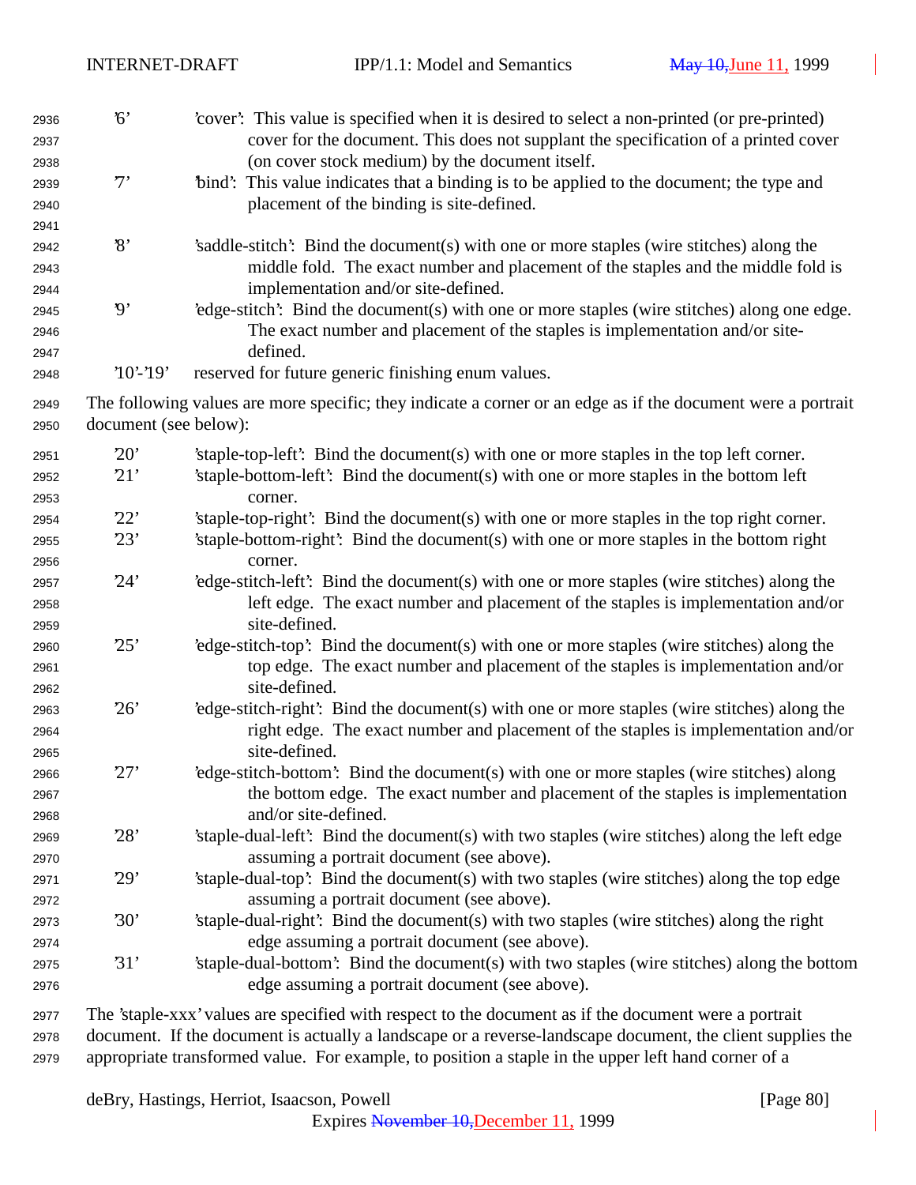'6' 'cover': This value is specified when it is desired to select a non-printed (or pre-printed) cover for the document. This does not supplant the specification of a printed cover (on cover stock medium) by the document itself.

'7' 'bind': This value indicates that a binding is to be applied to the document; the type and placement of the binding is site-defined.

'8' 'saddle-stitch': Bind the document(s) with one or more staples (wire stitches) along the middle fold. The exact number and placement of the staples and the middle fold is implementation and/or site-defined.

'9' 'edge-stitch': Bind the document(s) with one or more staples (wire stitches) along one edge. The exact number and placement of the staples is implementation and/or site-defined.

'10'-'19' reserved for future generic finishing enum values.

The following values are more specific; they indicate a corner or an edge as if the document were a portrait document (see below):

'20' 'staple-top-left': Bind the document(s) with one or more staples in the top left corner.

'21' 'staple-bottom-left': Bind the document(s) with one or more staples in the bottom left corner.

'22' 'staple-top-right': Bind the document(s) with one or more staples in the top right corner.

'23' 'staple-bottom-right': Bind the document(s) with one or more staples in the bottom right corner.

'24' 'edge-stitch-left': Bind the document(s) with one or more staples (wire stitches) along the left edge. The exact number and placement of the staples is implementation and/or site-defined.

'25' 'edge-stitch-top': Bind the document(s) with one or more staples (wire stitches) along the top edge. The exact number and placement of the staples is implementation and/or site-defined.

'26' 'edge-stitch-right': Bind the document(s) with one or more staples (wire stitches) along the right edge. The exact number and placement of the staples is implementation and/or site-defined.

'27' 'edge-stitch-bottom': Bind the document(s) with one or more staples (wire stitches) along the bottom edge. The exact number and placement of the staples is implementation and/or site-defined.

'28' 'staple-dual-left': Bind the document(s) with two staples (wire stitches) along the left edge assuming a portrait document (see above).

'29' 'staple-dual-top': Bind the document(s) with two staples (wire stitches) along the top edge assuming a portrait document (see above).

'30' 'staple-dual-right': Bind the document(s) with two staples (wire stitches) along the right edge assuming a portrait document (see above).

'31' 'staple-dual-bottom': Bind the document(s) with two staples (wire stitches) along the bottom edge assuming a portrait document (see above).

The 'staple-xxx' values are specified with respect to the document as if the document were a portrait document. If the document is actually a landscape or a reverse-landscape document, the client supplies the appropriate transformed value. For example, to position a staple in the upper left hand corner of a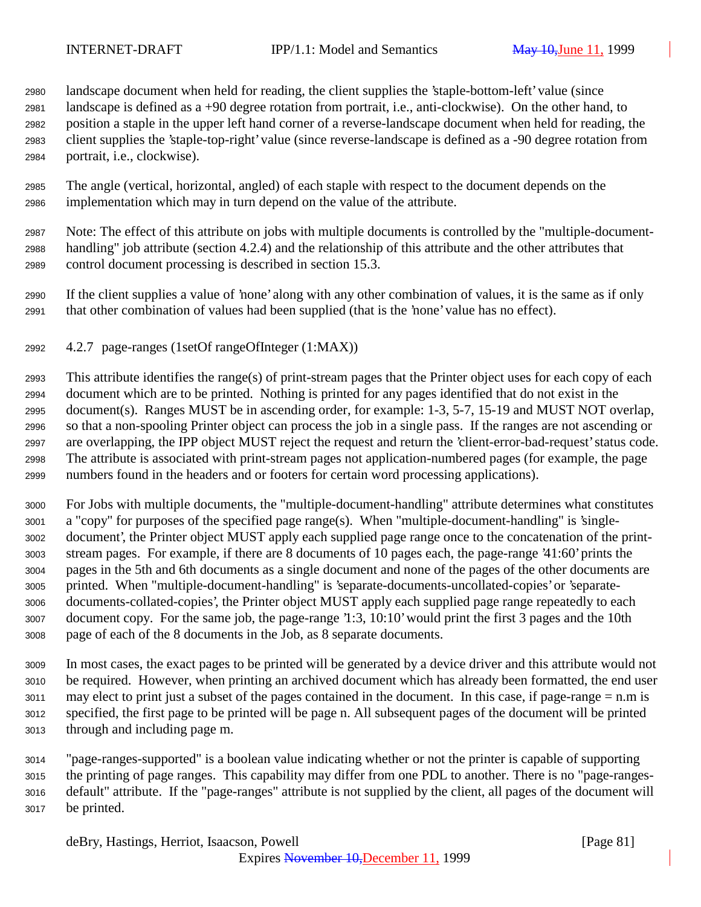landscape document when held for reading, the client supplies the 'staple-bottom-left' value (since landscape is defined as a +90 degree rotation from portrait, i.e., anti-clockwise). On the other hand, to position a staple in the upper left hand corner of a reverse-landscape document when held for reading, the client supplies the 'staple-top-right' value (since reverse-landscape is defined as a -90 degree rotation from portrait, i.e., clockwise).

The angle (vertical, horizontal, angled) of each staple with respect to the document depends on the implementation which may in turn depend on the value of the attribute.

Note: The effect of this attribute on jobs with multiple documents is controlled by the "multiple-document-handling" job attribute (section 4.2.4) and the relationship of this attribute and the other attributes that control document processing is described in section 15.3.

If the client supplies a value of 'none' along with any other combination of values, it is the same as if only that other combination of values had been supplied (that is the 'none' value has no effect).

### 4.2.7 page-ranges (1setOf rangeOfInteger (1:MAX))

This attribute identifies the range(s) of print-stream pages that the Printer object uses for each copy of each document which are to be printed. Nothing is printed for any pages identified that do not exist in the document(s). Ranges MUST be in ascending order, for example: 1-3, 5-7, 15-19 and MUST NOT overlap, so that a non-spooling Printer object can process the job in a single pass. If the ranges are not ascending or are overlapping, the IPP object MUST reject the request and return the 'client-error-bad-request' status code. The attribute is associated with print-stream pages not application-numbered pages (for example, the page numbers found in the headers and or footers for certain word processing applications).

For Jobs with multiple documents, the "multiple-document-handling" attribute determines what constitutes a "copy" for purposes of the specified page range(s). When "multiple-document-handling" is 'single-document', the Printer object MUST apply each supplied page range once to the concatenation of the print-stream pages. For example, if there are 8 documents of 10 pages each, the page-range '41:60' prints the pages in the 5th and 6th documents as a single document and none of the pages of the other documents are printed. When "multiple-document-handling" is 'separate-documents-uncollated-copies' or 'separate-documents-collated-copies', the Printer object MUST apply each supplied page range repeatedly to each document copy. For the same job, the page-range '1:3, 10:10' would print the first 3 pages and the 10th page of each of the 8 documents in the Job, as 8 separate documents.

In most cases, the exact pages to be printed will be generated by a device driver and this attribute would not be required. However, when printing an archived document which has already been formatted, the end user may elect to print just a subset of the pages contained in the document. In this case, if page-range = n.m is specified, the first page to be printed will be page n. All subsequent pages of the document will be printed through and including page m.

"page-ranges-supported" is a boolean value indicating whether or not the printer is capable of supporting the printing of page ranges. This capability may differ from one PDL to another. There is no "page-ranges-default" attribute. If the "page-ranges" attribute is not supplied by the client, all pages of the document will be printed.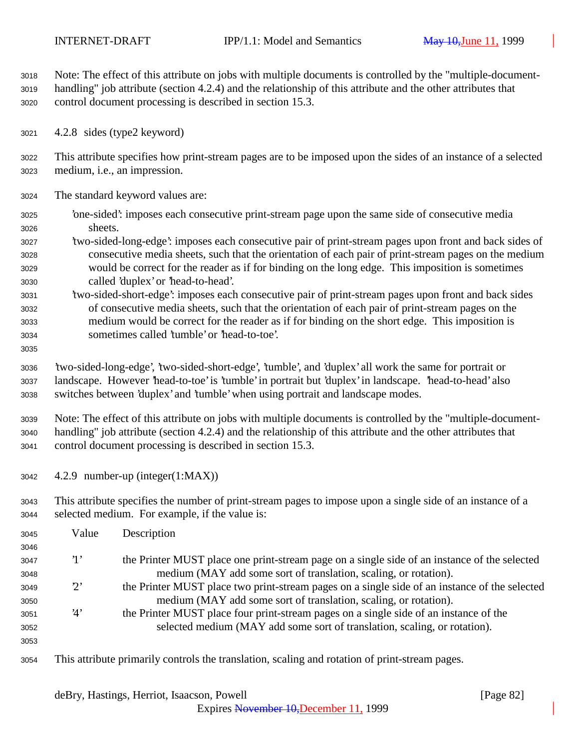Note: The effect of this attribute on jobs with multiple documents is controlled by the "multiple-document-handling" job attribute (section 4.2.4) and the relationship of this attribute and the other attributes that control document processing is described in section 15.3.

### 4.2.8 sides (type2 keyword)

This attribute specifies how print-stream pages are to be imposed upon the sides of an instance of a selected medium, i.e., an impression.

The standard keyword values are:

'one-sided': imposes each consecutive print-stream page upon the same side of consecutive media sheets.

'two-sided-long-edge': imposes each consecutive pair of print-stream pages upon front and back sides of consecutive media sheets, such that the orientation of each pair of print-stream pages on the medium would be correct for the reader as if for binding on the long edge. This imposition is sometimes called 'duplex' or 'head-to-head'.

'two-sided-short-edge': imposes each consecutive pair of print-stream pages upon front and back sides of consecutive media sheets, such that the orientation of each pair of print-stream pages on the medium would be correct for the reader as if for binding on the short edge. This imposition is sometimes called 'tumble' or 'head-to-toe'.

'two-sided-long-edge', 'two-sided-short-edge', 'tumble', and 'duplex' all work the same for portrait or landscape. However 'head-to-toe' is 'tumble' in portrait but 'duplex' in landscape. 'head-to-head' also switches between 'duplex' and 'tumble' when using portrait and landscape modes.

Note: The effect of this attribute on jobs with multiple documents is controlled by the "multiple-document-handling" job attribute (section 4.2.4) and the relationship of this attribute and the other attributes that control document processing is described in section 15.3.

### 4.2.9 number-up (integer(1:MAX))

This attribute specifies the number of print-stream pages to impose upon a single side of an instance of a selected medium. For example, if the value is:

| Value | Description |
|---|---|
| '1' | the Printer MUST place one print-stream page on a single side of an instance of the selected medium (MAY add some sort of translation, scaling, or rotation). |
| '2' | the Printer MUST place two print-stream pages on a single side of an instance of the selected medium (MAY add some sort of translation, scaling, or rotation). |
| '4' | the Printer MUST place four print-stream pages on a single side of an instance of the selected medium (MAY add some sort of translation, scaling, or rotation). |

This attribute primarily controls the translation, scaling and rotation of print-stream pages.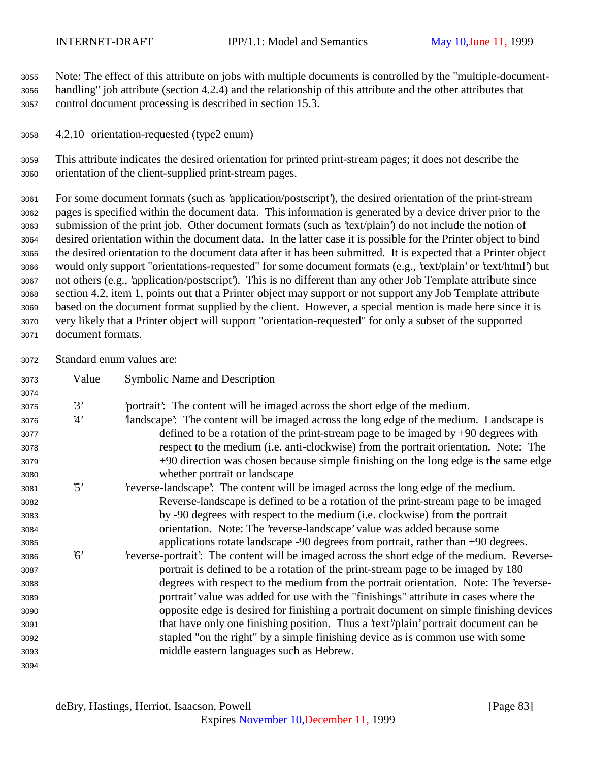Note: The effect of this attribute on jobs with multiple documents is controlled by the "multiple-document-handling" job attribute (section 4.2.4) and the relationship of this attribute and the other attributes that control document processing is described in section 15.3.

### 4.2.10 orientation-requested (type2 enum)

This attribute indicates the desired orientation for printed print-stream pages; it does not describe the orientation of the client-supplied print-stream pages.

For some document formats (such as 'application/postscript'), the desired orientation of the print-stream pages is specified within the document data. This information is generated by a device driver prior to the submission of the print job. Other document formats (such as 'text/plain') do not include the notion of desired orientation within the document data. In the latter case it is possible for the Printer object to bind the desired orientation to the document data after it has been submitted. It is expected that a Printer object would only support "orientations-requested" for some document formats (e.g., 'text/plain' or 'text/html') but not others (e.g., 'application/postscript'). This is no different than any other Job Template attribute since section 4.2, item 1, points out that a Printer object may support or not support any Job Template attribute based on the document format supplied by the client. However, a special mention is made here since it is very likely that a Printer object will support "orientation-requested" for only a subset of the supported document formats.

Standard enum values are:

| Value | Symbolic Name and Description |
|---|---|
| '3' | 'portrait': The content will be imaged across the short edge of the medium. |
| '4' | 'landscape': The content will be imaged across the long edge of the medium. Landscape is defined to be a rotation of the print-stream page to be imaged by +90 degrees with respect to the medium (i.e. anti-clockwise) from the portrait orientation. Note: The +90 direction was chosen because simple finishing on the long edge is the same edge whether portrait or landscape |
| '5' | 'reverse-landscape': The content will be imaged across the long edge of the medium. Reverse-landscape is defined to be a rotation of the print-stream page to be imaged by -90 degrees with respect to the medium (i.e. clockwise) from the portrait orientation. Note: The 'reverse-landscape' value was added because some applications rotate landscape -90 degrees from portrait, rather than +90 degrees. |
| '6' | 'reverse-portrait': The content will be imaged across the short edge of the medium. Reverse-portrait is defined to be a rotation of the print-stream page to be imaged by 180 degrees with respect to the medium from the portrait orientation. Note: The 'reverse-portrait' value was added for use with the "finishings" attribute in cases where the opposite edge is desired for finishing a portrait document on simple finishing devices that have only one finishing position. Thus a 'text'/plain' portrait document can be stapled "on the right" by a simple finishing device as is common use with some middle eastern languages such as Hebrew. |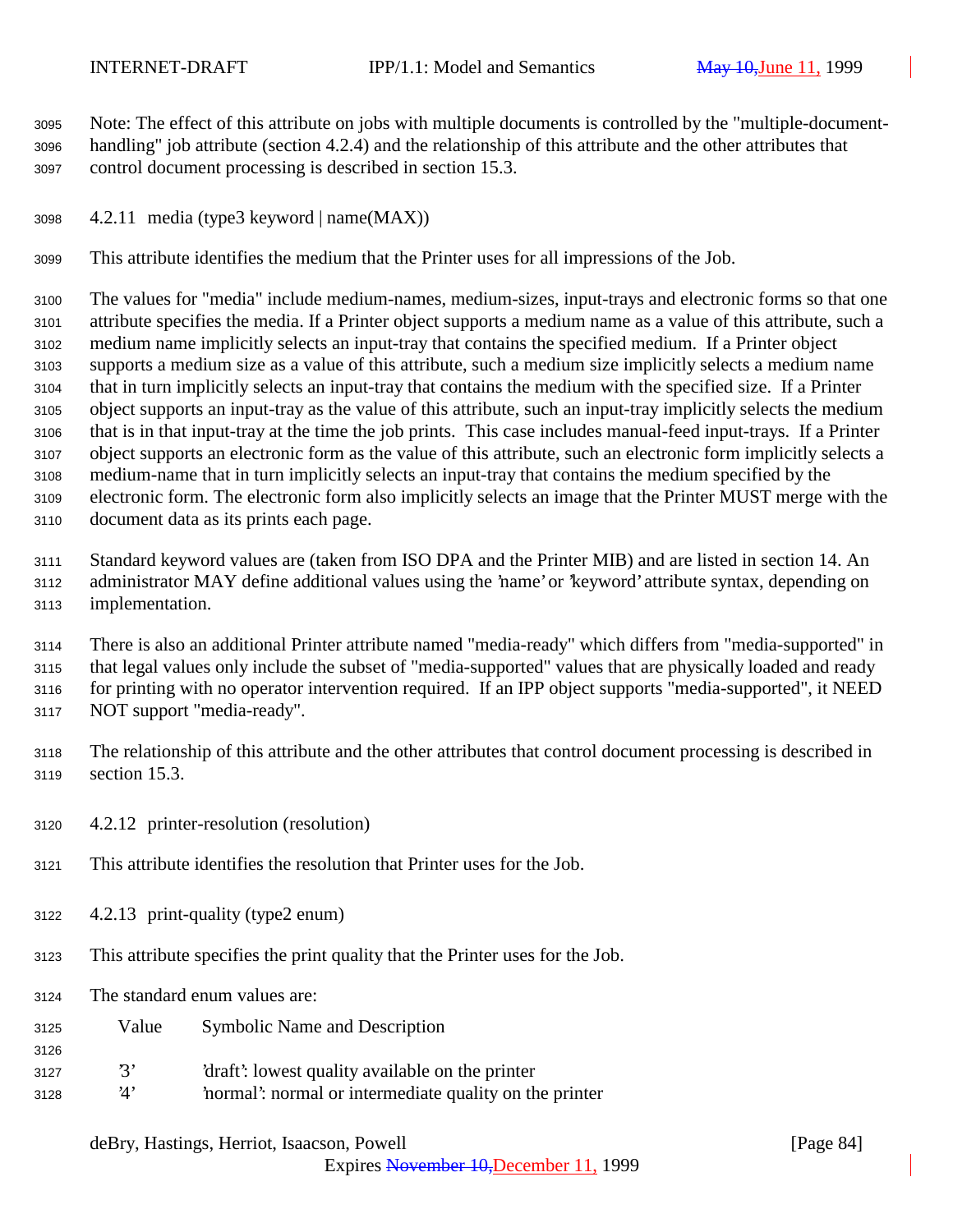Note: The effect of this attribute on jobs with multiple documents is controlled by the "multiple-document-handling" job attribute (section 4.2.4) and the relationship of this attribute and the other attributes that control document processing is described in section 15.3.

### 4.2.11 media (type3 keyword | name(MAX))

This attribute identifies the medium that the Printer uses for all impressions of the Job.

The values for "media" include medium-names, medium-sizes, input-trays and electronic forms so that one attribute specifies the media. If a Printer object supports a medium name as a value of this attribute, such a medium name implicitly selects an input-tray that contains the specified medium. If a Printer object supports a medium size as a value of this attribute, such a medium size implicitly selects a medium name that in turn implicitly selects an input-tray that contains the medium with the specified size. If a Printer object supports an input-tray as the value of this attribute, such an input-tray implicitly selects the medium that is in that input-tray at the time the job prints. This case includes manual-feed input-trays. If a Printer object supports an electronic form as the value of this attribute, such an electronic form implicitly selects a medium-name that in turn implicitly selects an input-tray that contains the medium specified by the electronic form. The electronic form also implicitly selects an image that the Printer MUST merge with the document data as its prints each page.

Standard keyword values are (taken from ISO DPA and the Printer MIB) and are listed in section 14. An administrator MAY define additional values using the 'name' or 'keyword' attribute syntax, depending on implementation.

There is also an additional Printer attribute named "media-ready" which differs from "media-supported" in that legal values only include the subset of "media-supported" values that are physically loaded and ready for printing with no operator intervention required. If an IPP object supports "media-supported", it NEED NOT support "media-ready".

The relationship of this attribute and the other attributes that control document processing is described in section 15.3.

### 4.2.12 printer-resolution (resolution)

This attribute identifies the resolution that Printer uses for the Job.

### 4.2.13 print-quality (type2 enum)

This attribute specifies the print quality that the Printer uses for the Job.

The standard enum values are:

| Value | Symbolic Name and Description |
|---|---|
| '3' | 'draft': lowest quality available on the printer |
| '4' | 'normal': normal or intermediate quality on the printer |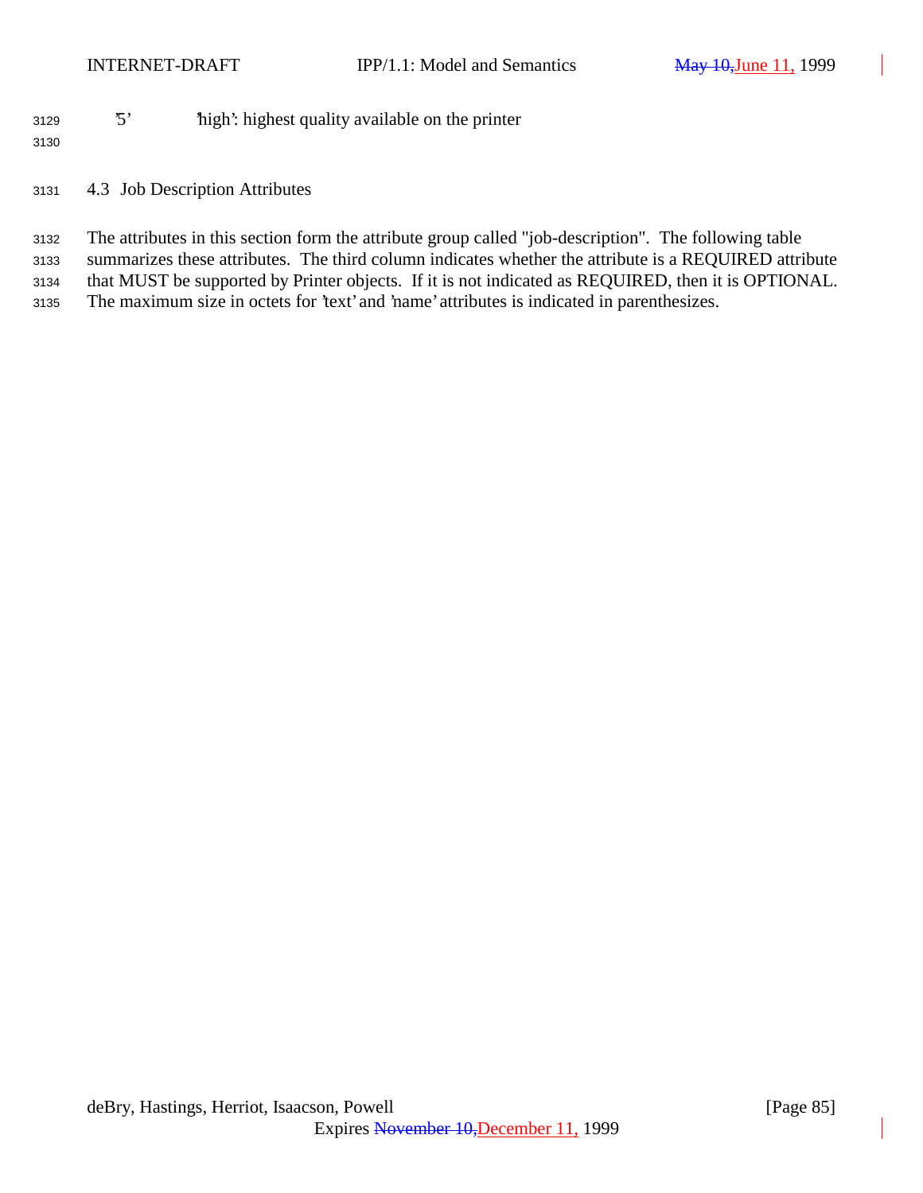'5'         'high': highest quality available on the printer

## 4.3 Job Description Attributes

The attributes in this section form the attribute group called "job-description". The following table summarizes these attributes. The third column indicates whether the attribute is a REQUIRED attribute that MUST be supported by Printer objects. If it is not indicated as REQUIRED, then it is OPTIONAL. The maximum size in octets for 'text' and 'name' attributes is indicated in parenthesizes.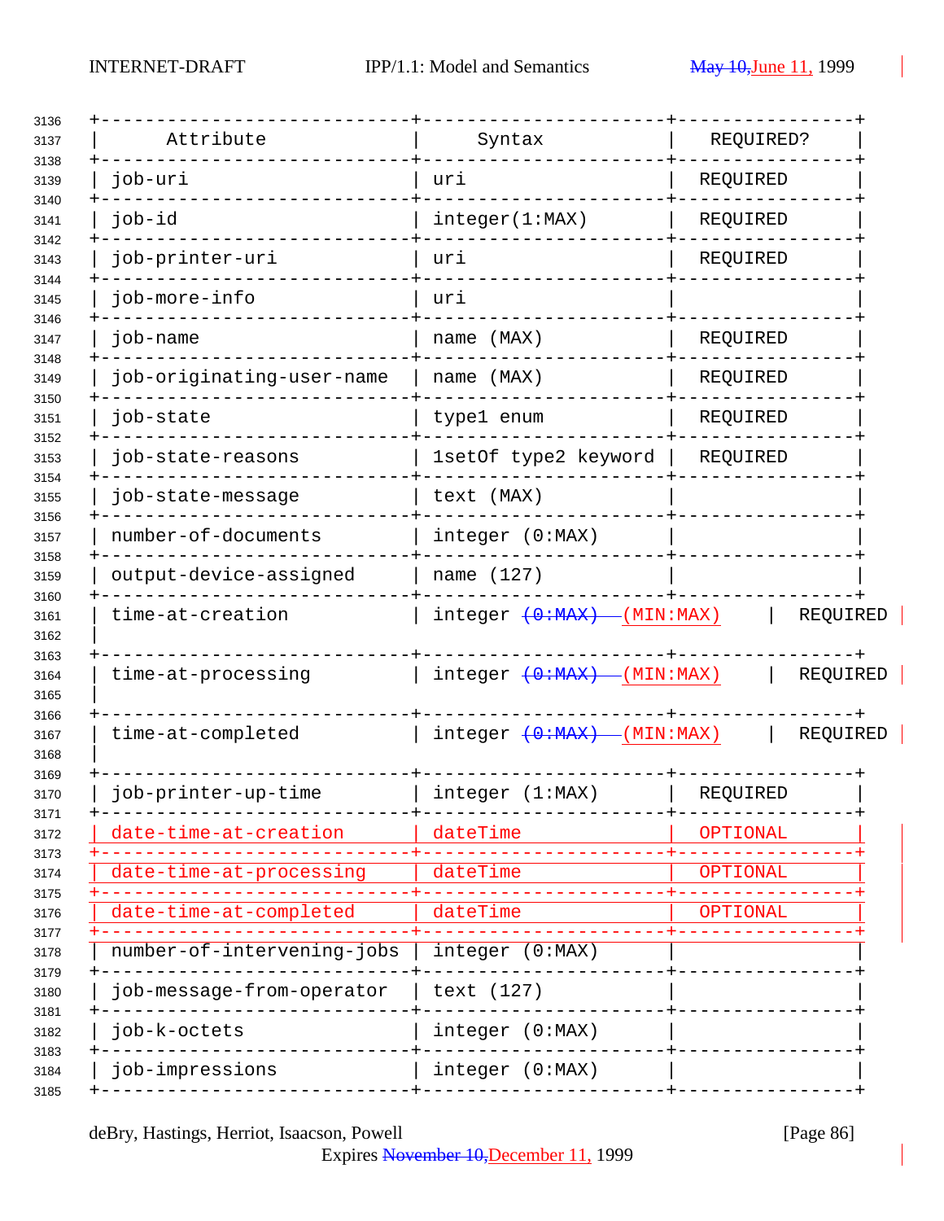| Attribute | Syntax | REQUIRED? |
|---|---|---|
| job-uri | uri | REQUIRED |
| job-id | integer(1:MAX) | REQUIRED |
| job-printer-uri | uri | REQUIRED |
| job-more-info | uri | |
| job-name | name (MAX) | REQUIRED |
| job-originating-user-name | name (MAX) | REQUIRED |
| job-state | type1 enum | REQUIRED |
| job-state-reasons | 1setOf type2 keyword | REQUIRED |
| job-state-message | text (MAX) | |
| number-of-documents | integer (0:MAX) | |
| output-device-assigned | name (127) | |
| time-at-creation | integer ~~(0:MAX)~~ (MIN:MAX) | REQUIRED |
| time-at-processing | integer ~~(0:MAX)~~ (MIN:MAX) | REQUIRED |
| time-at-completed | integer ~~(0:MAX)~~ (MIN:MAX) | REQUIRED |
| job-printer-up-time | integer (1:MAX) | REQUIRED |
| date-time-at-creation | dateTime | OPTIONAL |
| date-time-at-processing | dateTime | OPTIONAL |
| date-time-at-completed | dateTime | OPTIONAL |
| number-of-intervening-jobs | integer (0:MAX) | |
| job-message-from-operator | text (127) | |
| job-k-octets | integer (0:MAX) | |
| job-impressions | integer (0:MAX) | |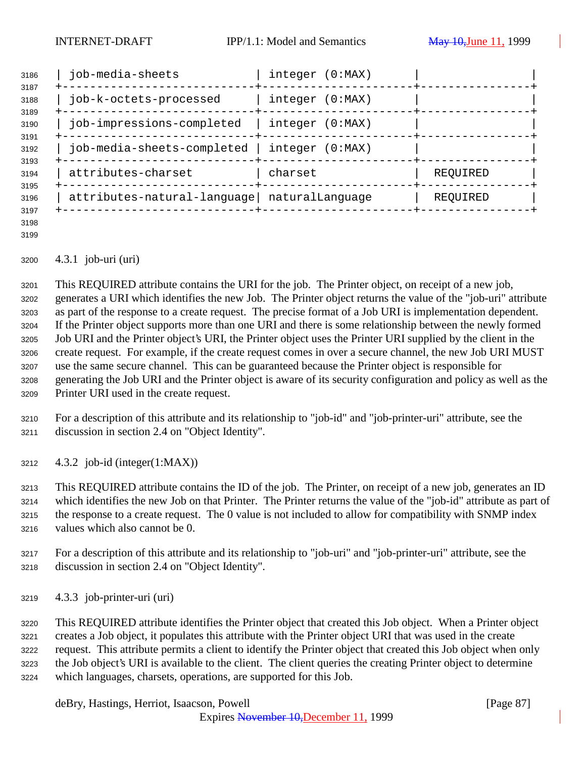| job-media-sheets | integer (0:MAX) | |
| --- | --- | --- |
| job-k-octets-processed | integer (0:MAX) | |
| job-impressions-completed | integer (0:MAX) | |
| job-media-sheets-completed | integer (0:MAX) | |
| attributes-charset | charset | REQUIRED |
| attributes-natural-language | naturalLanguage | REQUIRED |

### 4.3.1 job-uri (uri)

This REQUIRED attribute contains the URI for the job. The Printer object, on receipt of a new job, generates a URI which identifies the new Job. The Printer object returns the value of the "job-uri" attribute as part of the response to a create request. The precise format of a Job URI is implementation dependent. If the Printer object supports more than one URI and there is some relationship between the newly formed Job URI and the Printer object's URI, the Printer object uses the Printer URI supplied by the client in the create request. For example, if the create request comes in over a secure channel, the new Job URI MUST use the same secure channel. This can be guaranteed because the Printer object is responsible for generating the Job URI and the Printer object is aware of its security configuration and policy as well as the Printer URI used in the create request.

For a description of this attribute and its relationship to "job-id" and "job-printer-uri" attribute, see the discussion in section 2.4 on "Object Identity".

### 4.3.2 job-id (integer(1:MAX))

This REQUIRED attribute contains the ID of the job. The Printer, on receipt of a new job, generates an ID which identifies the new Job on that Printer. The Printer returns the value of the "job-id" attribute as part of the response to a create request. The 0 value is not included to allow for compatibility with SNMP index values which also cannot be 0.

For a description of this attribute and its relationship to "job-uri" and "job-printer-uri" attribute, see the discussion in section 2.4 on "Object Identity".

### 4.3.3 job-printer-uri (uri)

This REQUIRED attribute identifies the Printer object that created this Job object. When a Printer object creates a Job object, it populates this attribute with the Printer object URI that was used in the create request. This attribute permits a client to identify the Printer object that created this Job object when only the Job object's URI is available to the client. The client queries the creating Printer object to determine which languages, charsets, operations, are supported for this Job.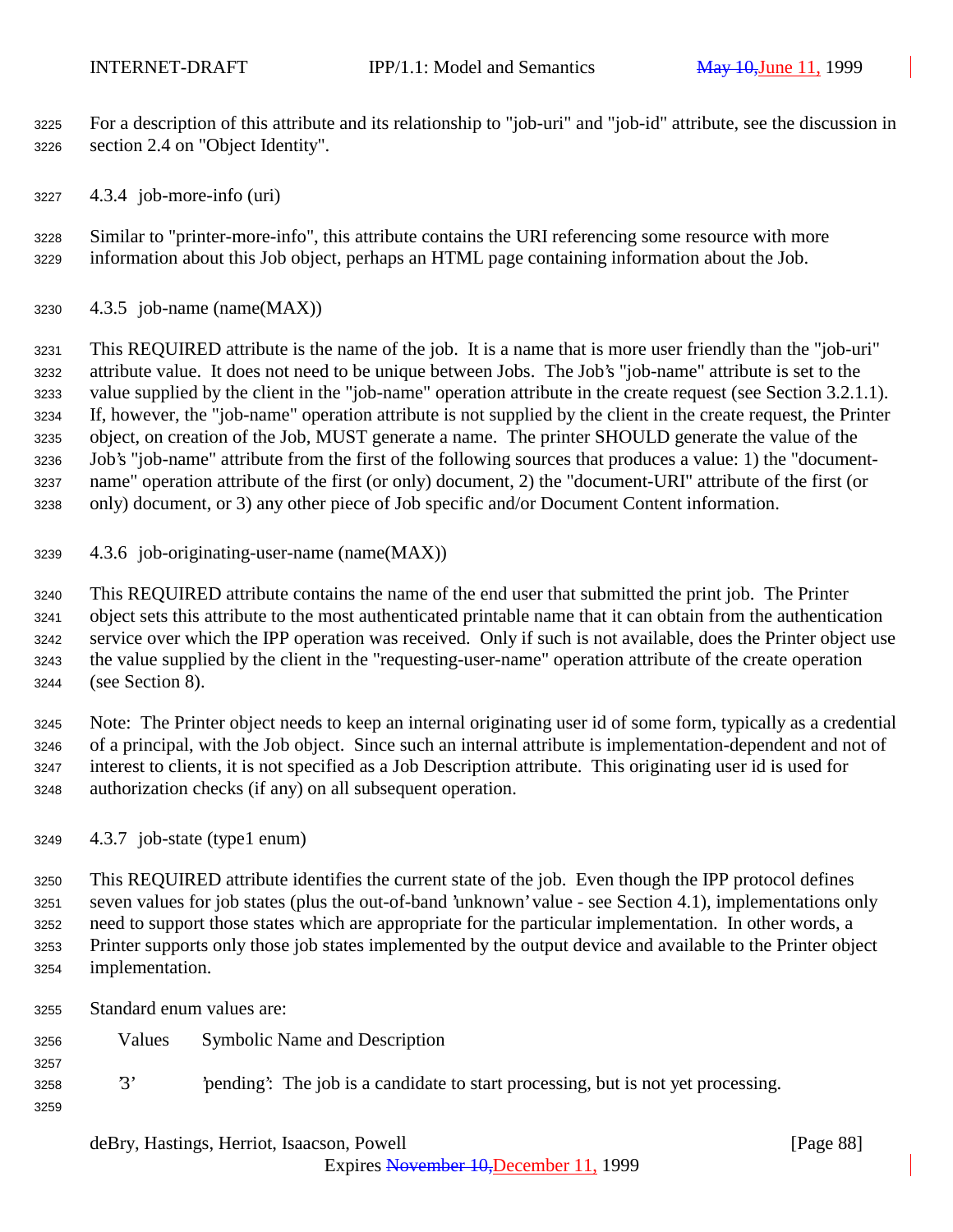For a description of this attribute and its relationship to "job-uri" and "job-id" attribute, see the discussion in section 2.4 on "Object Identity".

#### 4.3.4 job-more-info (uri)

Similar to "printer-more-info", this attribute contains the URI referencing some resource with more information about this Job object, perhaps an HTML page containing information about the Job.

#### 4.3.5 job-name (name(MAX))

This REQUIRED attribute is the name of the job. It is a name that is more user friendly than the "job-uri" attribute value. It does not need to be unique between Jobs. The Job's "job-name" attribute is set to the value supplied by the client in the "job-name" operation attribute in the create request (see Section 3.2.1.1). If, however, the "job-name" operation attribute is not supplied by the client in the create request, the Printer object, on creation of the Job, MUST generate a name. The printer SHOULD generate the value of the Job's "job-name" attribute from the first of the following sources that produces a value: 1) the "document-name" operation attribute of the first (or only) document, 2) the "document-URI" attribute of the first (or only) document, or 3) any other piece of Job specific and/or Document Content information.

#### 4.3.6 job-originating-user-name (name(MAX))

This REQUIRED attribute contains the name of the end user that submitted the print job. The Printer object sets this attribute to the most authenticated printable name that it can obtain from the authentication service over which the IPP operation was received. Only if such is not available, does the Printer object use the value supplied by the client in the "requesting-user-name" operation attribute of the create operation (see Section 8).

Note: The Printer object needs to keep an internal originating user id of some form, typically as a credential of a principal, with the Job object. Since such an internal attribute is implementation-dependent and not of interest to clients, it is not specified as a Job Description attribute. This originating user id is used for authorization checks (if any) on all subsequent operation.

#### 4.3.7 job-state (type1 enum)

This REQUIRED attribute identifies the current state of the job. Even though the IPP protocol defines seven values for job states (plus the out-of-band 'unknown' value - see Section 4.1), implementations only need to support those states which are appropriate for the particular implementation. In other words, a Printer supports only those job states implemented by the output device and available to the Printer object implementation.

Standard enum values are:

| Values | Symbolic Name and Description |
|---|---|
| '3' | 'pending': The job is a candidate to start processing, but is not yet processing. |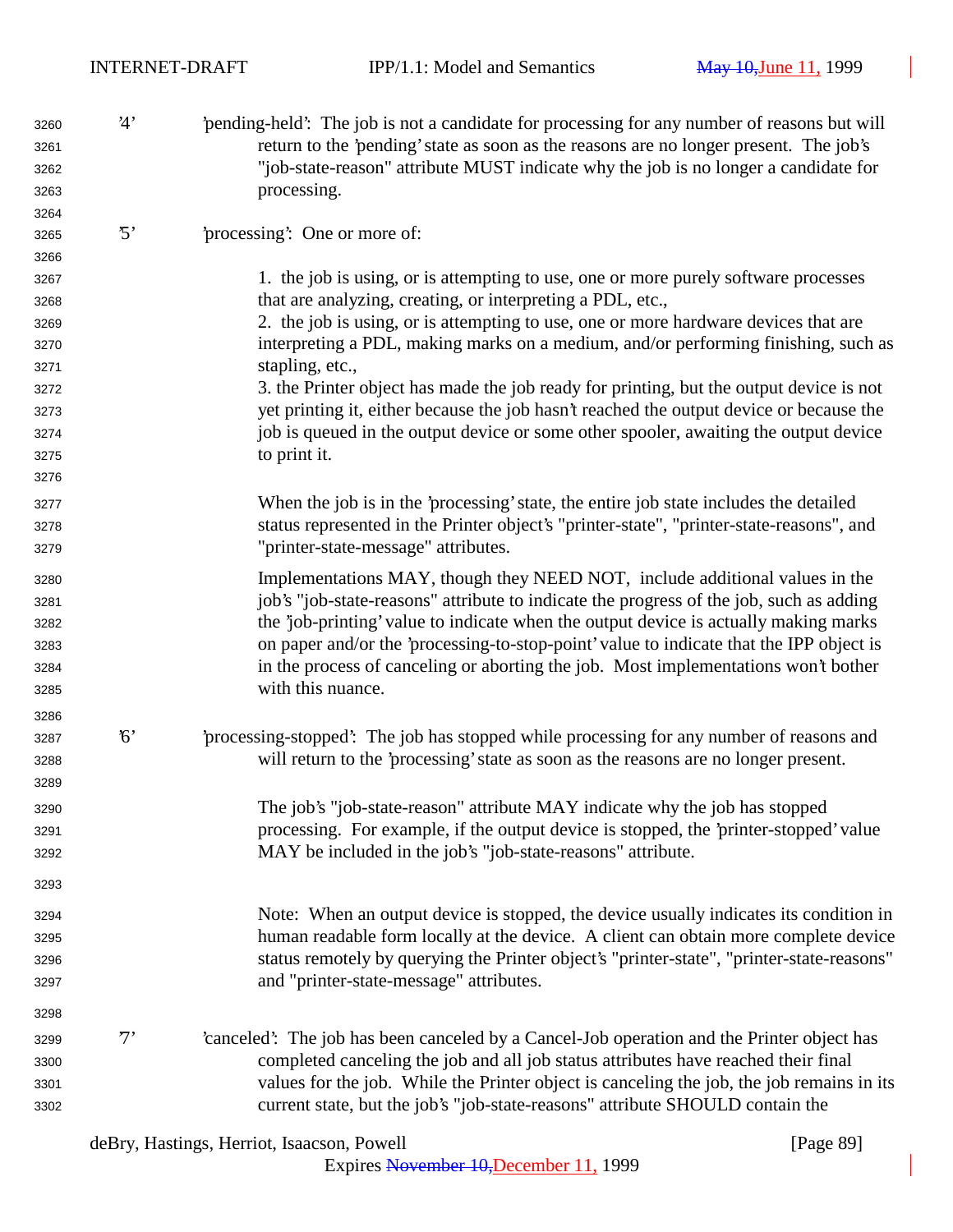'4' 'pending-held': The job is not a candidate for processing for any number of reasons but will return to the 'pending' state as soon as the reasons are no longer present. The job's "job-state-reason" attribute MUST indicate why the job is no longer a candidate for processing.

'5' 'processing': One or more of:

1. the job is using, or is attempting to use, one or more purely software processes that are analyzing, creating, or interpreting a PDL, etc.,
2. the job is using, or is attempting to use, one or more hardware devices that are interpreting a PDL, making marks on a medium, and/or performing finishing, such as stapling, etc.,
3. the Printer object has made the job ready for printing, but the output device is not yet printing it, either because the job hasn't reached the output device or because the job is queued in the output device or some other spooler, awaiting the output device to print it.

When the job is in the 'processing' state, the entire job state includes the detailed status represented in the Printer object's "printer-state", "printer-state-reasons", and "printer-state-message" attributes.

Implementations MAY, though they NEED NOT, include additional values in the job's "job-state-reasons" attribute to indicate the progress of the job, such as adding the 'job-printing' value to indicate when the output device is actually making marks on paper and/or the 'processing-to-stop-point' value to indicate that the IPP object is in the process of canceling or aborting the job. Most implementations won't bother with this nuance.

'6' 'processing-stopped': The job has stopped while processing for any number of reasons and will return to the 'processing' state as soon as the reasons are no longer present.

The job's "job-state-reason" attribute MAY indicate why the job has stopped processing. For example, if the output device is stopped, the 'printer-stopped' value MAY be included in the job's "job-state-reasons" attribute.

Note: When an output device is stopped, the device usually indicates its condition in human readable form locally at the device. A client can obtain more complete device status remotely by querying the Printer object's "printer-state", "printer-state-reasons" and "printer-state-message" attributes.

'7' 'canceled': The job has been canceled by a Cancel-Job operation and the Printer object has completed canceling the job and all job status attributes have reached their final values for the job. While the Printer object is canceling the job, the job remains in its current state, but the job's "job-state-reasons" attribute SHOULD contain the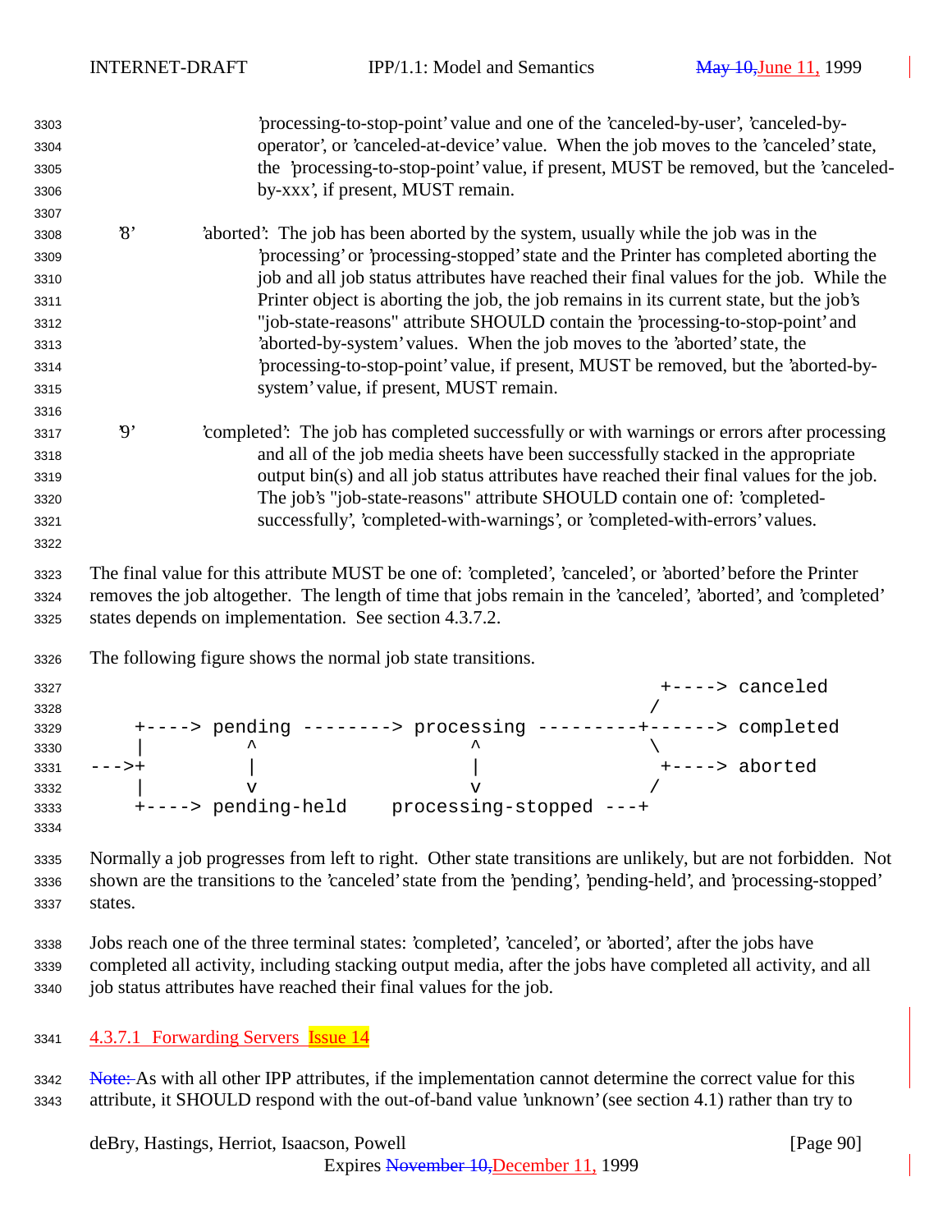'processing-to-stop-point' value and one of the 'canceled-by-user', 'canceled-by-operator', or 'canceled-at-device' value. When the job moves to the 'canceled' state, the 'processing-to-stop-point' value, if present, MUST be removed, but the 'canceled-by-xxx', if present, MUST remain.

'8' 'aborted': The job has been aborted by the system, usually while the job was in the 'processing' or 'processing-stopped' state and the Printer has completed aborting the job and all job status attributes have reached their final values for the job. While the Printer object is aborting the job, the job remains in its current state, but the job's "job-state-reasons" attribute SHOULD contain the 'processing-to-stop-point' and 'aborted-by-system' values. When the job moves to the 'aborted' state, the 'processing-to-stop-point' value, if present, MUST be removed, but the 'aborted-by-system' value, if present, MUST remain.

'9' 'completed': The job has completed successfully or with warnings or errors after processing and all of the job media sheets have been successfully stacked in the appropriate output bin(s) and all job status attributes have reached their final values for the job. The job's "job-state-reasons" attribute SHOULD contain one of: 'completed-successfully', 'completed-with-warnings', or 'completed-with-errors' values.

The final value for this attribute MUST be one of: 'completed', 'canceled', or 'aborted' before the Printer removes the job altogether. The length of time that jobs remain in the 'canceled', 'aborted', and 'completed' states depends on implementation. See section 4.3.7.2.

The following figure shows the normal job state transitions.

```
                                                    +----> canceled
                                                   /
    +----> pending --------> processing ---------+------> completed
    |         ^                   ^               \
--->+         |                   |                +----> aborted
    |         v                   v               /
    +----> pending-held    processing-stopped ---+
```

Normally a job progresses from left to right. Other state transitions are unlikely, but are not forbidden. Not shown are the transitions to the 'canceled' state from the 'pending', 'pending-held', and 'processing-stopped' states.

Jobs reach one of the three terminal states: 'completed', 'canceled', or 'aborted', after the jobs have completed all activity, including stacking output media, after the jobs have completed all activity, and all job status attributes have reached their final values for the job.

#### 4.3.7.1 Forwarding Servers Issue 14

~~Note:~~ As with all other IPP attributes, if the implementation cannot determine the correct value for this attribute, it SHOULD respond with the out-of-band value 'unknown' (see section 4.1) rather than try to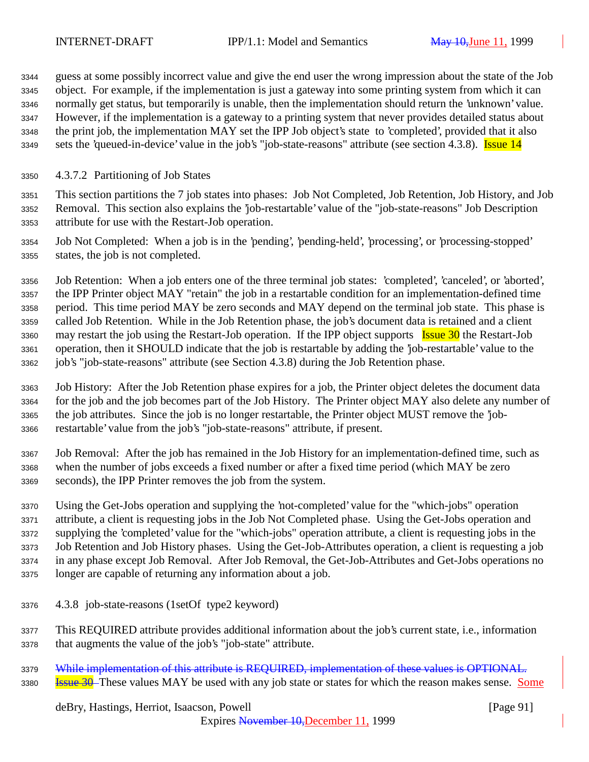guess at some possibly incorrect value and give the end user the wrong impression about the state of the Job object. For example, if the implementation is just a gateway into some printing system from which it can normally get status, but temporarily is unable, then the implementation should return the 'unknown' value. However, if the implementation is a gateway to a printing system that never provides detailed status about the print job, the implementation MAY set the IPP Job object's state to 'completed', provided that it also sets the 'queued-in-device' value in the job's "job-state-reasons" attribute (see section 4.3.8). Issue 14

#### 4.3.7.2 Partitioning of Job States

This section partitions the 7 job states into phases: Job Not Completed, Job Retention, Job History, and Job Removal. This section also explains the 'job-restartable' value of the "job-state-reasons" Job Description attribute for use with the Restart-Job operation.

Job Not Completed: When a job is in the 'pending', 'pending-held', 'processing', or 'processing-stopped' states, the job is not completed.

Job Retention: When a job enters one of the three terminal job states: 'completed', 'canceled', or 'aborted', the IPP Printer object MAY "retain" the job in a restartable condition for an implementation-defined time period. This time period MAY be zero seconds and MAY depend on the terminal job state. This phase is called Job Retention. While in the Job Retention phase, the job's document data is retained and a client may restart the job using the Restart-Job operation. If the IPP object supports Issue 30 the Restart-Job operation, then it SHOULD indicate that the job is restartable by adding the 'job-restartable' value to the job's "job-state-reasons" attribute (see Section 4.3.8) during the Job Retention phase.

Job History: After the Job Retention phase expires for a job, the Printer object deletes the document data for the job and the job becomes part of the Job History. The Printer object MAY also delete any number of the job attributes. Since the job is no longer restartable, the Printer object MUST remove the 'job-restartable' value from the job's "job-state-reasons" attribute, if present.

Job Removal: After the job has remained in the Job History for an implementation-defined time, such as when the number of jobs exceeds a fixed number or after a fixed time period (which MAY be zero seconds), the IPP Printer removes the job from the system.

Using the Get-Jobs operation and supplying the 'not-completed' value for the "which-jobs" operation attribute, a client is requesting jobs in the Job Not Completed phase. Using the Get-Jobs operation and supplying the 'completed' value for the "which-jobs" operation attribute, a client is requesting jobs in the Job Retention and Job History phases. Using the Get-Job-Attributes operation, a client is requesting a job in any phase except Job Removal. After Job Removal, the Get-Job-Attributes and Get-Jobs operations no longer are capable of returning any information about a job.

### 4.3.8 job-state-reasons (1setOf type2 keyword)

This REQUIRED attribute provides additional information about the job's current state, i.e., information that augments the value of the job's "job-state" attribute.

~~While implementation of this attribute is REQUIRED, implementation of these values is OPTIONAL.~~ ~~Issue 30~~ These values MAY be used with any job state or states for which the reason makes sense. Some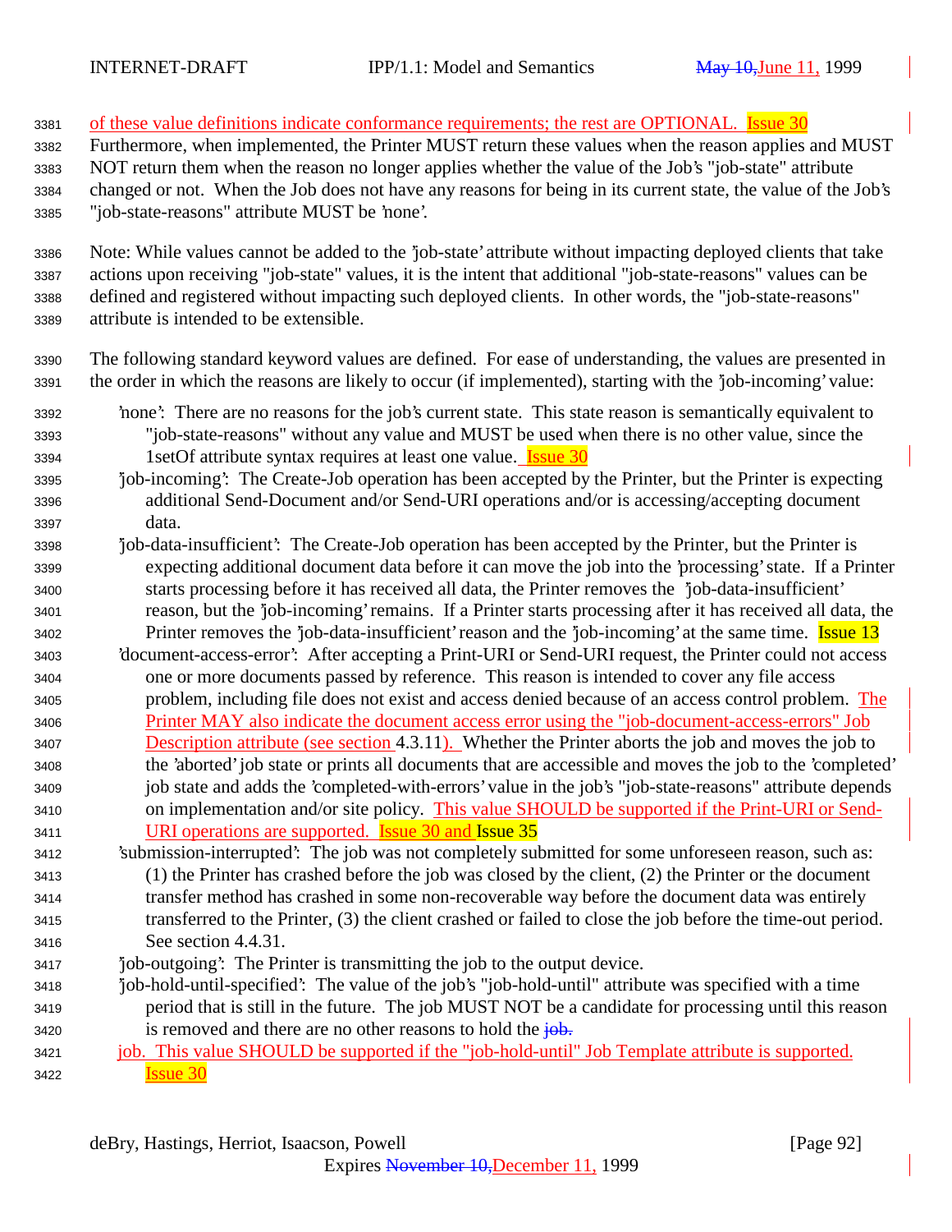of these value definitions indicate conformance requirements; the rest are OPTIONAL. Issue 30
Furthermore, when implemented, the Printer MUST return these values when the reason applies and MUST NOT return them when the reason no longer applies whether the value of the Job's "job-state" attribute changed or not. When the Job does not have any reasons for being in its current state, the value of the Job's "job-state-reasons" attribute MUST be 'none'.

Note: While values cannot be added to the 'job-state' attribute without impacting deployed clients that take actions upon receiving "job-state" values, it is the intent that additional "job-state-reasons" values can be defined and registered without impacting such deployed clients. In other words, the "job-state-reasons" attribute is intended to be extensible.

The following standard keyword values are defined. For ease of understanding, the values are presented in the order in which the reasons are likely to occur (if implemented), starting with the 'job-incoming' value:

'none': There are no reasons for the job's current state. This state reason is semantically equivalent to "job-state-reasons" without any value and MUST be used when there is no other value, since the 1setOf attribute syntax requires at least one value. Issue 30

'job-incoming': The Create-Job operation has been accepted by the Printer, but the Printer is expecting additional Send-Document and/or Send-URI operations and/or is accessing/accepting document data.

'job-data-insufficient': The Create-Job operation has been accepted by the Printer, but the Printer is expecting additional document data before it can move the job into the 'processing' state. If a Printer starts processing before it has received all data, the Printer removes the 'job-data-insufficient' reason, but the 'job-incoming' remains. If a Printer starts processing after it has received all data, the Printer removes the 'job-data-insufficient' reason and the 'job-incoming' at the same time. Issue 13

'document-access-error': After accepting a Print-URI or Send-URI request, the Printer could not access one or more documents passed by reference. This reason is intended to cover any file access problem, including file does not exist and access denied because of an access control problem. The Printer MAY also indicate the document access error using the "job-document-access-errors" Job Description attribute (see section 4.3.11). Whether the Printer aborts the job and moves the job to the 'aborted' job state or prints all documents that are accessible and moves the job to the 'completed' job state and adds the 'completed-with-errors' value in the job's "job-state-reasons" attribute depends on implementation and/or site policy. This value SHOULD be supported if the Print-URI or Send-URI operations are supported. Issue 30 and Issue 35

'submission-interrupted': The job was not completely submitted for some unforeseen reason, such as: (1) the Printer has crashed before the job was closed by the client, (2) the Printer or the document transfer method has crashed in some non-recoverable way before the document data was entirely transferred to the Printer, (3) the client crashed or failed to close the job before the time-out period. See section 4.4.31.

'job-outgoing': The Printer is transmitting the job to the output device.

'job-hold-until-specified': The value of the job's "job-hold-until" attribute was specified with a time period that is still in the future. The job MUST NOT be a candidate for processing until this reason is removed and there are no other reasons to hold the ~~job.~~ job. This value SHOULD be supported if the "job-hold-until" Job Template attribute is supported. Issue 30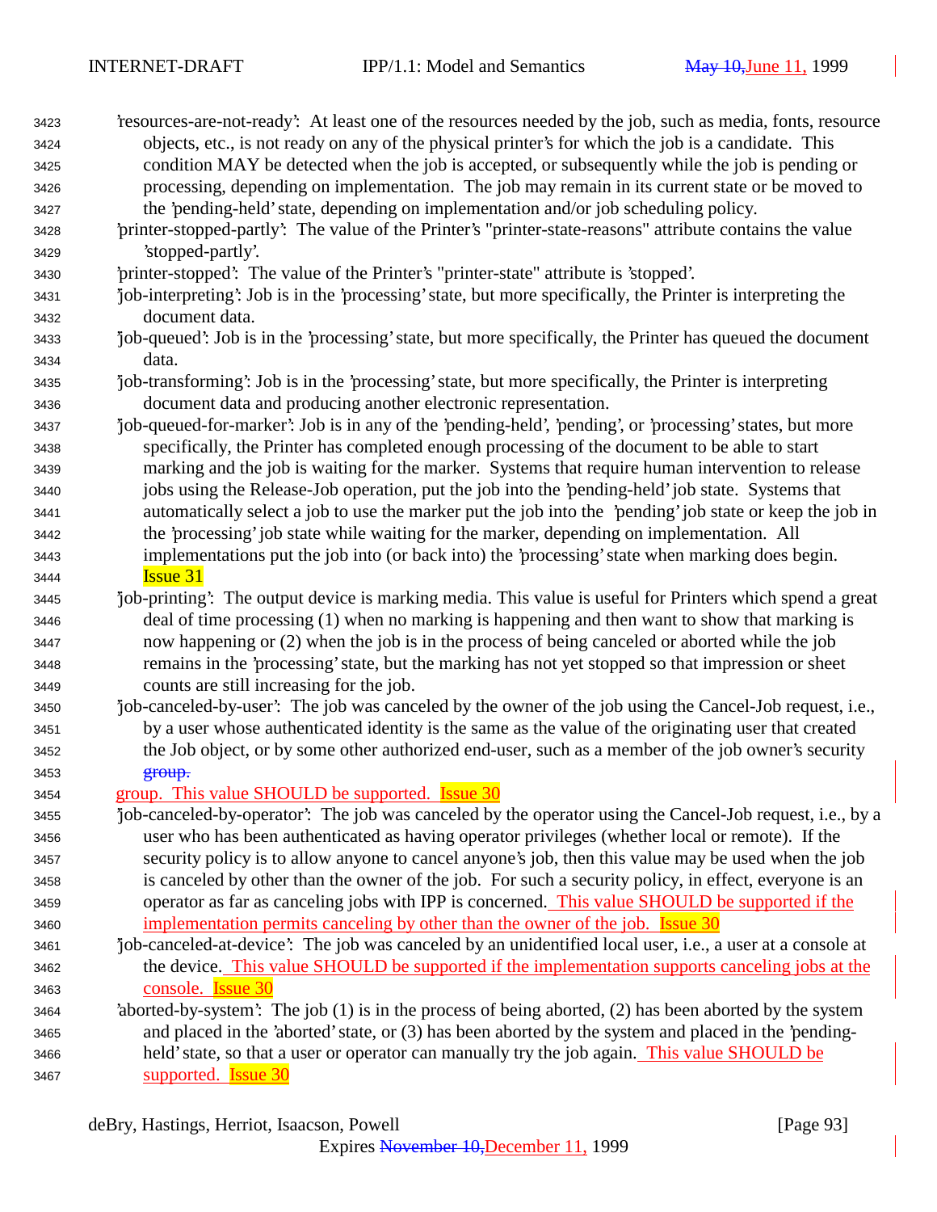'resources-are-not-ready': At least one of the resources needed by the job, such as media, fonts, resource objects, etc., is not ready on any of the physical printer's for which the job is a candidate. This condition MAY be detected when the job is accepted, or subsequently while the job is pending or processing, depending on implementation. The job may remain in its current state or be moved to the 'pending-held' state, depending on implementation and/or job scheduling policy.

'printer-stopped-partly': The value of the Printer's "printer-state-reasons" attribute contains the value 'stopped-partly'.

'printer-stopped': The value of the Printer's "printer-state" attribute is 'stopped'.

'job-interpreting': Job is in the 'processing' state, but more specifically, the Printer is interpreting the document data.

'job-queued': Job is in the 'processing' state, but more specifically, the Printer has queued the document data.

'job-transforming': Job is in the 'processing' state, but more specifically, the Printer is interpreting document data and producing another electronic representation.

'job-queued-for-marker': Job is in any of the 'pending-held', 'pending', or 'processing' states, but more specifically, the Printer has completed enough processing of the document to be able to start marking and the job is waiting for the marker. Systems that require human intervention to release jobs using the Release-Job operation, put the job into the 'pending-held' job state. Systems that automatically select a job to use the marker put the job into the 'pending' job state or keep the job in the 'processing' job state while waiting for the marker, depending on implementation. All implementations put the job into (or back into) the 'processing' state when marking does begin. Issue 31

'job-printing': The output device is marking media. This value is useful for Printers which spend a great deal of time processing (1) when no marking is happening and then want to show that marking is now happening or (2) when the job is in the process of being canceled or aborted while the job remains in the 'processing' state, but the marking has not yet stopped so that impression or sheet counts are still increasing for the job.

'job-canceled-by-user': The job was canceled by the owner of the job using the Cancel-Job request, i.e., by a user whose authenticated identity is the same as the value of the originating user that created the Job object, or by some other authorized end-user, such as a member of the job owner's security ~~group.~~ group. This value SHOULD be supported. Issue 30

'job-canceled-by-operator': The job was canceled by the operator using the Cancel-Job request, i.e., by a user who has been authenticated as having operator privileges (whether local or remote). If the security policy is to allow anyone to cancel anyone's job, then this value may be used when the job is canceled by other than the owner of the job. For such a security policy, in effect, everyone is an operator as far as canceling jobs with IPP is concerned. This value SHOULD be supported if the implementation permits canceling by other than the owner of the job. Issue 30

'job-canceled-at-device': The job was canceled by an unidentified local user, i.e., a user at a console at the device. This value SHOULD be supported if the implementation supports canceling jobs at the console. Issue 30

'aborted-by-system': The job (1) is in the process of being aborted, (2) has been aborted by the system and placed in the 'aborted' state, or (3) has been aborted by the system and placed in the 'pending-held' state, so that a user or operator can manually try the job again. This value SHOULD be supported. Issue 30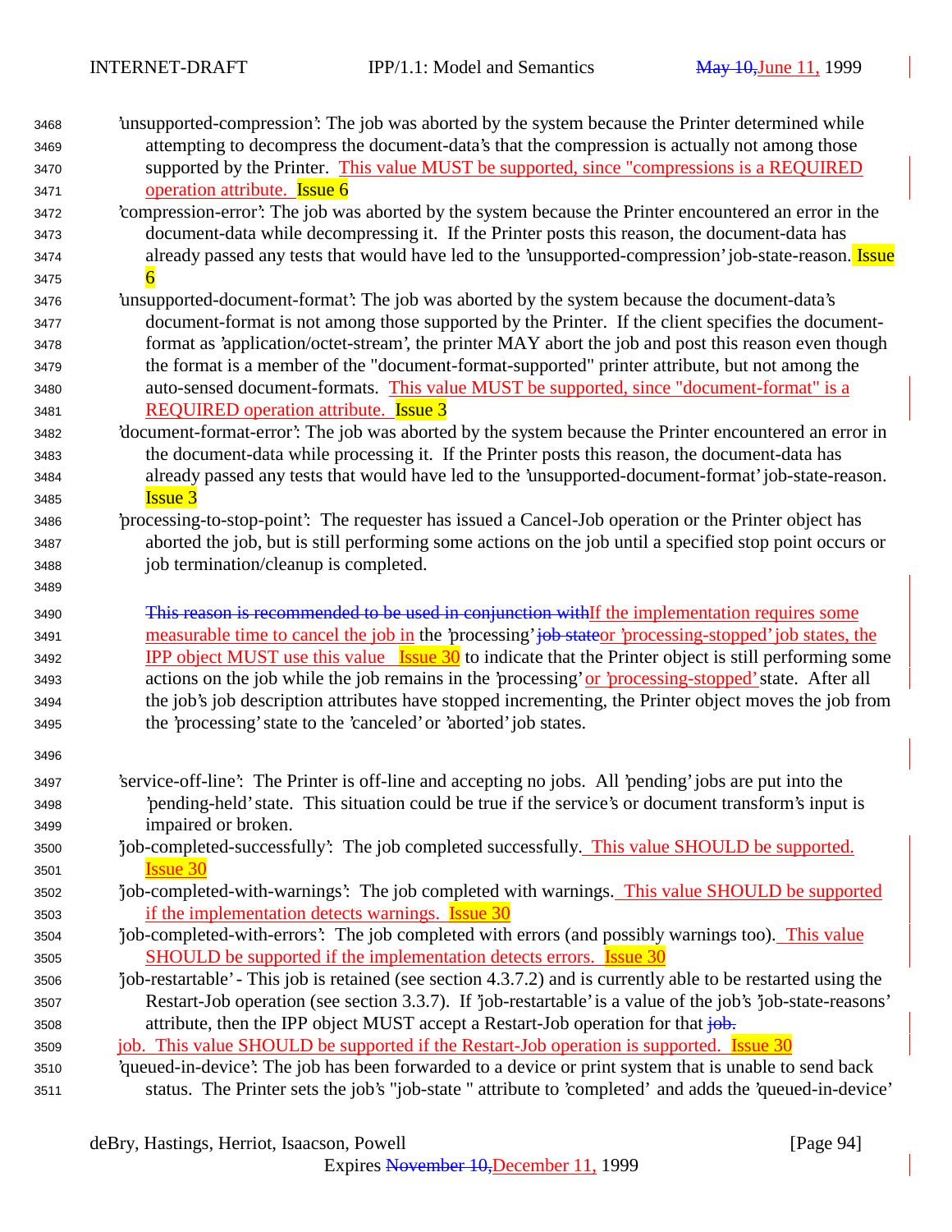'unsupported-compression': The job was aborted by the system because the Printer determined while attempting to decompress the document-data's that the compression is actually not among those supported by the Printer. This value MUST be supported, since "compressions is a REQUIRED operation attribute. Issue 6

'compression-error': The job was aborted by the system because the Printer encountered an error in the document-data while decompressing it. If the Printer posts this reason, the document-data has already passed any tests that would have led to the 'unsupported-compression' job-state-reason. Issue 6

'unsupported-document-format': The job was aborted by the system because the document-data's document-format is not among those supported by the Printer. If the client specifies the document-format as 'application/octet-stream', the printer MAY abort the job and post this reason even though the format is a member of the "document-format-supported" printer attribute, but not among the auto-sensed document-formats. This value MUST be supported, since "document-format" is a REQUIRED operation attribute. Issue 3

'document-format-error': The job was aborted by the system because the Printer encountered an error in the document-data while processing it. If the Printer posts this reason, the document-data has already passed any tests that would have led to the 'unsupported-document-format' job-state-reason. Issue 3

'processing-to-stop-point': The requester has issued a Cancel-Job operation or the Printer object has aborted the job, but is still performing some actions on the job until a specified stop point occurs or job termination/cleanup is completed.

~~This reason is recommended to be used in conjunction with~~If the implementation requires some measurable time to cancel the job in the 'processing' ~~job state~~or 'processing-stopped' job states, the IPP object MUST use this value Issue 30 to indicate that the Printer object is still performing some actions on the job while the job remains in the 'processing' or 'processing-stopped' state. After all the job's job description attributes have stopped incrementing, the Printer object moves the job from the 'processing' state to the 'canceled' or 'aborted' job states.

'service-off-line': The Printer is off-line and accepting no jobs. All 'pending' jobs are put into the 'pending-held' state. This situation could be true if the service's or document transform's input is impaired or broken.

'job-completed-successfully': The job completed successfully. This value SHOULD be supported. Issue 30

'job-completed-with-warnings': The job completed with warnings. This value SHOULD be supported if the implementation detects warnings. Issue 30

'job-completed-with-errors': The job completed with errors (and possibly warnings too). This value SHOULD be supported if the implementation detects errors. Issue 30

'job-restartable' - This job is retained (see section 4.3.7.2) and is currently able to be restarted using the Restart-Job operation (see section 3.3.7). If 'job-restartable' is a value of the job's 'job-state-reasons' attribute, then the IPP object MUST accept a Restart-Job operation for that ~~job.~~ job. This value SHOULD be supported if the Restart-Job operation is supported. Issue 30

'queued-in-device': The job has been forwarded to a device or print system that is unable to send back status. The Printer sets the job's "job-state " attribute to 'completed' and adds the 'queued-in-device'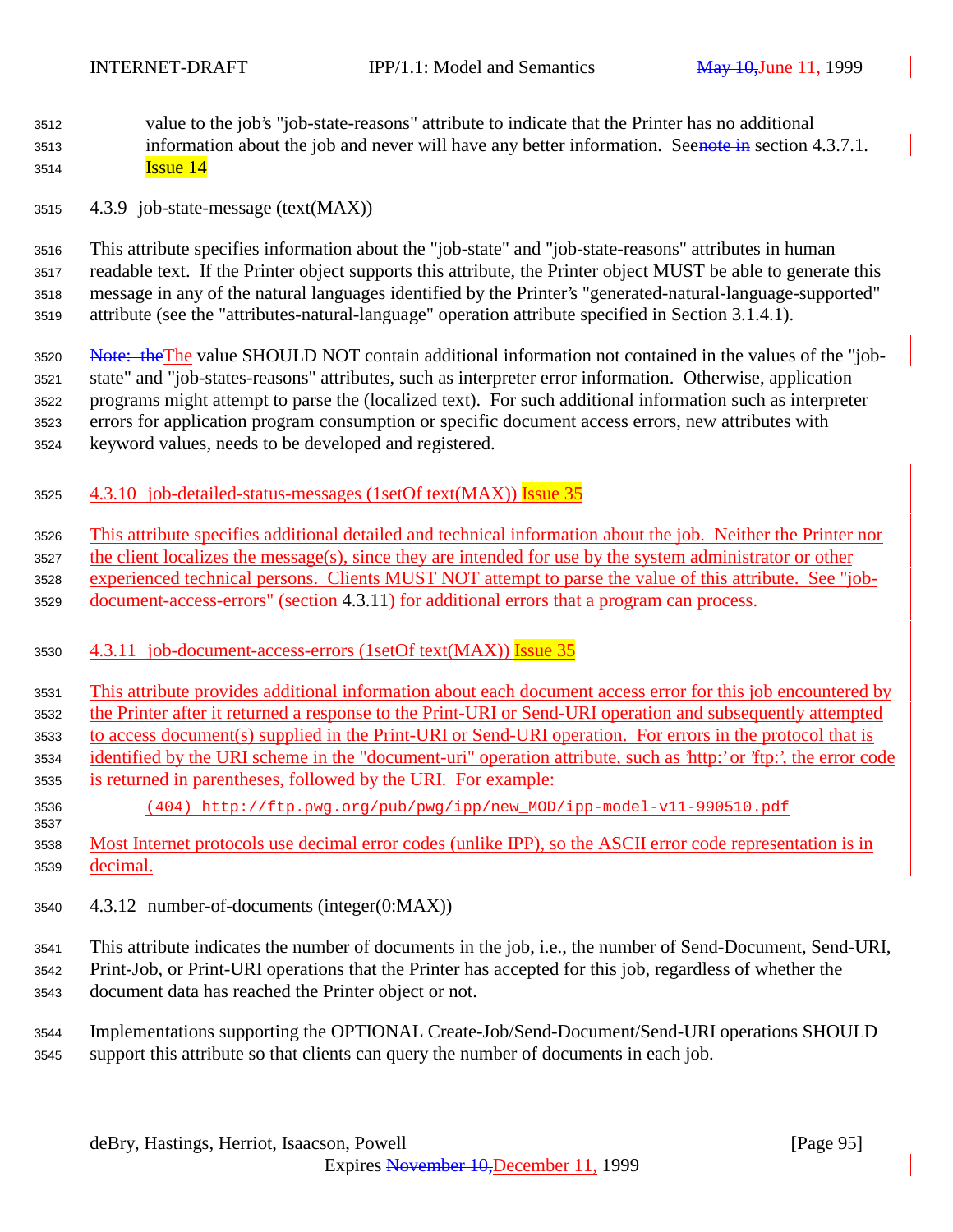value to the job's "job-state-reasons" attribute to indicate that the Printer has no additional information about the job and never will have any better information. Seenote in section 4.3.7.1. Issue 14

### 4.3.9 job-state-message (text(MAX))

This attribute specifies information about the "job-state" and "job-state-reasons" attributes in human readable text. If the Printer object supports this attribute, the Printer object MUST be able to generate this message in any of the natural languages identified by the Printer's "generated-natural-language-supported" attribute (see the "attributes-natural-language" operation attribute specified in Section 3.1.4.1).

Note: theThe value SHOULD NOT contain additional information not contained in the values of the "job-state" and "job-states-reasons" attributes, such as interpreter error information. Otherwise, application programs might attempt to parse the (localized text). For such additional information such as interpreter errors for application program consumption or specific document access errors, new attributes with keyword values, needs to be developed and registered.

### 4.3.10 job-detailed-status-messages (1setOf text(MAX)) Issue 35

This attribute specifies additional detailed and technical information about the job. Neither the Printer nor the client localizes the message(s), since they are intended for use by the system administrator or other experienced technical persons. Clients MUST NOT attempt to parse the value of this attribute. See "job-document-access-errors" (section 4.3.11) for additional errors that a program can process.

### 4.3.11 job-document-access-errors (1setOf text(MAX)) Issue 35

This attribute provides additional information about each document access error for this job encountered by the Printer after it returned a response to the Print-URI or Send-URI operation and subsequently attempted to access document(s) supplied in the Print-URI or Send-URI operation. For errors in the protocol that is identified by the URI scheme in the "document-uri" operation attribute, such as 'http:' or 'ftp:', the error code is returned in parentheses, followed by the URI. For example:

```
(404) http://ftp.pwg.org/pub/pwg/ipp/new_MOD/ipp-model-v11-990510.pdf
```

Most Internet protocols use decimal error codes (unlike IPP), so the ASCII error code representation is in decimal.

### 4.3.12 number-of-documents (integer(0:MAX))

This attribute indicates the number of documents in the job, i.e., the number of Send-Document, Send-URI, Print-Job, or Print-URI operations that the Printer has accepted for this job, regardless of whether the document data has reached the Printer object or not.

Implementations supporting the OPTIONAL Create-Job/Send-Document/Send-URI operations SHOULD support this attribute so that clients can query the number of documents in each job.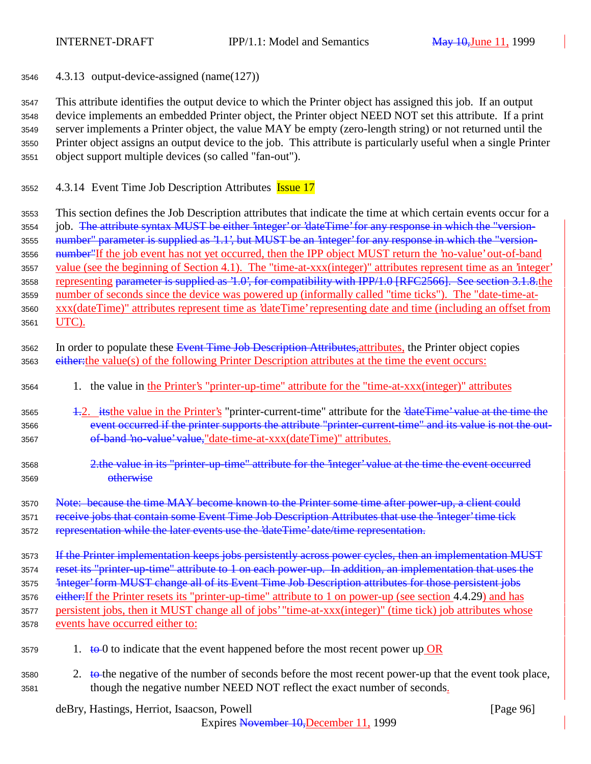### 4.3.13 output-device-assigned (name(127))

This attribute identifies the output device to which the Printer object has assigned this job. If an output device implements an embedded Printer object, the Printer object NEED NOT set this attribute. If a print server implements a Printer object, the value MAY be empty (zero-length string) or not returned until the Printer object assigns an output device to the job. This attribute is particularly useful when a single Printer object support multiple devices (so called "fan-out").

### 4.3.14 Event Time Job Description Attributes Issue 17

This section defines the Job Description attributes that indicate the time at which certain events occur for a job. ~~The attribute syntax MUST be either 'integer' or 'dateTime' for any response in which the "version-number" parameter is supplied as '1.1', but MUST be an 'integer' for any response in which the "version-number"~~If the job event has not yet occurred, then the IPP object MUST return the 'no-value' out-of-band value (see the beginning of Section 4.1). The "time-at-xxx(integer)" attributes represent time as an 'integer' representing ~~parameter is supplied as '1.0', for compatibility with IPP/1.0 [RFC2566]. See section 3.1.8.~~the number of seconds since the device was powered up (informally called "time ticks"). The "date-time-at-xxx(dateTime)" attributes represent time as 'dateTime' representing date and time (including an offset from UTC).

In order to populate these ~~Event Time Job Description Attributes,~~attributes, the Printer object copies ~~either:~~the value(s) of the following Printer Description attributes at the time the event occurs:

1. the value in the Printer's "printer-up-time" attribute for the "time-at-xxx(integer)" attributes

2. ~~1.~~ ~~its~~the value in the Printer's "printer-current-time" attribute for the ~~'dateTime' value at the time the event occurred if the printer supports the attribute "printer-current-time" and its value is not the out-of-band 'no-value' value,~~"date-time-at-xxx(dateTime)" attributes.

    ~~2.the value in its "printer-up-time" attribute for the 'integer' value at the time the event occurred otherwise~~

~~Note: because the time MAY become known to the Printer some time after power-up, a client could receive jobs that contain some Event Time Job Description Attributes that use the 'integer' time tick representation while the later events use the 'dateTime' date/time representation.~~

~~If the Printer implementation keeps jobs persistently across power cycles, then an implementation MUST reset its "printer-up-time" attribute to 1 on each power-up. In addition, an implementation that uses the 'integer' form MUST change all of its Event Time Job Description attributes for those persistent jobs either:~~If the Printer resets its "printer-up-time" attribute to 1 on power-up (see section 4.4.29) and has persistent jobs, then it MUST change all of jobs' "time-at-xxx(integer)" (time tick) job attributes whose events have occurred either to:

1. ~~to~~ 0 to indicate that the event happened before the most recent power up OR

2. ~~to~~ the negative of the number of seconds before the most recent power-up that the event took place, though the negative number NEED NOT reflect the exact number of seconds.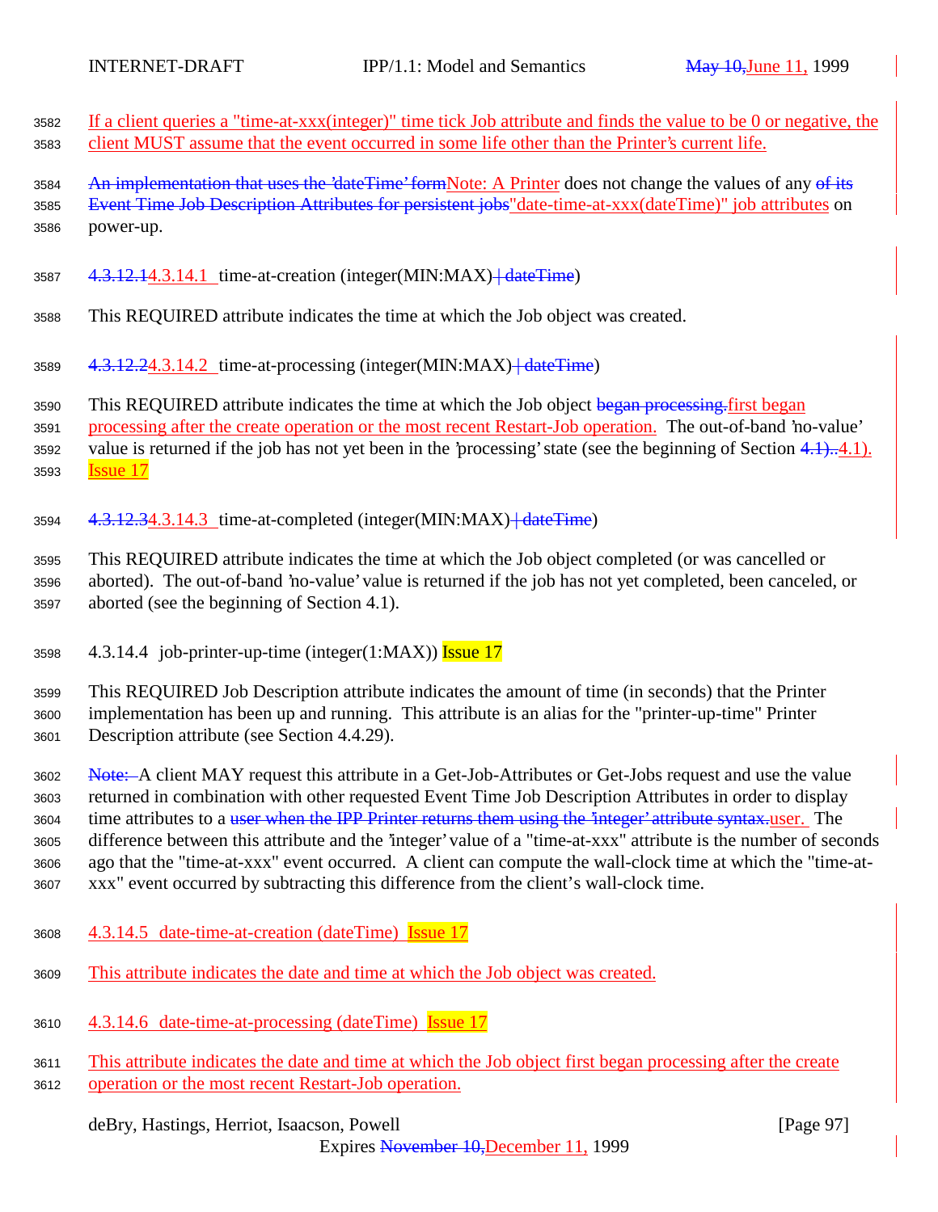If a client queries a "time-at-xxx(integer)" time tick Job attribute and finds the value to be 0 or negative, the client MUST assume that the event occurred in some life other than the Printer's current life.

~~An implementation that uses the 'dateTime' form~~Note: A Printer does not change the values of any ~~of its Event Time Job Description Attributes for persistent jobs~~"date-time-at-xxx(dateTime)" job attributes on power-up.

#### ~~4.3.12.1~~4.3.14.1 time-at-creation (integer(MIN:MAX)~~| dateTime~~)

This REQUIRED attribute indicates the time at which the Job object was created.

#### ~~4.3.12.2~~4.3.14.2 time-at-processing (integer(MIN:MAX)~~| dateTime~~)

This REQUIRED attribute indicates the time at which the Job object ~~began processing.~~first began processing after the create operation or the most recent Restart-Job operation. The out-of-band 'no-value' value is returned if the job has not yet been in the 'processing' state (see the beginning of Section ~~4.1)..~~4.1). Issue 17

#### ~~4.3.12.3~~4.3.14.3 time-at-completed (integer(MIN:MAX)~~| dateTime~~)

This REQUIRED attribute indicates the time at which the Job object completed (or was cancelled or aborted). The out-of-band 'no-value' value is returned if the job has not yet completed, been canceled, or aborted (see the beginning of Section 4.1).

#### 4.3.14.4 job-printer-up-time (integer(1:MAX)) Issue 17

This REQUIRED Job Description attribute indicates the amount of time (in seconds) that the Printer implementation has been up and running. This attribute is an alias for the "printer-up-time" Printer Description attribute (see Section 4.4.29).

~~Note:~~ A client MAY request this attribute in a Get-Job-Attributes or Get-Jobs request and use the value returned in combination with other requested Event Time Job Description Attributes in order to display time attributes to a ~~user when the IPP Printer returns them using the 'integer' attribute syntax.~~user. The difference between this attribute and the 'integer' value of a "time-at-xxx" attribute is the number of seconds ago that the "time-at-xxx" event occurred. A client can compute the wall-clock time at which the "time-at-xxx" event occurred by subtracting this difference from the client's wall-clock time.

#### 4.3.14.5 date-time-at-creation (dateTime) Issue 17

This attribute indicates the date and time at which the Job object was created.

#### 4.3.14.6 date-time-at-processing (dateTime) Issue 17

This attribute indicates the date and time at which the Job object first began processing after the create operation or the most recent Restart-Job operation.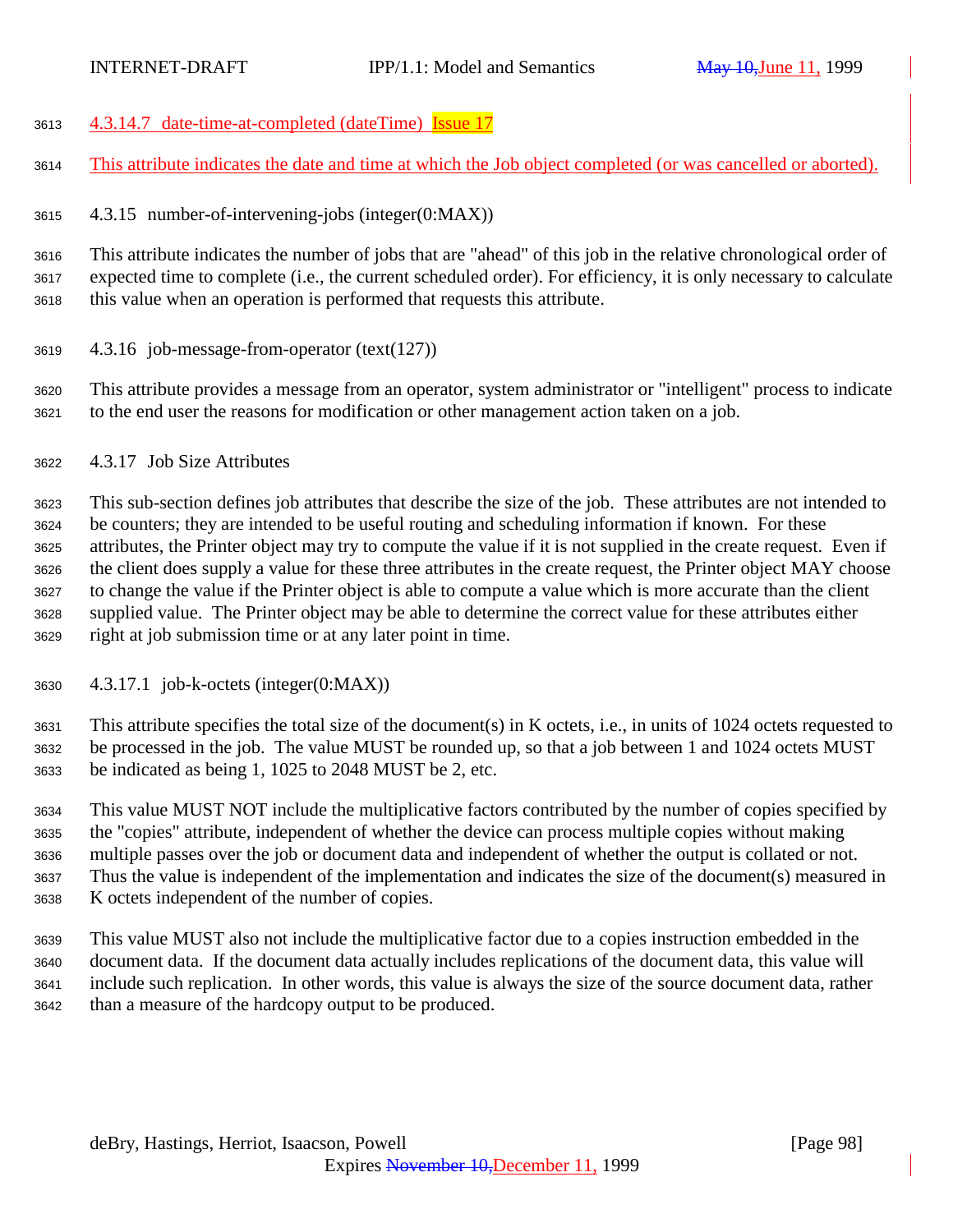#### 4.3.14.7 date-time-at-completed (dateTime) Issue 17

This attribute indicates the date and time at which the Job object completed (or was cancelled or aborted).

### 4.3.15 number-of-intervening-jobs (integer(0:MAX))

This attribute indicates the number of jobs that are "ahead" of this job in the relative chronological order of expected time to complete (i.e., the current scheduled order). For efficiency, it is only necessary to calculate this value when an operation is performed that requests this attribute.

### 4.3.16 job-message-from-operator (text(127))

This attribute provides a message from an operator, system administrator or "intelligent" process to indicate to the end user the reasons for modification or other management action taken on a job.

### 4.3.17 Job Size Attributes

This sub-section defines job attributes that describe the size of the job. These attributes are not intended to be counters; they are intended to be useful routing and scheduling information if known. For these attributes, the Printer object may try to compute the value if it is not supplied in the create request. Even if the client does supply a value for these three attributes in the create request, the Printer object MAY choose to change the value if the Printer object is able to compute a value which is more accurate than the client supplied value. The Printer object may be able to determine the correct value for these attributes either right at job submission time or at any later point in time.

#### 4.3.17.1 job-k-octets (integer(0:MAX))

This attribute specifies the total size of the document(s) in K octets, i.e., in units of 1024 octets requested to be processed in the job. The value MUST be rounded up, so that a job between 1 and 1024 octets MUST be indicated as being 1, 1025 to 2048 MUST be 2, etc.

This value MUST NOT include the multiplicative factors contributed by the number of copies specified by the "copies" attribute, independent of whether the device can process multiple copies without making multiple passes over the job or document data and independent of whether the output is collated or not. Thus the value is independent of the implementation and indicates the size of the document(s) measured in K octets independent of the number of copies.

This value MUST also not include the multiplicative factor due to a copies instruction embedded in the document data. If the document data actually includes replications of the document data, this value will include such replication. In other words, this value is always the size of the source document data, rather than a measure of the hardcopy output to be produced.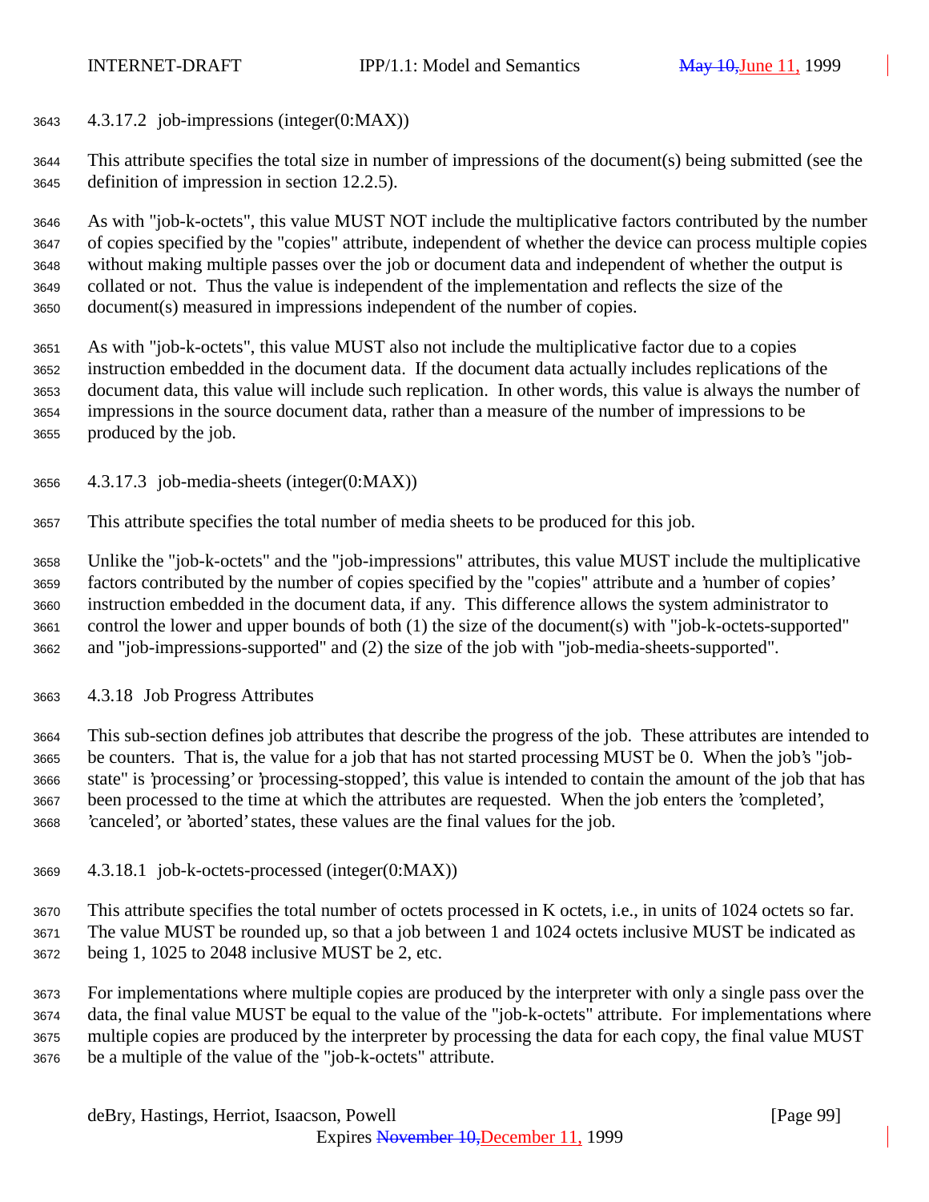#### 4.3.17.2 job-impressions (integer(0:MAX))

This attribute specifies the total size in number of impressions of the document(s) being submitted (see the definition of impression in section 12.2.5).

As with "job-k-octets", this value MUST NOT include the multiplicative factors contributed by the number of copies specified by the "copies" attribute, independent of whether the device can process multiple copies without making multiple passes over the job or document data and independent of whether the output is collated or not. Thus the value is independent of the implementation and reflects the size of the document(s) measured in impressions independent of the number of copies.

As with "job-k-octets", this value MUST also not include the multiplicative factor due to a copies instruction embedded in the document data. If the document data actually includes replications of the document data, this value will include such replication. In other words, this value is always the number of impressions in the source document data, rather than a measure of the number of impressions to be produced by the job.

#### 4.3.17.3 job-media-sheets (integer(0:MAX))

This attribute specifies the total number of media sheets to be produced for this job.

Unlike the "job-k-octets" and the "job-impressions" attributes, this value MUST include the multiplicative factors contributed by the number of copies specified by the "copies" attribute and a 'number of copies' instruction embedded in the document data, if any. This difference allows the system administrator to control the lower and upper bounds of both (1) the size of the document(s) with "job-k-octets-supported" and "job-impressions-supported" and (2) the size of the job with "job-media-sheets-supported".

### 4.3.18 Job Progress Attributes

This sub-section defines job attributes that describe the progress of the job. These attributes are intended to be counters. That is, the value for a job that has not started processing MUST be 0. When the job's "job-state" is 'processing' or 'processing-stopped', this value is intended to contain the amount of the job that has been processed to the time at which the attributes are requested. When the job enters the 'completed', 'canceled', or 'aborted' states, these values are the final values for the job.

#### 4.3.18.1 job-k-octets-processed (integer(0:MAX))

This attribute specifies the total number of octets processed in K octets, i.e., in units of 1024 octets so far. The value MUST be rounded up, so that a job between 1 and 1024 octets inclusive MUST be indicated as being 1, 1025 to 2048 inclusive MUST be 2, etc.

For implementations where multiple copies are produced by the interpreter with only a single pass over the data, the final value MUST be equal to the value of the "job-k-octets" attribute. For implementations where multiple copies are produced by the interpreter by processing the data for each copy, the final value MUST be a multiple of the value of the "job-k-octets" attribute.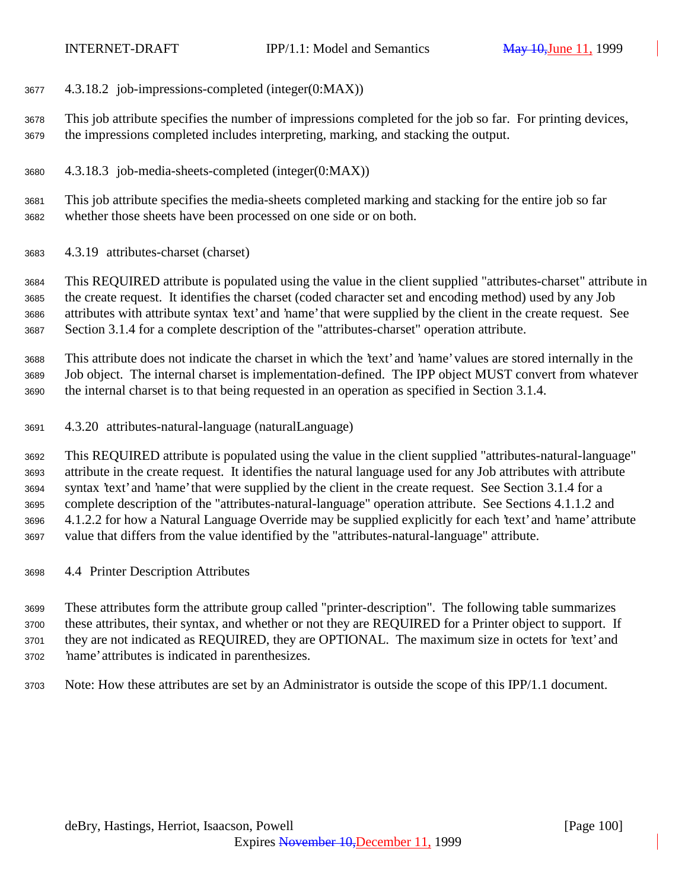#### 4.3.18.2 job-impressions-completed (integer(0:MAX))

This job attribute specifies the number of impressions completed for the job so far. For printing devices, the impressions completed includes interpreting, marking, and stacking the output.

#### 4.3.18.3 job-media-sheets-completed (integer(0:MAX))

This job attribute specifies the media-sheets completed marking and stacking for the entire job so far whether those sheets have been processed on one side or on both.

### 4.3.19 attributes-charset (charset)

This REQUIRED attribute is populated using the value in the client supplied "attributes-charset" attribute in the create request. It identifies the charset (coded character set and encoding method) used by any Job attributes with attribute syntax 'text' and 'name' that were supplied by the client in the create request. See Section 3.1.4 for a complete description of the "attributes-charset" operation attribute.

This attribute does not indicate the charset in which the 'text' and 'name' values are stored internally in the Job object. The internal charset is implementation-defined. The IPP object MUST convert from whatever the internal charset is to that being requested in an operation as specified in Section 3.1.4.

### 4.3.20 attributes-natural-language (naturalLanguage)

This REQUIRED attribute is populated using the value in the client supplied "attributes-natural-language" attribute in the create request. It identifies the natural language used for any Job attributes with attribute syntax 'text' and 'name' that were supplied by the client in the create request. See Section 3.1.4 for a complete description of the "attributes-natural-language" operation attribute. See Sections 4.1.1.2 and 4.1.2.2 for how a Natural Language Override may be supplied explicitly for each 'text' and 'name' attribute value that differs from the value identified by the "attributes-natural-language" attribute.

## 4.4 Printer Description Attributes

These attributes form the attribute group called "printer-description". The following table summarizes these attributes, their syntax, and whether or not they are REQUIRED for a Printer object to support. If they are not indicated as REQUIRED, they are OPTIONAL. The maximum size in octets for 'text' and 'name' attributes is indicated in parenthesizes.

Note: How these attributes are set by an Administrator is outside the scope of this IPP/1.1 document.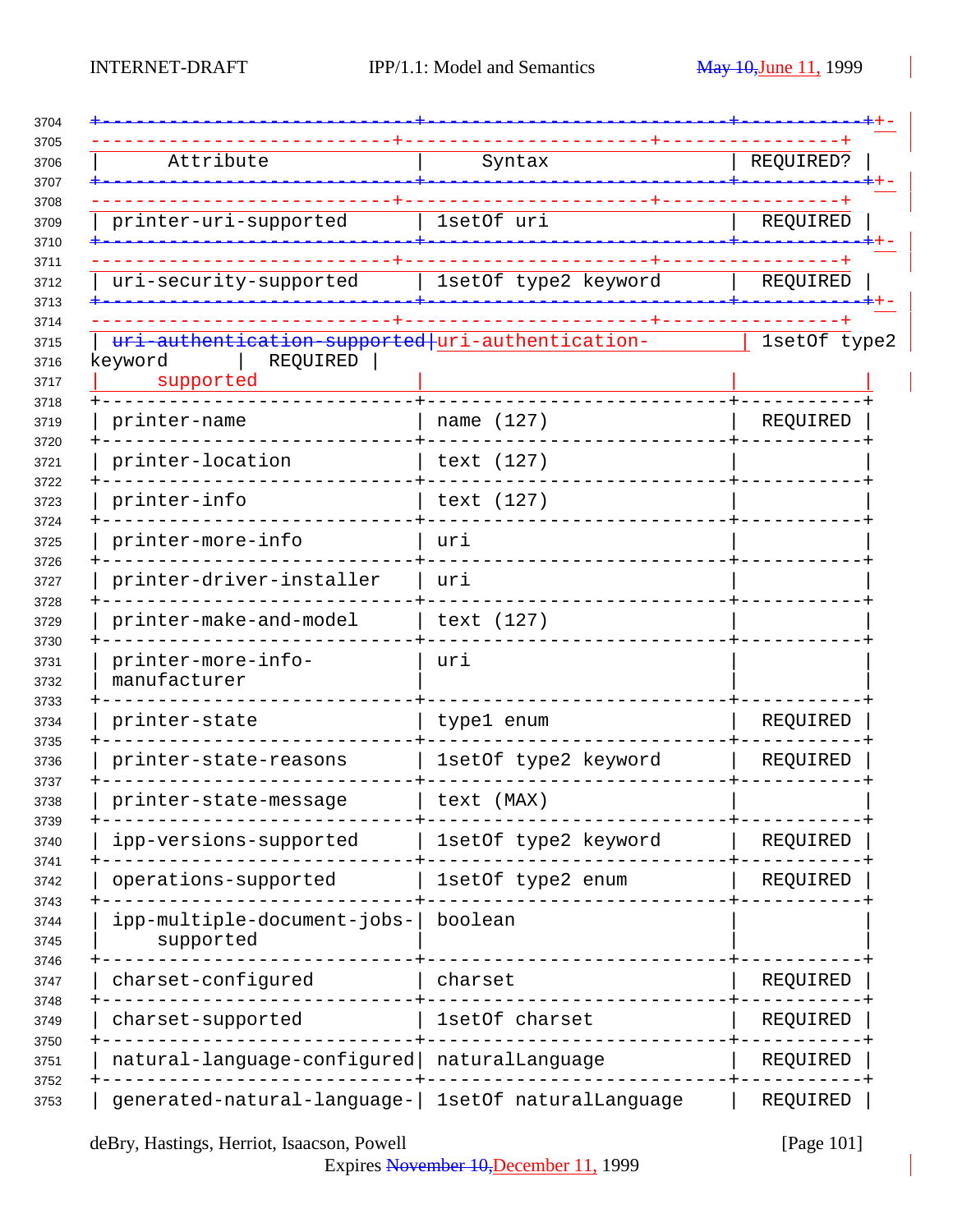| Attribute | Syntax | REQUIRED? |
|---|---|---|
| printer-uri-supported | 1setOf uri | REQUIRED |
| uri-security-supported | 1setOf type2 keyword | REQUIRED |
| uri-authentication-supported | 1setOf type2 keyword | REQUIRED |
| printer-name | name (127) | REQUIRED |
| printer-location | text (127) | |
| printer-info | text (127) | |
| printer-more-info | uri | |
| printer-driver-installer | uri | |
| printer-make-and-model | text (127) | |
| printer-more-info-manufacturer | uri | |
| printer-state | type1 enum | REQUIRED |
| printer-state-reasons | 1setOf type2 keyword | REQUIRED |
| printer-state-message | text (MAX) | |
| ipp-versions-supported | 1setOf type2 keyword | REQUIRED |
| operations-supported | 1setOf type2 enum | REQUIRED |
| ipp-multiple-document-jobs-supported | boolean | |
| charset-configured | charset | REQUIRED |
| charset-supported | 1setOf charset | REQUIRED |
| natural-language-configured | naturalLanguage | REQUIRED |
| generated-natural-language- | 1setOf naturalLanguage | REQUIRED |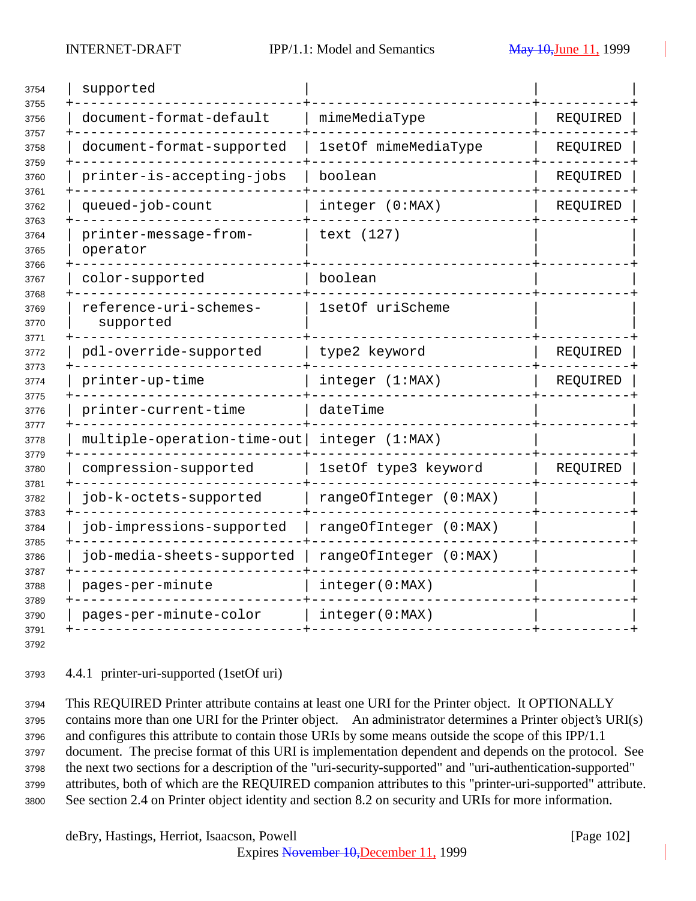| supported | | |
|---|---|---|
| document-format-default | mimeMediaType | REQUIRED |
| document-format-supported | 1setOf mimeMediaType | REQUIRED |
| printer-is-accepting-jobs | boolean | REQUIRED |
| queued-job-count | integer (0:MAX) | REQUIRED |
| printer-message-from-operator | text (127) | |
| color-supported | boolean | |
| reference-uri-schemes-supported | 1setOf uriScheme | |
| pdl-override-supported | type2 keyword | REQUIRED |
| printer-up-time | integer (1:MAX) | REQUIRED |
| printer-current-time | dateTime | |
| multiple-operation-time-out | integer (1:MAX) | |
| compression-supported | 1setOf type3 keyword | REQUIRED |
| job-k-octets-supported | rangeOfInteger (0:MAX) | |
| job-impressions-supported | rangeOfInteger (0:MAX) | |
| job-media-sheets-supported | rangeOfInteger (0:MAX) | |
| pages-per-minute | integer(0:MAX) | |
| pages-per-minute-color | integer(0:MAX) | |

### 4.4.1 printer-uri-supported (1setOf uri)

This REQUIRED Printer attribute contains at least one URI for the Printer object. It OPTIONALLY contains more than one URI for the Printer object. An administrator determines a Printer object's URI(s) and configures this attribute to contain those URIs by some means outside the scope of this IPP/1.1 document. The precise format of this URI is implementation dependent and depends on the protocol. See the next two sections for a description of the "uri-security-supported" and "uri-authentication-supported" attributes, both of which are the REQUIRED companion attributes to this "printer-uri-supported" attribute. See section 2.4 on Printer object identity and section 8.2 on security and URIs for more information.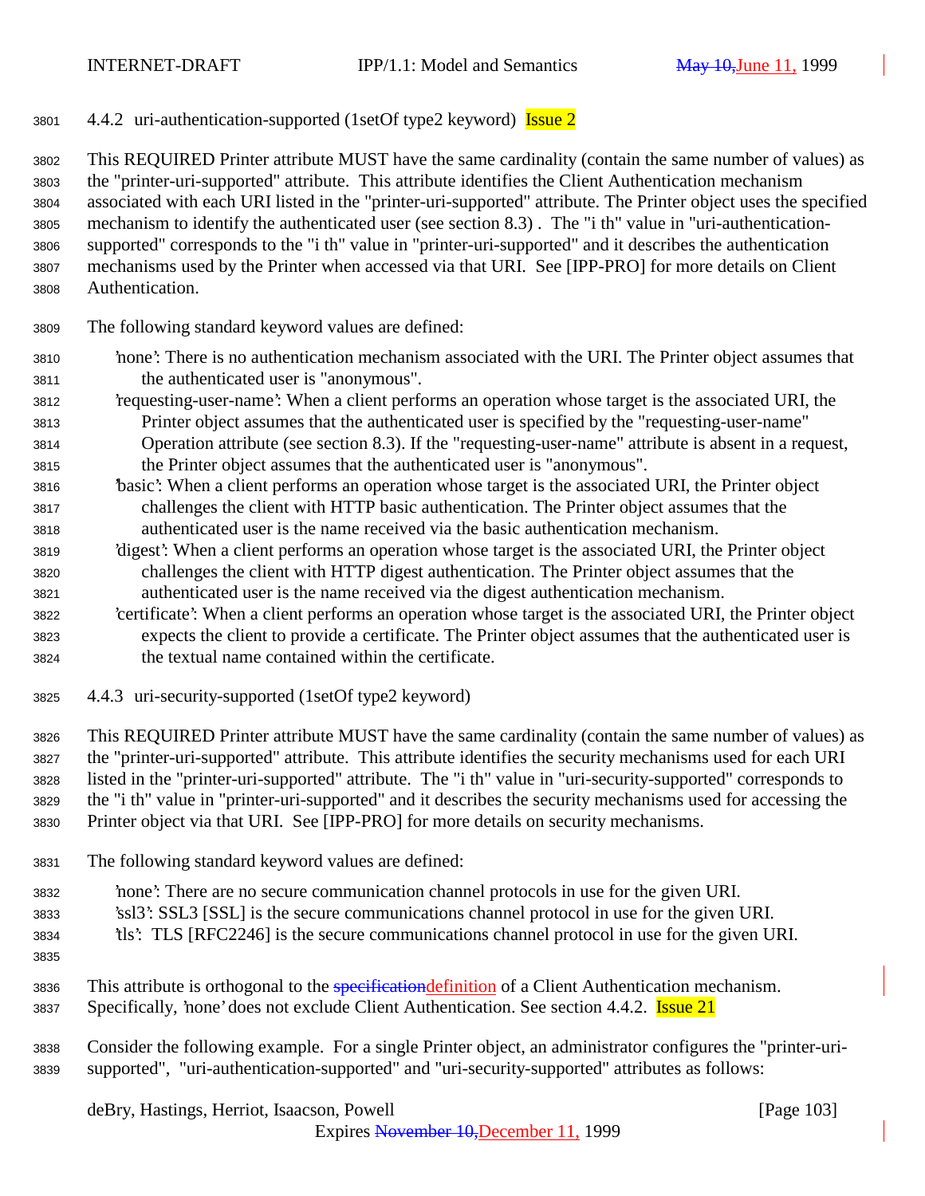### 4.4.2 uri-authentication-supported (1setOf type2 keyword) Issue 2

This REQUIRED Printer attribute MUST have the same cardinality (contain the same number of values) as the "printer-uri-supported" attribute. This attribute identifies the Client Authentication mechanism associated with each URI listed in the "printer-uri-supported" attribute. The Printer object uses the specified mechanism to identify the authenticated user (see section 8.3) . The "i th" value in "uri-authentication-supported" corresponds to the "i th" value in "printer-uri-supported" and it describes the authentication mechanisms used by the Printer when accessed via that URI. See [IPP-PRO] for more details on Client Authentication.

The following standard keyword values are defined:

'none': There is no authentication mechanism associated with the URI. The Printer object assumes that the authenticated user is "anonymous".

'requesting-user-name': When a client performs an operation whose target is the associated URI, the Printer object assumes that the authenticated user is specified by the "requesting-user-name" Operation attribute (see section 8.3). If the "requesting-user-name" attribute is absent in a request, the Printer object assumes that the authenticated user is "anonymous".

'basic': When a client performs an operation whose target is the associated URI, the Printer object challenges the client with HTTP basic authentication. The Printer object assumes that the authenticated user is the name received via the basic authentication mechanism.

'digest': When a client performs an operation whose target is the associated URI, the Printer object challenges the client with HTTP digest authentication. The Printer object assumes that the authenticated user is the name received via the digest authentication mechanism.

'certificate': When a client performs an operation whose target is the associated URI, the Printer object expects the client to provide a certificate. The Printer object assumes that the authenticated user is the textual name contained within the certificate.

### 4.4.3 uri-security-supported (1setOf type2 keyword)

This REQUIRED Printer attribute MUST have the same cardinality (contain the same number of values) as the "printer-uri-supported" attribute. This attribute identifies the security mechanisms used for each URI listed in the "printer-uri-supported" attribute. The "i th" value in "uri-security-supported" corresponds to the "i th" value in "printer-uri-supported" and it describes the security mechanisms used for accessing the Printer object via that URI. See [IPP-PRO] for more details on security mechanisms.

The following standard keyword values are defined:

'none': There are no secure communication channel protocols in use for the given URI.
'ssl3': SSL3 [SSL] is the secure communications channel protocol in use for the given URI.
'tls': TLS [RFC2246] is the secure communications channel protocol in use for the given URI.

This attribute is orthogonal to the ~~specification~~definition of a Client Authentication mechanism. Specifically, 'none' does not exclude Client Authentication. See section 4.4.2. Issue 21

Consider the following example. For a single Printer object, an administrator configures the "printer-uri-supported", "uri-authentication-supported" and "uri-security-supported" attributes as follows: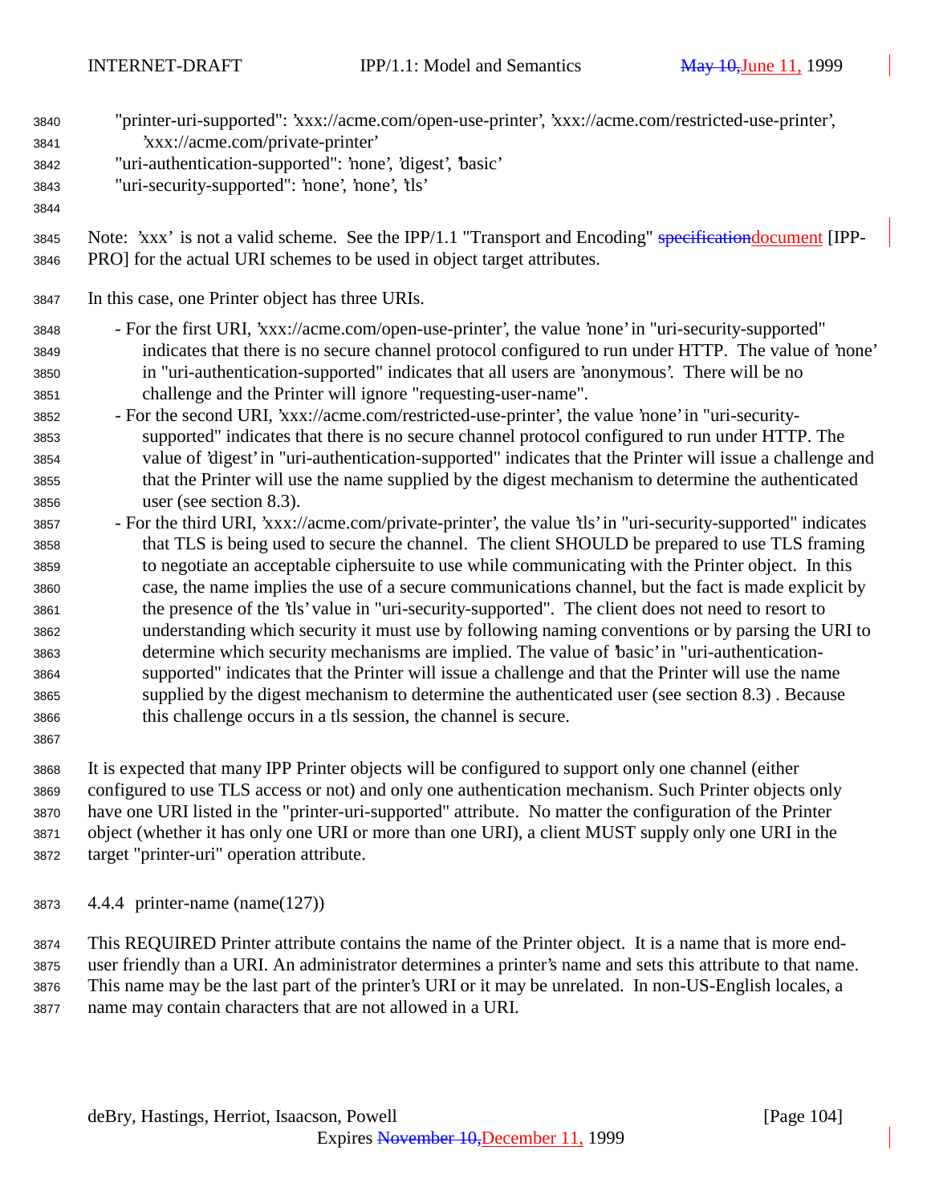"printer-uri-supported": 'xxx://acme.com/open-use-printer', 'xxx://acme.com/restricted-use-printer', 'xxx://acme.com/private-printer'
"uri-authentication-supported": 'none', 'digest', 'basic'
"uri-security-supported": 'none', 'none', 'tls'

Note: 'xxx' is not a valid scheme. See the IPP/1.1 "Transport and Encoding" ~~specification~~document [IPP-PRO] for the actual URI schemes to be used in object target attributes.

In this case, one Printer object has three URIs.

- For the first URI, 'xxx://acme.com/open-use-printer', the value 'none' in "uri-security-supported" indicates that there is no secure channel protocol configured to run under HTTP. The value of 'none' in "uri-authentication-supported" indicates that all users are 'anonymous'. There will be no challenge and the Printer will ignore "requesting-user-name".
- For the second URI, 'xxx://acme.com/restricted-use-printer', the value 'none' in "uri-security-supported" indicates that there is no secure channel protocol configured to run under HTTP. The value of 'digest' in "uri-authentication-supported" indicates that the Printer will issue a challenge and that the Printer will use the name supplied by the digest mechanism to determine the authenticated user (see section 8.3).
- For the third URI, 'xxx://acme.com/private-printer', the value 'tls' in "uri-security-supported" indicates that TLS is being used to secure the channel. The client SHOULD be prepared to use TLS framing to negotiate an acceptable ciphersuite to use while communicating with the Printer object. In this case, the name implies the use of a secure communications channel, but the fact is made explicit by the presence of the 'tls' value in "uri-security-supported". The client does not need to resort to understanding which security it must use by following naming conventions or by parsing the URI to determine which security mechanisms are implied. The value of 'basic' in "uri-authentication-supported" indicates that the Printer will issue a challenge and that the Printer will use the name supplied by the digest mechanism to determine the authenticated user (see section 8.3) . Because this challenge occurs in a tls session, the channel is secure.

It is expected that many IPP Printer objects will be configured to support only one channel (either configured to use TLS access or not) and only one authentication mechanism. Such Printer objects only have one URI listed in the "printer-uri-supported" attribute. No matter the configuration of the Printer object (whether it has only one URI or more than one URI), a client MUST supply only one URI in the target "printer-uri" operation attribute.

### 4.4.4 printer-name (name(127))

This REQUIRED Printer attribute contains the name of the Printer object. It is a name that is more end-user friendly than a URI. An administrator determines a printer's name and sets this attribute to that name. This name may be the last part of the printer's URI or it may be unrelated. In non-US-English locales, a name may contain characters that are not allowed in a URI.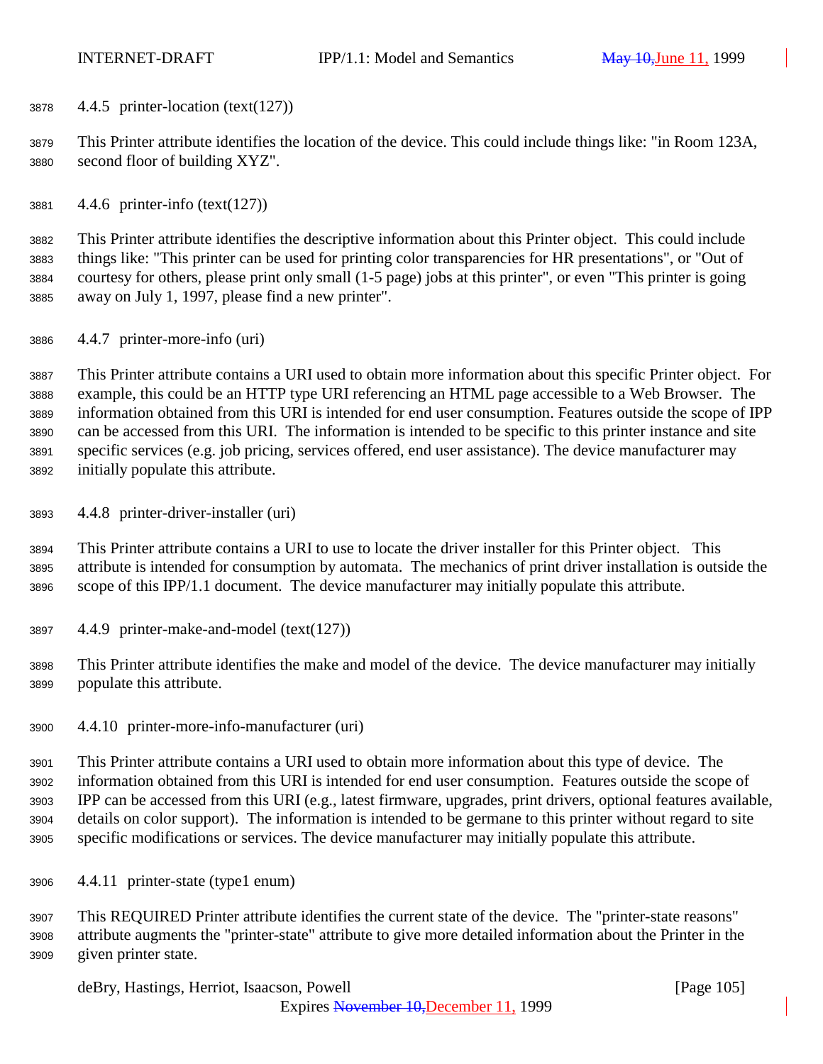#### 4.4.5 printer-location (text(127))

This Printer attribute identifies the location of the device. This could include things like: "in Room 123A, second floor of building XYZ".

#### 4.4.6 printer-info (text(127))

This Printer attribute identifies the descriptive information about this Printer object. This could include things like: "This printer can be used for printing color transparencies for HR presentations", or "Out of courtesy for others, please print only small (1-5 page) jobs at this printer", or even "This printer is going away on July 1, 1997, please find a new printer".

#### 4.4.7 printer-more-info (uri)

This Printer attribute contains a URI used to obtain more information about this specific Printer object. For example, this could be an HTTP type URI referencing an HTML page accessible to a Web Browser. The information obtained from this URI is intended for end user consumption. Features outside the scope of IPP can be accessed from this URI. The information is intended to be specific to this printer instance and site specific services (e.g. job pricing, services offered, end user assistance). The device manufacturer may initially populate this attribute.

#### 4.4.8 printer-driver-installer (uri)

This Printer attribute contains a URI to use to locate the driver installer for this Printer object. This attribute is intended for consumption by automata. The mechanics of print driver installation is outside the scope of this IPP/1.1 document. The device manufacturer may initially populate this attribute.

#### 4.4.9 printer-make-and-model (text(127))

This Printer attribute identifies the make and model of the device. The device manufacturer may initially populate this attribute.

#### 4.4.10 printer-more-info-manufacturer (uri)

This Printer attribute contains a URI used to obtain more information about this type of device. The information obtained from this URI is intended for end user consumption. Features outside the scope of IPP can be accessed from this URI (e.g., latest firmware, upgrades, print drivers, optional features available, details on color support). The information is intended to be germane to this printer without regard to site specific modifications or services. The device manufacturer may initially populate this attribute.

#### 4.4.11 printer-state (type1 enum)

This REQUIRED Printer attribute identifies the current state of the device. The "printer-state reasons" attribute augments the "printer-state" attribute to give more detailed information about the Printer in the given printer state.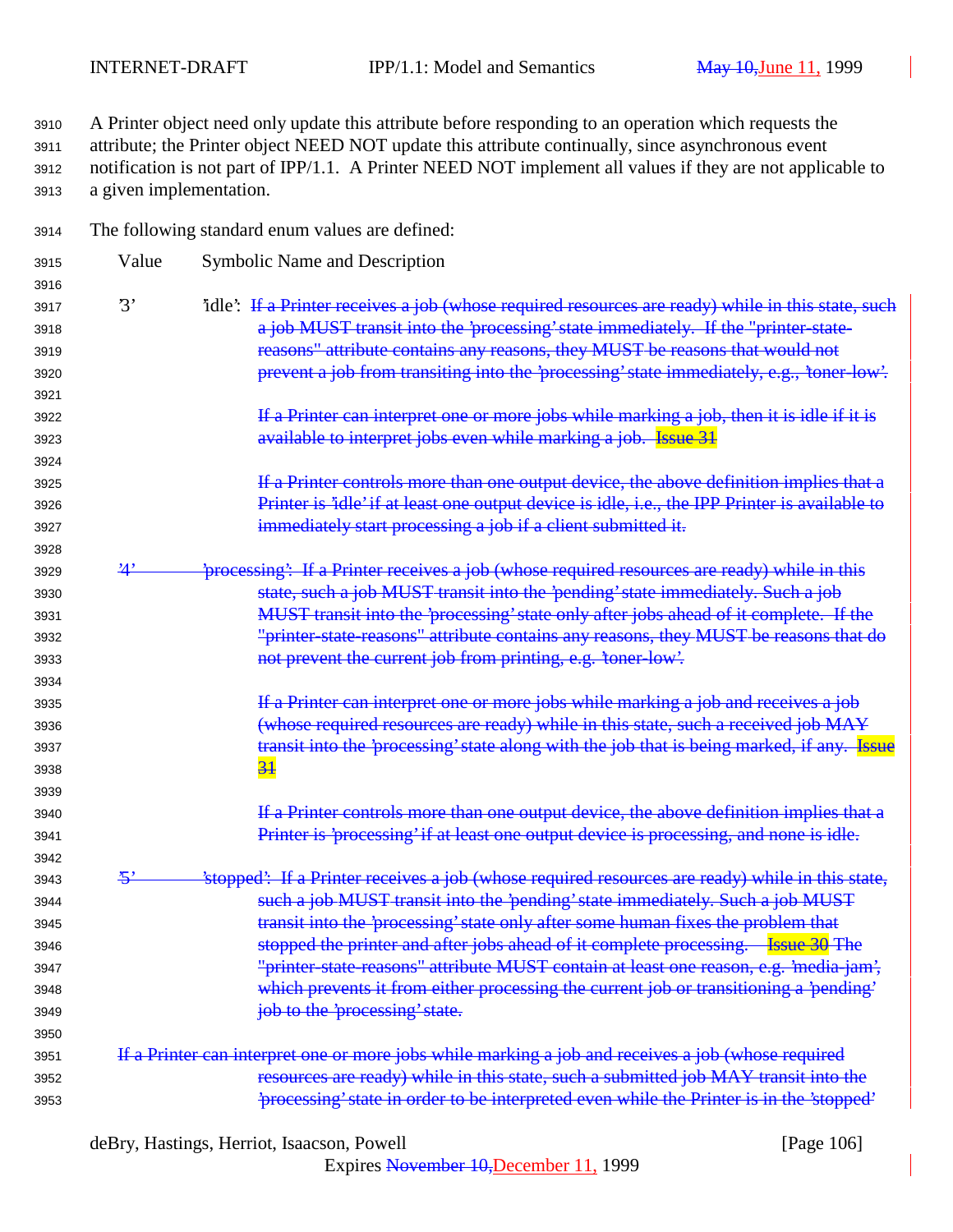A Printer object need only update this attribute before responding to an operation which requests the attribute; the Printer object NEED NOT update this attribute continually, since asynchronous event notification is not part of IPP/1.1. A Printer NEED NOT implement all values if they are not applicable to a given implementation.

The following standard enum values are defined:

| Value | Symbolic Name and Description |
|---|---|
| '3' | 'idle': ~~If a Printer receives a job (whose required resources are ready) while in this state, such a job MUST transit into the 'processing' state immediately. If the "printer-state-reasons" attribute contains any reasons, they MUST be reasons that would not prevent a job from transiting into the 'processing' state immediately, e.g., 'toner-low'.~~<br><br>~~If a Printer can interpret one or more jobs while marking a job, then it is idle if it is available to interpret jobs even while marking a job. Issue 31~~<br><br>~~If a Printer controls more than one output device, the above definition implies that a Printer is 'idle' if at least one output device is idle, i.e., the IPP Printer is available to immediately start processing a job if a client submitted it.~~ |
| ~~'4'~~ | ~~'processing': If a Printer receives a job (whose required resources are ready) while in this state, such a job MUST transit into the 'pending' state immediately. Such a job MUST transit into the 'processing' state only after jobs ahead of it complete. If the "printer-state-reasons" attribute contains any reasons, they MUST be reasons that do not prevent the current job from printing, e.g. 'toner-low'.~~<br><br>~~If a Printer can interpret one or more jobs while marking a job and receives a job (whose required resources are ready) while in this state, such a received job MAY transit into the 'processing' state along with the job that is being marked, if any. Issue 31~~<br><br>~~If a Printer controls more than one output device, the above definition implies that a Printer is 'processing' if at least one output device is processing, and none is idle.~~ |
| ~~'5'~~ | ~~'stopped': If a Printer receives a job (whose required resources are ready) while in this state, such a job MUST transit into the 'pending' state immediately. Such a job MUST transit into the 'processing' state only after some human fixes the problem that stopped the printer and after jobs ahead of it complete processing. Issue 30 The "printer-state-reasons" attribute MUST contain at least one reason, e.g. 'media-jam', which prevents it from either processing the current job or transitioning a 'pending' job to the 'processing' state.~~ |

~~If a Printer can interpret one or more jobs while marking a job and receives a job (whose required resources are ready) while in this state, such a submitted job MAY transit into the 'processing' state in order to be interpreted even while the Printer is in the 'stopped'~~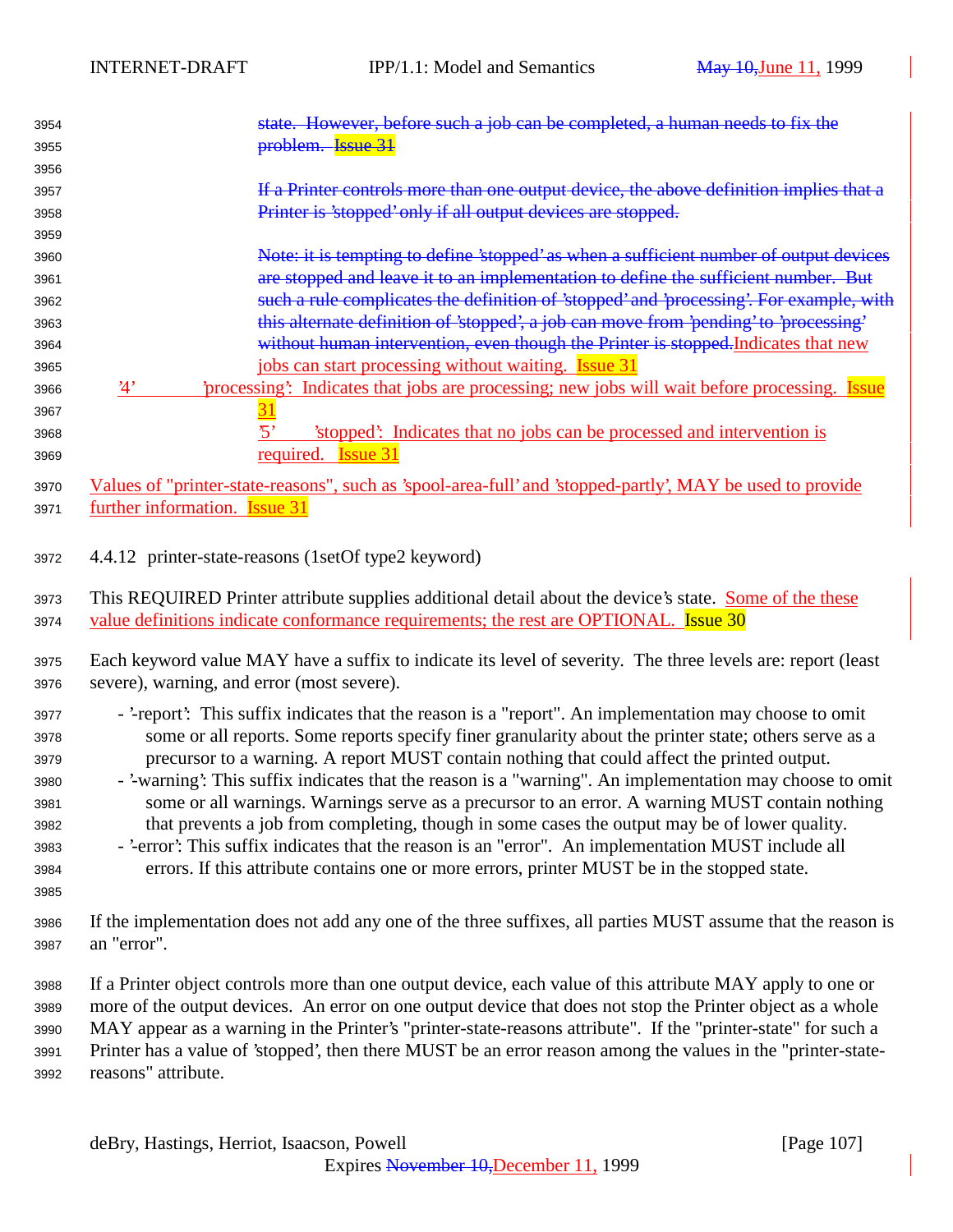state. However, before such a job can be completed, a human needs to fix the problem. Issue 31

If a Printer controls more than one output device, the above definition implies that a Printer is 'stopped' only if all output devices are stopped.

Note: it is tempting to define 'stopped' as when a sufficient number of output devices are stopped and leave it to an implementation to define the sufficient number. But such a rule complicates the definition of 'stopped' and 'processing'. For example, with this alternate definition of 'stopped', a job can move from 'pending' to 'processing' without human intervention, even though the Printer is stopped. Indicates that new jobs can start processing without waiting. Issue 31

'4' 'processing': Indicates that jobs are processing; new jobs will wait before processing. Issue 31

'5' 'stopped': Indicates that no jobs can be processed and intervention is required. Issue 31

Values of "printer-state-reasons", such as 'spool-area-full' and 'stopped-partly', MAY be used to provide further information. Issue 31

### 4.4.12 printer-state-reasons (1setOf type2 keyword)

This REQUIRED Printer attribute supplies additional detail about the device's state. Some of the these value definitions indicate conformance requirements; the rest are OPTIONAL. Issue 30

Each keyword value MAY have a suffix to indicate its level of severity. The three levels are: report (least severe), warning, and error (most severe).

- '-report': This suffix indicates that the reason is a "report". An implementation may choose to omit some or all reports. Some reports specify finer granularity about the printer state; others serve as a precursor to a warning. A report MUST contain nothing that could affect the printed output.
- '-warning': This suffix indicates that the reason is a "warning". An implementation may choose to omit some or all warnings. Warnings serve as a precursor to an error. A warning MUST contain nothing that prevents a job from completing, though in some cases the output may be of lower quality.
- '-error': This suffix indicates that the reason is an "error". An implementation MUST include all errors. If this attribute contains one or more errors, printer MUST be in the stopped state.

If the implementation does not add any one of the three suffixes, all parties MUST assume that the reason is an "error".

If a Printer object controls more than one output device, each value of this attribute MAY apply to one or more of the output devices. An error on one output device that does not stop the Printer object as a whole MAY appear as a warning in the Printer's "printer-state-reasons attribute". If the "printer-state" for such a Printer has a value of 'stopped', then there MUST be an error reason among the values in the "printer-state-reasons" attribute.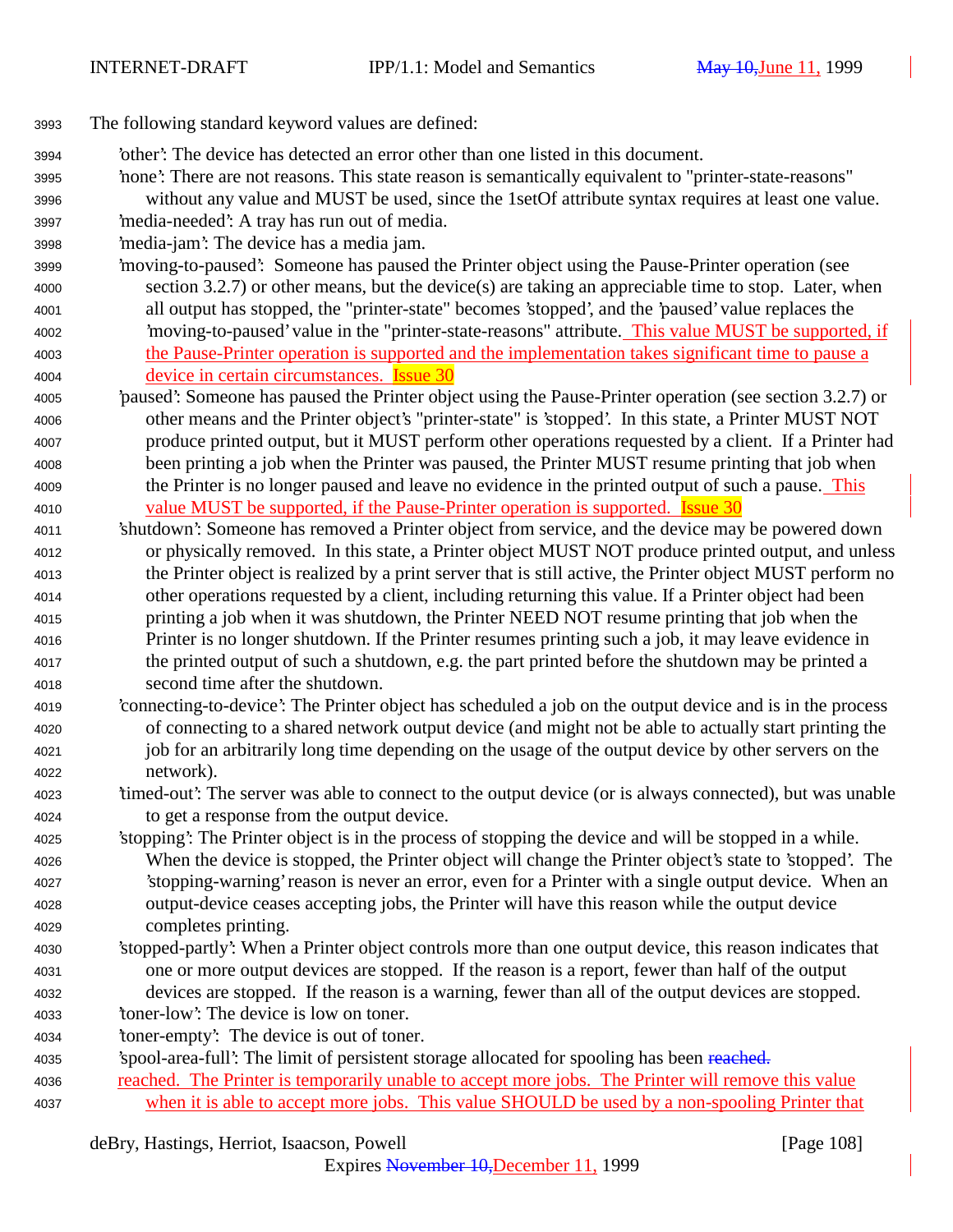The following standard keyword values are defined:

'other': The device has detected an error other than one listed in this document.

'none': There are not reasons. This state reason is semantically equivalent to "printer-state-reasons" without any value and MUST be used, since the 1setOf attribute syntax requires at least one value.

'media-needed': A tray has run out of media.

'media-jam': The device has a media jam.

'moving-to-paused': Someone has paused the Printer object using the Pause-Printer operation (see section 3.2.7) or other means, but the device(s) are taking an appreciable time to stop. Later, when all output has stopped, the "printer-state" becomes 'stopped', and the 'paused' value replaces the 'moving-to-paused' value in the "printer-state-reasons" attribute. This value MUST be supported, if the Pause-Printer operation is supported and the implementation takes significant time to pause a device in certain circumstances. Issue 30

'paused': Someone has paused the Printer object using the Pause-Printer operation (see section 3.2.7) or other means and the Printer object's "printer-state" is 'stopped'. In this state, a Printer MUST NOT produce printed output, but it MUST perform other operations requested by a client. If a Printer had been printing a job when the Printer was paused, the Printer MUST resume printing that job when the Printer is no longer paused and leave no evidence in the printed output of such a pause. This value MUST be supported, if the Pause-Printer operation is supported. Issue 30

'shutdown': Someone has removed a Printer object from service, and the device may be powered down or physically removed. In this state, a Printer object MUST NOT produce printed output, and unless the Printer object is realized by a print server that is still active, the Printer object MUST perform no other operations requested by a client, including returning this value. If a Printer object had been printing a job when it was shutdown, the Printer NEED NOT resume printing that job when the Printer is no longer shutdown. If the Printer resumes printing such a job, it may leave evidence in the printed output of such a shutdown, e.g. the part printed before the shutdown may be printed a second time after the shutdown.

'connecting-to-device': The Printer object has scheduled a job on the output device and is in the process of connecting to a shared network output device (and might not be able to actually start printing the job for an arbitrarily long time depending on the usage of the output device by other servers on the network).

'timed-out': The server was able to connect to the output device (or is always connected), but was unable to get a response from the output device.

'stopping': The Printer object is in the process of stopping the device and will be stopped in a while. When the device is stopped, the Printer object will change the Printer object's state to 'stopped'. The 'stopping-warning' reason is never an error, even for a Printer with a single output device. When an output-device ceases accepting jobs, the Printer will have this reason while the output device completes printing.

'stopped-partly': When a Printer object controls more than one output device, this reason indicates that one or more output devices are stopped. If the reason is a report, fewer than half of the output devices are stopped. If the reason is a warning, fewer than all of the output devices are stopped.

'toner-low': The device is low on toner.

'toner-empty': The device is out of toner.

'spool-area-full': The limit of persistent storage allocated for spooling has been ~~reached.~~ reached. The Printer is temporarily unable to accept more jobs. The Printer will remove this value when it is able to accept more jobs. This value SHOULD be used by a non-spooling Printer that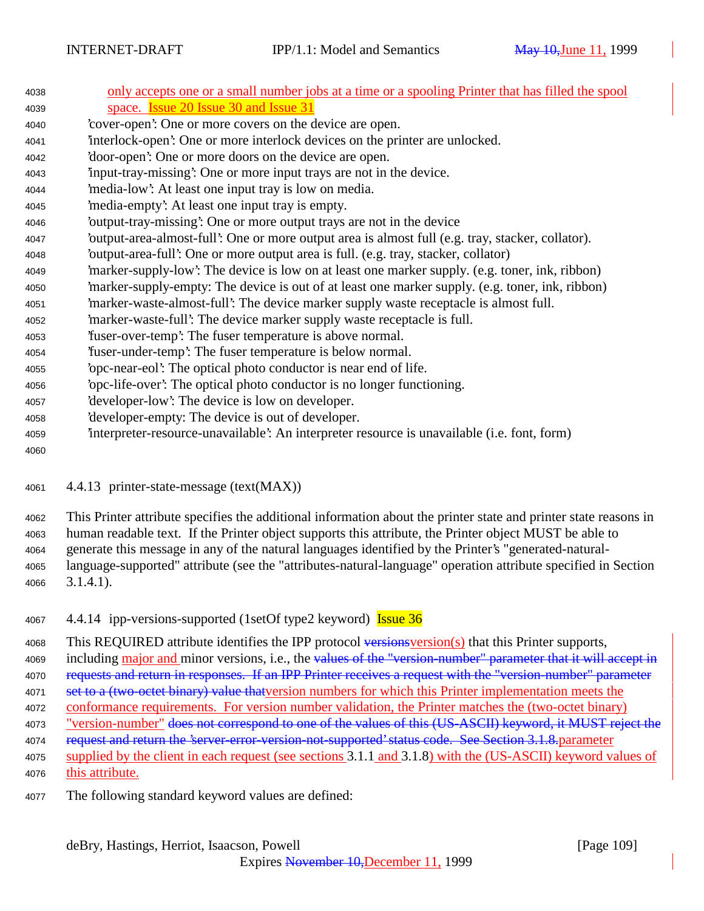only accepts one or a small number jobs at a time or a spooling Printer that has filled the spool space. Issue 20 Issue 30 and Issue 31

'cover-open': One or more covers on the device are open.
'interlock-open': One or more interlock devices on the printer are unlocked.
'door-open': One or more doors on the device are open.
'input-tray-missing': One or more input trays are not in the device.
'media-low': At least one input tray is low on media.
'media-empty': At least one input tray is empty.
'output-tray-missing': One or more output trays are not in the device
'output-area-almost-full': One or more output area is almost full (e.g. tray, stacker, collator).
'output-area-full': One or more output area is full. (e.g. tray, stacker, collator)
'marker-supply-low': The device is low on at least one marker supply. (e.g. toner, ink, ribbon)
'marker-supply-empty: The device is out of at least one marker supply. (e.g. toner, ink, ribbon)
'marker-waste-almost-full': The device marker supply waste receptacle is almost full.
'marker-waste-full': The device marker supply waste receptacle is full.
'fuser-over-temp': The fuser temperature is above normal.
'fuser-under-temp': The fuser temperature is below normal.
'opc-near-eol': The optical photo conductor is near end of life.
'opc-life-over': The optical photo conductor is no longer functioning.
'developer-low': The device is low on developer.
'developer-empty: The device is out of developer.
'interpreter-resource-unavailable': An interpreter resource is unavailable (i.e. font, form)

### 4.4.13 printer-state-message (text(MAX))

This Printer attribute specifies the additional information about the printer state and printer state reasons in human readable text. If the Printer object supports this attribute, the Printer object MUST be able to generate this message in any of the natural languages identified by the Printer's "generated-natural-language-supported" attribute (see the "attributes-natural-language" operation attribute specified in Section 3.1.4.1).

### 4.4.14 ipp-versions-supported (1setOf type2 keyword) Issue 36

This REQUIRED attribute identifies the IPP protocol ~~versions~~version(s) that this Printer supports, including major and minor versions, i.e., the ~~values of the "version-number" parameter that it will accept in requests and return in responses. If an IPP Printer receives a request with the "version-number" parameter set to a (two-octet binary) value that~~version numbers for which this Printer implementation meets the conformance requirements. For version number validation, the Printer matches the (two-octet binary) "version-number" ~~does not correspond to one of the values of this (US-ASCII) keyword, it MUST reject the request and return the 'server-error-version-not-supported' status code. See Section 3.1.8.~~parameter supplied by the client in each request (see sections 3.1.1 and 3.1.8) with the (US-ASCII) keyword values of this attribute.

The following standard keyword values are defined: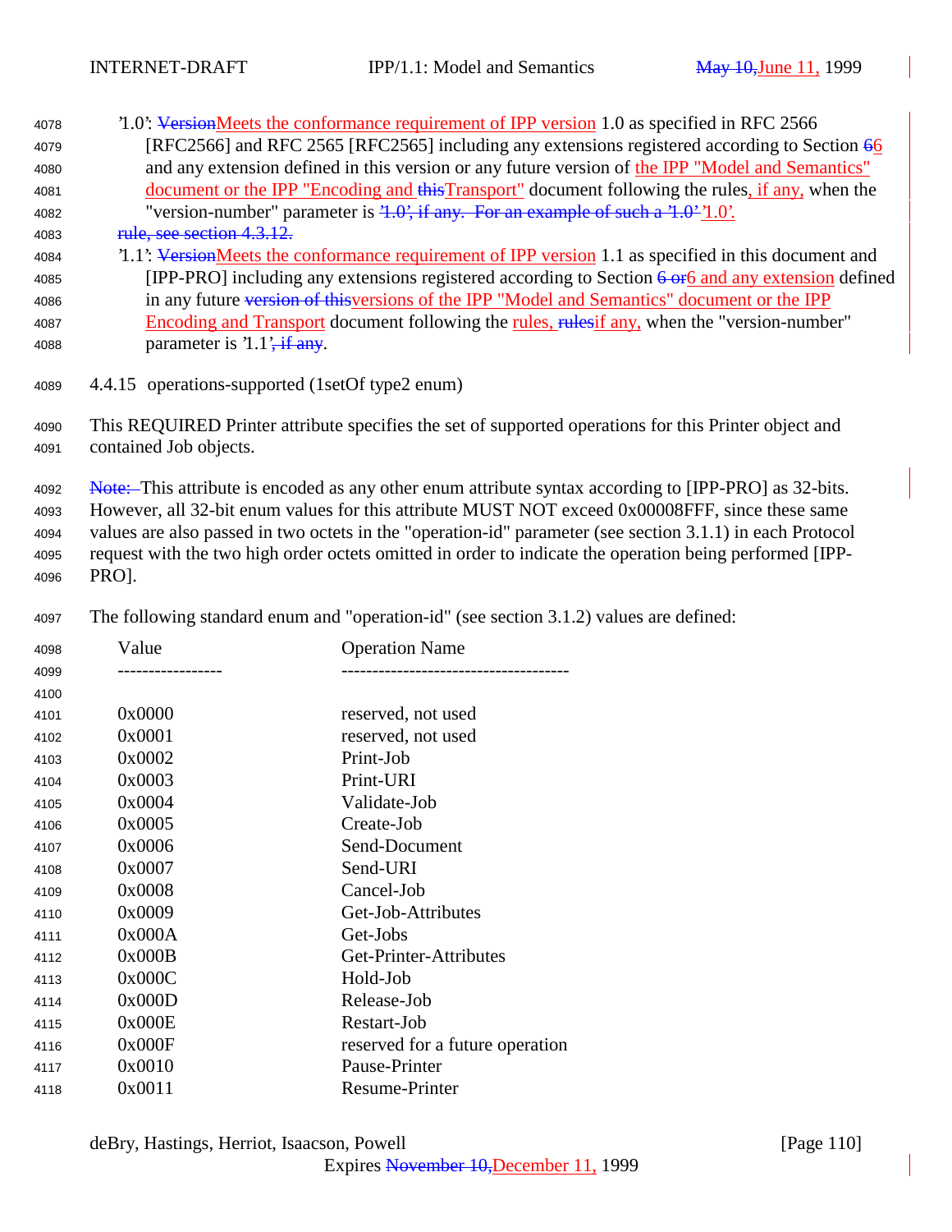'1.0': ~~Version~~Meets the conformance requirement of IPP version 1.0 as specified in RFC 2566 [RFC2566] and RFC 2565 [RFC2565] including any extensions registered according to Section ~~6~~6 and any extension defined in this version or any future version of the IPP "Model and Semantics" document or the IPP "Encoding and ~~this~~Transport" document following the rules, if any, when the "version-number" parameter is ~~'1.0', if any. For an example of such a '1.0'~~ '1.0'. ~~rule, see section 4.3.12.~~

'1.1': ~~Version~~Meets the conformance requirement of IPP version 1.1 as specified in this document and [IPP-PRO] including any extensions registered according to Section ~~6 or~~6 and any extension defined in any future ~~version of this~~versions of the IPP "Model and Semantics" document or the IPP Encoding and Transport document following the rules, ~~rules~~if any, when the "version-number" parameter is '1.1'~~, if any~~.

### 4.4.15 operations-supported (1setOf type2 enum)

This REQUIRED Printer attribute specifies the set of supported operations for this Printer object and contained Job objects.

~~Note:~~ This attribute is encoded as any other enum attribute syntax according to [IPP-PRO] as 32-bits. However, all 32-bit enum values for this attribute MUST NOT exceed 0x00008FFF, since these same values are also passed in two octets in the "operation-id" parameter (see section 3.1.1) in each Protocol request with the two high order octets omitted in order to indicate the operation being performed [IPP-PRO].

The following standard enum and "operation-id" (see section 3.1.2) values are defined:

| Value | Operation Name |
|---|---|
| 0x0000 | reserved, not used |
| 0x0001 | reserved, not used |
| 0x0002 | Print-Job |
| 0x0003 | Print-URI |
| 0x0004 | Validate-Job |
| 0x0005 | Create-Job |
| 0x0006 | Send-Document |
| 0x0007 | Send-URI |
| 0x0008 | Cancel-Job |
| 0x0009 | Get-Job-Attributes |
| 0x000A | Get-Jobs |
| 0x000B | Get-Printer-Attributes |
| 0x000C | Hold-Job |
| 0x000D | Release-Job |
| 0x000E | Restart-Job |
| 0x000F | reserved for a future operation |
| 0x0010 | Pause-Printer |
| 0x0011 | Resume-Printer |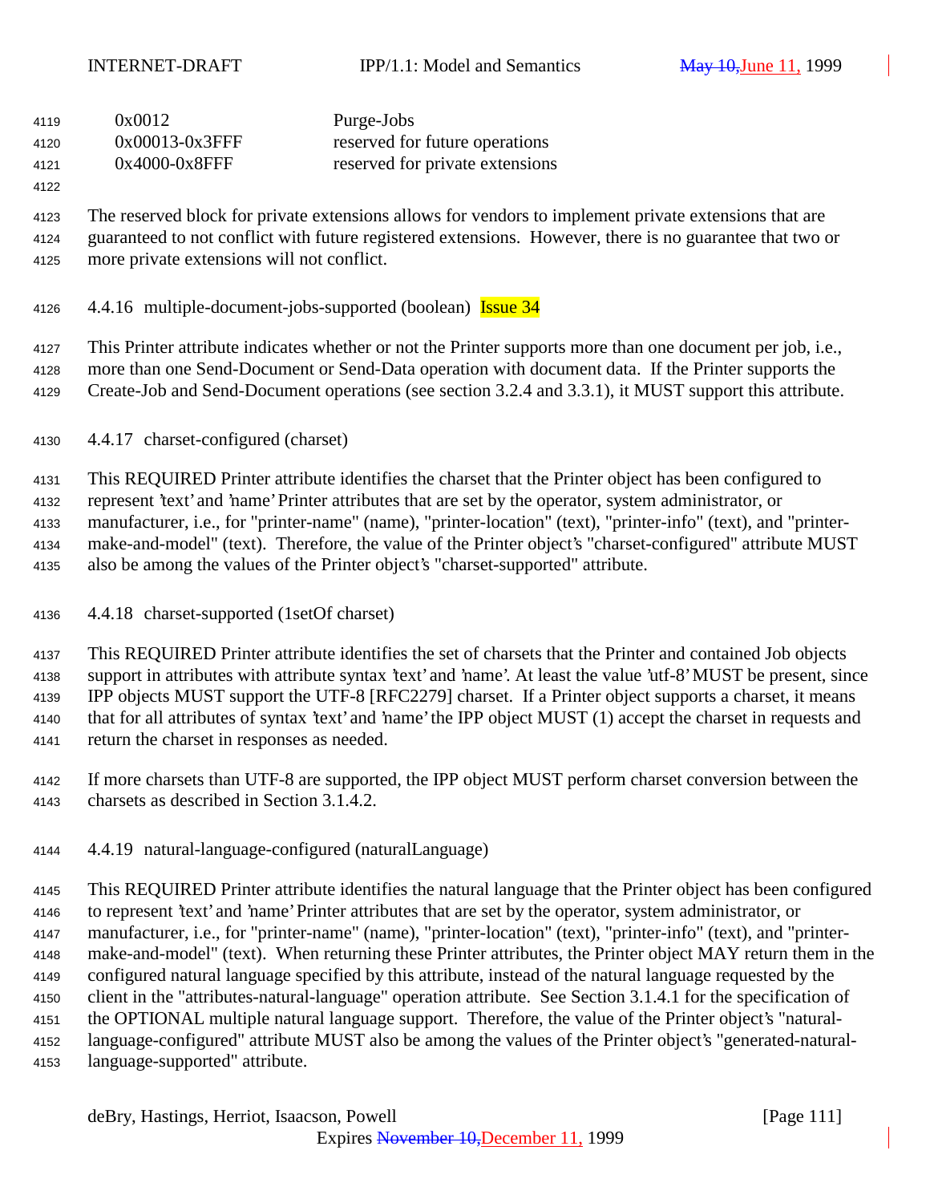| | |
|---|---|
| 0x0012 | Purge-Jobs |
| 0x00013-0x3FFF | reserved for future operations |
| 0x4000-0x8FFF | reserved for private extensions |

The reserved block for private extensions allows for vendors to implement private extensions that are guaranteed to not conflict with future registered extensions. However, there is no guarantee that two or more private extensions will not conflict.

### 4.4.16 multiple-document-jobs-supported (boolean) Issue 34

This Printer attribute indicates whether or not the Printer supports more than one document per job, i.e., more than one Send-Document or Send-Data operation with document data. If the Printer supports the Create-Job and Send-Document operations (see section 3.2.4 and 3.3.1), it MUST support this attribute.

### 4.4.17 charset-configured (charset)

This REQUIRED Printer attribute identifies the charset that the Printer object has been configured to represent 'text' and 'name' Printer attributes that are set by the operator, system administrator, or manufacturer, i.e., for "printer-name" (name), "printer-location" (text), "printer-info" (text), and "printer-make-and-model" (text). Therefore, the value of the Printer object's "charset-configured" attribute MUST also be among the values of the Printer object's "charset-supported" attribute.

### 4.4.18 charset-supported (1setOf charset)

This REQUIRED Printer attribute identifies the set of charsets that the Printer and contained Job objects support in attributes with attribute syntax 'text' and 'name'. At least the value 'utf-8' MUST be present, since IPP objects MUST support the UTF-8 [RFC2279] charset. If a Printer object supports a charset, it means that for all attributes of syntax 'text' and 'name' the IPP object MUST (1) accept the charset in requests and return the charset in responses as needed.

If more charsets than UTF-8 are supported, the IPP object MUST perform charset conversion between the charsets as described in Section 3.1.4.2.

### 4.4.19 natural-language-configured (naturalLanguage)

This REQUIRED Printer attribute identifies the natural language that the Printer object has been configured to represent 'text' and 'name' Printer attributes that are set by the operator, system administrator, or manufacturer, i.e., for "printer-name" (name), "printer-location" (text), "printer-info" (text), and "printer-make-and-model" (text). When returning these Printer attributes, the Printer object MAY return them in the configured natural language specified by this attribute, instead of the natural language requested by the client in the "attributes-natural-language" operation attribute. See Section 3.1.4.1 for the specification of the OPTIONAL multiple natural language support. Therefore, the value of the Printer object's "natural-language-configured" attribute MUST also be among the values of the Printer object's "generated-natural-language-supported" attribute.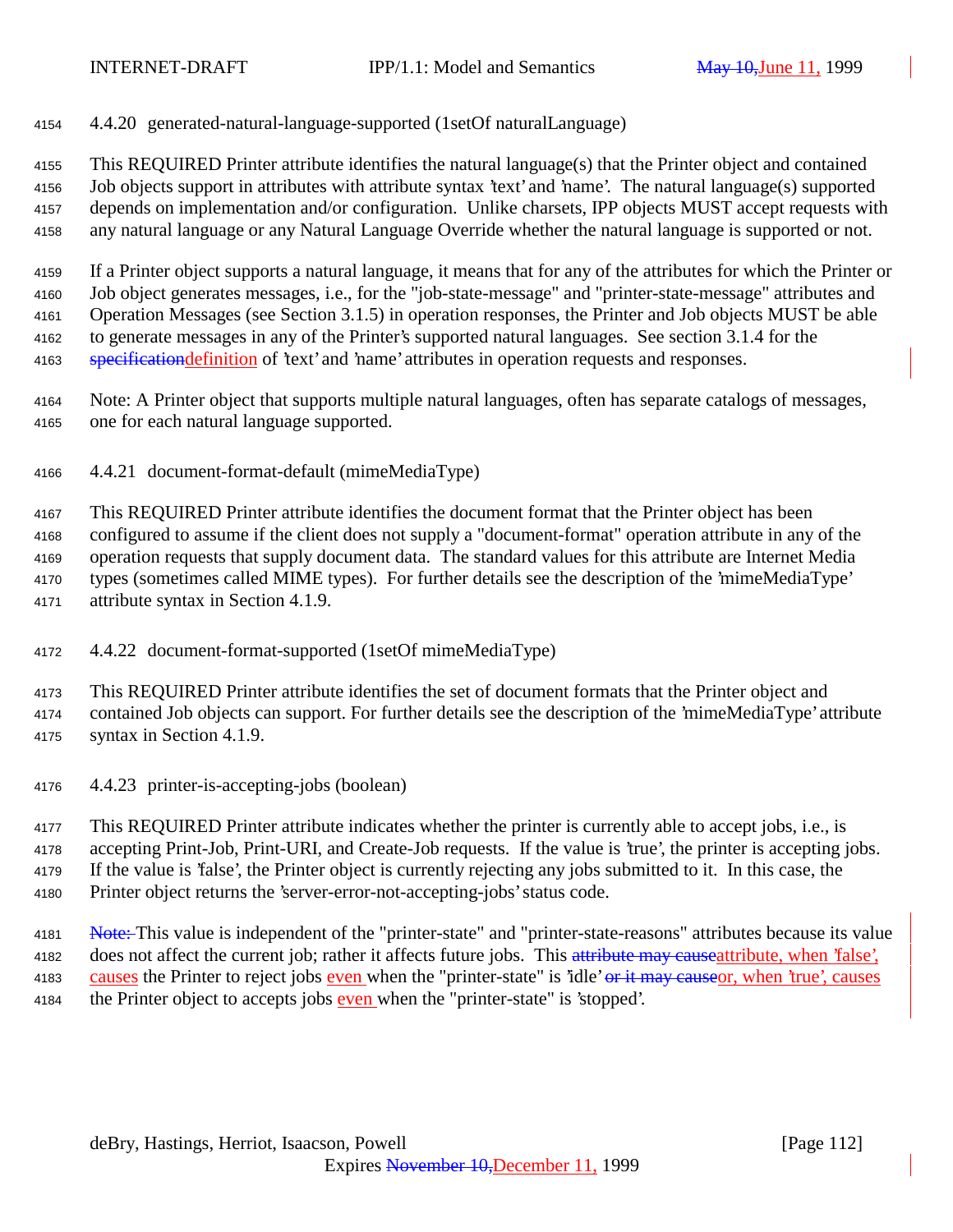### 4.4.20 generated-natural-language-supported (1setOf naturalLanguage)

This REQUIRED Printer attribute identifies the natural language(s) that the Printer object and contained Job objects support in attributes with attribute syntax 'text' and 'name'. The natural language(s) supported depends on implementation and/or configuration. Unlike charsets, IPP objects MUST accept requests with any natural language or any Natural Language Override whether the natural language is supported or not.

If a Printer object supports a natural language, it means that for any of the attributes for which the Printer or Job object generates messages, i.e., for the "job-state-message" and "printer-state-message" attributes and Operation Messages (see Section 3.1.5) in operation responses, the Printer and Job objects MUST be able to generate messages in any of the Printer's supported natural languages. See section 3.1.4 for the ~~specification~~definition of 'text' and 'name' attributes in operation requests and responses.

Note: A Printer object that supports multiple natural languages, often has separate catalogs of messages, one for each natural language supported.

### 4.4.21 document-format-default (mimeMediaType)

This REQUIRED Printer attribute identifies the document format that the Printer object has been configured to assume if the client does not supply a "document-format" operation attribute in any of the operation requests that supply document data. The standard values for this attribute are Internet Media types (sometimes called MIME types). For further details see the description of the 'mimeMediaType' attribute syntax in Section 4.1.9.

### 4.4.22 document-format-supported (1setOf mimeMediaType)

This REQUIRED Printer attribute identifies the set of document formats that the Printer object and contained Job objects can support. For further details see the description of the 'mimeMediaType' attribute syntax in Section 4.1.9.

### 4.4.23 printer-is-accepting-jobs (boolean)

This REQUIRED Printer attribute indicates whether the printer is currently able to accept jobs, i.e., is accepting Print-Job, Print-URI, and Create-Job requests. If the value is 'true', the printer is accepting jobs. If the value is 'false', the Printer object is currently rejecting any jobs submitted to it. In this case, the Printer object returns the 'server-error-not-accepting-jobs' status code.

~~Note:~~ This value is independent of the "printer-state" and "printer-state-reasons" attributes because its value does not affect the current job; rather it affects future jobs. This ~~attribute may cause~~attribute, when 'false', causes the Printer to reject jobs even when the "printer-state" is 'idle' ~~or it may cause~~or, when 'true', causes the Printer object to accepts jobs even when the "printer-state" is 'stopped'.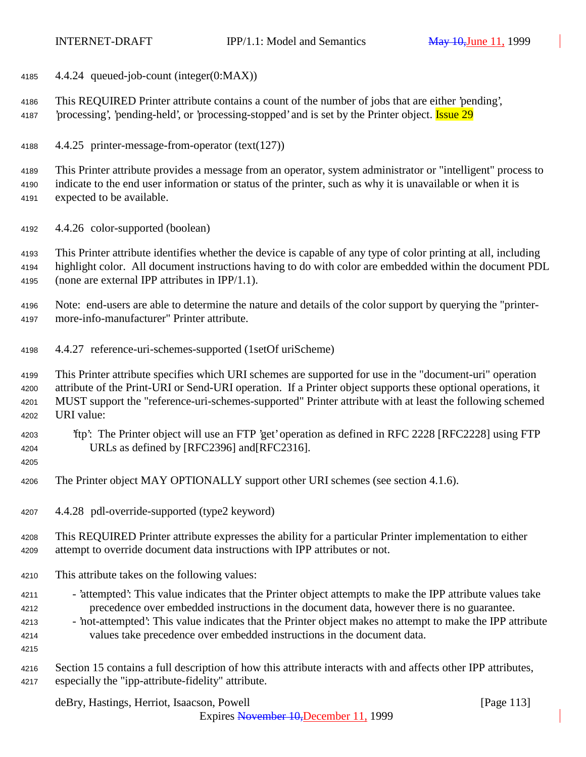### 4.4.24 queued-job-count (integer(0:MAX))

This REQUIRED Printer attribute contains a count of the number of jobs that are either 'pending', 'processing', 'pending-held', or 'processing-stopped' and is set by the Printer object. Issue 29

### 4.4.25 printer-message-from-operator (text(127))

This Printer attribute provides a message from an operator, system administrator or "intelligent" process to indicate to the end user information or status of the printer, such as why it is unavailable or when it is expected to be available.

### 4.4.26 color-supported (boolean)

This Printer attribute identifies whether the device is capable of any type of color printing at all, including highlight color. All document instructions having to do with color are embedded within the document PDL (none are external IPP attributes in IPP/1.1).

Note: end-users are able to determine the nature and details of the color support by querying the "printer-more-info-manufacturer" Printer attribute.

### 4.4.27 reference-uri-schemes-supported (1setOf uriScheme)

This Printer attribute specifies which URI schemes are supported for use in the "document-uri" operation attribute of the Print-URI or Send-URI operation. If a Printer object supports these optional operations, it MUST support the "reference-uri-schemes-supported" Printer attribute with at least the following schemed URI value:

'ftp': The Printer object will use an FTP 'get' operation as defined in RFC 2228 [RFC2228] using FTP URLs as defined by [RFC2396] and[RFC2316].

The Printer object MAY OPTIONALLY support other URI schemes (see section 4.1.6).

### 4.4.28 pdl-override-supported (type2 keyword)

This REQUIRED Printer attribute expresses the ability for a particular Printer implementation to either attempt to override document data instructions with IPP attributes or not.

This attribute takes on the following values:

- 'attempted': This value indicates that the Printer object attempts to make the IPP attribute values take precedence over embedded instructions in the document data, however there is no guarantee.
- 'not-attempted': This value indicates that the Printer object makes no attempt to make the IPP attribute values take precedence over embedded instructions in the document data.

Section 15 contains a full description of how this attribute interacts with and affects other IPP attributes, especially the "ipp-attribute-fidelity" attribute.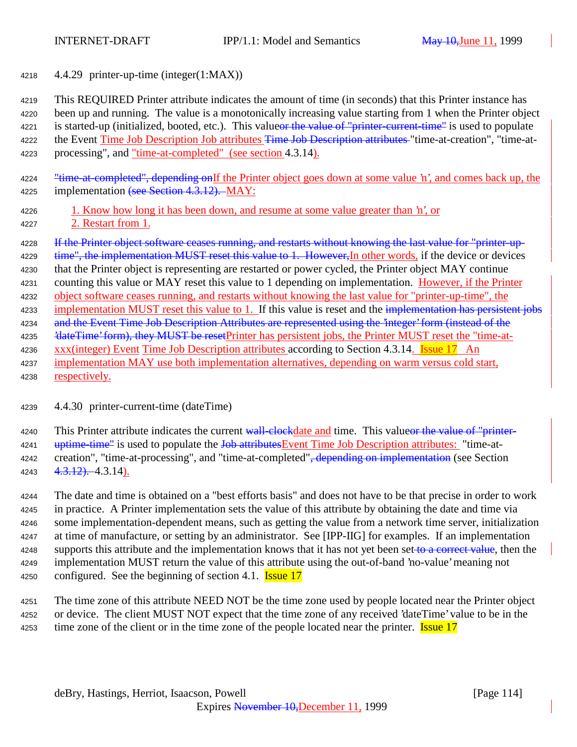4218 4.4.29 printer-up-time (integer(1:MAX))

4219 This REQUIRED Printer attribute indicates the amount of time (in seconds) that this Printer instance has
4220 been up and running. The value is a monotonically increasing value starting from 1 when the Printer object
4221 is started-up (initialized, booted, etc.). This valueor the value of "printer-current-time" is used to populate
4222 the Event Time Job Description Job attributes Time Job Description attributes "time-at-creation", "time-at-
4223 processing", and "time-at-completed" (see section 4.3.14).

4224 "time-at-completed", depending onIf the Printer object goes down at some value 'n', and comes back up, the
4225 implementation (see Section 4.3.12). MAY:

4226 1. Know how long it has been down, and resume at some value greater than 'n', or
4227 2. Restart from 1.

4228 If the Printer object software ceases running, and restarts without knowing the last value for "printer-up-
4229 time", the implementation MUST reset this value to 1. However,In other words, if the device or devices
4230 that the Printer object is representing are restarted or power cycled, the Printer object MAY continue
4231 counting this value or MAY reset this value to 1 depending on implementation. However, if the Printer
4232 object software ceases running, and restarts without knowing the last value for "printer-up-time", the
4233 implementation MUST reset this value to 1. If this value is reset and the implementation has persistent jobs
4234 and the Event Time Job Description Attributes are represented using the 'integer' form (instead of the
4235 'dateTime' form), they MUST be resetPrinter has persistent jobs, the Printer MUST reset the "time-at-
4236 xxx(integer) Event Time Job Description attributes according to Section 4.3.14. Issue 17 An
4237 implementation MAY use both implementation alternatives, depending on warm versus cold start,
4238 respectively.

4239 4.4.30 printer-current-time (dateTime)

4240 This Printer attribute indicates the current wall-clockdate and time. This valueor the value of "printer-
4241 uptime-time" is used to populate the Job attributesEvent Time Job Description attributes: "time-at-
4242 creation", "time-at-processing", and "time-at-completed", depending on implementation (see Section
4243 4.3.12). 4.3.14).

4244 The date and time is obtained on a "best efforts basis" and does not have to be that precise in order to work
4245 in practice. A Printer implementation sets the value of this attribute by obtaining the date and time via
4246 some implementation-dependent means, such as getting the value from a network time server, initialization
4247 at time of manufacture, or setting by an administrator. See [IPP-IIG] for examples. If an implementation
4248 supports this attribute and the implementation knows that it has not yet been set to a correct value, then the
4249 implementation MUST return the value of this attribute using the out-of-band 'no-value' meaning not
4250 configured. See the beginning of section 4.1. Issue 17

4251 The time zone of this attribute NEED NOT be the time zone used by people located near the Printer object
4252 or device. The client MUST NOT expect that the time zone of any received 'dateTime' value to be in the
4253 time zone of the client or in the time zone of the people located near the printer. Issue 17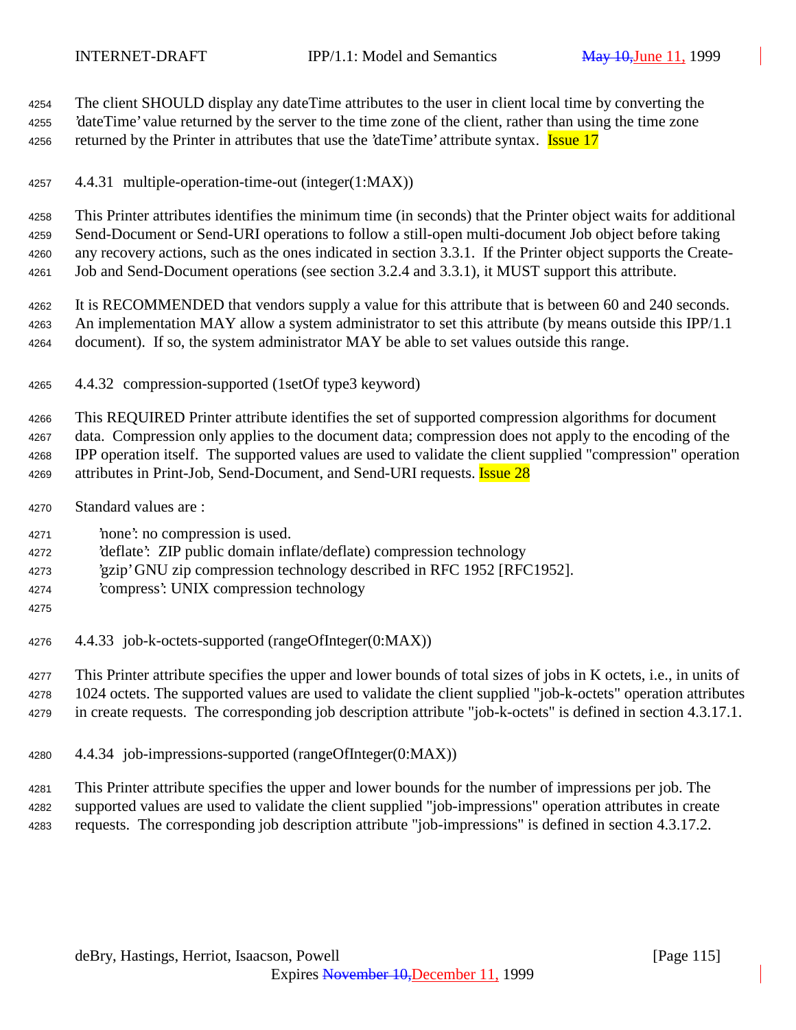The client SHOULD display any dateTime attributes to the user in client local time by converting the 'dateTime' value returned by the server to the time zone of the client, rather than using the time zone returned by the Printer in attributes that use the 'dateTime' attribute syntax. Issue 17

#### 4.4.31 multiple-operation-time-out (integer(1:MAX))

This Printer attributes identifies the minimum time (in seconds) that the Printer object waits for additional Send-Document or Send-URI operations to follow a still-open multi-document Job object before taking any recovery actions, such as the ones indicated in section 3.3.1. If the Printer object supports the Create-Job and Send-Document operations (see section 3.2.4 and 3.3.1), it MUST support this attribute.

It is RECOMMENDED that vendors supply a value for this attribute that is between 60 and 240 seconds. An implementation MAY allow a system administrator to set this attribute (by means outside this IPP/1.1 document). If so, the system administrator MAY be able to set values outside this range.

#### 4.4.32 compression-supported (1setOf type3 keyword)

This REQUIRED Printer attribute identifies the set of supported compression algorithms for document data. Compression only applies to the document data; compression does not apply to the encoding of the IPP operation itself. The supported values are used to validate the client supplied "compression" operation attributes in Print-Job, Send-Document, and Send-URI requests. Issue 28

Standard values are :

- 'none': no compression is used.
- 'deflate': ZIP public domain inflate/deflate) compression technology
- 'gzip' GNU zip compression technology described in RFC 1952 [RFC1952].
- 'compress': UNIX compression technology

#### 4.4.33 job-k-octets-supported (rangeOfInteger(0:MAX))

This Printer attribute specifies the upper and lower bounds of total sizes of jobs in K octets, i.e., in units of 1024 octets. The supported values are used to validate the client supplied "job-k-octets" operation attributes in create requests. The corresponding job description attribute "job-k-octets" is defined in section 4.3.17.1.

#### 4.4.34 job-impressions-supported (rangeOfInteger(0:MAX))

This Printer attribute specifies the upper and lower bounds for the number of impressions per job. The supported values are used to validate the client supplied "job-impressions" operation attributes in create requests. The corresponding job description attribute "job-impressions" is defined in section 4.3.17.2.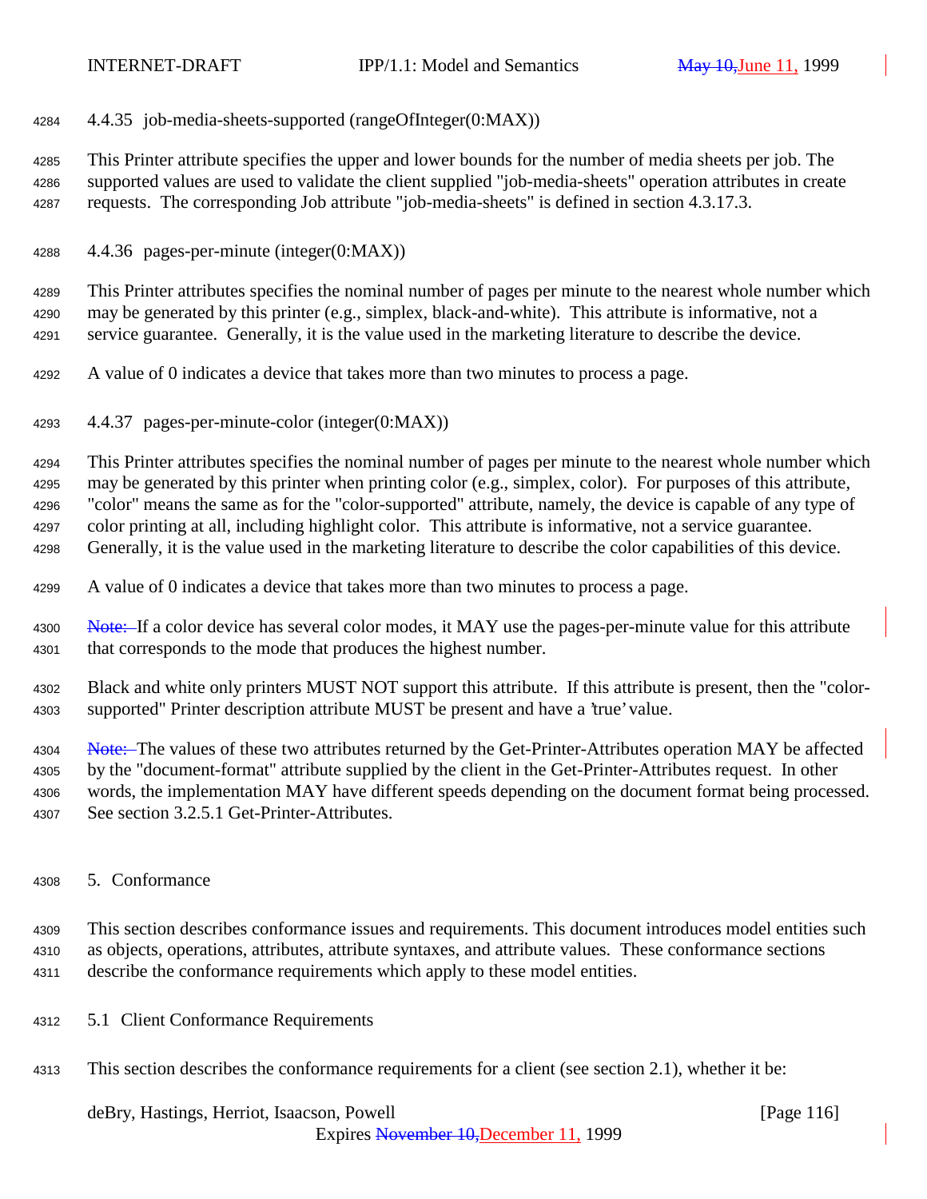#### 4.4.35 job-media-sheets-supported (rangeOfInteger(0:MAX))

This Printer attribute specifies the upper and lower bounds for the number of media sheets per job. The supported values are used to validate the client supplied "job-media-sheets" operation attributes in create requests. The corresponding Job attribute "job-media-sheets" is defined in section 4.3.17.3.

#### 4.4.36 pages-per-minute (integer(0:MAX))

This Printer attributes specifies the nominal number of pages per minute to the nearest whole number which may be generated by this printer (e.g., simplex, black-and-white). This attribute is informative, not a service guarantee. Generally, it is the value used in the marketing literature to describe the device.

A value of 0 indicates a device that takes more than two minutes to process a page.

#### 4.4.37 pages-per-minute-color (integer(0:MAX))

This Printer attributes specifies the nominal number of pages per minute to the nearest whole number which may be generated by this printer when printing color (e.g., simplex, color). For purposes of this attribute, "color" means the same as for the "color-supported" attribute, namely, the device is capable of any type of color printing at all, including highlight color. This attribute is informative, not a service guarantee. Generally, it is the value used in the marketing literature to describe the color capabilities of this device.

A value of 0 indicates a device that takes more than two minutes to process a page.

~~Note:~~ If a color device has several color modes, it MAY use the pages-per-minute value for this attribute that corresponds to the mode that produces the highest number.

Black and white only printers MUST NOT support this attribute. If this attribute is present, then the "color-supported" Printer description attribute MUST be present and have a 'true' value.

~~Note:~~ The values of these two attributes returned by the Get-Printer-Attributes operation MAY be affected by the "document-format" attribute supplied by the client in the Get-Printer-Attributes request. In other words, the implementation MAY have different speeds depending on the document format being processed. See section 3.2.5.1 Get-Printer-Attributes.

## 5. Conformance

This section describes conformance issues and requirements. This document introduces model entities such as objects, operations, attributes, attribute syntaxes, and attribute values. These conformance sections describe the conformance requirements which apply to these model entities.

### 5.1 Client Conformance Requirements

This section describes the conformance requirements for a client (see section 2.1), whether it be: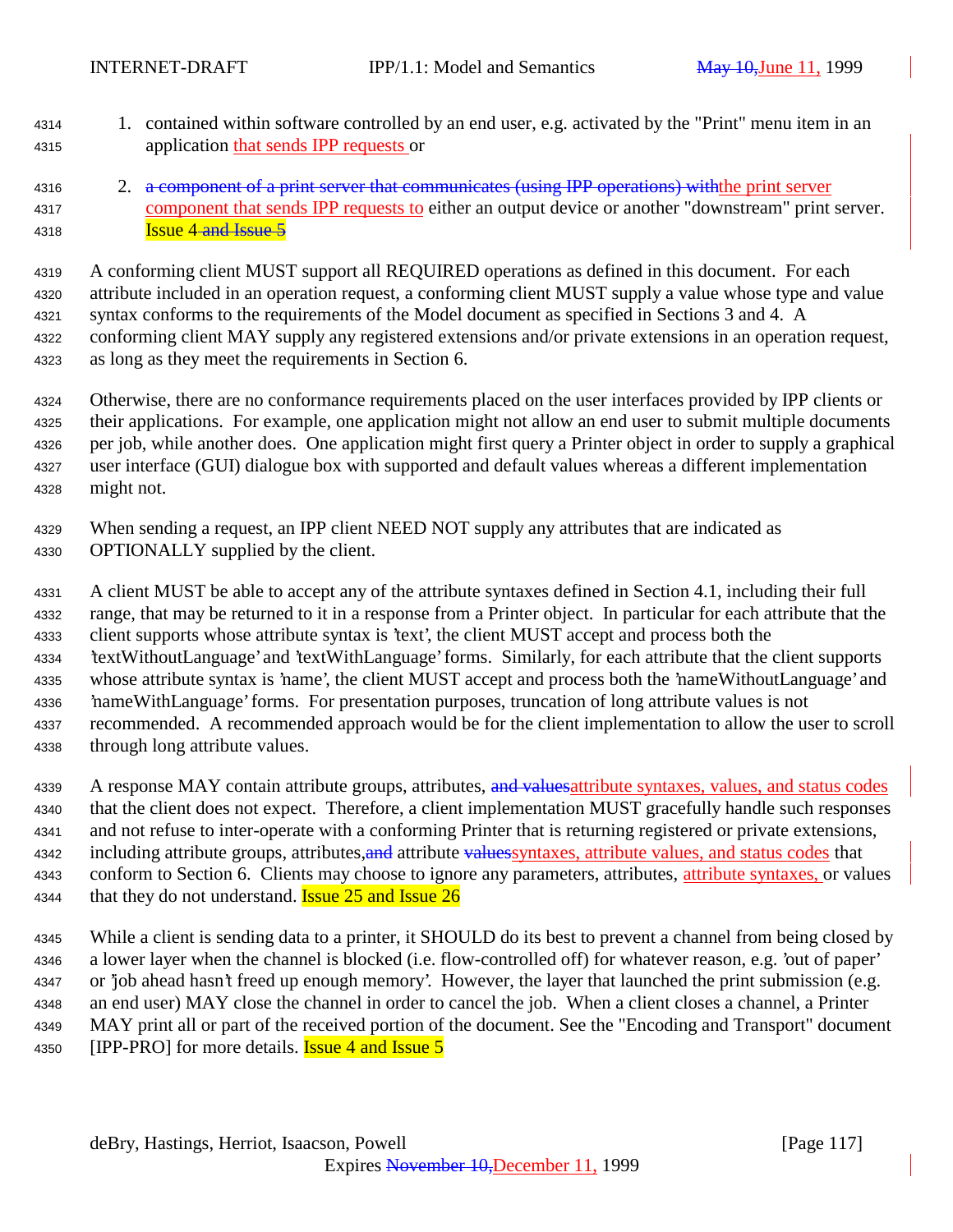1. contained within software controlled by an end user, e.g. activated by the "Print" menu item in an application that sends IPP requests or

2. ~~a component of a print server that communicates (using IPP operations) with~~the print server component that sends IPP requests to either an output device or another "downstream" print server. Issue 4 ~~and Issue 5~~

A conforming client MUST support all REQUIRED operations as defined in this document. For each attribute included in an operation request, a conforming client MUST supply a value whose type and value syntax conforms to the requirements of the Model document as specified in Sections 3 and 4. A conforming client MAY supply any registered extensions and/or private extensions in an operation request, as long as they meet the requirements in Section 6.

Otherwise, there are no conformance requirements placed on the user interfaces provided by IPP clients or their applications. For example, one application might not allow an end user to submit multiple documents per job, while another does. One application might first query a Printer object in order to supply a graphical user interface (GUI) dialogue box with supported and default values whereas a different implementation might not.

When sending a request, an IPP client NEED NOT supply any attributes that are indicated as OPTIONALLY supplied by the client.

A client MUST be able to accept any of the attribute syntaxes defined in Section 4.1, including their full range, that may be returned to it in a response from a Printer object. In particular for each attribute that the client supports whose attribute syntax is 'text', the client MUST accept and process both the 'textWithoutLanguage' and 'textWithLanguage' forms. Similarly, for each attribute that the client supports whose attribute syntax is 'name', the client MUST accept and process both the 'nameWithoutLanguage' and 'nameWithLanguage' forms. For presentation purposes, truncation of long attribute values is not recommended. A recommended approach would be for the client implementation to allow the user to scroll through long attribute values.

A response MAY contain attribute groups, attributes, ~~and values~~attribute syntaxes, values, and status codes that the client does not expect. Therefore, a client implementation MUST gracefully handle such responses and not refuse to inter-operate with a conforming Printer that is returning registered or private extensions, including attribute groups, attributes,~~and~~ attribute ~~values~~syntaxes, attribute values, and status codes that conform to Section 6. Clients may choose to ignore any parameters, attributes, attribute syntaxes, or values that they do not understand. Issue 25 and Issue 26

While a client is sending data to a printer, it SHOULD do its best to prevent a channel from being closed by a lower layer when the channel is blocked (i.e. flow-controlled off) for whatever reason, e.g. 'out of paper' or 'job ahead hasn't freed up enough memory'. However, the layer that launched the print submission (e.g. an end user) MAY close the channel in order to cancel the job. When a client closes a channel, a Printer MAY print all or part of the received portion of the document. See the "Encoding and Transport" document [IPP-PRO] for more details. Issue 4 and Issue 5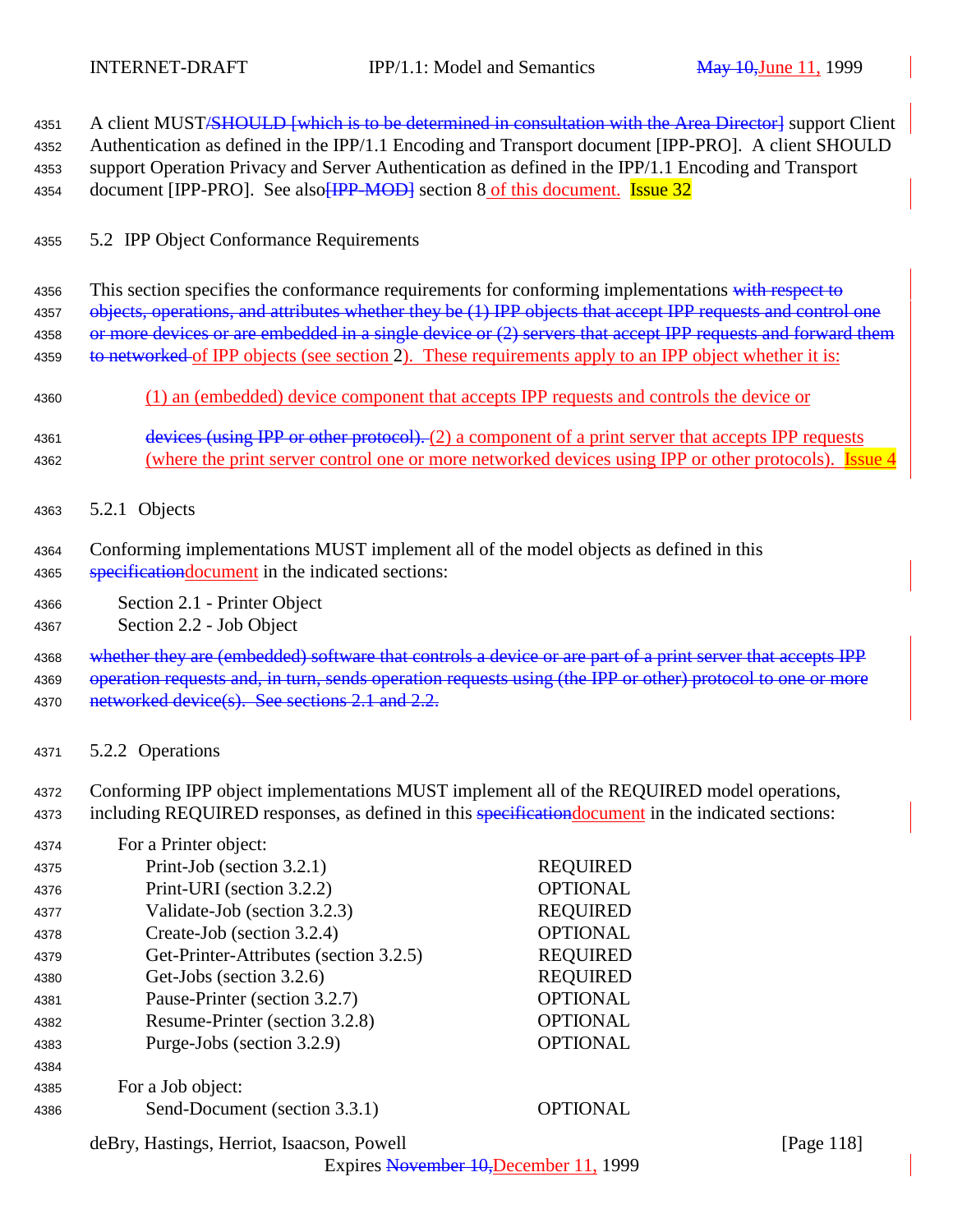A client MUST/SHOULD [which is to be determined in consultation with the Area Director] support Client Authentication as defined in the IPP/1.1 Encoding and Transport document [IPP-PRO]. A client SHOULD support Operation Privacy and Server Authentication as defined in the IPP/1.1 Encoding and Transport document [IPP-PRO]. See also[IPP-MOD] section 8 of this document. Issue 32

## 5.2 IPP Object Conformance Requirements

This section specifies the conformance requirements for conforming implementations with respect to objects, operations, and attributes whether they be (1) IPP objects that accept IPP requests and control one or more devices or are embedded in a single device or (2) servers that accept IPP requests and forward them to networked of IPP objects (see section 2). These requirements apply to an IPP object whether it is:

(1) an (embedded) device component that accepts IPP requests and controls the device or

devices (using IPP or other protocol). (2) a component of a print server that accepts IPP requests (where the print server control one or more networked devices using IPP or other protocols). Issue 4

### 5.2.1 Objects

Conforming implementations MUST implement all of the model objects as defined in this specificationdocument in the indicated sections:

Section 2.1 - Printer Object
Section 2.2 - Job Object

whether they are (embedded) software that controls a device or are part of a print server that accepts IPP operation requests and, in turn, sends operation requests using (the IPP or other) protocol to one or more networked device(s). See sections 2.1 and 2.2.

### 5.2.2 Operations

Conforming IPP object implementations MUST implement all of the REQUIRED model operations, including REQUIRED responses, as defined in this specificationdocument in the indicated sections:

For a Printer object:

| Operation | Conformance |
|---|---|
| Print-Job (section 3.2.1) | REQUIRED |
| Print-URI (section 3.2.2) | OPTIONAL |
| Validate-Job (section 3.2.3) | REQUIRED |
| Create-Job (section 3.2.4) | OPTIONAL |
| Get-Printer-Attributes (section 3.2.5) | REQUIRED |
| Get-Jobs (section 3.2.6) | REQUIRED |
| Pause-Printer (section 3.2.7) | OPTIONAL |
| Resume-Printer (section 3.2.8) | OPTIONAL |
| Purge-Jobs (section 3.2.9) | OPTIONAL |

For a Job object:

| Operation | Conformance |
|---|---|
| Send-Document (section 3.3.1) | OPTIONAL |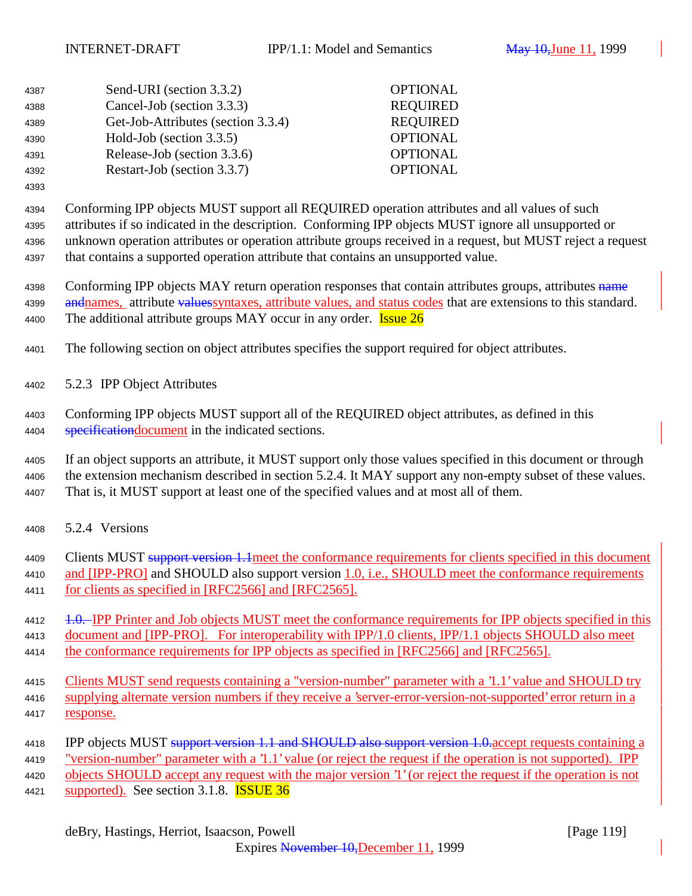| | |
|---|---|
| Send-URI (section 3.3.2) | OPTIONAL |
| Cancel-Job (section 3.3.3) | REQUIRED |
| Get-Job-Attributes (section 3.3.4) | REQUIRED |
| Hold-Job (section 3.3.5) | OPTIONAL |
| Release-Job (section 3.3.6) | OPTIONAL |
| Restart-Job (section 3.3.7) | OPTIONAL |

Conforming IPP objects MUST support all REQUIRED operation attributes and all values of such attributes if so indicated in the description. Conforming IPP objects MUST ignore all unsupported or unknown operation attributes or operation attribute groups received in a request, but MUST reject a request that contains a supported operation attribute that contains an unsupported value.

Conforming IPP objects MAY return operation responses that contain attributes groups, attributes ~~name and~~names, attribute ~~values~~syntaxes, attribute values, and status codes that are extensions to this standard. The additional attribute groups MAY occur in any order. Issue 26

The following section on object attributes specifies the support required for object attributes.

### 5.2.3 IPP Object Attributes

Conforming IPP objects MUST support all of the REQUIRED object attributes, as defined in this ~~specification~~document in the indicated sections.

If an object supports an attribute, it MUST support only those values specified in this document or through the extension mechanism described in section 5.2.4. It MAY support any non-empty subset of these values. That is, it MUST support at least one of the specified values and at most all of them.

### 5.2.4 Versions

Clients MUST ~~support version 1.1~~meet the conformance requirements for clients specified in this document and [IPP-PRO] and SHOULD also support version 1.0, i.e., SHOULD meet the conformance requirements for clients as specified in [RFC2566] and [RFC2565].

~~1.0.~~ IPP Printer and Job objects MUST meet the conformance requirements for IPP objects specified in this document and [IPP-PRO]. For interoperability with IPP/1.0 clients, IPP/1.1 objects SHOULD also meet the conformance requirements for IPP objects as specified in [RFC2566] and [RFC2565].

Clients MUST send requests containing a "version-number" parameter with a '1.1' value and SHOULD try supplying alternate version numbers if they receive a 'server-error-version-not-supported' error return in a response.

IPP objects MUST ~~support version 1.1 and SHOULD also support version 1.0.~~accept requests containing a "version-number" parameter with a '1.1' value (or reject the request if the operation is not supported). IPP objects SHOULD accept any request with the major version '1' (or reject the request if the operation is not supported). See section 3.1.8. ISSUE 36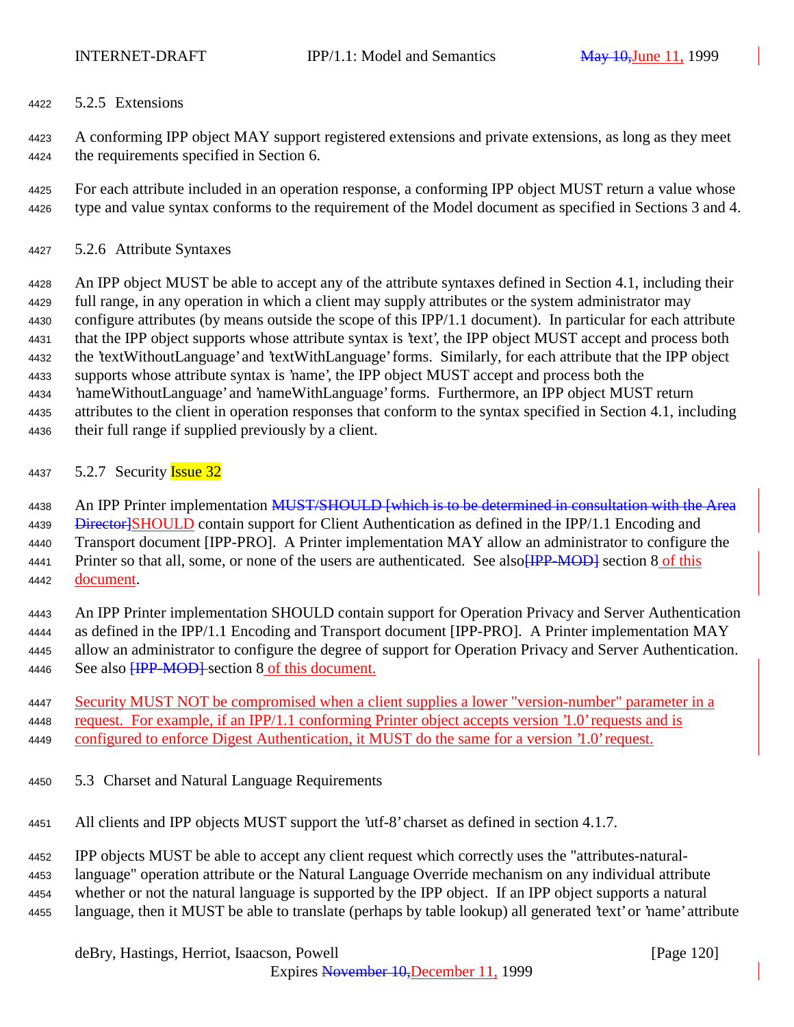### 5.2.5 Extensions

A conforming IPP object MAY support registered extensions and private extensions, as long as they meet the requirements specified in Section 6.

For each attribute included in an operation response, a conforming IPP object MUST return a value whose type and value syntax conforms to the requirement of the Model document as specified in Sections 3 and 4.

### 5.2.6 Attribute Syntaxes

An IPP object MUST be able to accept any of the attribute syntaxes defined in Section 4.1, including their full range, in any operation in which a client may supply attributes or the system administrator may configure attributes (by means outside the scope of this IPP/1.1 document). In particular for each attribute that the IPP object supports whose attribute syntax is 'text', the IPP object MUST accept and process both the 'textWithoutLanguage' and 'textWithLanguage' forms. Similarly, for each attribute that the IPP object supports whose attribute syntax is 'name', the IPP object MUST accept and process both the 'nameWithoutLanguage' and 'nameWithLanguage' forms. Furthermore, an IPP object MUST return attributes to the client in operation responses that conform to the syntax specified in Section 4.1, including their full range if supplied previously by a client.

### 5.2.7 Security Issue 32

An IPP Printer implementation ~~MUST/SHOULD [which is to be determined in consultation with the Area Director]~~SHOULD contain support for Client Authentication as defined in the IPP/1.1 Encoding and Transport document [IPP-PRO]. A Printer implementation MAY allow an administrator to configure the Printer so that all, some, or none of the users are authenticated. See also~~[IPP-MOD]~~ section 8 of this document.

An IPP Printer implementation SHOULD contain support for Operation Privacy and Server Authentication as defined in the IPP/1.1 Encoding and Transport document [IPP-PRO]. A Printer implementation MAY allow an administrator to configure the degree of support for Operation Privacy and Server Authentication. See also ~~[IPP-MOD]~~ section 8 of this document.

Security MUST NOT be compromised when a client supplies a lower "version-number" parameter in a request. For example, if an IPP/1.1 conforming Printer object accepts version '1.0' requests and is configured to enforce Digest Authentication, it MUST do the same for a version '1.0' request.

## 5.3 Charset and Natural Language Requirements

All clients and IPP objects MUST support the 'utf-8' charset as defined in section 4.1.7.

IPP objects MUST be able to accept any client request which correctly uses the "attributes-natural-language" operation attribute or the Natural Language Override mechanism on any individual attribute whether or not the natural language is supported by the IPP object. If an IPP object supports a natural language, then it MUST be able to translate (perhaps by table lookup) all generated 'text' or 'name' attribute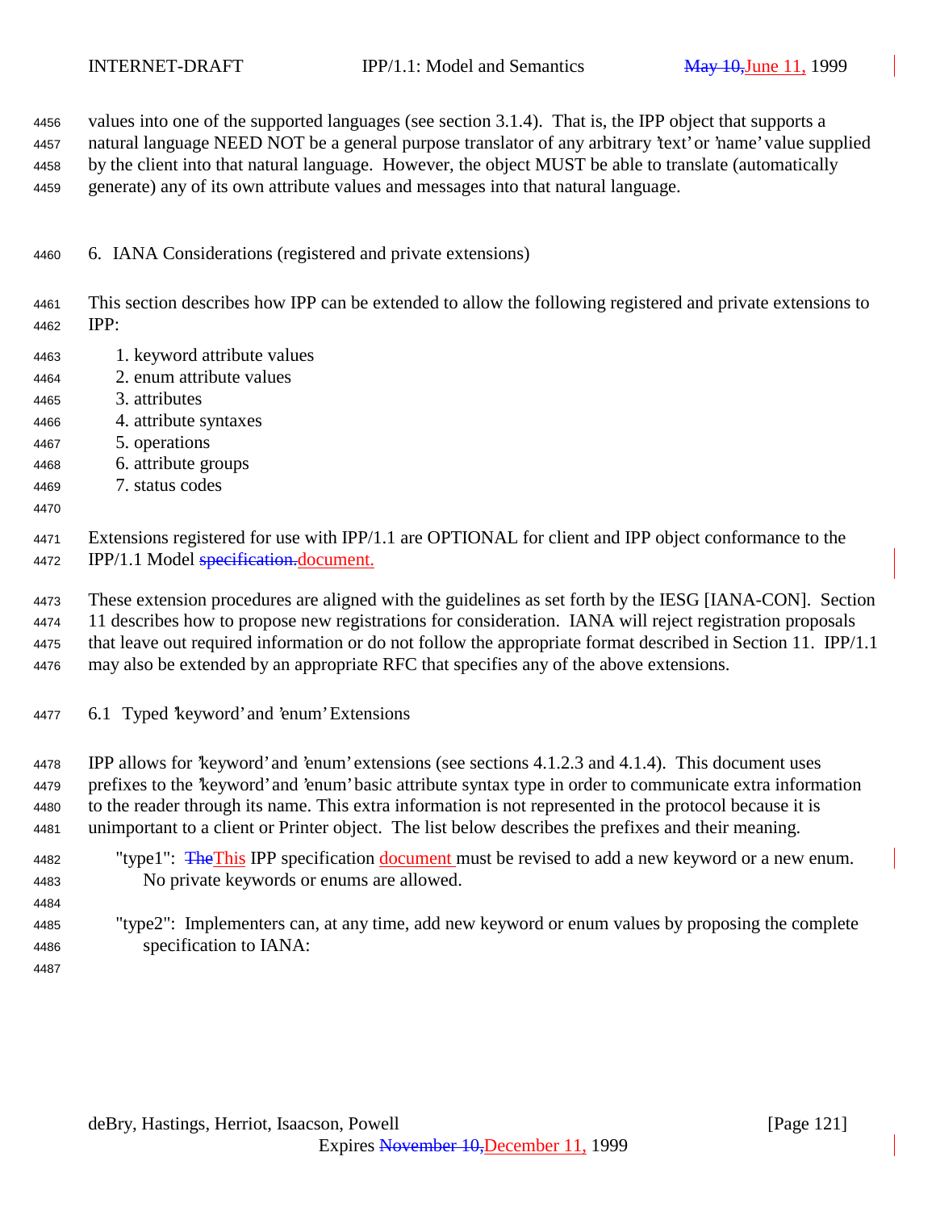values into one of the supported languages (see section 3.1.4). That is, the IPP object that supports a natural language NEED NOT be a general purpose translator of any arbitrary 'text' or 'name' value supplied by the client into that natural language. However, the object MUST be able to translate (automatically generate) any of its own attribute values and messages into that natural language.

# 6. IANA Considerations (registered and private extensions)

This section describes how IPP can be extended to allow the following registered and private extensions to IPP:

1. keyword attribute values
2. enum attribute values
3. attributes
4. attribute syntaxes
5. operations
6. attribute groups
7. status codes

Extensions registered for use with IPP/1.1 are OPTIONAL for client and IPP object conformance to the IPP/1.1 Model ~~specification.~~document.

These extension procedures are aligned with the guidelines as set forth by the IESG [IANA-CON]. Section 11 describes how to propose new registrations for consideration. IANA will reject registration proposals that leave out required information or do not follow the appropriate format described in Section 11. IPP/1.1 may also be extended by an appropriate RFC that specifies any of the above extensions.

## 6.1 Typed 'keyword' and 'enum' Extensions

IPP allows for 'keyword' and 'enum' extensions (see sections 4.1.2.3 and 4.1.4). This document uses prefixes to the 'keyword' and 'enum' basic attribute syntax type in order to communicate extra information to the reader through its name. This extra information is not represented in the protocol because it is unimportant to a client or Printer object. The list below describes the prefixes and their meaning.

"type1": ~~The~~This IPP specification document must be revised to add a new keyword or a new enum. No private keywords or enums are allowed.

"type2": Implementers can, at any time, add new keyword or enum values by proposing the complete specification to IANA: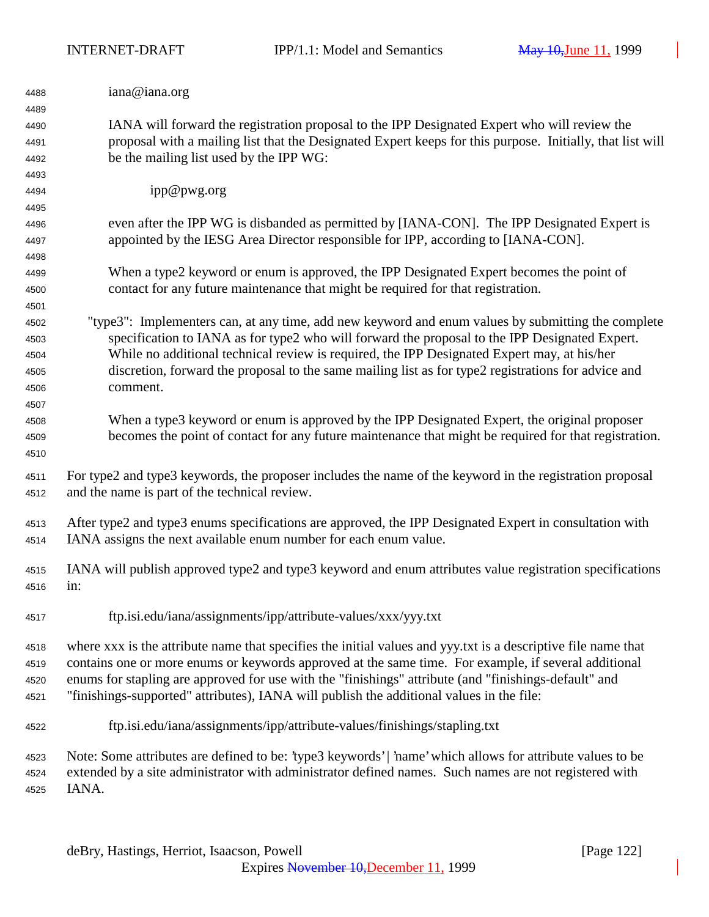iana@iana.org

IANA will forward the registration proposal to the IPP Designated Expert who will review the proposal with a mailing list that the Designated Expert keeps for this purpose. Initially, that list will be the mailing list used by the IPP WG:

ipp@pwg.org

even after the IPP WG is disbanded as permitted by [IANA-CON]. The IPP Designated Expert is appointed by the IESG Area Director responsible for IPP, according to [IANA-CON].

When a type2 keyword or enum is approved, the IPP Designated Expert becomes the point of contact for any future maintenance that might be required for that registration.

"type3": Implementers can, at any time, add new keyword and enum values by submitting the complete specification to IANA as for type2 who will forward the proposal to the IPP Designated Expert. While no additional technical review is required, the IPP Designated Expert may, at his/her discretion, forward the proposal to the same mailing list as for type2 registrations for advice and comment.

When a type3 keyword or enum is approved by the IPP Designated Expert, the original proposer becomes the point of contact for any future maintenance that might be required for that registration.

For type2 and type3 keywords, the proposer includes the name of the keyword in the registration proposal and the name is part of the technical review.

After type2 and type3 enums specifications are approved, the IPP Designated Expert in consultation with IANA assigns the next available enum number for each enum value.

IANA will publish approved type2 and type3 keyword and enum attributes value registration specifications in:

ftp.isi.edu/iana/assignments/ipp/attribute-values/xxx/yyy.txt

where xxx is the attribute name that specifies the initial values and yyy.txt is a descriptive file name that contains one or more enums or keywords approved at the same time. For example, if several additional enums for stapling are approved for use with the "finishings" attribute (and "finishings-default" and "finishings-supported" attributes), IANA will publish the additional values in the file:

ftp.isi.edu/iana/assignments/ipp/attribute-values/finishings/stapling.txt

Note: Some attributes are defined to be: 'type3 keywords' | 'name' which allows for attribute values to be extended by a site administrator with administrator defined names. Such names are not registered with IANA.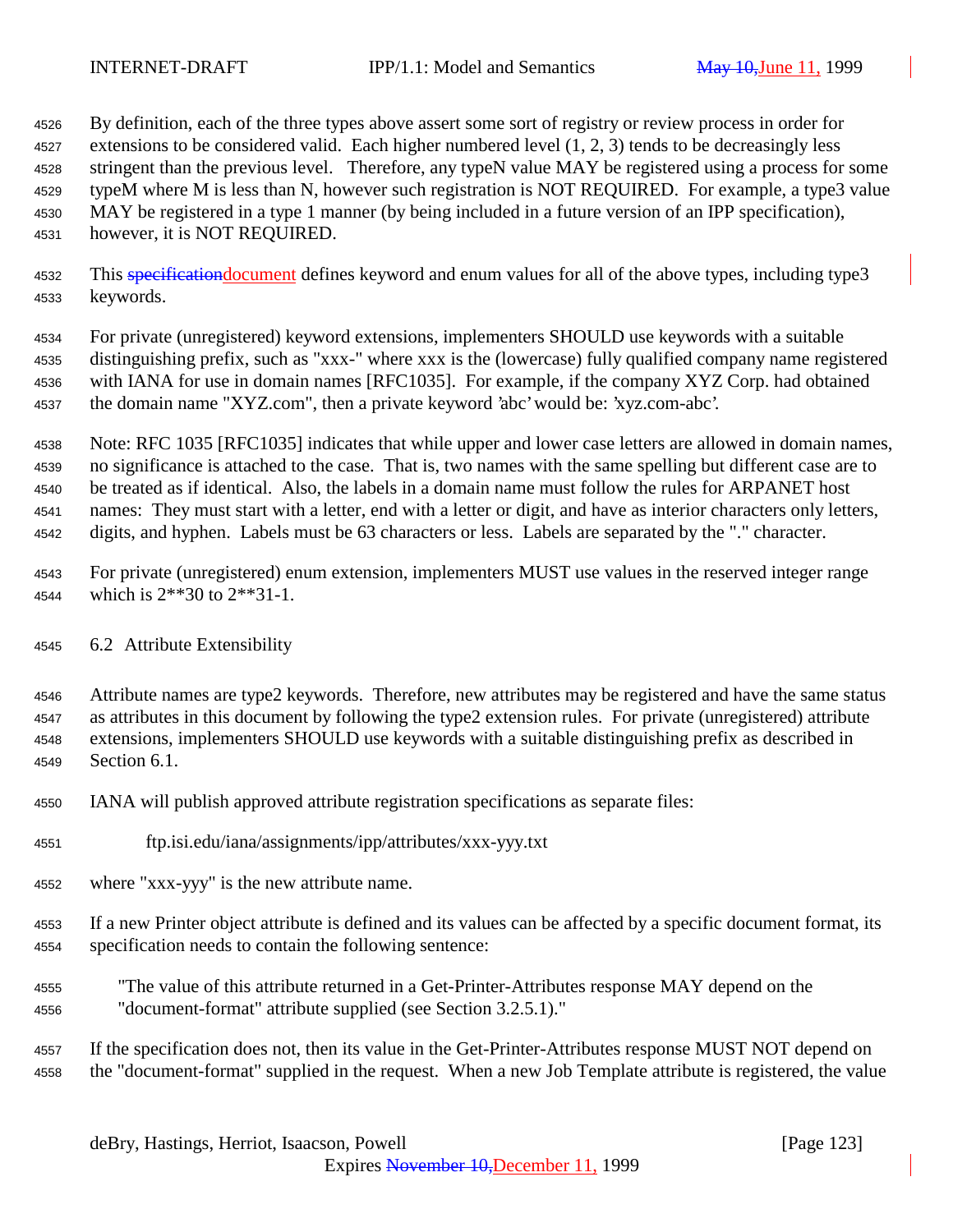By definition, each of the three types above assert some sort of registry or review process in order for extensions to be considered valid. Each higher numbered level (1, 2, 3) tends to be decreasingly less stringent than the previous level. Therefore, any typeN value MAY be registered using a process for some typeM where M is less than N, however such registration is NOT REQUIRED. For example, a type3 value MAY be registered in a type 1 manner (by being included in a future version of an IPP specification), however, it is NOT REQUIRED.

This ~~specification~~document defines keyword and enum values for all of the above types, including type3 keywords.

For private (unregistered) keyword extensions, implementers SHOULD use keywords with a suitable distinguishing prefix, such as "xxx-" where xxx is the (lowercase) fully qualified company name registered with IANA for use in domain names [RFC1035]. For example, if the company XYZ Corp. had obtained the domain name "XYZ.com", then a private keyword 'abc' would be: 'xyz.com-abc'.

Note: RFC 1035 [RFC1035] indicates that while upper and lower case letters are allowed in domain names, no significance is attached to the case. That is, two names with the same spelling but different case are to be treated as if identical. Also, the labels in a domain name must follow the rules for ARPANET host names: They must start with a letter, end with a letter or digit, and have as interior characters only letters, digits, and hyphen. Labels must be 63 characters or less. Labels are separated by the "." character.

For private (unregistered) enum extension, implementers MUST use values in the reserved integer range which is 2**30 to 2**31-1.

## 6.2 Attribute Extensibility

Attribute names are type2 keywords. Therefore, new attributes may be registered and have the same status as attributes in this document by following the type2 extension rules. For private (unregistered) attribute extensions, implementers SHOULD use keywords with a suitable distinguishing prefix as described in Section 6.1.

IANA will publish approved attribute registration specifications as separate files:

    ftp.isi.edu/iana/assignments/ipp/attributes/xxx-yyy.txt

where "xxx-yyy" is the new attribute name.

If a new Printer object attribute is defined and its values can be affected by a specific document format, its specification needs to contain the following sentence:

> "The value of this attribute returned in a Get-Printer-Attributes response MAY depend on the "document-format" attribute supplied (see Section 3.2.5.1)."

If the specification does not, then its value in the Get-Printer-Attributes response MUST NOT depend on the "document-format" supplied in the request. When a new Job Template attribute is registered, the value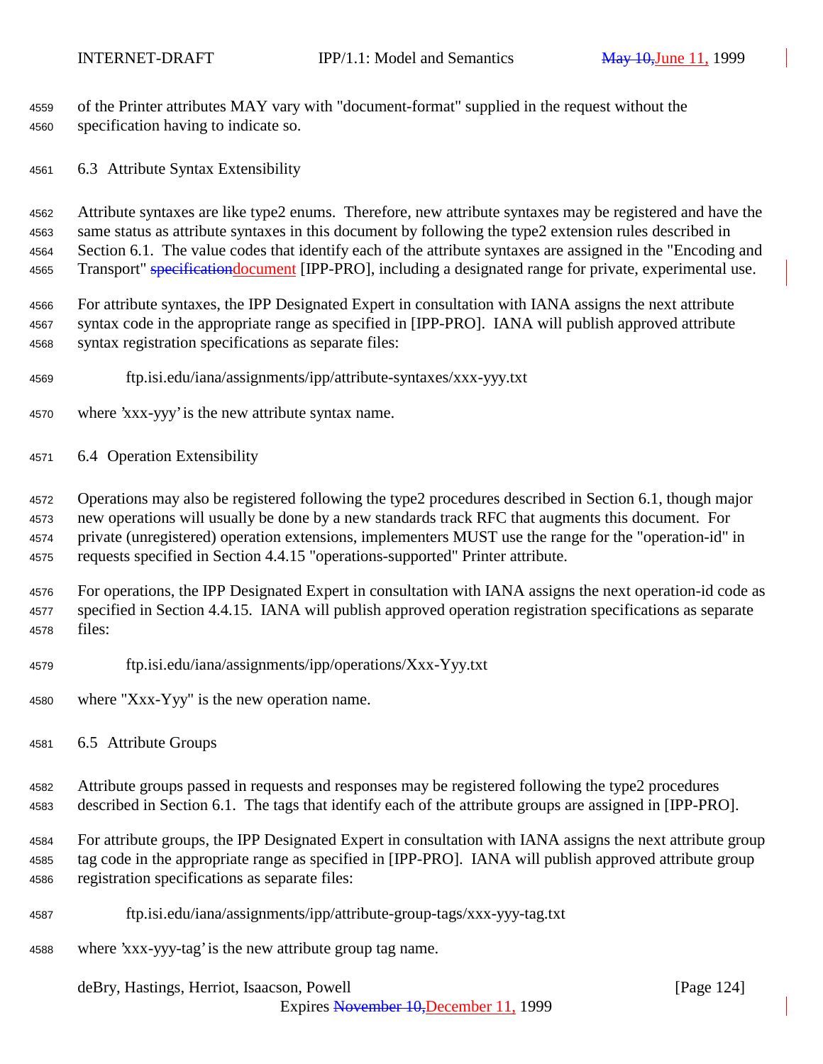of the Printer attributes MAY vary with "document-format" supplied in the request without the specification having to indicate so.

### 6.3 Attribute Syntax Extensibility

Attribute syntaxes are like type2 enums. Therefore, new attribute syntaxes may be registered and have the same status as attribute syntaxes in this document by following the type2 extension rules described in Section 6.1. The value codes that identify each of the attribute syntaxes are assigned in the "Encoding and Transport" ~~specification~~document [IPP-PRO], including a designated range for private, experimental use.

For attribute syntaxes, the IPP Designated Expert in consultation with IANA assigns the next attribute syntax code in the appropriate range as specified in [IPP-PRO]. IANA will publish approved attribute syntax registration specifications as separate files:

```
ftp.isi.edu/iana/assignments/ipp/attribute-syntaxes/xxx-yyy.txt
```

where 'xxx-yyy' is the new attribute syntax name.

### 6.4 Operation Extensibility

Operations may also be registered following the type2 procedures described in Section 6.1, though major new operations will usually be done by a new standards track RFC that augments this document. For private (unregistered) operation extensions, implementers MUST use the range for the "operation-id" in requests specified in Section 4.4.15 "operations-supported" Printer attribute.

For operations, the IPP Designated Expert in consultation with IANA assigns the next operation-id code as specified in Section 4.4.15. IANA will publish approved operation registration specifications as separate files:

```
ftp.isi.edu/iana/assignments/ipp/operations/Xxx-Yyy.txt
```

where "Xxx-Yyy" is the new operation name.

### 6.5 Attribute Groups

Attribute groups passed in requests and responses may be registered following the type2 procedures described in Section 6.1. The tags that identify each of the attribute groups are assigned in [IPP-PRO].

For attribute groups, the IPP Designated Expert in consultation with IANA assigns the next attribute group tag code in the appropriate range as specified in [IPP-PRO]. IANA will publish approved attribute group registration specifications as separate files:

```
ftp.isi.edu/iana/assignments/ipp/attribute-group-tags/xxx-yyy-tag.txt
```

where 'xxx-yyy-tag' is the new attribute group tag name.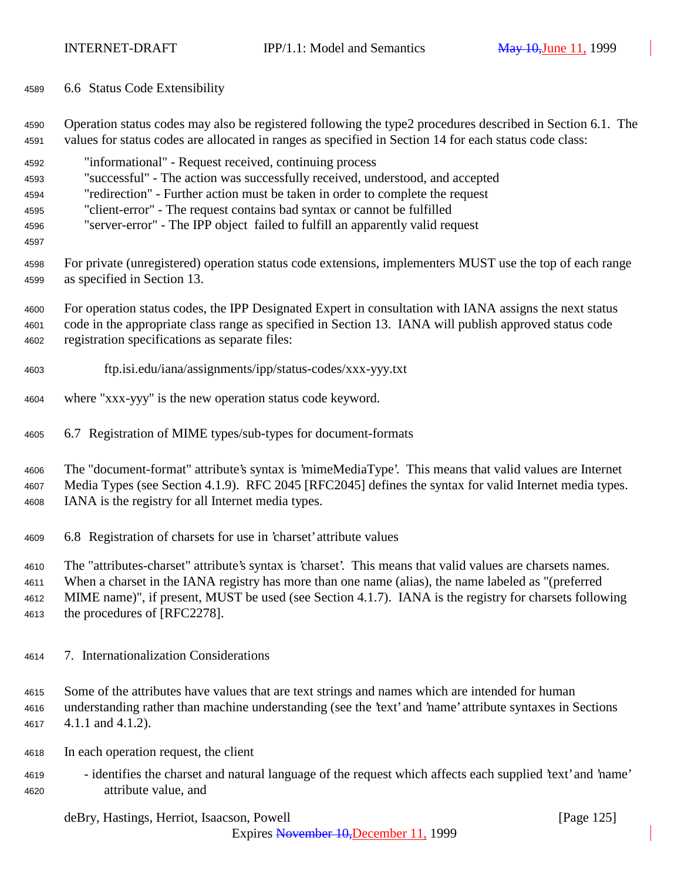## 6.6 Status Code Extensibility

Operation status codes may also be registered following the type2 procedures described in Section 6.1. The values for status codes are allocated in ranges as specified in Section 14 for each status code class:

"informational" - Request received, continuing process
"successful" - The action was successfully received, understood, and accepted
"redirection" - Further action must be taken in order to complete the request
"client-error" - The request contains bad syntax or cannot be fulfilled
"server-error" - The IPP object failed to fulfill an apparently valid request

For private (unregistered) operation status code extensions, implementers MUST use the top of each range as specified in Section 13.

For operation status codes, the IPP Designated Expert in consultation with IANA assigns the next status code in the appropriate class range as specified in Section 13. IANA will publish approved status code registration specifications as separate files:

ftp.isi.edu/iana/assignments/ipp/status-codes/xxx-yyy.txt

where "xxx-yyy" is the new operation status code keyword.

## 6.7 Registration of MIME types/sub-types for document-formats

The "document-format" attribute's syntax is 'mimeMediaType'. This means that valid values are Internet Media Types (see Section 4.1.9). RFC 2045 [RFC2045] defines the syntax for valid Internet media types. IANA is the registry for all Internet media types.

## 6.8 Registration of charsets for use in 'charset' attribute values

The "attributes-charset" attribute's syntax is 'charset'. This means that valid values are charsets names. When a charset in the IANA registry has more than one name (alias), the name labeled as "(preferred MIME name)", if present, MUST be used (see Section 4.1.7). IANA is the registry for charsets following the procedures of [RFC2278].

# 7. Internationalization Considerations

Some of the attributes have values that are text strings and names which are intended for human understanding rather than machine understanding (see the 'text' and 'name' attribute syntaxes in Sections 4.1.1 and 4.1.2).

In each operation request, the client

- identifies the charset and natural language of the request which affects each supplied 'text' and 'name' attribute value, and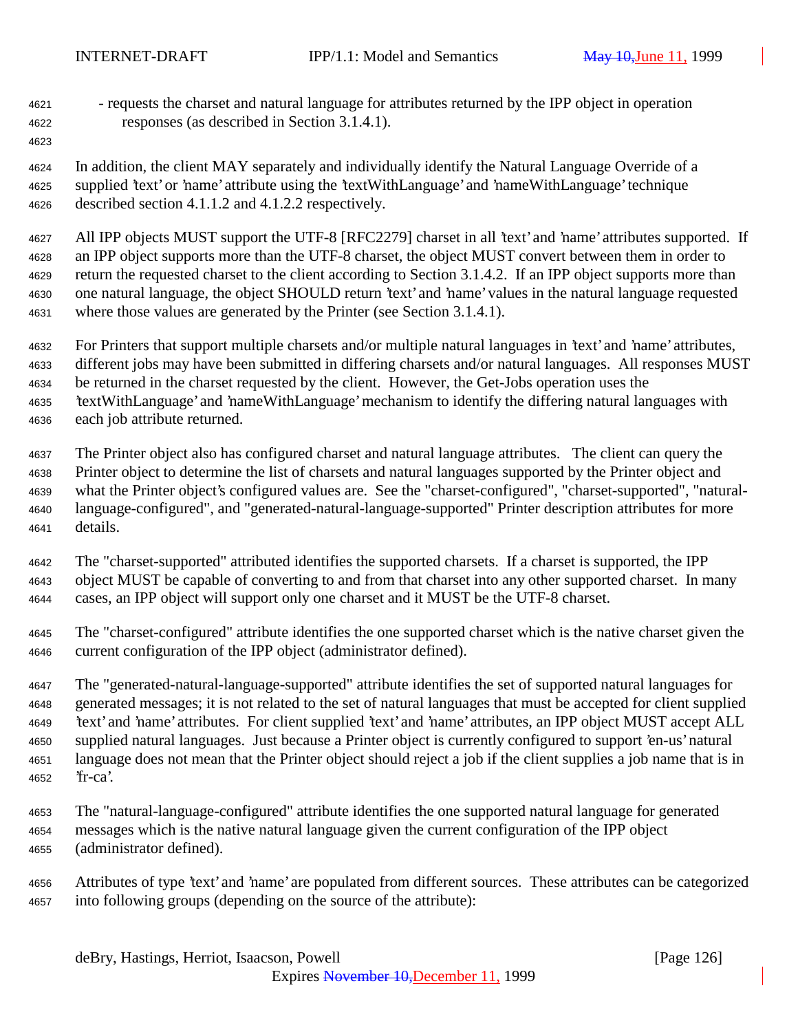- requests the charset and natural language for attributes returned by the IPP object in operation responses (as described in Section 3.1.4.1).

In addition, the client MAY separately and individually identify the Natural Language Override of a supplied 'text' or 'name' attribute using the 'textWithLanguage' and 'nameWithLanguage' technique described section 4.1.1.2 and 4.1.2.2 respectively.

All IPP objects MUST support the UTF-8 [RFC2279] charset in all 'text' and 'name' attributes supported. If an IPP object supports more than the UTF-8 charset, the object MUST convert between them in order to return the requested charset to the client according to Section 3.1.4.2. If an IPP object supports more than one natural language, the object SHOULD return 'text' and 'name' values in the natural language requested where those values are generated by the Printer (see Section 3.1.4.1).

For Printers that support multiple charsets and/or multiple natural languages in 'text' and 'name' attributes, different jobs may have been submitted in differing charsets and/or natural languages. All responses MUST be returned in the charset requested by the client. However, the Get-Jobs operation uses the 'textWithLanguage' and 'nameWithLanguage' mechanism to identify the differing natural languages with each job attribute returned.

The Printer object also has configured charset and natural language attributes. The client can query the Printer object to determine the list of charsets and natural languages supported by the Printer object and what the Printer object's configured values are. See the "charset-configured", "charset-supported", "natural-language-configured", and "generated-natural-language-supported" Printer description attributes for more details.

The "charset-supported" attributed identifies the supported charsets. If a charset is supported, the IPP object MUST be capable of converting to and from that charset into any other supported charset. In many cases, an IPP object will support only one charset and it MUST be the UTF-8 charset.

The "charset-configured" attribute identifies the one supported charset which is the native charset given the current configuration of the IPP object (administrator defined).

The "generated-natural-language-supported" attribute identifies the set of supported natural languages for generated messages; it is not related to the set of natural languages that must be accepted for client supplied 'text' and 'name' attributes. For client supplied 'text' and 'name' attributes, an IPP object MUST accept ALL supplied natural languages. Just because a Printer object is currently configured to support 'en-us' natural language does not mean that the Printer object should reject a job if the client supplies a job name that is in 'fr-ca'.

The "natural-language-configured" attribute identifies the one supported natural language for generated messages which is the native natural language given the current configuration of the IPP object (administrator defined).

Attributes of type 'text' and 'name' are populated from different sources. These attributes can be categorized into following groups (depending on the source of the attribute):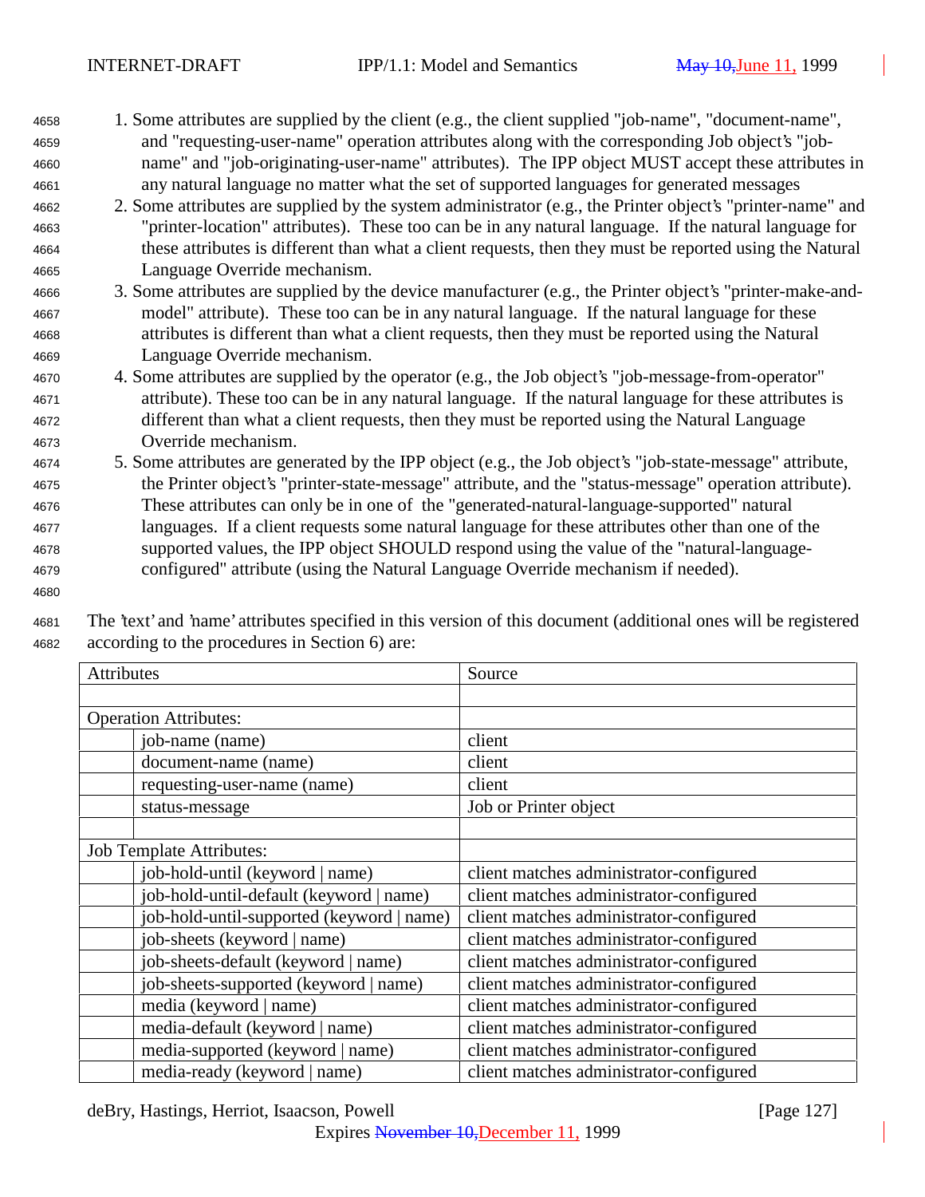1. Some attributes are supplied by the client (e.g., the client supplied "job-name", "document-name", and "requesting-user-name" operation attributes along with the corresponding Job object's "job-name" and "job-originating-user-name" attributes). The IPP object MUST accept these attributes in any natural language no matter what the set of supported languages for generated messages
2. Some attributes are supplied by the system administrator (e.g., the Printer object's "printer-name" and "printer-location" attributes). These too can be in any natural language. If the natural language for these attributes is different than what a client requests, then they must be reported using the Natural Language Override mechanism.
3. Some attributes are supplied by the device manufacturer (e.g., the Printer object's "printer-make-and-model" attribute). These too can be in any natural language. If the natural language for these attributes is different than what a client requests, then they must be reported using the Natural Language Override mechanism.
4. Some attributes are supplied by the operator (e.g., the Job object's "job-message-from-operator" attribute). These too can be in any natural language. If the natural language for these attributes is different than what a client requests, then they must be reported using the Natural Language Override mechanism.
5. Some attributes are generated by the IPP object (e.g., the Job object's "job-state-message" attribute, the Printer object's "printer-state-message" attribute, and the "status-message" operation attribute). These attributes can only be in one of the "generated-natural-language-supported" natural languages. If a client requests some natural language for these attributes other than one of the supported values, the IPP object SHOULD respond using the value of the "natural-language-configured" attribute (using the Natural Language Override mechanism if needed).

The 'text' and 'name' attributes specified in this version of this document (additional ones will be registered according to the procedures in Section 6) are:

| Attributes | | Source |
|---|---|---|
| | | |
| Operation Attributes: | | |
| | job-name (name) | client |
| | document-name (name) | client |
| | requesting-user-name (name) | client |
| | status-message | Job or Printer object |
| | | |
| Job Template Attributes: | | |
| | job-hold-until (keyword \| name) | client matches administrator-configured |
| | job-hold-until-default (keyword \| name) | client matches administrator-configured |
| | job-hold-until-supported (keyword \| name) | client matches administrator-configured |
| | job-sheets (keyword \| name) | client matches administrator-configured |
| | job-sheets-default (keyword \| name) | client matches administrator-configured |
| | job-sheets-supported (keyword \| name) | client matches administrator-configured |
| | media (keyword \| name) | client matches administrator-configured |
| | media-default (keyword \| name) | client matches administrator-configured |
| | media-supported (keyword \| name) | client matches administrator-configured |
| | media-ready (keyword \| name) | client matches administrator-configured |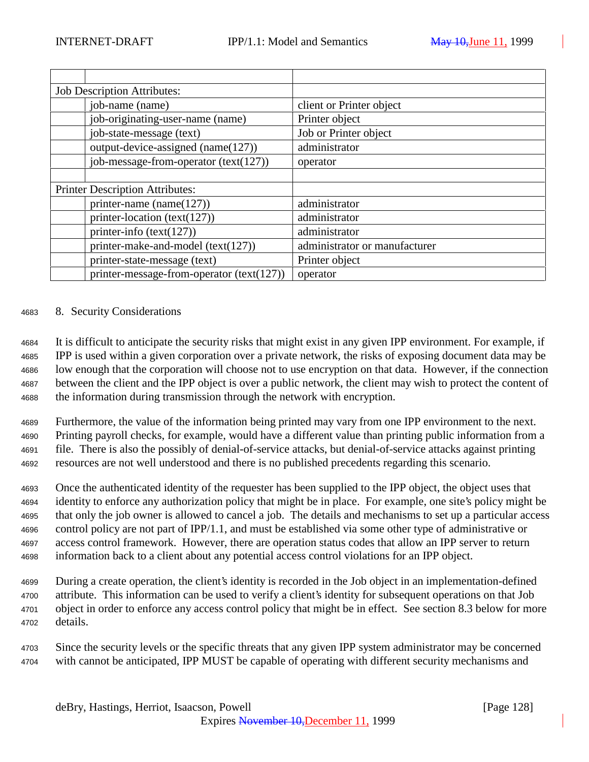| | | |
|---|---|---|
| Job Description Attributes: | | |
| | job-name (name) | client or Printer object |
| | job-originating-user-name (name) | Printer object |
| | job-state-message (text) | Job or Printer object |
| | output-device-assigned (name(127)) | administrator |
| | job-message-from-operator (text(127)) | operator |
| | | |
| Printer Description Attributes: | | |
| | printer-name (name(127)) | administrator |
| | printer-location (text(127)) | administrator |
| | printer-info (text(127)) | administrator |
| | printer-make-and-model (text(127)) | administrator or manufacturer |
| | printer-state-message (text) | Printer object |
| | printer-message-from-operator (text(127)) | operator |

# 8. Security Considerations

It is difficult to anticipate the security risks that might exist in any given IPP environment. For example, if IPP is used within a given corporation over a private network, the risks of exposing document data may be low enough that the corporation will choose not to use encryption on that data. However, if the connection between the client and the IPP object is over a public network, the client may wish to protect the content of the information during transmission through the network with encryption.

Furthermore, the value of the information being printed may vary from one IPP environment to the next. Printing payroll checks, for example, would have a different value than printing public information from a file. There is also the possibly of denial-of-service attacks, but denial-of-service attacks against printing resources are not well understood and there is no published precedents regarding this scenario.

Once the authenticated identity of the requester has been supplied to the IPP object, the object uses that identity to enforce any authorization policy that might be in place. For example, one site's policy might be that only the job owner is allowed to cancel a job. The details and mechanisms to set up a particular access control policy are not part of IPP/1.1, and must be established via some other type of administrative or access control framework. However, there are operation status codes that allow an IPP server to return information back to a client about any potential access control violations for an IPP object.

During a create operation, the client's identity is recorded in the Job object in an implementation-defined attribute. This information can be used to verify a client's identity for subsequent operations on that Job object in order to enforce any access control policy that might be in effect. See section 8.3 below for more details.

Since the security levels or the specific threats that any given IPP system administrator may be concerned with cannot be anticipated, IPP MUST be capable of operating with different security mechanisms and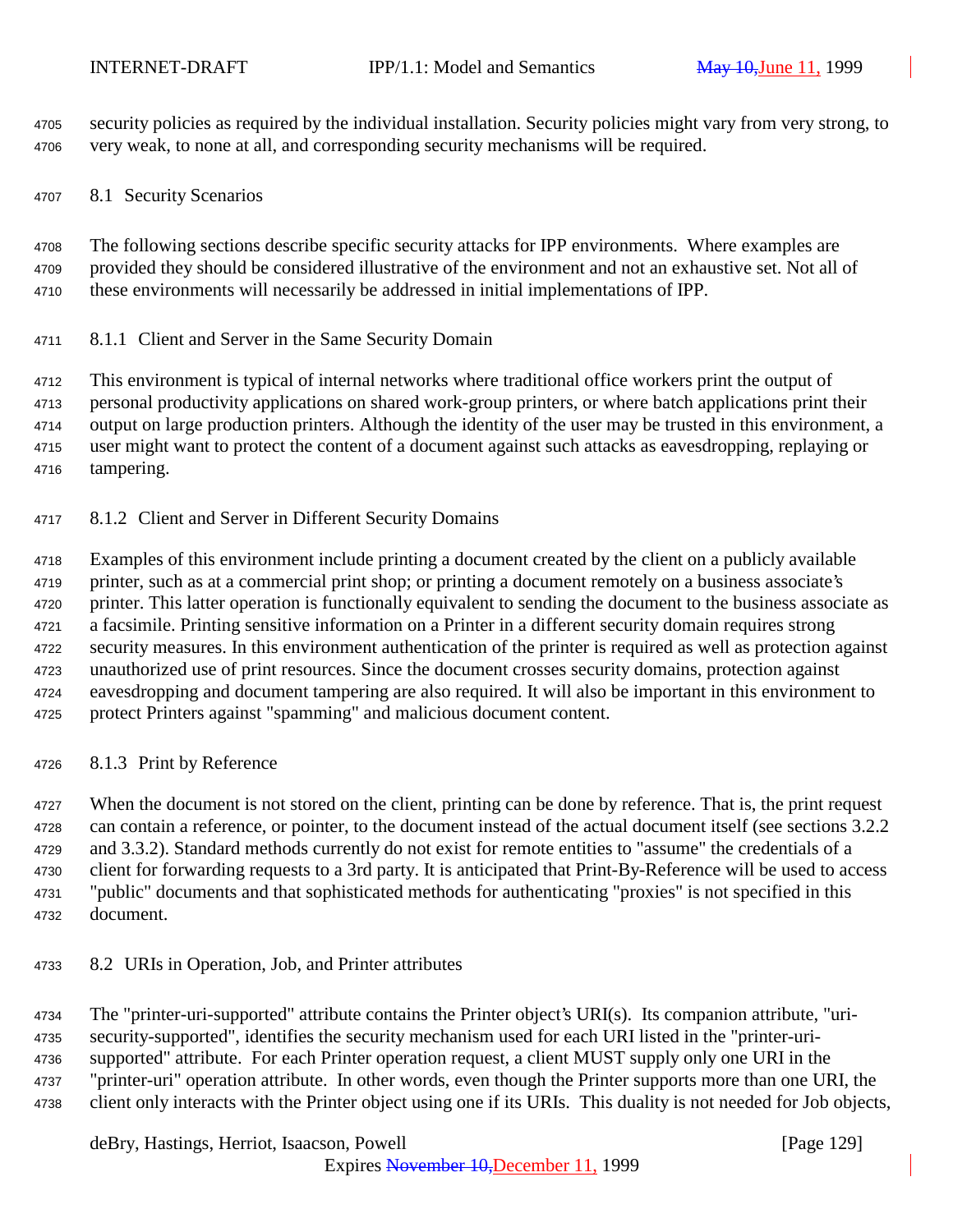security policies as required by the individual installation. Security policies might vary from very strong, to very weak, to none at all, and corresponding security mechanisms will be required.

## 8.1 Security Scenarios

The following sections describe specific security attacks for IPP environments. Where examples are provided they should be considered illustrative of the environment and not an exhaustive set. Not all of these environments will necessarily be addressed in initial implementations of IPP.

### 8.1.1 Client and Server in the Same Security Domain

This environment is typical of internal networks where traditional office workers print the output of personal productivity applications on shared work-group printers, or where batch applications print their output on large production printers. Although the identity of the user may be trusted in this environment, a user might want to protect the content of a document against such attacks as eavesdropping, replaying or tampering.

### 8.1.2 Client and Server in Different Security Domains

Examples of this environment include printing a document created by the client on a publicly available printer, such as at a commercial print shop; or printing a document remotely on a business associate's printer. This latter operation is functionally equivalent to sending the document to the business associate as a facsimile. Printing sensitive information on a Printer in a different security domain requires strong security measures. In this environment authentication of the printer is required as well as protection against unauthorized use of print resources. Since the document crosses security domains, protection against eavesdropping and document tampering are also required. It will also be important in this environment to protect Printers against "spamming" and malicious document content.

### 8.1.3 Print by Reference

When the document is not stored on the client, printing can be done by reference. That is, the print request can contain a reference, or pointer, to the document instead of the actual document itself (see sections 3.2.2 and 3.3.2). Standard methods currently do not exist for remote entities to "assume" the credentials of a client for forwarding requests to a 3rd party. It is anticipated that Print-By-Reference will be used to access "public" documents and that sophisticated methods for authenticating "proxies" is not specified in this document.

## 8.2 URIs in Operation, Job, and Printer attributes

The "printer-uri-supported" attribute contains the Printer object's URI(s). Its companion attribute, "uri-security-supported", identifies the security mechanism used for each URI listed in the "printer-uri-supported" attribute. For each Printer operation request, a client MUST supply only one URI in the "printer-uri" operation attribute. In other words, even though the Printer supports more than one URI, the client only interacts with the Printer object using one if its URIs. This duality is not needed for Job objects,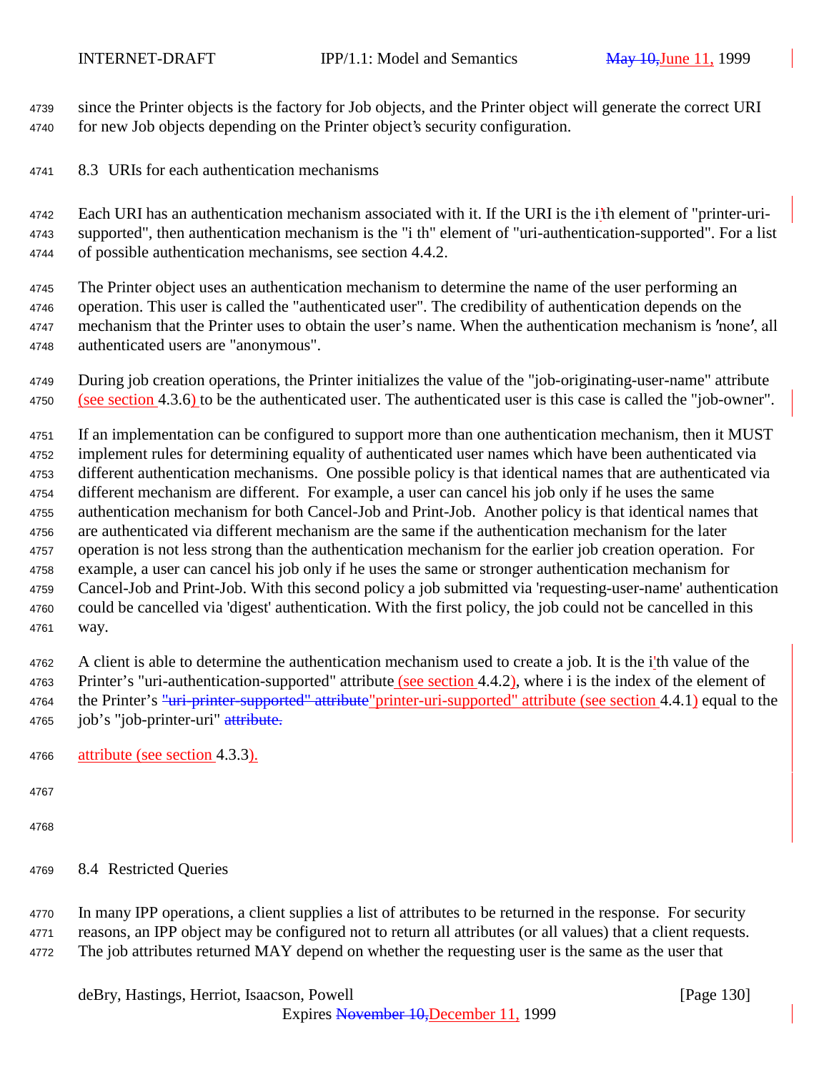since the Printer objects is the factory for Job objects, and the Printer object will generate the correct URI for new Job objects depending on the Printer object's security configuration.

## 8.3 URIs for each authentication mechanisms

Each URI has an authentication mechanism associated with it. If the URI is the i'th element of "printer-uri-supported", then authentication mechanism is the "i th" element of "uri-authentication-supported". For a list of possible authentication mechanisms, see section 4.4.2.

The Printer object uses an authentication mechanism to determine the name of the user performing an operation. This user is called the "authenticated user". The credibility of authentication depends on the mechanism that the Printer uses to obtain the user's name. When the authentication mechanism is 'none', all authenticated users are "anonymous".

During job creation operations, the Printer initializes the value of the "job-originating-user-name" attribute (see section 4.3.6) to be the authenticated user. The authenticated user is this case is called the "job-owner".

If an implementation can be configured to support more than one authentication mechanism, then it MUST implement rules for determining equality of authenticated user names which have been authenticated via different authentication mechanisms. One possible policy is that identical names that are authenticated via different mechanism are different. For example, a user can cancel his job only if he uses the same authentication mechanism for both Cancel-Job and Print-Job. Another policy is that identical names that are authenticated via different mechanism are the same if the authentication mechanism for the later operation is not less strong than the authentication mechanism for the earlier job creation operation. For example, a user can cancel his job only if he uses the same or stronger authentication mechanism for Cancel-Job and Print-Job. With this second policy a job submitted via 'requesting-user-name' authentication could be cancelled via 'digest' authentication. With the first policy, the job could not be cancelled in this way.

A client is able to determine the authentication mechanism used to create a job. It is the i'th value of the Printer's "uri-authentication-supported" attribute (see section 4.4.2), where i is the index of the element of the Printer's ~~"uri-printer-supported" attribute~~"printer-uri-supported" attribute (see section 4.4.1) equal to the job's "job-printer-uri" ~~attribute.~~

attribute (see section 4.3.3).

## 8.4 Restricted Queries

In many IPP operations, a client supplies a list of attributes to be returned in the response. For security reasons, an IPP object may be configured not to return all attributes (or all values) that a client requests. The job attributes returned MAY depend on whether the requesting user is the same as the user that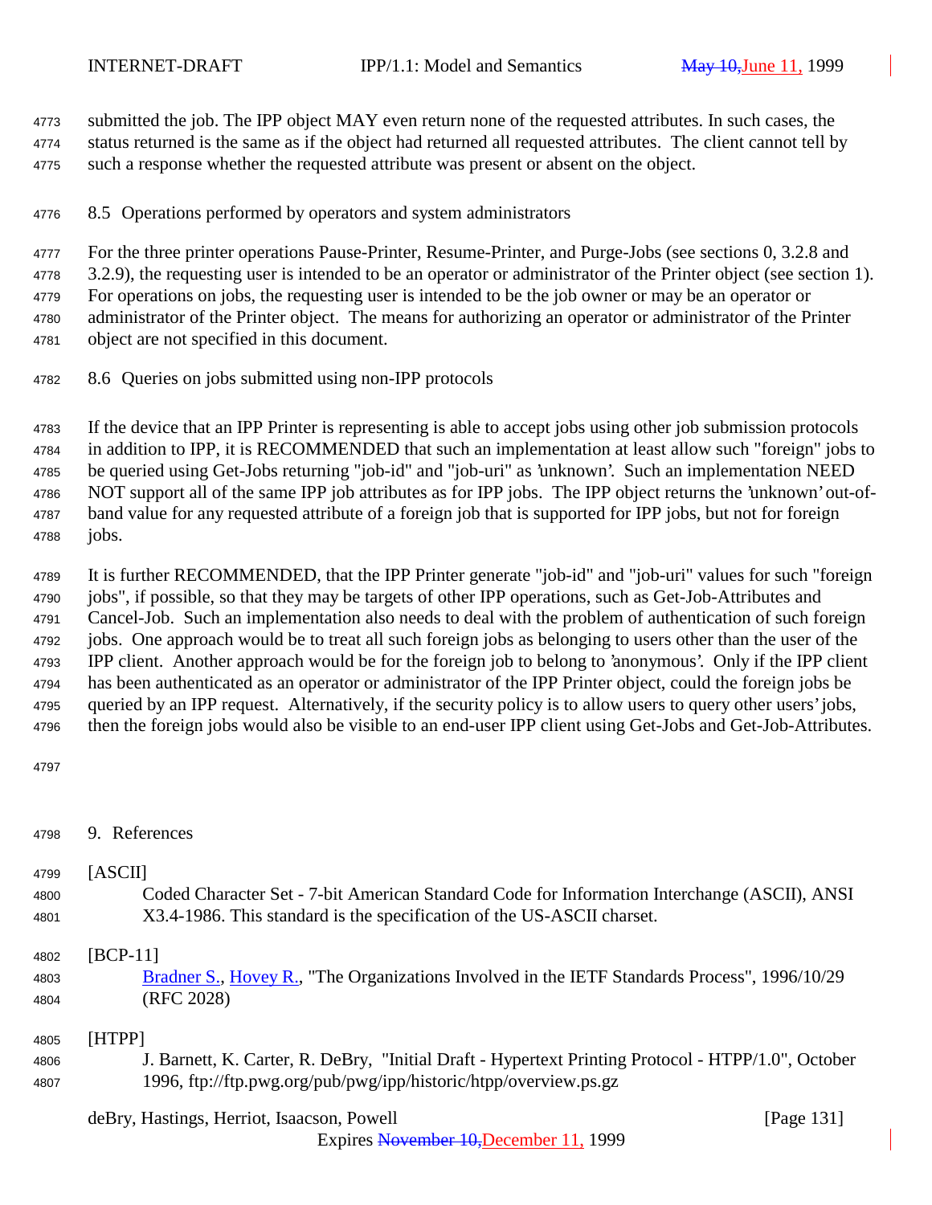submitted the job. The IPP object MAY even return none of the requested attributes. In such cases, the status returned is the same as if the object had returned all requested attributes. The client cannot tell by such a response whether the requested attribute was present or absent on the object.

### 8.5 Operations performed by operators and system administrators

For the three printer operations Pause-Printer, Resume-Printer, and Purge-Jobs (see sections 0, 3.2.8 and 3.2.9), the requesting user is intended to be an operator or administrator of the Printer object (see section 1). For operations on jobs, the requesting user is intended to be the job owner or may be an operator or administrator of the Printer object. The means for authorizing an operator or administrator of the Printer object are not specified in this document.

### 8.6 Queries on jobs submitted using non-IPP protocols

If the device that an IPP Printer is representing is able to accept jobs using other job submission protocols in addition to IPP, it is RECOMMENDED that such an implementation at least allow such "foreign" jobs to be queried using Get-Jobs returning "job-id" and "job-uri" as 'unknown'. Such an implementation NEED NOT support all of the same IPP job attributes as for IPP jobs. The IPP object returns the 'unknown' out-of-band value for any requested attribute of a foreign job that is supported for IPP jobs, but not for foreign jobs.

It is further RECOMMENDED, that the IPP Printer generate "job-id" and "job-uri" values for such "foreign jobs", if possible, so that they may be targets of other IPP operations, such as Get-Job-Attributes and Cancel-Job. Such an implementation also needs to deal with the problem of authentication of such foreign jobs. One approach would be to treat all such foreign jobs as belonging to users other than the user of the IPP client. Another approach would be for the foreign job to belong to 'anonymous'. Only if the IPP client has been authenticated as an operator or administrator of the IPP Printer object, could the foreign jobs be queried by an IPP request. Alternatively, if the security policy is to allow users to query other users' jobs, then the foreign jobs would also be visible to an end-user IPP client using Get-Jobs and Get-Job-Attributes.

## 9. References

[ASCII]
Coded Character Set - 7-bit American Standard Code for Information Interchange (ASCII), ANSI X3.4-1986. This standard is the specification of the US-ASCII charset.

[BCP-11]
Bradner S., Hovey R., "The Organizations Involved in the IETF Standards Process", 1996/10/29 (RFC 2028)

[HTPP]
J. Barnett, K. Carter, R. DeBry, "Initial Draft - Hypertext Printing Protocol - HTPP/1.0", October 1996, ftp://ftp.pwg.org/pub/pwg/ipp/historic/htpp/overview.ps.gz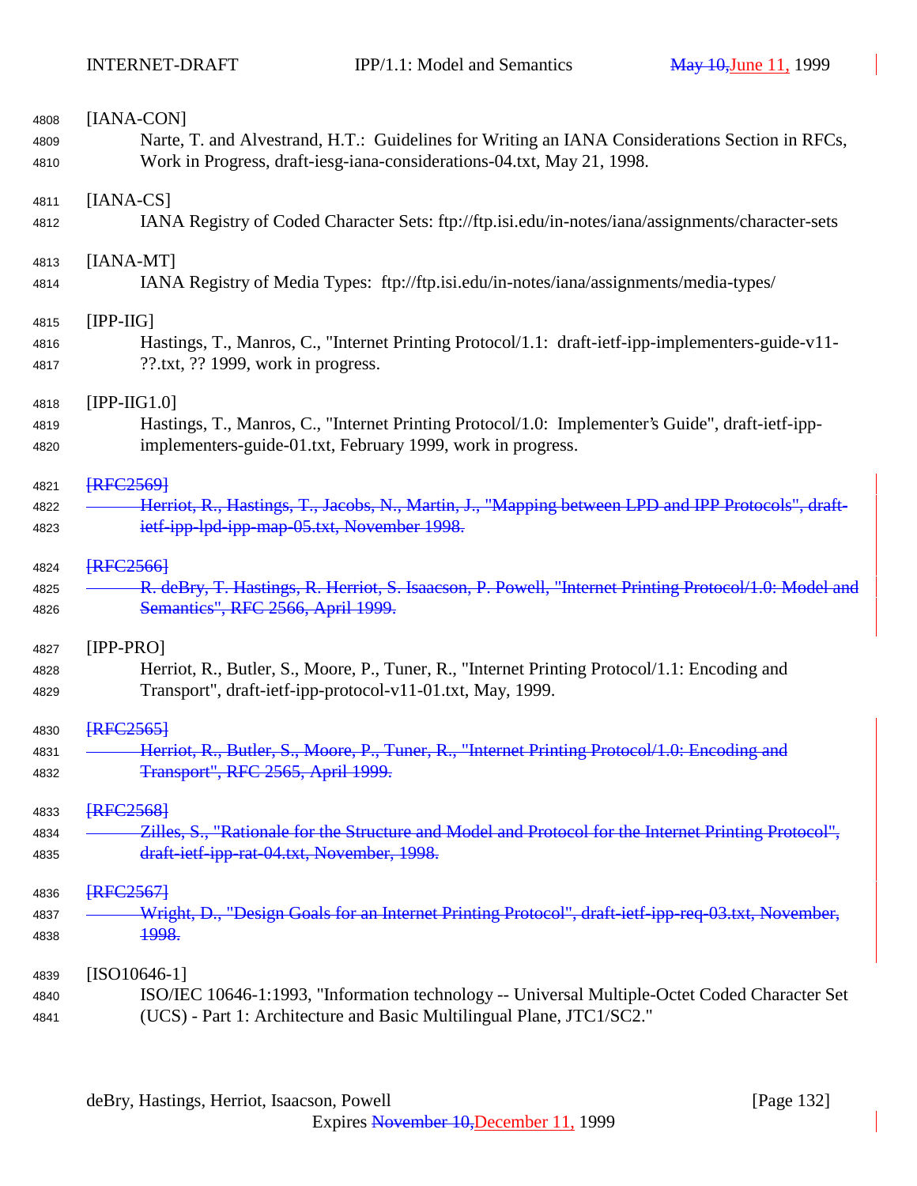[IANA-CON]
Narte, T. and Alvestrand, H.T.: Guidelines for Writing an IANA Considerations Section in RFCs, Work in Progress, draft-iesg-iana-considerations-04.txt, May 21, 1998.

[IANA-CS]
IANA Registry of Coded Character Sets: ftp://ftp.isi.edu/in-notes/iana/assignments/character-sets

[IANA-MT]
IANA Registry of Media Types: ftp://ftp.isi.edu/in-notes/iana/assignments/media-types/

[IPP-IIG]
Hastings, T., Manros, C., "Internet Printing Protocol/1.1: draft-ietf-ipp-implementers-guide-v11-??.txt, ?? 1999, work in progress.

[IPP-IIG1.0]
Hastings, T., Manros, C., "Internet Printing Protocol/1.0: Implementer's Guide", draft-ietf-ipp-implementers-guide-01.txt, February 1999, work in progress.

~~[RFC2569]~~
~~Herriot, R., Hastings, T., Jacobs, N., Martin, J., "Mapping between LPD and IPP Protocols", draft-ietf-ipp-lpd-ipp-map-05.txt, November 1998.~~

~~[RFC2566]~~
~~R. deBry, T. Hastings, R. Herriot, S. Isaacson, P. Powell, "Internet Printing Protocol/1.0: Model and Semantics", RFC 2566, April 1999.~~

[IPP-PRO]
Herriot, R., Butler, S., Moore, P., Tuner, R., "Internet Printing Protocol/1.1: Encoding and Transport", draft-ietf-ipp-protocol-v11-01.txt, May, 1999.

~~[RFC2565]~~
~~Herriot, R., Butler, S., Moore, P., Tuner, R., "Internet Printing Protocol/1.0: Encoding and Transport", RFC 2565, April 1999.~~

~~[RFC2568]~~
~~Zilles, S., "Rationale for the Structure and Model and Protocol for the Internet Printing Protocol", draft-ietf-ipp-rat-04.txt, November, 1998.~~

~~[RFC2567]~~
~~Wright, D., "Design Goals for an Internet Printing Protocol", draft-ietf-ipp-req-03.txt, November, 1998.~~

[ISO10646-1]
ISO/IEC 10646-1:1993, "Information technology -- Universal Multiple-Octet Coded Character Set (UCS) - Part 1: Architecture and Basic Multilingual Plane, JTC1/SC2."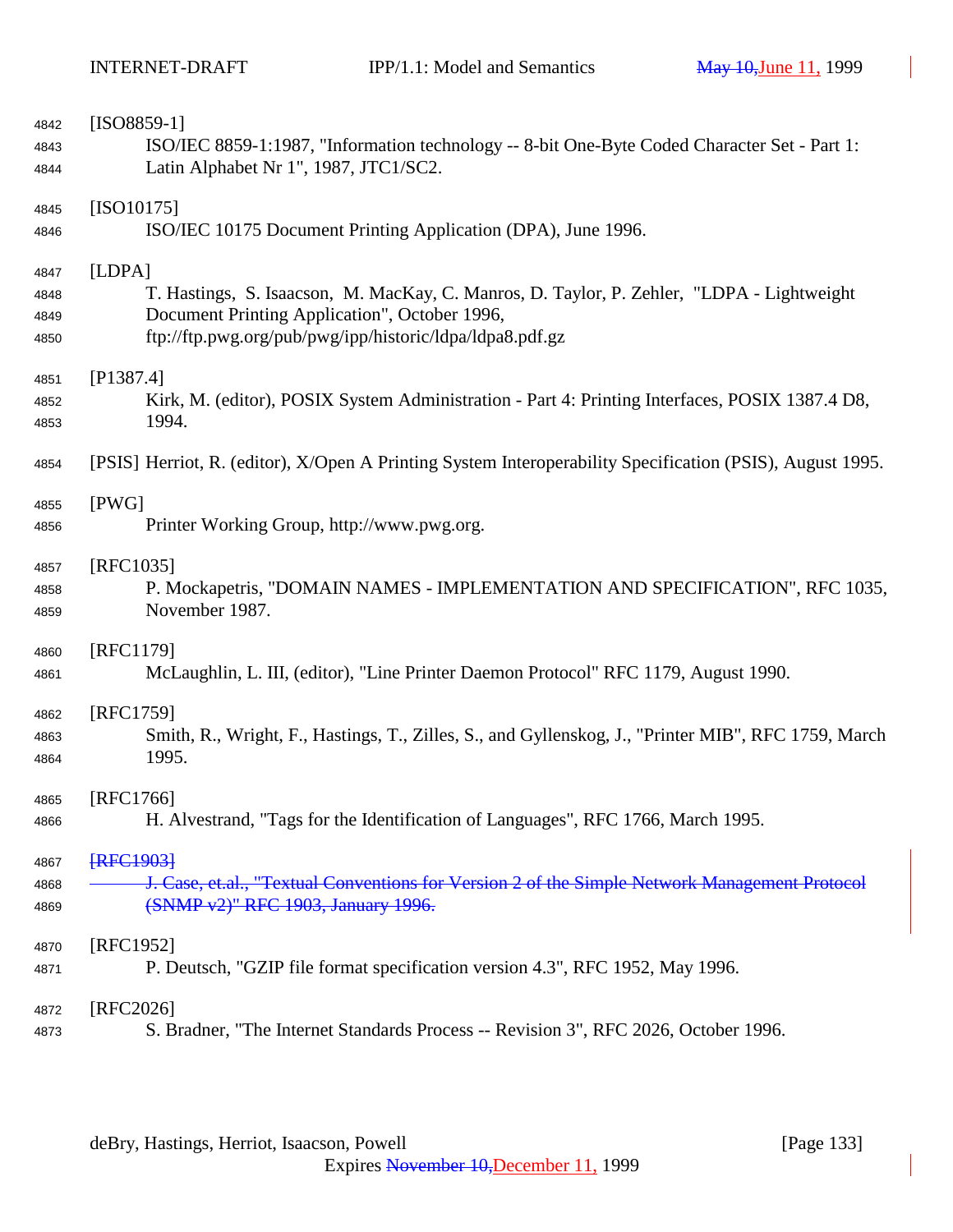[ISO8859-1]
ISO/IEC 8859-1:1987, "Information technology -- 8-bit One-Byte Coded Character Set - Part 1: Latin Alphabet Nr 1", 1987, JTC1/SC2.

[ISO10175]
ISO/IEC 10175 Document Printing Application (DPA), June 1996.

[LDPA]
T. Hastings, S. Isaacson, M. MacKay, C. Manros, D. Taylor, P. Zehler, "LDPA - Lightweight Document Printing Application", October 1996, ftp://ftp.pwg.org/pub/pwg/ipp/historic/ldpa/ldpa8.pdf.gz

[P1387.4]
Kirk, M. (editor), POSIX System Administration - Part 4: Printing Interfaces, POSIX 1387.4 D8, 1994.

[PSIS] Herriot, R. (editor), X/Open A Printing System Interoperability Specification (PSIS), August 1995.

[PWG]
Printer Working Group, http://www.pwg.org.

[RFC1035]
P. Mockapetris, "DOMAIN NAMES - IMPLEMENTATION AND SPECIFICATION", RFC 1035, November 1987.

[RFC1179]
McLaughlin, L. III, (editor), "Line Printer Daemon Protocol" RFC 1179, August 1990.

[RFC1759]
Smith, R., Wright, F., Hastings, T., Zilles, S., and Gyllenskog, J., "Printer MIB", RFC 1759, March 1995.

[RFC1766]
H. Alvestrand, "Tags for the Identification of Languages", RFC 1766, March 1995.

~~[RFC1903]~~
~~J. Case, et.al., "Textual Conventions for Version 2 of the Simple Network Management Protocol (SNMP v2)" RFC 1903, January 1996.~~

[RFC1952]
P. Deutsch, "GZIP file format specification version 4.3", RFC 1952, May 1996.

[RFC2026]
S. Bradner, "The Internet Standards Process -- Revision 3", RFC 2026, October 1996.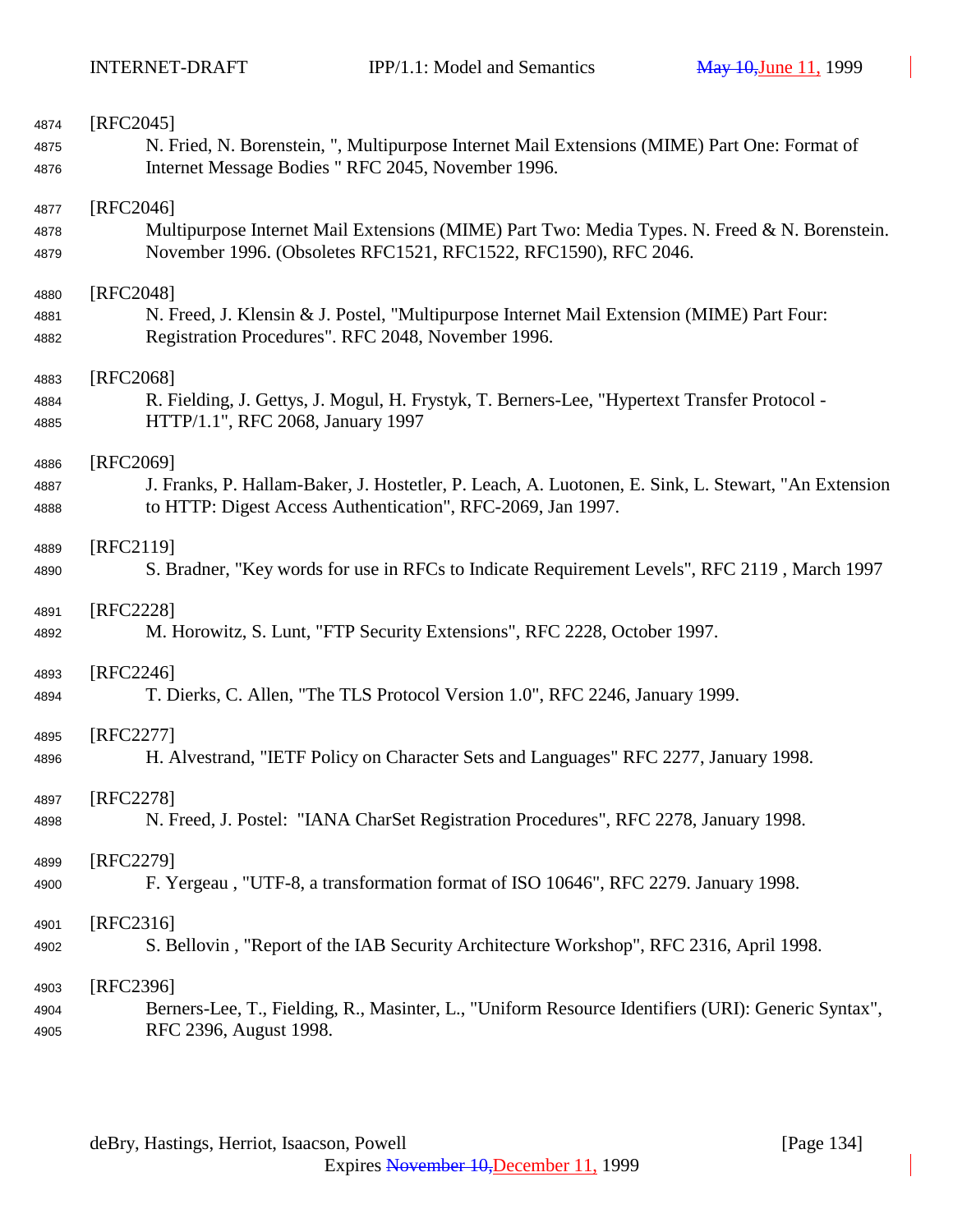[RFC2045]

N. Fried, N. Borenstein, ", Multipurpose Internet Mail Extensions (MIME) Part One: Format of Internet Message Bodies " RFC 2045, November 1996.

[RFC2046]

Multipurpose Internet Mail Extensions (MIME) Part Two: Media Types. N. Freed & N. Borenstein. November 1996. (Obsoletes RFC1521, RFC1522, RFC1590), RFC 2046.

[RFC2048]

N. Freed, J. Klensin & J. Postel, "Multipurpose Internet Mail Extension (MIME) Part Four: Registration Procedures". RFC 2048, November 1996.

[RFC2068]

R. Fielding, J. Gettys, J. Mogul, H. Frystyk, T. Berners-Lee, "Hypertext Transfer Protocol - HTTP/1.1", RFC 2068, January 1997

[RFC2069]

J. Franks, P. Hallam-Baker, J. Hostetler, P. Leach, A. Luotonen, E. Sink, L. Stewart, "An Extension to HTTP: Digest Access Authentication", RFC-2069, Jan 1997.

[RFC2119]

S. Bradner, "Key words for use in RFCs to Indicate Requirement Levels", RFC 2119 , March 1997

[RFC2228]

M. Horowitz, S. Lunt, "FTP Security Extensions", RFC 2228, October 1997.

[RFC2246]

T. Dierks, C. Allen, "The TLS Protocol Version 1.0", RFC 2246, January 1999.

[RFC2277]

H. Alvestrand, "IETF Policy on Character Sets and Languages" RFC 2277, January 1998.

[RFC2278]

N. Freed, J. Postel: "IANA CharSet Registration Procedures", RFC 2278, January 1998.

[RFC2279]

F. Yergeau , "UTF-8, a transformation format of ISO 10646", RFC 2279. January 1998.

[RFC2316]

S. Bellovin , "Report of the IAB Security Architecture Workshop", RFC 2316, April 1998.

[RFC2396]

Berners-Lee, T., Fielding, R., Masinter, L., "Uniform Resource Identifiers (URI): Generic Syntax", RFC 2396, August 1998.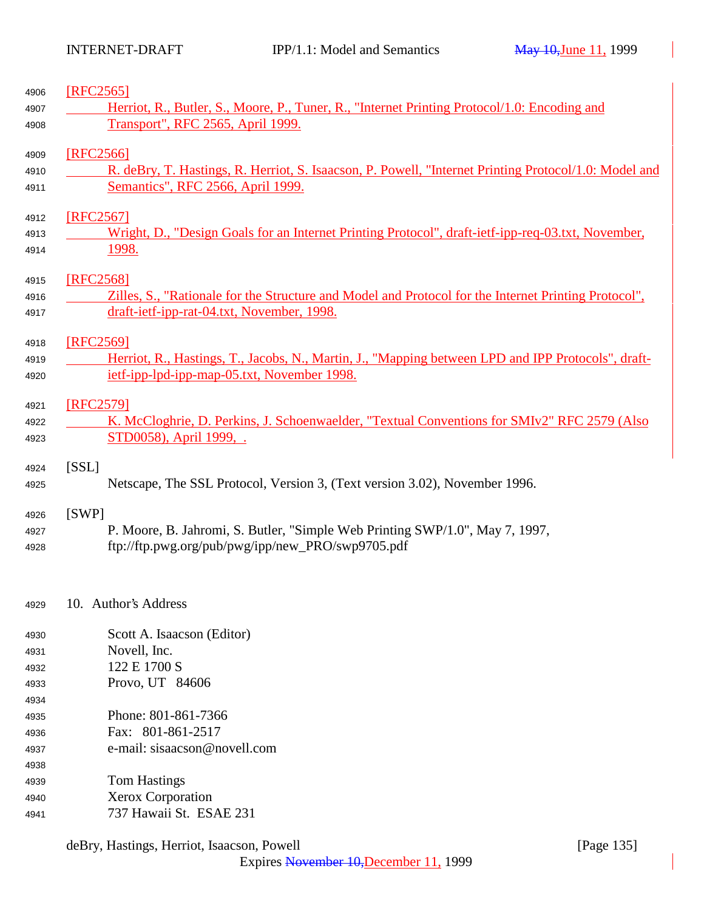[RFC2565]
Herriot, R., Butler, S., Moore, P., Tuner, R., "Internet Printing Protocol/1.0: Encoding and Transport", RFC 2565, April 1999.

[RFC2566]
R. deBry, T. Hastings, R. Herriot, S. Isaacson, P. Powell, "Internet Printing Protocol/1.0: Model and Semantics", RFC 2566, April 1999.

[RFC2567]
Wright, D., "Design Goals for an Internet Printing Protocol", draft-ietf-ipp-req-03.txt, November, 1998.

[RFC2568]
Zilles, S., "Rationale for the Structure and Model and Protocol for the Internet Printing Protocol", draft-ietf-ipp-rat-04.txt, November, 1998.

[RFC2569]
Herriot, R., Hastings, T., Jacobs, N., Martin, J., "Mapping between LPD and IPP Protocols", draft-ietf-ipp-lpd-ipp-map-05.txt, November 1998.

[RFC2579]
K. McCloghrie, D. Perkins, J. Schoenwaelder, "Textual Conventions for SMIv2" RFC 2579 (Also STD0058), April 1999, .

[SSL]
Netscape, The SSL Protocol, Version 3, (Text version 3.02), November 1996.

[SWP]
P. Moore, B. Jahromi, S. Butler, "Simple Web Printing SWP/1.0", May 7, 1997, ftp://ftp.pwg.org/pub/pwg/ipp/new_PRO/swp9705.pdf

## 10. Author's Address

Scott A. Isaacson (Editor)
Novell, Inc.
122 E 1700 S
Provo, UT 84606

Phone: 801-861-7366
Fax: 801-861-2517
e-mail: sisaacson@novell.com

Tom Hastings
Xerox Corporation
737 Hawaii St. ESAE 231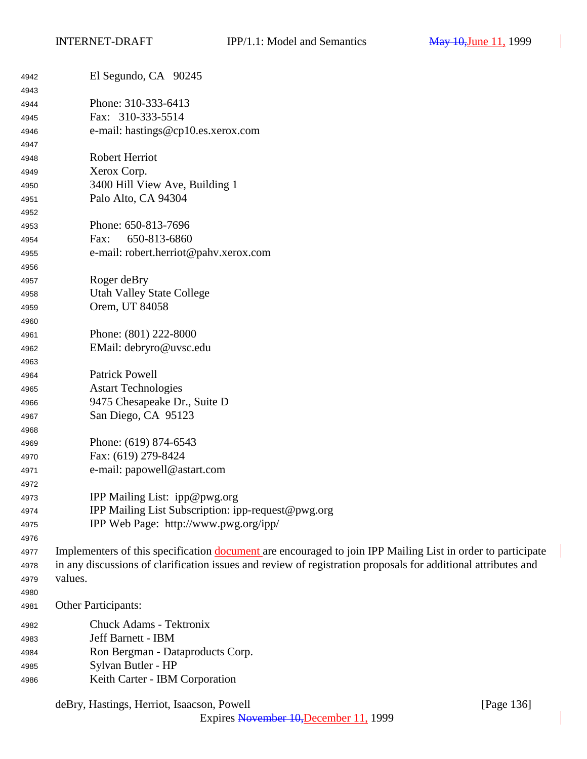El Segundo, CA 90245

Phone: 310-333-6413
Fax: 310-333-5514
e-mail: hastings@cp10.es.xerox.com

Robert Herriot
Xerox Corp.
3400 Hill View Ave, Building 1
Palo Alto, CA 94304

Phone: 650-813-7696
Fax: 650-813-6860
e-mail: robert.herriot@pahv.xerox.com

Roger deBry
Utah Valley State College
Orem, UT 84058

Phone: (801) 222-8000
EMail: debryro@uvsc.edu

Patrick Powell
Astart Technologies
9475 Chesapeake Dr., Suite D
San Diego, CA 95123

Phone: (619) 874-6543
Fax: (619) 279-8424
e-mail: papowell@astart.com

IPP Mailing List: ipp@pwg.org
IPP Mailing List Subscription: ipp-request@pwg.org
IPP Web Page: http://www.pwg.org/ipp/

Implementers of this specification document are encouraged to join IPP Mailing List in order to participate in any discussions of clarification issues and review of registration proposals for additional attributes and values.

Other Participants:

Chuck Adams - Tektronix
Jeff Barnett - IBM
Ron Bergman - Dataproducts Corp.
Sylvan Butler - HP
Keith Carter - IBM Corporation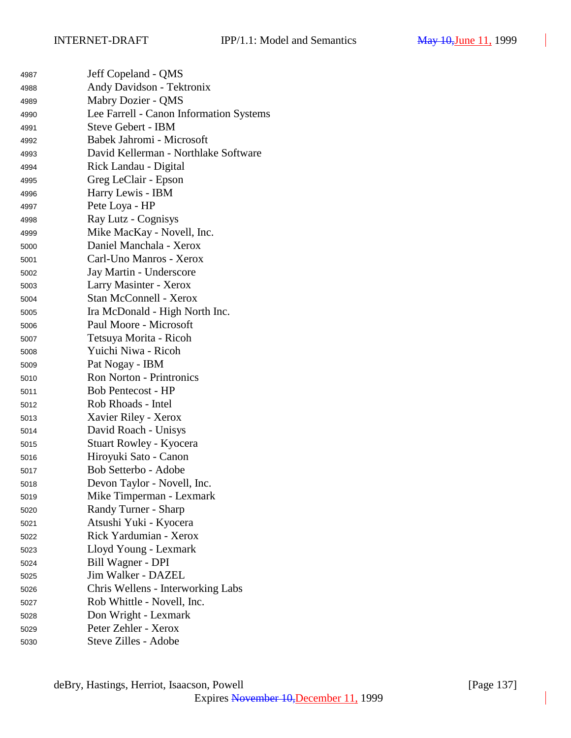Jeff Copeland - QMS
Andy Davidson - Tektronix
Mabry Dozier - QMS
Lee Farrell - Canon Information Systems
Steve Gebert - IBM
Babek Jahromi - Microsoft
David Kellerman - Northlake Software
Rick Landau - Digital
Greg LeClair - Epson
Harry Lewis - IBM
Pete Loya - HP
Ray Lutz - Cognisys
Mike MacKay - Novell, Inc.
Daniel Manchala - Xerox
Carl-Uno Manros - Xerox
Jay Martin - Underscore
Larry Masinter - Xerox
Stan McConnell - Xerox
Ira McDonald - High North Inc.
Paul Moore - Microsoft
Tetsuya Morita - Ricoh
Yuichi Niwa - Ricoh
Pat Nogay - IBM
Ron Norton - Printronics
Bob Pentecost - HP
Rob Rhoads - Intel
Xavier Riley - Xerox
David Roach - Unisys
Stuart Rowley - Kyocera
Hiroyuki Sato - Canon
Bob Setterbo - Adobe
Devon Taylor - Novell, Inc.
Mike Timperman - Lexmark
Randy Turner - Sharp
Atsushi Yuki - Kyocera
Rick Yardumian - Xerox
Lloyd Young - Lexmark
Bill Wagner - DPI
Jim Walker - DAZEL
Chris Wellens - Interworking Labs
Rob Whittle - Novell, Inc.
Don Wright - Lexmark
Peter Zehler - Xerox
Steve Zilles - Adobe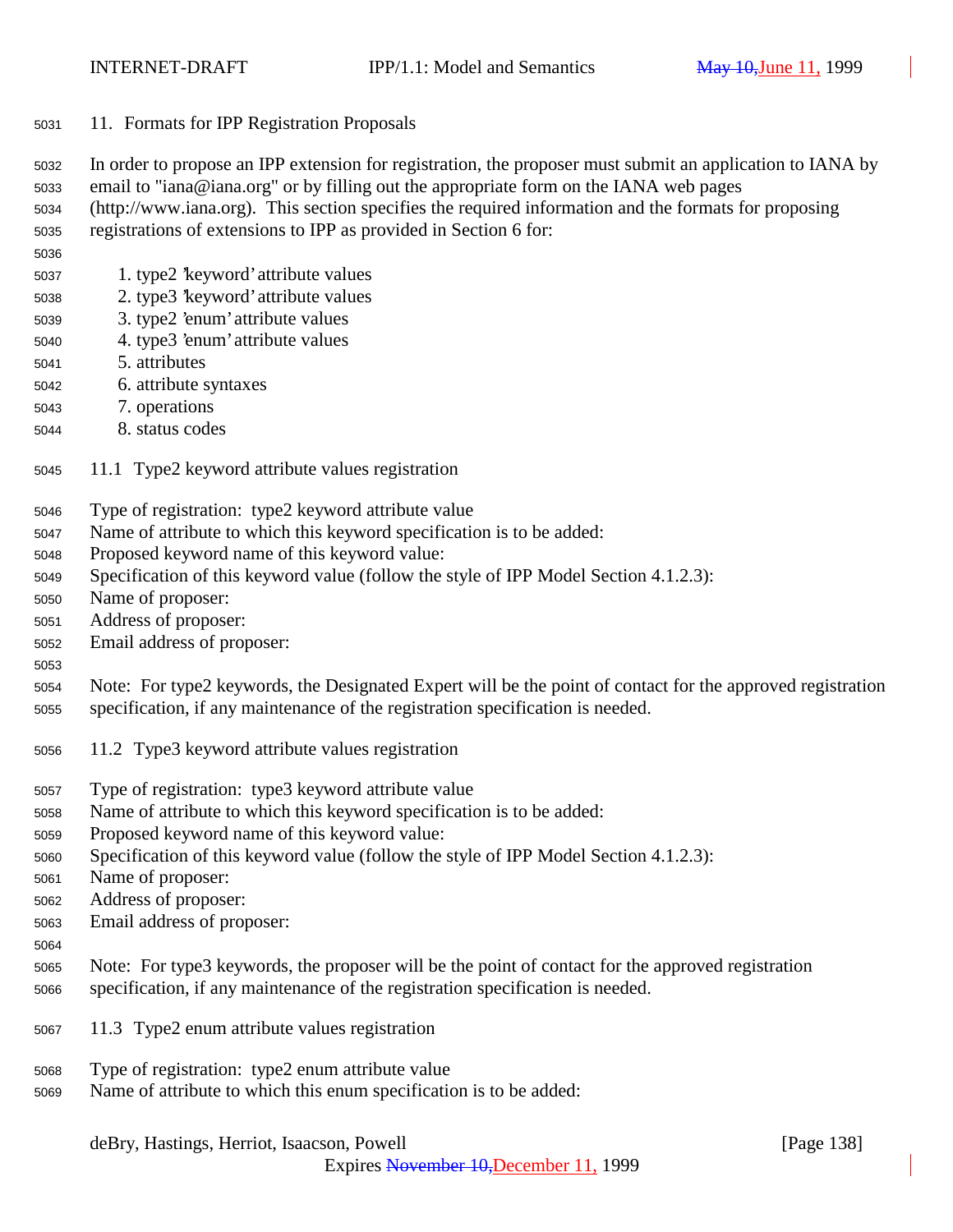## 11. Formats for IPP Registration Proposals

In order to propose an IPP extension for registration, the proposer must submit an application to IANA by email to "iana@iana.org" or by filling out the appropriate form on the IANA web pages (http://www.iana.org). This section specifies the required information and the formats for proposing registrations of extensions to IPP as provided in Section 6 for:

1. type2 'keyword' attribute values
2. type3 'keyword' attribute values
3. type2 'enum' attribute values
4. type3 'enum' attribute values
5. attributes
6. attribute syntaxes
7. operations
8. status codes

### 11.1 Type2 keyword attribute values registration

Type of registration: type2 keyword attribute value
Name of attribute to which this keyword specification is to be added:
Proposed keyword name of this keyword value:
Specification of this keyword value (follow the style of IPP Model Section 4.1.2.3):
Name of proposer:
Address of proposer:
Email address of proposer:

Note: For type2 keywords, the Designated Expert will be the point of contact for the approved registration specification, if any maintenance of the registration specification is needed.

### 11.2 Type3 keyword attribute values registration

Type of registration: type3 keyword attribute value
Name of attribute to which this keyword specification is to be added:
Proposed keyword name of this keyword value:
Specification of this keyword value (follow the style of IPP Model Section 4.1.2.3):
Name of proposer:
Address of proposer:
Email address of proposer:

Note: For type3 keywords, the proposer will be the point of contact for the approved registration specification, if any maintenance of the registration specification is needed.

### 11.3 Type2 enum attribute values registration

Type of registration: type2 enum attribute value
Name of attribute to which this enum specification is to be added: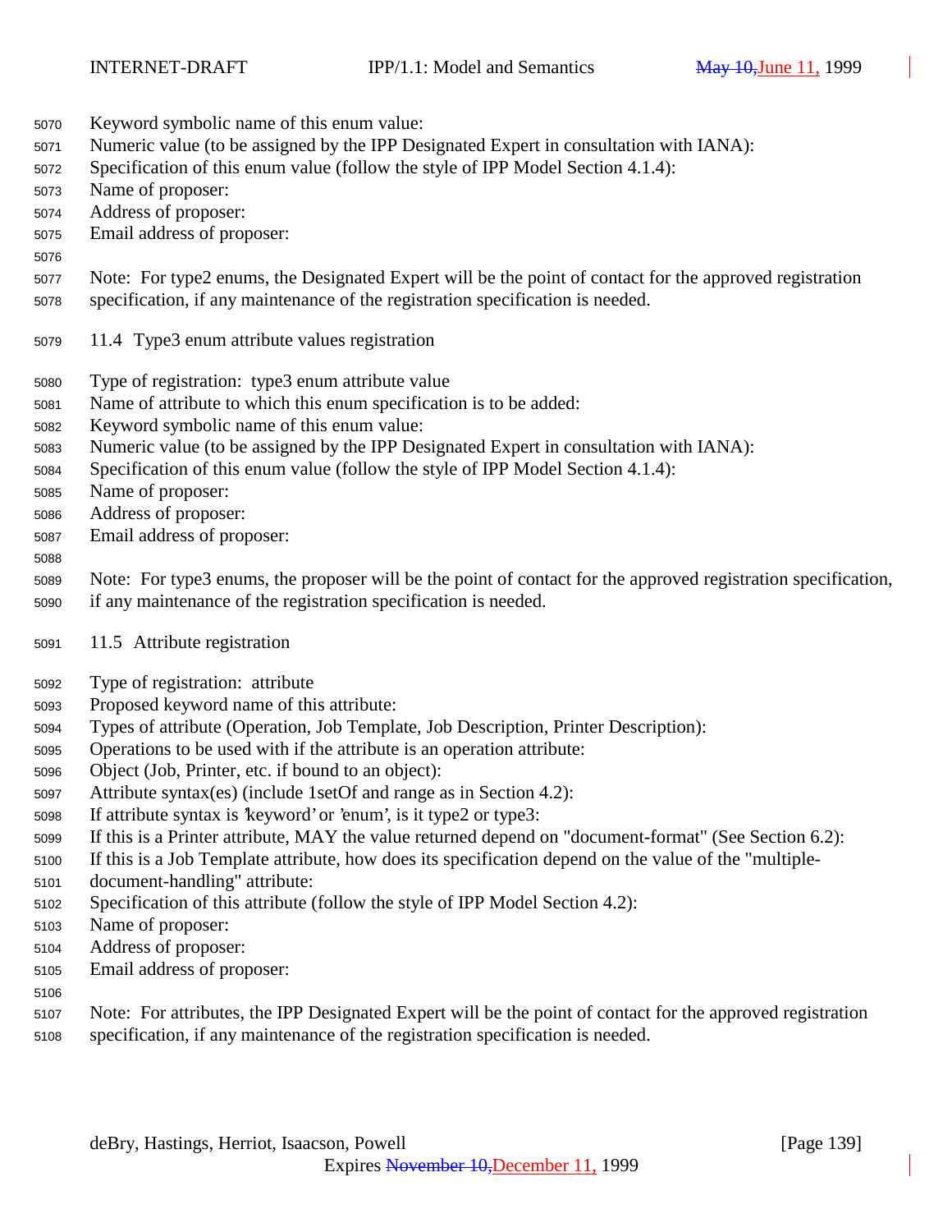Keyword symbolic name of this enum value:
Numeric value (to be assigned by the IPP Designated Expert in consultation with IANA):
Specification of this enum value (follow the style of IPP Model Section 4.1.4):
Name of proposer:
Address of proposer:
Email address of proposer:

Note: For type2 enums, the Designated Expert will be the point of contact for the approved registration specification, if any maintenance of the registration specification is needed.

## 11.4 Type3 enum attribute values registration

Type of registration: type3 enum attribute value
Name of attribute to which this enum specification is to be added:
Keyword symbolic name of this enum value:
Numeric value (to be assigned by the IPP Designated Expert in consultation with IANA):
Specification of this enum value (follow the style of IPP Model Section 4.1.4):
Name of proposer:
Address of proposer:
Email address of proposer:

Note: For type3 enums, the proposer will be the point of contact for the approved registration specification, if any maintenance of the registration specification is needed.

## 11.5 Attribute registration

Type of registration: attribute
Proposed keyword name of this attribute:
Types of attribute (Operation, Job Template, Job Description, Printer Description):
Operations to be used with if the attribute is an operation attribute:
Object (Job, Printer, etc. if bound to an object):
Attribute syntax(es) (include 1setOf and range as in Section 4.2):
If attribute syntax is 'keyword' or 'enum', is it type2 or type3:
If this is a Printer attribute, MAY the value returned depend on "document-format" (See Section 6.2):
If this is a Job Template attribute, how does its specification depend on the value of the "multiple-document-handling" attribute:
Specification of this attribute (follow the style of IPP Model Section 4.2):
Name of proposer:
Address of proposer:
Email address of proposer:

Note: For attributes, the IPP Designated Expert will be the point of contact for the approved registration specification, if any maintenance of the registration specification is needed.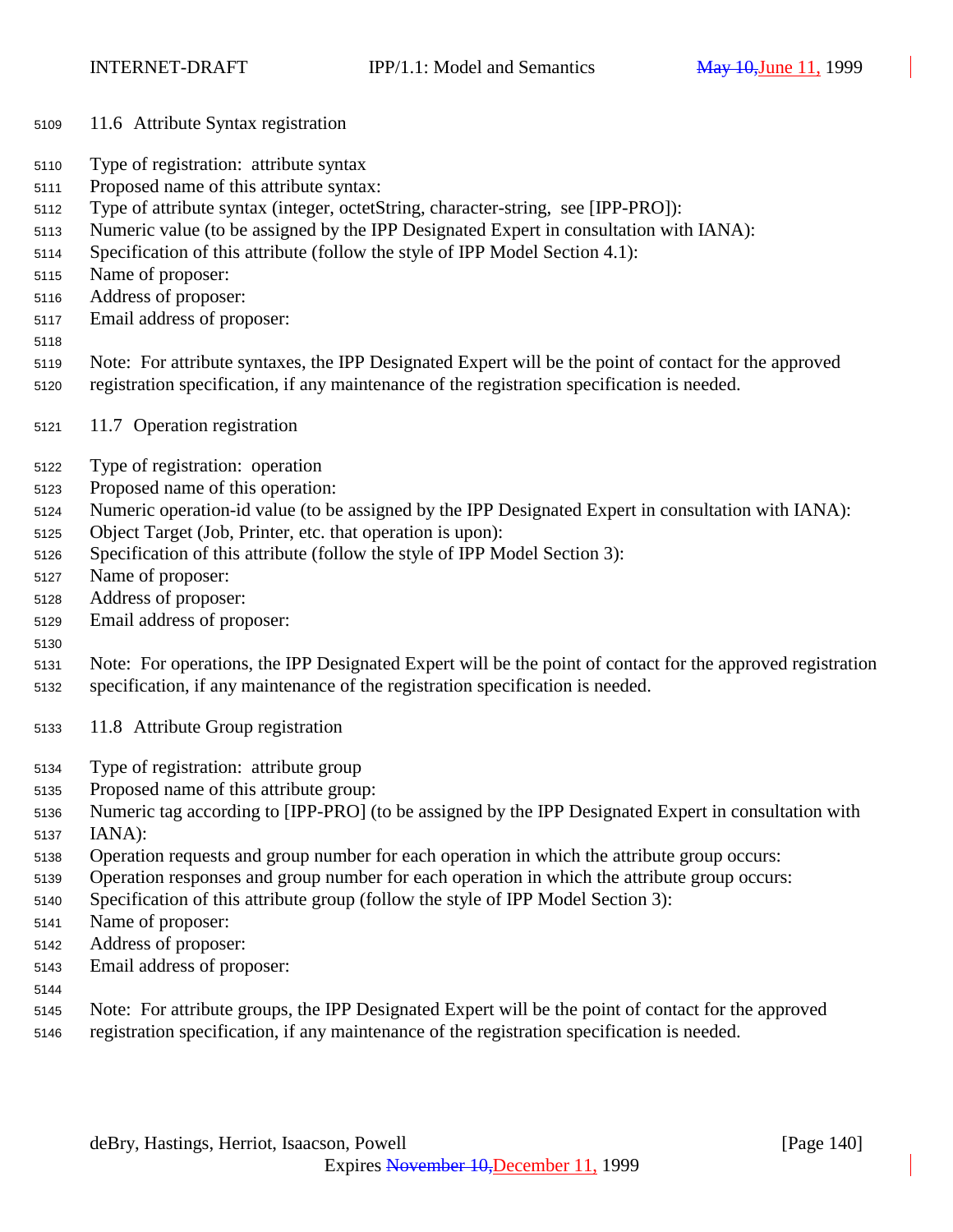## 11.6 Attribute Syntax registration

Type of registration: attribute syntax
Proposed name of this attribute syntax:
Type of attribute syntax (integer, octetString, character-string, see [IPP-PRO]):
Numeric value (to be assigned by the IPP Designated Expert in consultation with IANA):
Specification of this attribute (follow the style of IPP Model Section 4.1):
Name of proposer:
Address of proposer:
Email address of proposer:

Note: For attribute syntaxes, the IPP Designated Expert will be the point of contact for the approved registration specification, if any maintenance of the registration specification is needed.

## 11.7 Operation registration

Type of registration: operation
Proposed name of this operation:
Numeric operation-id value (to be assigned by the IPP Designated Expert in consultation with IANA):
Object Target (Job, Printer, etc. that operation is upon):
Specification of this attribute (follow the style of IPP Model Section 3):
Name of proposer:
Address of proposer:
Email address of proposer:

Note: For operations, the IPP Designated Expert will be the point of contact for the approved registration specification, if any maintenance of the registration specification is needed.

## 11.8 Attribute Group registration

Type of registration: attribute group
Proposed name of this attribute group:
Numeric tag according to [IPP-PRO] (to be assigned by the IPP Designated Expert in consultation with IANA):
Operation requests and group number for each operation in which the attribute group occurs:
Operation responses and group number for each operation in which the attribute group occurs:
Specification of this attribute group (follow the style of IPP Model Section 3):
Name of proposer:
Address of proposer:
Email address of proposer:

Note: For attribute groups, the IPP Designated Expert will be the point of contact for the approved registration specification, if any maintenance of the registration specification is needed.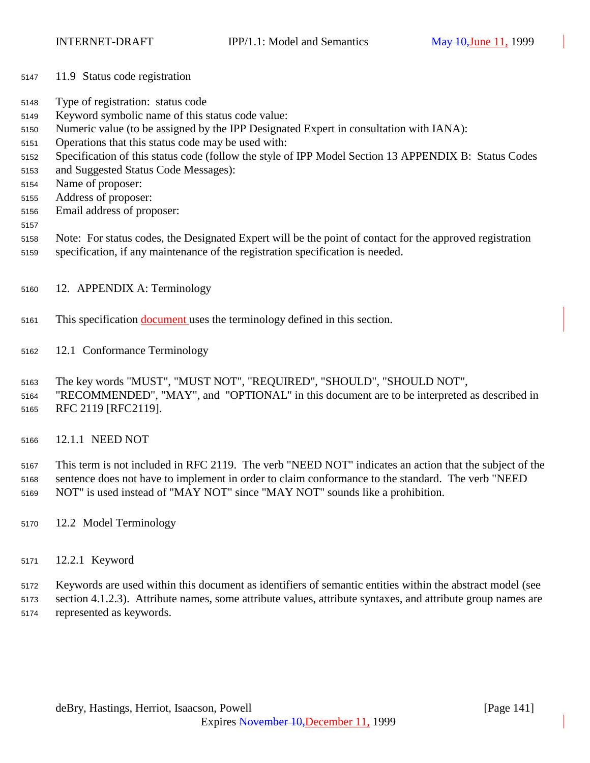## 11.9 Status code registration

Type of registration: status code
Keyword symbolic name of this status code value:
Numeric value (to be assigned by the IPP Designated Expert in consultation with IANA):
Operations that this status code may be used with:
Specification of this status code (follow the style of IPP Model Section 13 APPENDIX B: Status Codes and Suggested Status Code Messages):
Name of proposer:
Address of proposer:
Email address of proposer:

Note: For status codes, the Designated Expert will be the point of contact for the approved registration specification, if any maintenance of the registration specification is needed.

# 12. APPENDIX A: Terminology

This specification document uses the terminology defined in this section.

## 12.1 Conformance Terminology

The key words "MUST", "MUST NOT", "REQUIRED", "SHOULD", "SHOULD NOT", "RECOMMENDED", "MAY", and "OPTIONAL" in this document are to be interpreted as described in RFC 2119 [RFC2119].

### 12.1.1 NEED NOT

This term is not included in RFC 2119. The verb "NEED NOT" indicates an action that the subject of the sentence does not have to implement in order to claim conformance to the standard. The verb "NEED NOT" is used instead of "MAY NOT" since "MAY NOT" sounds like a prohibition.

## 12.2 Model Terminology

### 12.2.1 Keyword

Keywords are used within this document as identifiers of semantic entities within the abstract model (see section 4.1.2.3). Attribute names, some attribute values, attribute syntaxes, and attribute group names are represented as keywords.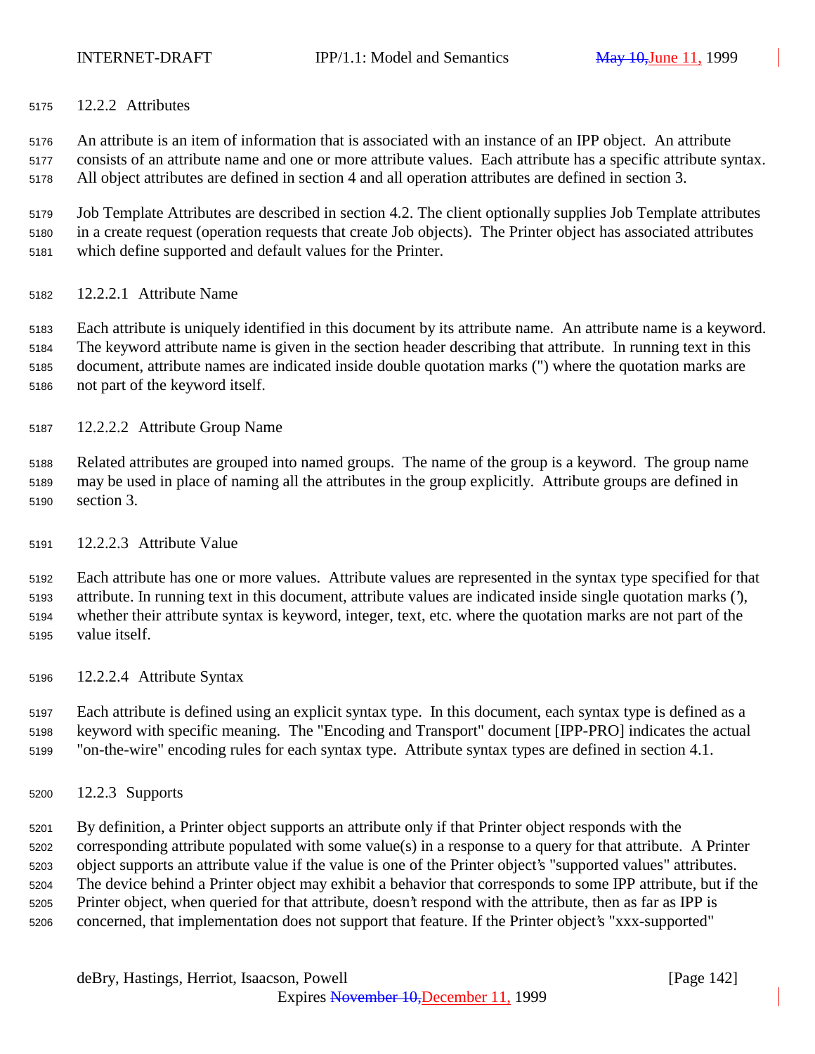### 12.2.2 Attributes

An attribute is an item of information that is associated with an instance of an IPP object. An attribute consists of an attribute name and one or more attribute values. Each attribute has a specific attribute syntax. All object attributes are defined in section 4 and all operation attributes are defined in section 3.

Job Template Attributes are described in section 4.2. The client optionally supplies Job Template attributes in a create request (operation requests that create Job objects). The Printer object has associated attributes which define supported and default values for the Printer.

#### 12.2.2.1 Attribute Name

Each attribute is uniquely identified in this document by its attribute name. An attribute name is a keyword. The keyword attribute name is given in the section header describing that attribute. In running text in this document, attribute names are indicated inside double quotation marks (") where the quotation marks are not part of the keyword itself.

#### 12.2.2.2 Attribute Group Name

Related attributes are grouped into named groups. The name of the group is a keyword. The group name may be used in place of naming all the attributes in the group explicitly. Attribute groups are defined in section 3.

#### 12.2.2.3 Attribute Value

Each attribute has one or more values. Attribute values are represented in the syntax type specified for that attribute. In running text in this document, attribute values are indicated inside single quotation marks ('), whether their attribute syntax is keyword, integer, text, etc. where the quotation marks are not part of the value itself.

#### 12.2.2.4 Attribute Syntax

Each attribute is defined using an explicit syntax type. In this document, each syntax type is defined as a keyword with specific meaning. The "Encoding and Transport" document [IPP-PRO] indicates the actual "on-the-wire" encoding rules for each syntax type. Attribute syntax types are defined in section 4.1.

### 12.2.3 Supports

By definition, a Printer object supports an attribute only if that Printer object responds with the corresponding attribute populated with some value(s) in a response to a query for that attribute. A Printer object supports an attribute value if the value is one of the Printer object's "supported values" attributes. The device behind a Printer object may exhibit a behavior that corresponds to some IPP attribute, but if the Printer object, when queried for that attribute, doesn't respond with the attribute, then as far as IPP is concerned, that implementation does not support that feature. If the Printer object's "xxx-supported"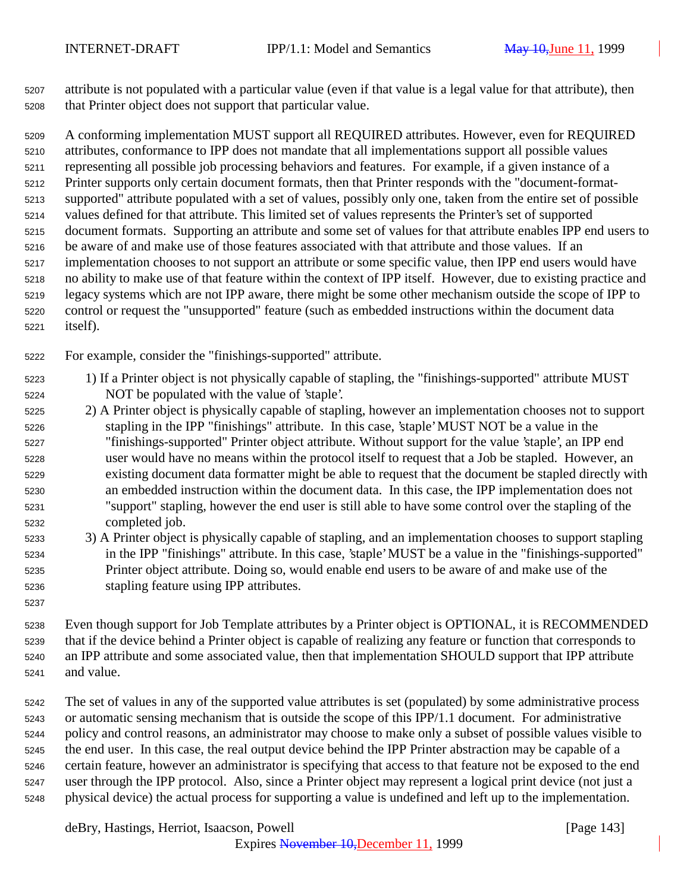attribute is not populated with a particular value (even if that value is a legal value for that attribute), then that Printer object does not support that particular value.

A conforming implementation MUST support all REQUIRED attributes. However, even for REQUIRED attributes, conformance to IPP does not mandate that all implementations support all possible values representing all possible job processing behaviors and features. For example, if a given instance of a Printer supports only certain document formats, then that Printer responds with the "document-format-supported" attribute populated with a set of values, possibly only one, taken from the entire set of possible values defined for that attribute. This limited set of values represents the Printer's set of supported document formats. Supporting an attribute and some set of values for that attribute enables IPP end users to be aware of and make use of those features associated with that attribute and those values. If an implementation chooses to not support an attribute or some specific value, then IPP end users would have no ability to make use of that feature within the context of IPP itself. However, due to existing practice and legacy systems which are not IPP aware, there might be some other mechanism outside the scope of IPP to control or request the "unsupported" feature (such as embedded instructions within the document data itself).

For example, consider the "finishings-supported" attribute.

1) If a Printer object is not physically capable of stapling, the "finishings-supported" attribute MUST NOT be populated with the value of 'staple'.
2) A Printer object is physically capable of stapling, however an implementation chooses not to support stapling in the IPP "finishings" attribute. In this case, 'staple' MUST NOT be a value in the "finishings-supported" Printer object attribute. Without support for the value 'staple', an IPP end user would have no means within the protocol itself to request that a Job be stapled. However, an existing document data formatter might be able to request that the document be stapled directly with an embedded instruction within the document data. In this case, the IPP implementation does not "support" stapling, however the end user is still able to have some control over the stapling of the completed job.
3) A Printer object is physically capable of stapling, and an implementation chooses to support stapling in the IPP "finishings" attribute. In this case, 'staple' MUST be a value in the "finishings-supported" Printer object attribute. Doing so, would enable end users to be aware of and make use of the stapling feature using IPP attributes.

Even though support for Job Template attributes by a Printer object is OPTIONAL, it is RECOMMENDED that if the device behind a Printer object is capable of realizing any feature or function that corresponds to an IPP attribute and some associated value, then that implementation SHOULD support that IPP attribute and value.

The set of values in any of the supported value attributes is set (populated) by some administrative process or automatic sensing mechanism that is outside the scope of this IPP/1.1 document. For administrative policy and control reasons, an administrator may choose to make only a subset of possible values visible to the end user. In this case, the real output device behind the IPP Printer abstraction may be capable of a certain feature, however an administrator is specifying that access to that feature not be exposed to the end user through the IPP protocol. Also, since a Printer object may represent a logical print device (not just a physical device) the actual process for supporting a value is undefined and left up to the implementation.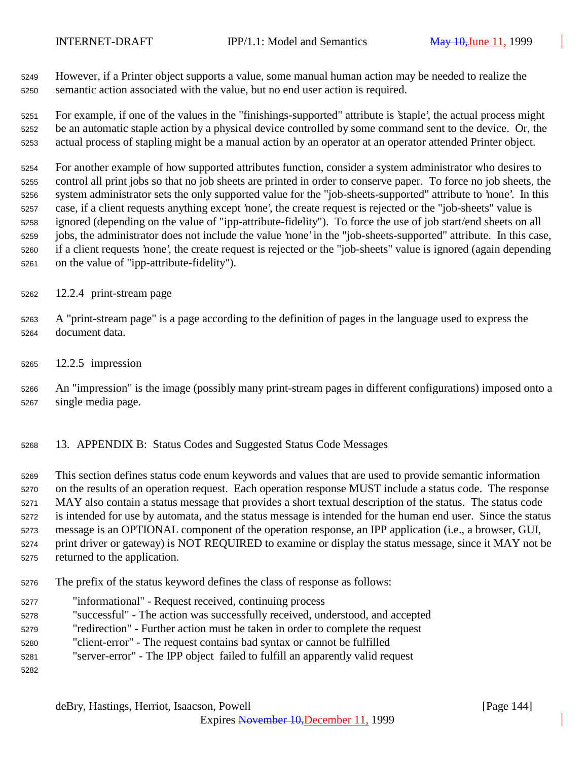However, if a Printer object supports a value, some manual human action may be needed to realize the semantic action associated with the value, but no end user action is required.

For example, if one of the values in the "finishings-supported" attribute is 'staple', the actual process might be an automatic staple action by a physical device controlled by some command sent to the device. Or, the actual process of stapling might be a manual action by an operator at an operator attended Printer object.

For another example of how supported attributes function, consider a system administrator who desires to control all print jobs so that no job sheets are printed in order to conserve paper. To force no job sheets, the system administrator sets the only supported value for the "job-sheets-supported" attribute to 'none'. In this case, if a client requests anything except 'none', the create request is rejected or the "job-sheets" value is ignored (depending on the value of "ipp-attribute-fidelity"). To force the use of job start/end sheets on all jobs, the administrator does not include the value 'none' in the "job-sheets-supported" attribute. In this case, if a client requests 'none', the create request is rejected or the "job-sheets" value is ignored (again depending on the value of "ipp-attribute-fidelity").

### 12.2.4 print-stream page

A "print-stream page" is a page according to the definition of pages in the language used to express the document data.

### 12.2.5 impression

An "impression" is the image (possibly many print-stream pages in different configurations) imposed onto a single media page.

## 13. APPENDIX B: Status Codes and Suggested Status Code Messages

This section defines status code enum keywords and values that are used to provide semantic information on the results of an operation request. Each operation response MUST include a status code. The response MAY also contain a status message that provides a short textual description of the status. The status code is intended for use by automata, and the status message is intended for the human end user. Since the status message is an OPTIONAL component of the operation response, an IPP application (i.e., a browser, GUI, print driver or gateway) is NOT REQUIRED to examine or display the status message, since it MAY not be returned to the application.

The prefix of the status keyword defines the class of response as follows:

- "informational" - Request received, continuing process
- "successful" - The action was successfully received, understood, and accepted
- "redirection" - Further action must be taken in order to complete the request
- "client-error" - The request contains bad syntax or cannot be fulfilled
- "server-error" - The IPP object failed to fulfill an apparently valid request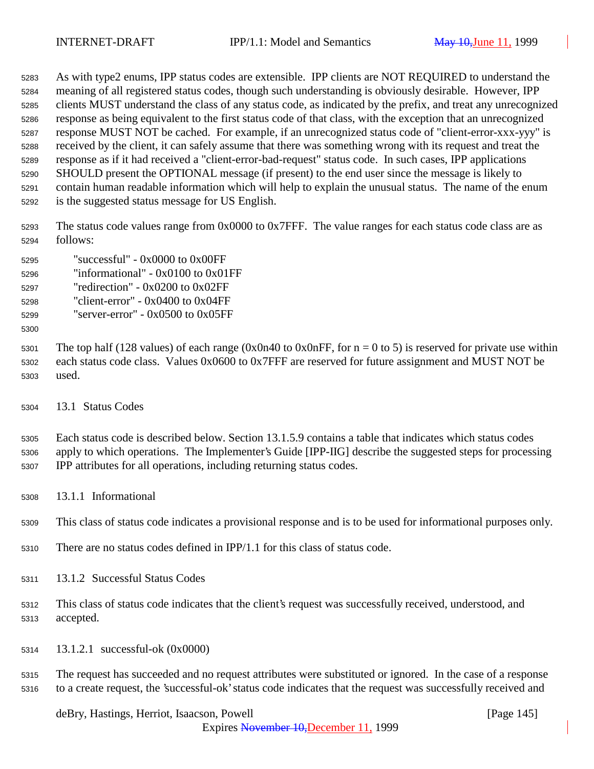As with type2 enums, IPP status codes are extensible. IPP clients are NOT REQUIRED to understand the meaning of all registered status codes, though such understanding is obviously desirable. However, IPP clients MUST understand the class of any status code, as indicated by the prefix, and treat any unrecognized response as being equivalent to the first status code of that class, with the exception that an unrecognized response MUST NOT be cached. For example, if an unrecognized status code of "client-error-xxx-yyy" is received by the client, it can safely assume that there was something wrong with its request and treat the response as if it had received a "client-error-bad-request" status code. In such cases, IPP applications SHOULD present the OPTIONAL message (if present) to the end user since the message is likely to contain human readable information which will help to explain the unusual status. The name of the enum is the suggested status message for US English.

The status code values range from 0x0000 to 0x7FFF. The value ranges for each status code class are as follows:

"successful" - 0x0000 to 0x00FF
"informational" - 0x0100 to 0x01FF
"redirection" - 0x0200 to 0x02FF
"client-error" - 0x0400 to 0x04FF
"server-error" - 0x0500 to 0x05FF

The top half (128 values) of each range (0x0n40 to 0x0nFF, for n = 0 to 5) is reserved for private use within each status code class. Values 0x0600 to 0x7FFF are reserved for future assignment and MUST NOT be used.

## 13.1 Status Codes

Each status code is described below. Section 13.1.5.9 contains a table that indicates which status codes apply to which operations. The Implementer's Guide [IPP-IIG] describe the suggested steps for processing IPP attributes for all operations, including returning status codes.

### 13.1.1 Informational

This class of status code indicates a provisional response and is to be used for informational purposes only.

There are no status codes defined in IPP/1.1 for this class of status code.

### 13.1.2 Successful Status Codes

This class of status code indicates that the client's request was successfully received, understood, and accepted.

#### 13.1.2.1 successful-ok (0x0000)

The request has succeeded and no request attributes were substituted or ignored. In the case of a response to a create request, the 'successful-ok' status code indicates that the request was successfully received and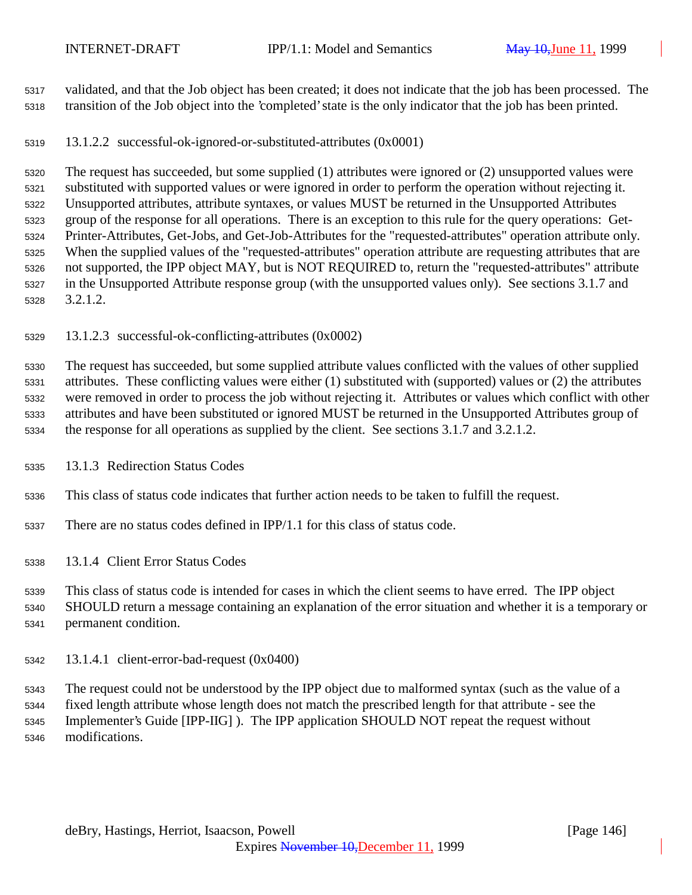validated, and that the Job object has been created; it does not indicate that the job has been processed. The transition of the Job object into the 'completed' state is the only indicator that the job has been printed.

#### 13.1.2.2 successful-ok-ignored-or-substituted-attributes (0x0001)

The request has succeeded, but some supplied (1) attributes were ignored or (2) unsupported values were substituted with supported values or were ignored in order to perform the operation without rejecting it. Unsupported attributes, attribute syntaxes, or values MUST be returned in the Unsupported Attributes group of the response for all operations. There is an exception to this rule for the query operations: Get-Printer-Attributes, Get-Jobs, and Get-Job-Attributes for the "requested-attributes" operation attribute only. When the supplied values of the "requested-attributes" operation attribute are requesting attributes that are not supported, the IPP object MAY, but is NOT REQUIRED to, return the "requested-attributes" attribute in the Unsupported Attribute response group (with the unsupported values only). See sections 3.1.7 and 3.2.1.2.

#### 13.1.2.3 successful-ok-conflicting-attributes (0x0002)

The request has succeeded, but some supplied attribute values conflicted with the values of other supplied attributes. These conflicting values were either (1) substituted with (supported) values or (2) the attributes were removed in order to process the job without rejecting it. Attributes or values which conflict with other attributes and have been substituted or ignored MUST be returned in the Unsupported Attributes group of the response for all operations as supplied by the client. See sections 3.1.7 and 3.2.1.2.

### 13.1.3 Redirection Status Codes

This class of status code indicates that further action needs to be taken to fulfill the request.

There are no status codes defined in IPP/1.1 for this class of status code.

### 13.1.4 Client Error Status Codes

This class of status code is intended for cases in which the client seems to have erred. The IPP object SHOULD return a message containing an explanation of the error situation and whether it is a temporary or permanent condition.

#### 13.1.4.1 client-error-bad-request (0x0400)

The request could not be understood by the IPP object due to malformed syntax (such as the value of a fixed length attribute whose length does not match the prescribed length for that attribute - see the Implementer's Guide [IPP-IIG] ). The IPP application SHOULD NOT repeat the request without modifications.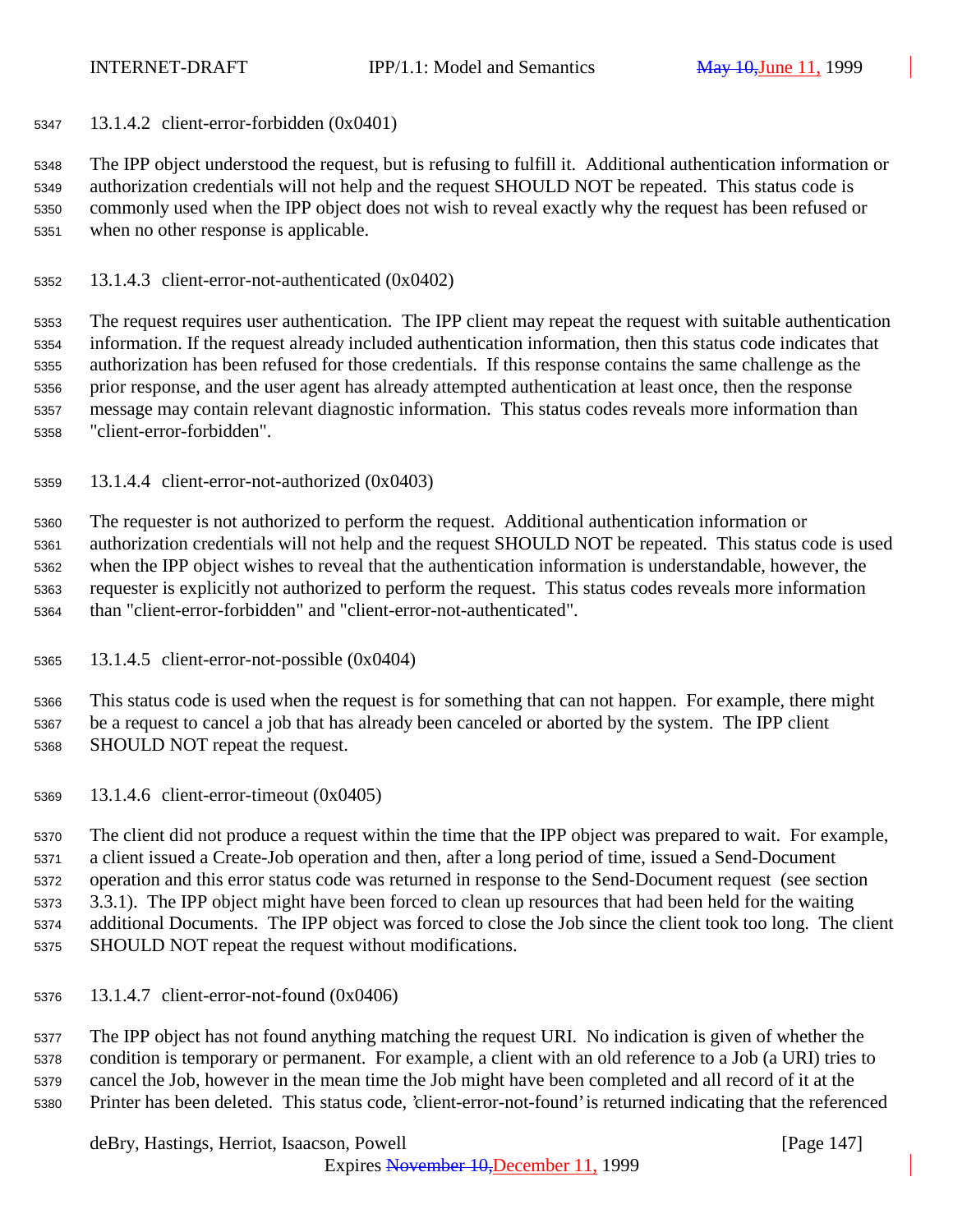#### 13.1.4.2 client-error-forbidden (0x0401)

The IPP object understood the request, but is refusing to fulfill it. Additional authentication information or authorization credentials will not help and the request SHOULD NOT be repeated. This status code is commonly used when the IPP object does not wish to reveal exactly why the request has been refused or when no other response is applicable.

#### 13.1.4.3 client-error-not-authenticated (0x0402)

The request requires user authentication. The IPP client may repeat the request with suitable authentication information. If the request already included authentication information, then this status code indicates that authorization has been refused for those credentials. If this response contains the same challenge as the prior response, and the user agent has already attempted authentication at least once, then the response message may contain relevant diagnostic information. This status codes reveals more information than "client-error-forbidden".

#### 13.1.4.4 client-error-not-authorized (0x0403)

The requester is not authorized to perform the request. Additional authentication information or authorization credentials will not help and the request SHOULD NOT be repeated. This status code is used when the IPP object wishes to reveal that the authentication information is understandable, however, the requester is explicitly not authorized to perform the request. This status codes reveals more information than "client-error-forbidden" and "client-error-not-authenticated".

#### 13.1.4.5 client-error-not-possible (0x0404)

This status code is used when the request is for something that can not happen. For example, there might be a request to cancel a job that has already been canceled or aborted by the system. The IPP client SHOULD NOT repeat the request.

#### 13.1.4.6 client-error-timeout (0x0405)

The client did not produce a request within the time that the IPP object was prepared to wait. For example, a client issued a Create-Job operation and then, after a long period of time, issued a Send-Document operation and this error status code was returned in response to the Send-Document request (see section 3.3.1). The IPP object might have been forced to clean up resources that had been held for the waiting additional Documents. The IPP object was forced to close the Job since the client took too long. The client SHOULD NOT repeat the request without modifications.

#### 13.1.4.7 client-error-not-found (0x0406)

The IPP object has not found anything matching the request URI. No indication is given of whether the condition is temporary or permanent. For example, a client with an old reference to a Job (a URI) tries to cancel the Job, however in the mean time the Job might have been completed and all record of it at the Printer has been deleted. This status code, 'client-error-not-found' is returned indicating that the referenced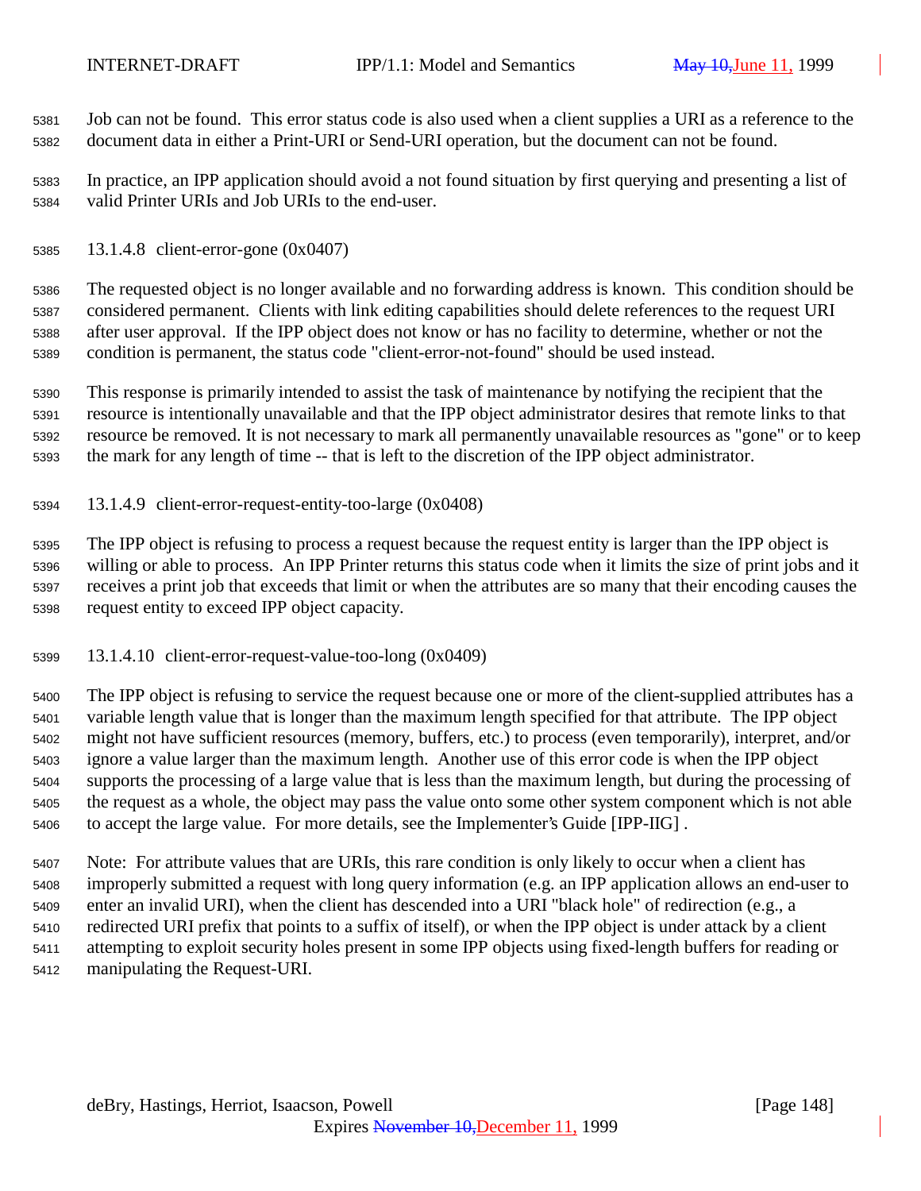Job can not be found. This error status code is also used when a client supplies a URI as a reference to the document data in either a Print-URI or Send-URI operation, but the document can not be found.

In practice, an IPP application should avoid a not found situation by first querying and presenting a list of valid Printer URIs and Job URIs to the end-user.

#### 13.1.4.8 client-error-gone (0x0407)

The requested object is no longer available and no forwarding address is known. This condition should be considered permanent. Clients with link editing capabilities should delete references to the request URI after user approval. If the IPP object does not know or has no facility to determine, whether or not the condition is permanent, the status code "client-error-not-found" should be used instead.

This response is primarily intended to assist the task of maintenance by notifying the recipient that the resource is intentionally unavailable and that the IPP object administrator desires that remote links to that resource be removed. It is not necessary to mark all permanently unavailable resources as "gone" or to keep the mark for any length of time -- that is left to the discretion of the IPP object administrator.

#### 13.1.4.9 client-error-request-entity-too-large (0x0408)

The IPP object is refusing to process a request because the request entity is larger than the IPP object is willing or able to process. An IPP Printer returns this status code when it limits the size of print jobs and it receives a print job that exceeds that limit or when the attributes are so many that their encoding causes the request entity to exceed IPP object capacity.

#### 13.1.4.10 client-error-request-value-too-long (0x0409)

The IPP object is refusing to service the request because one or more of the client-supplied attributes has a variable length value that is longer than the maximum length specified for that attribute. The IPP object might not have sufficient resources (memory, buffers, etc.) to process (even temporarily), interpret, and/or ignore a value larger than the maximum length. Another use of this error code is when the IPP object supports the processing of a large value that is less than the maximum length, but during the processing of the request as a whole, the object may pass the value onto some other system component which is not able to accept the large value. For more details, see the Implementer's Guide [IPP-IIG] .

Note: For attribute values that are URIs, this rare condition is only likely to occur when a client has improperly submitted a request with long query information (e.g. an IPP application allows an end-user to enter an invalid URI), when the client has descended into a URI "black hole" of redirection (e.g., a redirected URI prefix that points to a suffix of itself), or when the IPP object is under attack by a client attempting to exploit security holes present in some IPP objects using fixed-length buffers for reading or manipulating the Request-URI.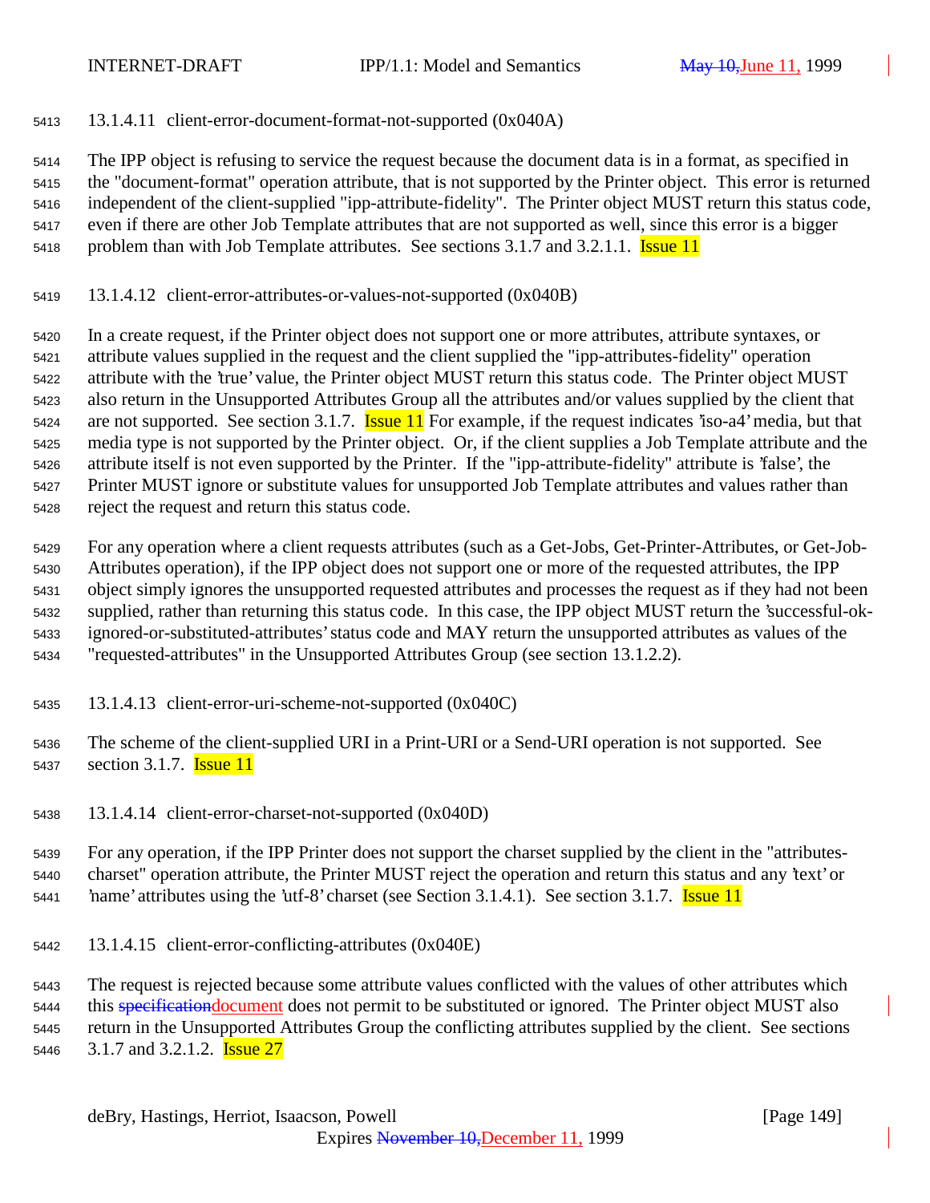#### 13.1.4.11 client-error-document-format-not-supported (0x040A)

The IPP object is refusing to service the request because the document data is in a format, as specified in the "document-format" operation attribute, that is not supported by the Printer object. This error is returned independent of the client-supplied "ipp-attribute-fidelity". The Printer object MUST return this status code, even if there are other Job Template attributes that are not supported as well, since this error is a bigger problem than with Job Template attributes. See sections 3.1.7 and 3.2.1.1. Issue 11

#### 13.1.4.12 client-error-attributes-or-values-not-supported (0x040B)

In a create request, if the Printer object does not support one or more attributes, attribute syntaxes, or attribute values supplied in the request and the client supplied the "ipp-attributes-fidelity" operation attribute with the 'true' value, the Printer object MUST return this status code. The Printer object MUST also return in the Unsupported Attributes Group all the attributes and/or values supplied by the client that are not supported. See section 3.1.7. Issue 11 For example, if the request indicates 'iso-a4' media, but that media type is not supported by the Printer object. Or, if the client supplies a Job Template attribute and the attribute itself is not even supported by the Printer. If the "ipp-attribute-fidelity" attribute is 'false', the Printer MUST ignore or substitute values for unsupported Job Template attributes and values rather than reject the request and return this status code.

For any operation where a client requests attributes (such as a Get-Jobs, Get-Printer-Attributes, or Get-Job-Attributes operation), if the IPP object does not support one or more of the requested attributes, the IPP object simply ignores the unsupported requested attributes and processes the request as if they had not been supplied, rather than returning this status code. In this case, the IPP object MUST return the 'successful-ok-ignored-or-substituted-attributes' status code and MAY return the unsupported attributes as values of the "requested-attributes" in the Unsupported Attributes Group (see section 13.1.2.2).

#### 13.1.4.13 client-error-uri-scheme-not-supported (0x040C)

The scheme of the client-supplied URI in a Print-URI or a Send-URI operation is not supported. See section 3.1.7. Issue 11

#### 13.1.4.14 client-error-charset-not-supported (0x040D)

For any operation, if the IPP Printer does not support the charset supplied by the client in the "attributes-charset" operation attribute, the Printer MUST reject the operation and return this status and any 'text' or 'name' attributes using the 'utf-8' charset (see Section 3.1.4.1). See section 3.1.7. Issue 11

#### 13.1.4.15 client-error-conflicting-attributes (0x040E)

The request is rejected because some attribute values conflicted with the values of other attributes which this ~~specification~~document does not permit to be substituted or ignored. The Printer object MUST also return in the Unsupported Attributes Group the conflicting attributes supplied by the client. See sections 3.1.7 and 3.2.1.2. Issue 27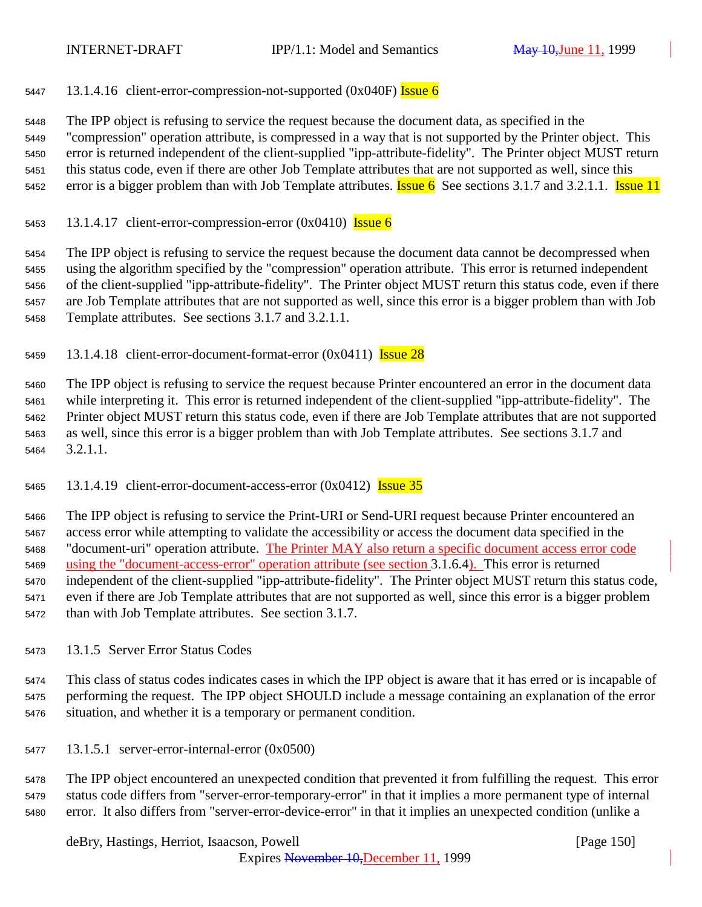#### 13.1.4.16 client-error-compression-not-supported (0x040F) Issue 6

The IPP object is refusing to service the request because the document data, as specified in the "compression" operation attribute, is compressed in a way that is not supported by the Printer object. This error is returned independent of the client-supplied "ipp-attribute-fidelity". The Printer object MUST return this status code, even if there are other Job Template attributes that are not supported as well, since this error is a bigger problem than with Job Template attributes. Issue 6 See sections 3.1.7 and 3.2.1.1. Issue 11

#### 13.1.4.17 client-error-compression-error (0x0410) Issue 6

The IPP object is refusing to service the request because the document data cannot be decompressed when using the algorithm specified by the "compression" operation attribute. This error is returned independent of the client-supplied "ipp-attribute-fidelity". The Printer object MUST return this status code, even if there are Job Template attributes that are not supported as well, since this error is a bigger problem than with Job Template attributes. See sections 3.1.7 and 3.2.1.1.

#### 13.1.4.18 client-error-document-format-error (0x0411) Issue 28

The IPP object is refusing to service the request because Printer encountered an error in the document data while interpreting it. This error is returned independent of the client-supplied "ipp-attribute-fidelity". The Printer object MUST return this status code, even if there are Job Template attributes that are not supported as well, since this error is a bigger problem than with Job Template attributes. See sections 3.1.7 and 3.2.1.1.

#### 13.1.4.19 client-error-document-access-error (0x0412) Issue 35

The IPP object is refusing to service the Print-URI or Send-URI request because Printer encountered an access error while attempting to validate the accessibility or access the document data specified in the "document-uri" operation attribute. The Printer MAY also return a specific document access error code using the "document-access-error" operation attribute (see section 3.1.6.4). This error is returned independent of the client-supplied "ipp-attribute-fidelity". The Printer object MUST return this status code, even if there are Job Template attributes that are not supported as well, since this error is a bigger problem than with Job Template attributes. See section 3.1.7.

### 13.1.5 Server Error Status Codes

This class of status codes indicates cases in which the IPP object is aware that it has erred or is incapable of performing the request. The IPP object SHOULD include a message containing an explanation of the error situation, and whether it is a temporary or permanent condition.

#### 13.1.5.1 server-error-internal-error (0x0500)

The IPP object encountered an unexpected condition that prevented it from fulfilling the request. This error status code differs from "server-error-temporary-error" in that it implies a more permanent type of internal error. It also differs from "server-error-device-error" in that it implies an unexpected condition (unlike a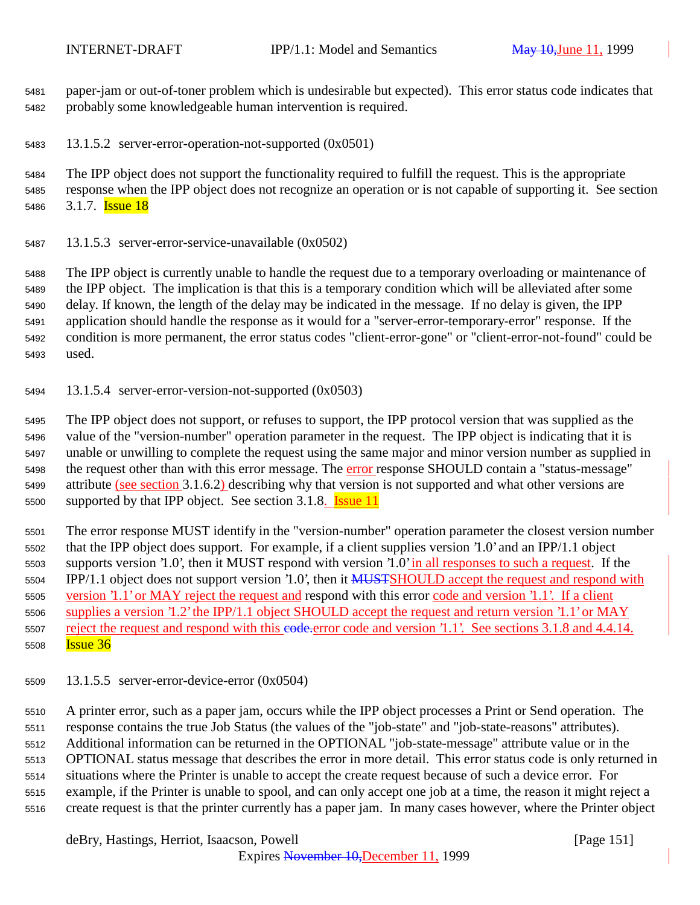paper-jam or out-of-toner problem which is undesirable but expected). This error status code indicates that probably some knowledgeable human intervention is required.

#### 13.1.5.2 server-error-operation-not-supported (0x0501)

The IPP object does not support the functionality required to fulfill the request. This is the appropriate response when the IPP object does not recognize an operation or is not capable of supporting it. See section 3.1.7. Issue 18

#### 13.1.5.3 server-error-service-unavailable (0x0502)

The IPP object is currently unable to handle the request due to a temporary overloading or maintenance of the IPP object. The implication is that this is a temporary condition which will be alleviated after some delay. If known, the length of the delay may be indicated in the message. If no delay is given, the IPP application should handle the response as it would for a "server-error-temporary-error" response. If the condition is more permanent, the error status codes "client-error-gone" or "client-error-not-found" could be used.

#### 13.1.5.4 server-error-version-not-supported (0x0503)

The IPP object does not support, or refuses to support, the IPP protocol version that was supplied as the value of the "version-number" operation parameter in the request. The IPP object is indicating that it is unable or unwilling to complete the request using the same major and minor version number as supplied in the request other than with this error message. The error response SHOULD contain a "status-message" attribute (see section 3.1.6.2) describing why that version is not supported and what other versions are supported by that IPP object. See section 3.1.8. Issue 11

The error response MUST identify in the "version-number" operation parameter the closest version number that the IPP object does support. For example, if a client supplies version '1.0' and an IPP/1.1 object supports version '1.0', then it MUST respond with version '1.0' in all responses to such a request. If the IPP/1.1 object does not support version '1.0', then it ~~MUST~~SHOULD accept the request and respond with version '1.1' or MAY reject the request and respond with this error code and version '1.1'. If a client supplies a version '1.2' the IPP/1.1 object SHOULD accept the request and return version '1.1' or MAY reject the request and respond with this ~~code.~~error code and version '1.1'. See sections 3.1.8 and 4.4.14. Issue 36

#### 13.1.5.5 server-error-device-error (0x0504)

A printer error, such as a paper jam, occurs while the IPP object processes a Print or Send operation. The response contains the true Job Status (the values of the "job-state" and "job-state-reasons" attributes). Additional information can be returned in the OPTIONAL "job-state-message" attribute value or in the OPTIONAL status message that describes the error in more detail. This error status code is only returned in situations where the Printer is unable to accept the create request because of such a device error. For example, if the Printer is unable to spool, and can only accept one job at a time, the reason it might reject a create request is that the printer currently has a paper jam. In many cases however, where the Printer object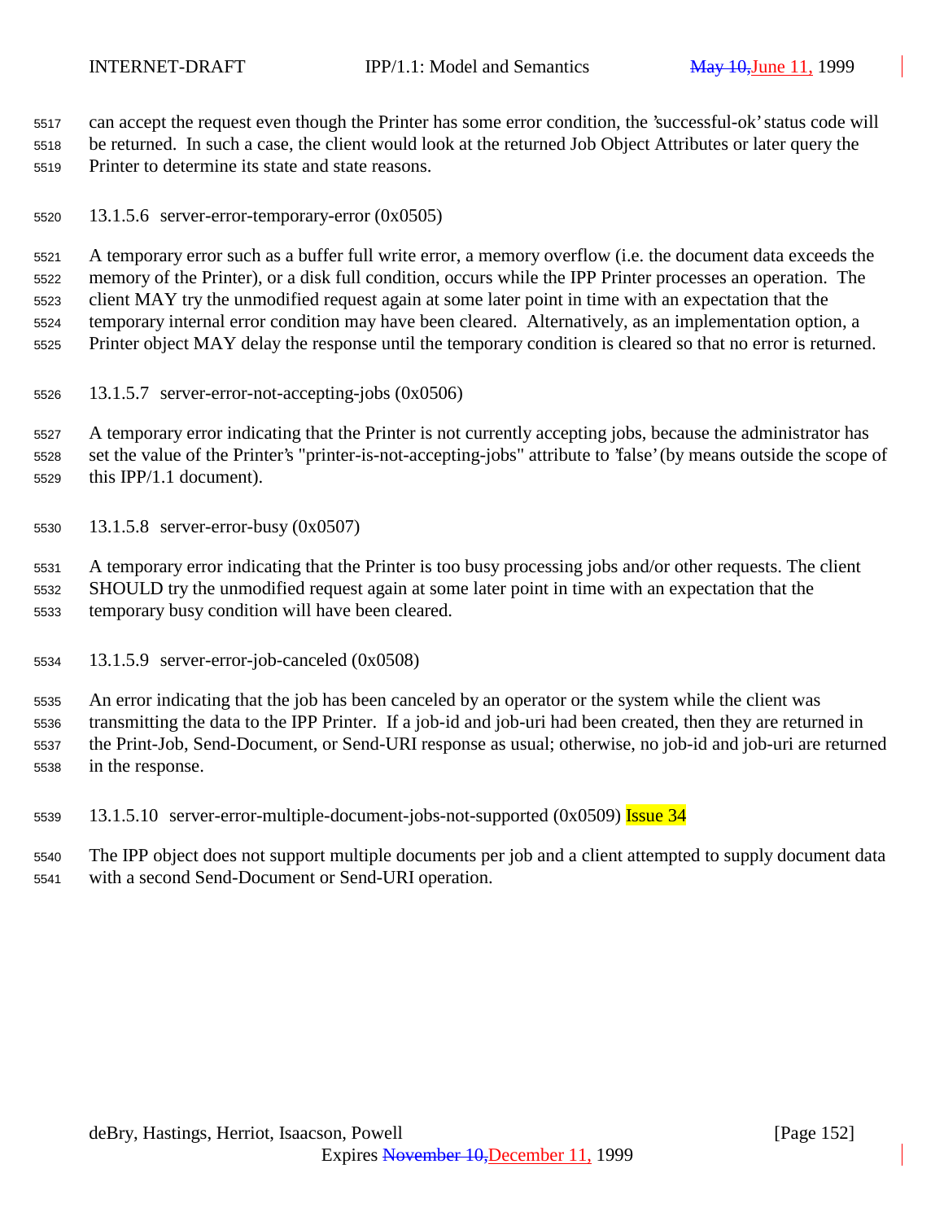can accept the request even though the Printer has some error condition, the 'successful-ok' status code will be returned. In such a case, the client would look at the returned Job Object Attributes or later query the Printer to determine its state and state reasons.

#### 13.1.5.6 server-error-temporary-error (0x0505)

A temporary error such as a buffer full write error, a memory overflow (i.e. the document data exceeds the memory of the Printer), or a disk full condition, occurs while the IPP Printer processes an operation. The client MAY try the unmodified request again at some later point in time with an expectation that the temporary internal error condition may have been cleared. Alternatively, as an implementation option, a Printer object MAY delay the response until the temporary condition is cleared so that no error is returned.

#### 13.1.5.7 server-error-not-accepting-jobs (0x0506)

A temporary error indicating that the Printer is not currently accepting jobs, because the administrator has set the value of the Printer's "printer-is-not-accepting-jobs" attribute to 'false' (by means outside the scope of this IPP/1.1 document).

#### 13.1.5.8 server-error-busy (0x0507)

A temporary error indicating that the Printer is too busy processing jobs and/or other requests. The client SHOULD try the unmodified request again at some later point in time with an expectation that the temporary busy condition will have been cleared.

#### 13.1.5.9 server-error-job-canceled (0x0508)

An error indicating that the job has been canceled by an operator or the system while the client was transmitting the data to the IPP Printer. If a job-id and job-uri had been created, then they are returned in the Print-Job, Send-Document, or Send-URI response as usual; otherwise, no job-id and job-uri are returned in the response.

#### 13.1.5.10 server-error-multiple-document-jobs-not-supported (0x0509) Issue 34

The IPP object does not support multiple documents per job and a client attempted to supply document data with a second Send-Document or Send-URI operation.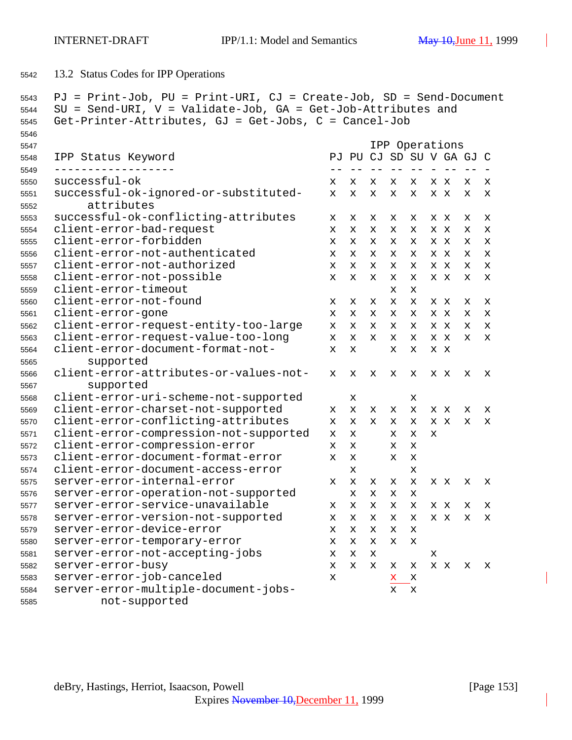## 13.2 Status Codes for IPP Operations

PJ = Print-Job, PU = Print-URI, CJ = Create-Job, SD = Send-Document
SU = Send-URI, V = Validate-Job, GA = Get-Job-Attributes and
Get-Printer-Attributes, GJ = Get-Jobs, C = Cancel-Job

| IPP Status Keyword | PJ | PU | CJ | SD | SU | V | GA | GJ | C |
|---|---|---|---|---|---|---|---|---|---|
| successful-ok | x | x | x | x | x | x | x | x | x |
| successful-ok-ignored-or-substituted-attributes | x | x | x | x | x | x | x | x | x |
| successful-ok-conflicting-attributes | x | x | x | x | x | x | x | x | x |
| client-error-bad-request | x | x | x | x | x | x | x | x | x |
| client-error-forbidden | x | x | x | x | x | x | x | x | x |
| client-error-not-authenticated | x | x | x | x | x | x | x | x | x |
| client-error-not-authorized | x | x | x | x | x | x | x | x | x |
| client-error-not-possible | x | x | x | x | x | x | x | x | x |
| client-error-timeout | | | | x | x | | | | |
| client-error-not-found | x | x | x | x | x | x | x | x | x |
| client-error-gone | x | x | x | x | x | x | x | x | x |
| client-error-request-entity-too-large | x | x | x | x | x | x | x | x | x |
| client-error-request-value-too-long | x | x | x | x | x | x | x | x | x |
| client-error-document-format-not-supported | x | x | | x | x | x | x | | |
| client-error-attributes-or-values-not-supported | x | x | x | x | x | x | x | x | x |
| client-error-uri-scheme-not-supported | | x | | | x | | | | |
| client-error-charset-not-supported | x | x | x | x | x | x | x | x | x |
| client-error-conflicting-attributes | x | x | x | x | x | x | x | x | x |
| client-error-compression-not-supported | x | x | | x | x | x | | | |
| client-error-compression-error | x | x | | x | x | | | | |
| client-error-document-format-error | x | x | | x | x | | | | |
| client-error-document-access-error | | x | | | x | | | | |
| server-error-internal-error | x | x | x | x | x | x | x | x | x |
| server-error-operation-not-supported | | x | x | x | x | | | | |
| server-error-service-unavailable | x | x | x | x | x | x | x | x | x |
| server-error-version-not-supported | x | x | x | x | x | x | x | x | x |
| server-error-device-error | x | x | x | x | x | | | | |
| server-error-temporary-error | x | x | x | x | x | | | | |
| server-error-not-accepting-jobs | x | x | x | | | x | | | |
| server-error-busy | x | x | x | x | x | x | x | x | x |
| server-error-job-canceled | x | | | x | x | | | | |
| server-error-multiple-document-jobs-not-supported | | | | x | x | | | | |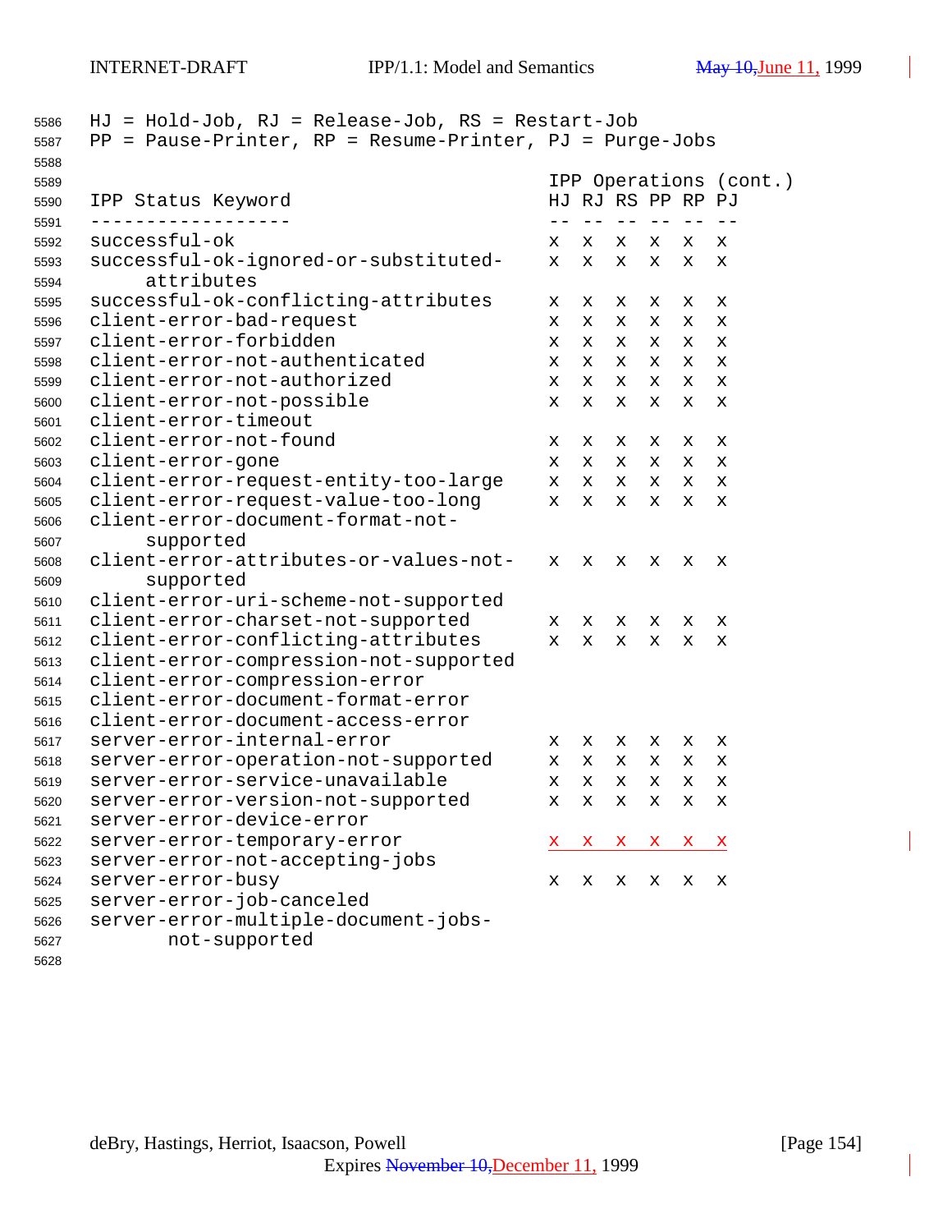HJ = Hold-Job, RJ = Release-Job, RS = Restart-Job
PP = Pause-Printer, RP = Resume-Printer, PJ = Purge-Jobs

| IPP Status Keyword | IPP Operations (cont.) | | | | | |
|---|---|---|---|---|---|---|
| | HJ | RJ | RS | PP | RP | PJ |
| successful-ok | x | x | x | x | x | x |
| successful-ok-ignored-or-substituted-attributes | x | x | x | x | x | x |
| successful-ok-conflicting-attributes | x | x | x | x | x | x |
| client-error-bad-request | x | x | x | x | x | x |
| client-error-forbidden | x | x | x | x | x | x |
| client-error-not-authenticated | x | x | x | x | x | x |
| client-error-not-authorized | x | x | x | x | x | x |
| client-error-not-possible | x | x | x | x | x | x |
| client-error-timeout | | | | | | |
| client-error-not-found | x | x | x | x | x | x |
| client-error-gone | x | x | x | x | x | x |
| client-error-request-entity-too-large | x | x | x | x | x | x |
| client-error-request-value-too-long | x | x | x | x | x | x |
| client-error-document-format-not-supported | | | | | | |
| client-error-attributes-or-values-not-supported | x | x | x | x | x | x |
| client-error-uri-scheme-not-supported | | | | | | |
| client-error-charset-not-supported | x | x | x | x | x | x |
| client-error-conflicting-attributes | x | x | x | x | x | x |
| client-error-compression-not-supported | | | | | | |
| client-error-compression-error | | | | | | |
| client-error-document-format-error | | | | | | |
| client-error-document-access-error | | | | | | |
| server-error-internal-error | x | x | x | x | x | x |
| server-error-operation-not-supported | x | x | x | x | x | x |
| server-error-service-unavailable | x | x | x | x | x | x |
| server-error-version-not-supported | x | x | x | x | x | x |
| server-error-device-error | | | | | | |
| server-error-temporary-error | x | x | x | x | x | x |
| server-error-not-accepting-jobs | | | | | | |
| server-error-busy | x | x | x | x | x | x |
| server-error-job-canceled | | | | | | |
| server-error-multiple-document-jobs-not-supported | | | | | | |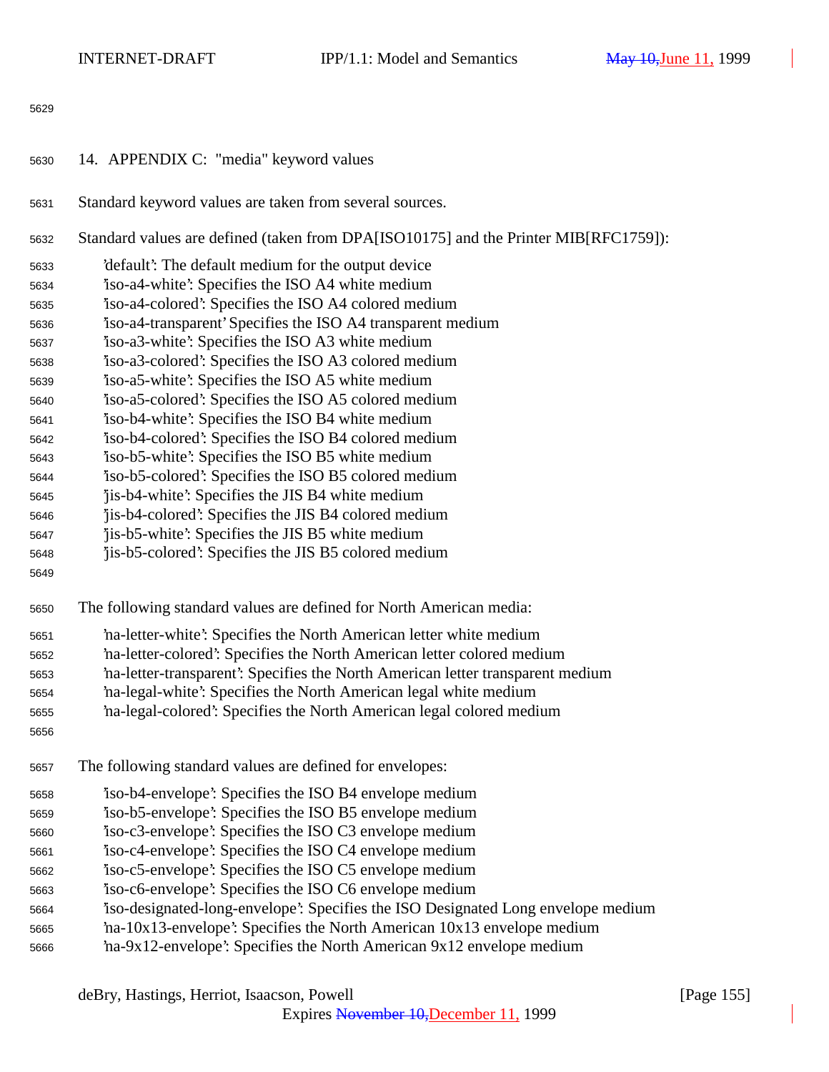## 14. APPENDIX C: "media" keyword values

Standard keyword values are taken from several sources.

Standard values are defined (taken from DPA[ISO10175] and the Printer MIB[RFC1759]):

'default': The default medium for the output device
'iso-a4-white': Specifies the ISO A4 white medium
'iso-a4-colored': Specifies the ISO A4 colored medium
'iso-a4-transparent' Specifies the ISO A4 transparent medium
'iso-a3-white': Specifies the ISO A3 white medium
'iso-a3-colored': Specifies the ISO A3 colored medium
'iso-a5-white': Specifies the ISO A5 white medium
'iso-a5-colored': Specifies the ISO A5 colored medium
'iso-b4-white': Specifies the ISO B4 white medium
'iso-b4-colored': Specifies the ISO B4 colored medium
'iso-b5-white': Specifies the ISO B5 white medium
'iso-b5-colored': Specifies the ISO B5 colored medium
'jis-b4-white': Specifies the JIS B4 white medium
'jis-b4-colored': Specifies the JIS B4 colored medium
'jis-b5-white': Specifies the JIS B5 white medium
'jis-b5-colored': Specifies the JIS B5 colored medium

The following standard values are defined for North American media:

'na-letter-white': Specifies the North American letter white medium
'na-letter-colored': Specifies the North American letter colored medium
'na-letter-transparent': Specifies the North American letter transparent medium
'na-legal-white': Specifies the North American legal white medium
'na-legal-colored': Specifies the North American legal colored medium

The following standard values are defined for envelopes:

'iso-b4-envelope': Specifies the ISO B4 envelope medium
'iso-b5-envelope': Specifies the ISO B5 envelope medium
'iso-c3-envelope': Specifies the ISO C3 envelope medium
'iso-c4-envelope': Specifies the ISO C4 envelope medium
'iso-c5-envelope': Specifies the ISO C5 envelope medium
'iso-c6-envelope': Specifies the ISO C6 envelope medium
'iso-designated-long-envelope': Specifies the ISO Designated Long envelope medium
'na-10x13-envelope': Specifies the North American 10x13 envelope medium
'na-9x12-envelope': Specifies the North American 9x12 envelope medium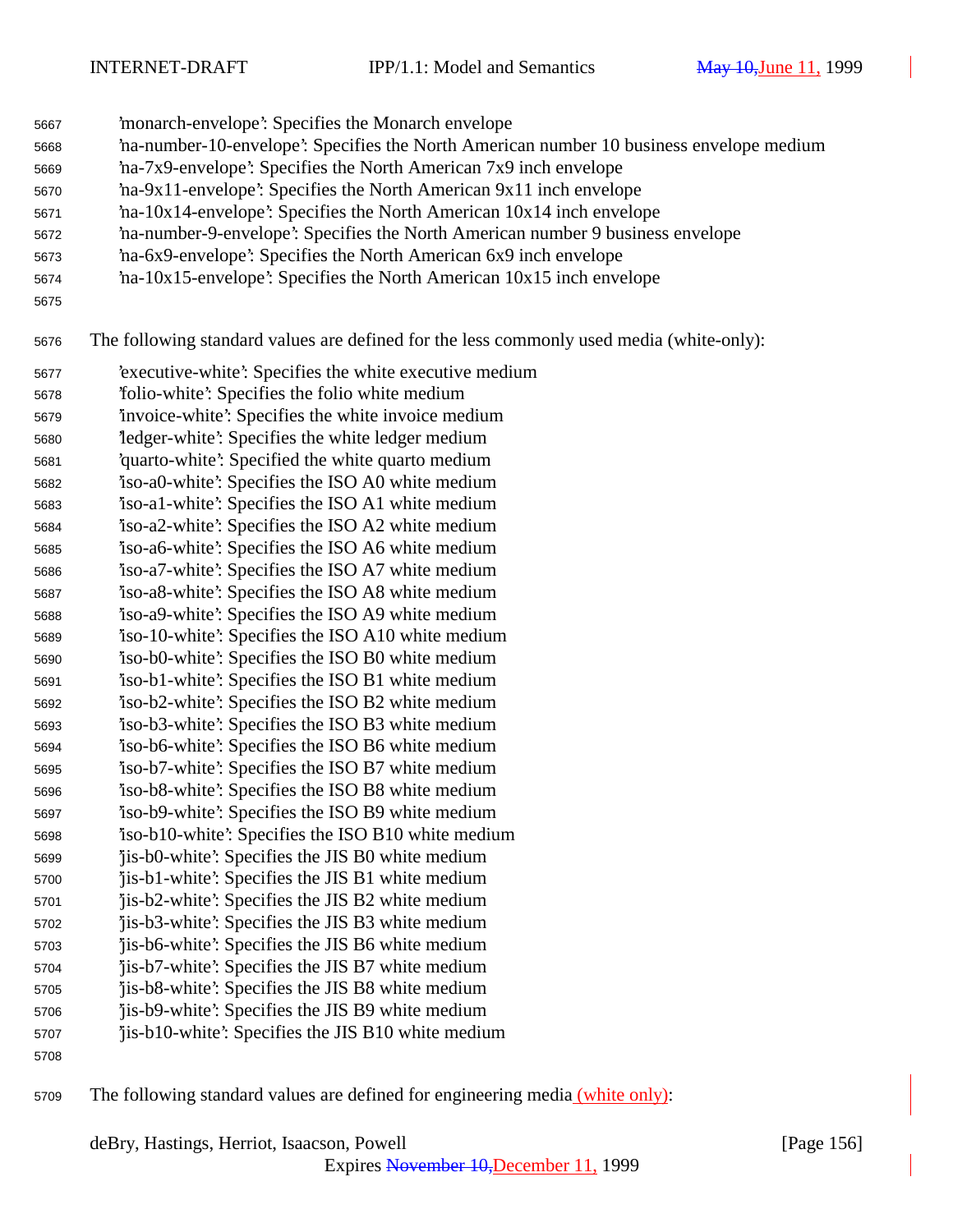'monarch-envelope': Specifies the Monarch envelope
'na-number-10-envelope': Specifies the North American number 10 business envelope medium
'na-7x9-envelope': Specifies the North American 7x9 inch envelope
'na-9x11-envelope': Specifies the North American 9x11 inch envelope
'na-10x14-envelope': Specifies the North American 10x14 inch envelope
'na-number-9-envelope': Specifies the North American number 9 business envelope
'na-6x9-envelope': Specifies the North American 6x9 inch envelope
'na-10x15-envelope': Specifies the North American 10x15 inch envelope

The following standard values are defined for the less commonly used media (white-only):

'executive-white': Specifies the white executive medium
'folio-white': Specifies the folio white medium
'invoice-white': Specifies the white invoice medium
'ledger-white': Specifies the white ledger medium
'quarto-white': Specified the white quarto medium
'iso-a0-white': Specifies the ISO A0 white medium
'iso-a1-white': Specifies the ISO A1 white medium
'iso-a2-white': Specifies the ISO A2 white medium
'iso-a6-white': Specifies the ISO A6 white medium
'iso-a7-white': Specifies the ISO A7 white medium
'iso-a8-white': Specifies the ISO A8 white medium
'iso-a9-white': Specifies the ISO A9 white medium
'iso-10-white': Specifies the ISO A10 white medium
'iso-b0-white': Specifies the ISO B0 white medium
'iso-b1-white': Specifies the ISO B1 white medium
'iso-b2-white': Specifies the ISO B2 white medium
'iso-b3-white': Specifies the ISO B3 white medium
'iso-b6-white': Specifies the ISO B6 white medium
'iso-b7-white': Specifies the ISO B7 white medium
'iso-b8-white': Specifies the ISO B8 white medium
'iso-b9-white': Specifies the ISO B9 white medium
'iso-b10-white': Specifies the ISO B10 white medium
'jis-b0-white': Specifies the JIS B0 white medium
'jis-b1-white': Specifies the JIS B1 white medium
'jis-b2-white': Specifies the JIS B2 white medium
'jis-b3-white': Specifies the JIS B3 white medium
'jis-b6-white': Specifies the JIS B6 white medium
'jis-b7-white': Specifies the JIS B7 white medium
'jis-b8-white': Specifies the JIS B8 white medium
'jis-b9-white': Specifies the JIS B9 white medium
'jis-b10-white': Specifies the JIS B10 white medium

The following standard values are defined for engineering media (white only):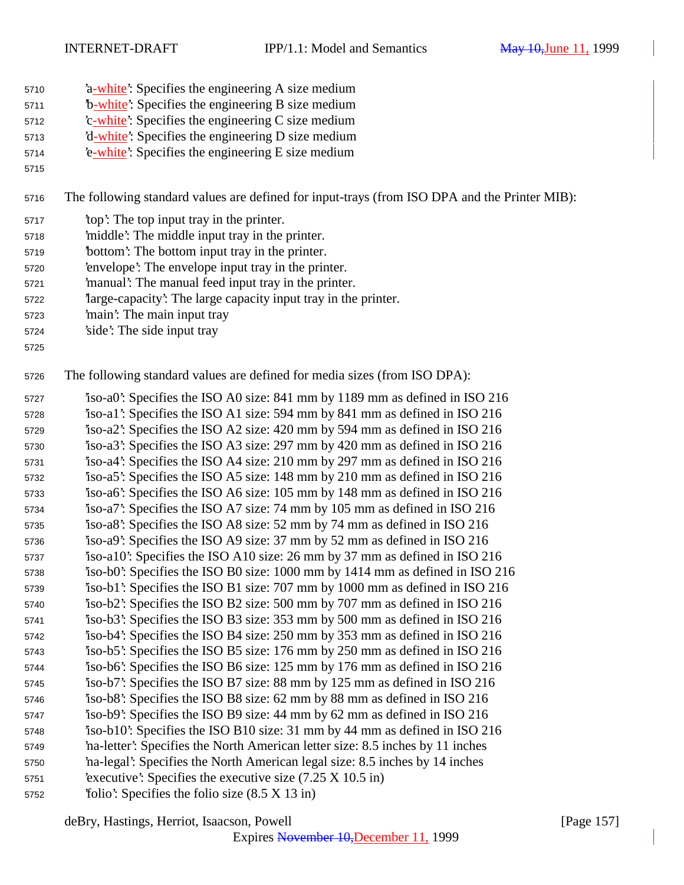'a-white': Specifies the engineering A size medium
'b-white': Specifies the engineering B size medium
'c-white': Specifies the engineering C size medium
'd-white': Specifies the engineering D size medium
'e-white': Specifies the engineering E size medium

The following standard values are defined for input-trays (from ISO DPA and the Printer MIB):

'top': The top input tray in the printer.
'middle': The middle input tray in the printer.
'bottom': The bottom input tray in the printer.
'envelope': The envelope input tray in the printer.
'manual': The manual feed input tray in the printer.
'large-capacity': The large capacity input tray in the printer.
'main': The main input tray
'side': The side input tray

The following standard values are defined for media sizes (from ISO DPA):

'iso-a0': Specifies the ISO A0 size: 841 mm by 1189 mm as defined in ISO 216
'iso-a1': Specifies the ISO A1 size: 594 mm by 841 mm as defined in ISO 216
'iso-a2': Specifies the ISO A2 size: 420 mm by 594 mm as defined in ISO 216
'iso-a3': Specifies the ISO A3 size: 297 mm by 420 mm as defined in ISO 216
'iso-a4': Specifies the ISO A4 size: 210 mm by 297 mm as defined in ISO 216
'iso-a5': Specifies the ISO A5 size: 148 mm by 210 mm as defined in ISO 216
'iso-a6': Specifies the ISO A6 size: 105 mm by 148 mm as defined in ISO 216
'iso-a7': Specifies the ISO A7 size: 74 mm by 105 mm as defined in ISO 216
'iso-a8': Specifies the ISO A8 size: 52 mm by 74 mm as defined in ISO 216
'iso-a9': Specifies the ISO A9 size: 37 mm by 52 mm as defined in ISO 216
'iso-a10': Specifies the ISO A10 size: 26 mm by 37 mm as defined in ISO 216
'iso-b0': Specifies the ISO B0 size: 1000 mm by 1414 mm as defined in ISO 216
'iso-b1': Specifies the ISO B1 size: 707 mm by 1000 mm as defined in ISO 216
'iso-b2': Specifies the ISO B2 size: 500 mm by 707 mm as defined in ISO 216
'iso-b3': Specifies the ISO B3 size: 353 mm by 500 mm as defined in ISO 216
'iso-b4': Specifies the ISO B4 size: 250 mm by 353 mm as defined in ISO 216
'iso-b5': Specifies the ISO B5 size: 176 mm by 250 mm as defined in ISO 216
'iso-b6': Specifies the ISO B6 size: 125 mm by 176 mm as defined in ISO 216
'iso-b7': Specifies the ISO B7 size: 88 mm by 125 mm as defined in ISO 216
'iso-b8': Specifies the ISO B8 size: 62 mm by 88 mm as defined in ISO 216
'iso-b9': Specifies the ISO B9 size: 44 mm by 62 mm as defined in ISO 216
'iso-b10': Specifies the ISO B10 size: 31 mm by 44 mm as defined in ISO 216
'na-letter': Specifies the North American letter size: 8.5 inches by 11 inches
'na-legal': Specifies the North American legal size: 8.5 inches by 14 inches
'executive': Specifies the executive size (7.25 X 10.5 in)
'folio': Specifies the folio size (8.5 X 13 in)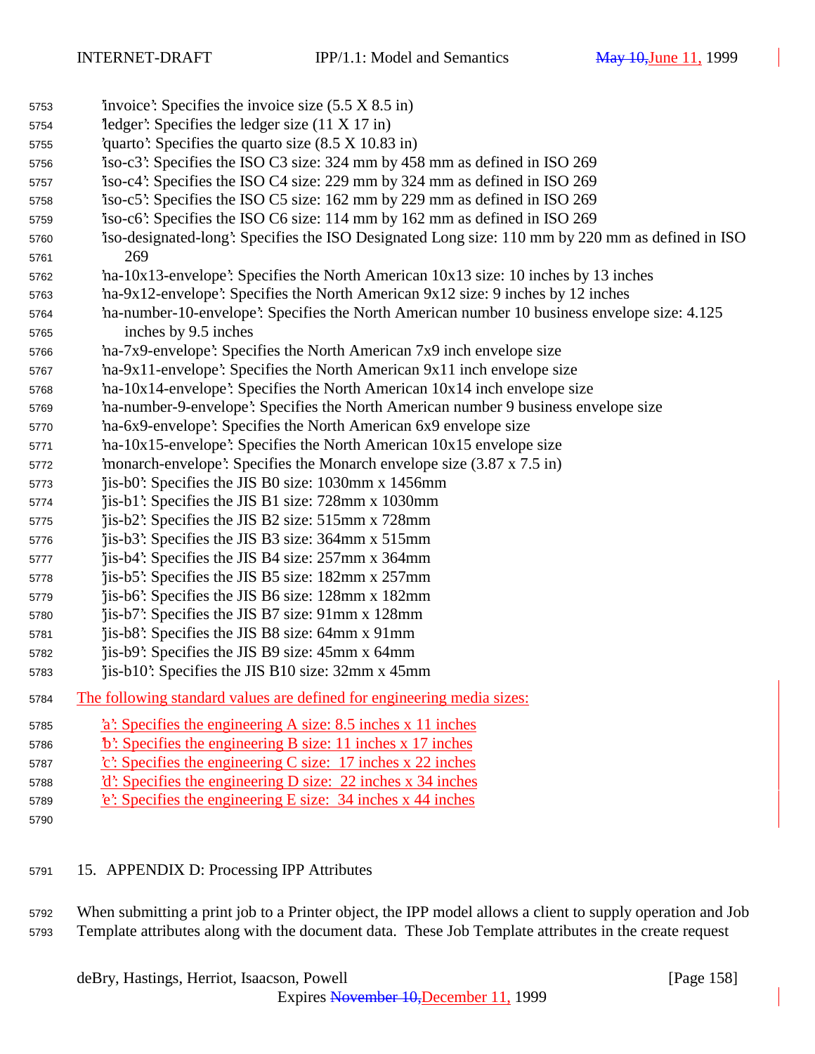'invoice': Specifies the invoice size (5.5 X 8.5 in)
'ledger': Specifies the ledger size (11 X 17 in)
'quarto': Specifies the quarto size (8.5 X 10.83 in)
'iso-c3': Specifies the ISO C3 size: 324 mm by 458 mm as defined in ISO 269
'iso-c4': Specifies the ISO C4 size: 229 mm by 324 mm as defined in ISO 269
'iso-c5': Specifies the ISO C5 size: 162 mm by 229 mm as defined in ISO 269
'iso-c6': Specifies the ISO C6 size: 114 mm by 162 mm as defined in ISO 269
'iso-designated-long': Specifies the ISO Designated Long size: 110 mm by 220 mm as defined in ISO 269
'na-10x13-envelope': Specifies the North American 10x13 size: 10 inches by 13 inches
'na-9x12-envelope': Specifies the North American 9x12 size: 9 inches by 12 inches
'na-number-10-envelope': Specifies the North American number 10 business envelope size: 4.125 inches by 9.5 inches
'na-7x9-envelope': Specifies the North American 7x9 inch envelope size
'na-9x11-envelope': Specifies the North American 9x11 inch envelope size
'na-10x14-envelope': Specifies the North American 10x14 inch envelope size
'na-number-9-envelope': Specifies the North American number 9 business envelope size
'na-6x9-envelope': Specifies the North American 6x9 envelope size
'na-10x15-envelope': Specifies the North American 10x15 envelope size
'monarch-envelope': Specifies the Monarch envelope size (3.87 x 7.5 in)
'jis-b0': Specifies the JIS B0 size: 1030mm x 1456mm
'jis-b1': Specifies the JIS B1 size: 728mm x 1030mm
'jis-b2': Specifies the JIS B2 size: 515mm x 728mm
'jis-b3': Specifies the JIS B3 size: 364mm x 515mm
'jis-b4': Specifies the JIS B4 size: 257mm x 364mm
'jis-b5': Specifies the JIS B5 size: 182mm x 257mm
'jis-b6': Specifies the JIS B6 size: 128mm x 182mm
'jis-b7': Specifies the JIS B7 size: 91mm x 128mm
'jis-b8': Specifies the JIS B8 size: 64mm x 91mm
'jis-b9': Specifies the JIS B9 size: 45mm x 64mm
'jis-b10': Specifies the JIS B10 size: 32mm x 45mm

The following standard values are defined for engineering media sizes:

'a': Specifies the engineering A size: 8.5 inches x 11 inches
'b': Specifies the engineering B size: 11 inches x 17 inches
'c': Specifies the engineering C size: 17 inches x 22 inches
'd': Specifies the engineering D size: 22 inches x 34 inches
'e': Specifies the engineering E size: 34 inches x 44 inches

# 15. APPENDIX D: Processing IPP Attributes

When submitting a print job to a Printer object, the IPP model allows a client to supply operation and Job Template attributes along with the document data. These Job Template attributes in the create request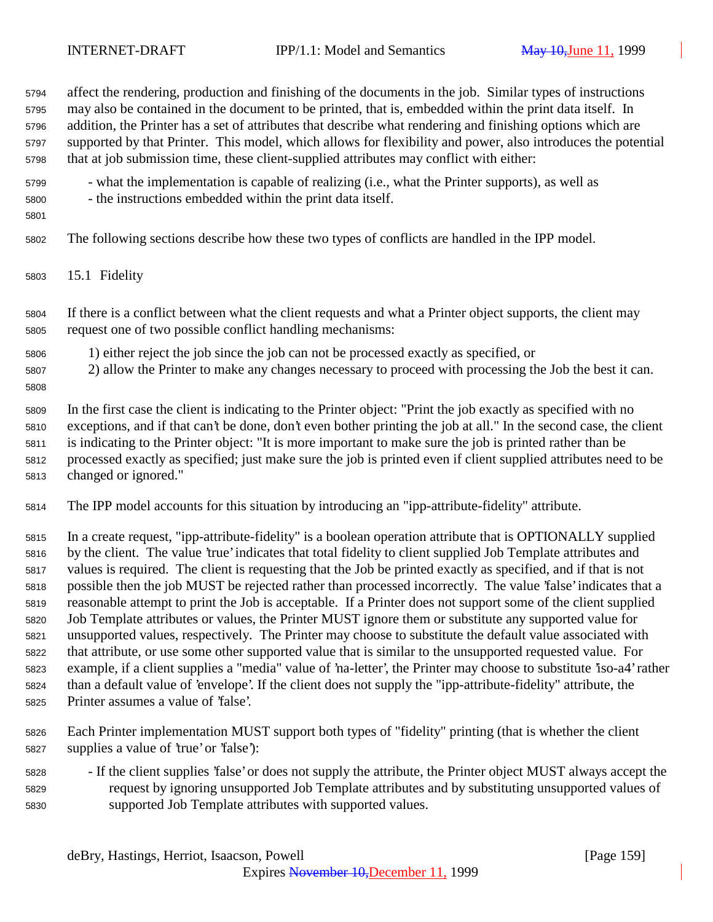affect the rendering, production and finishing of the documents in the job. Similar types of instructions may also be contained in the document to be printed, that is, embedded within the print data itself. In addition, the Printer has a set of attributes that describe what rendering and finishing options which are supported by that Printer. This model, which allows for flexibility and power, also introduces the potential that at job submission time, these client-supplied attributes may conflict with either:

- what the implementation is capable of realizing (i.e., what the Printer supports), as well as
- the instructions embedded within the print data itself.

The following sections describe how these two types of conflicts are handled in the IPP model.

## 15.1 Fidelity

If there is a conflict between what the client requests and what a Printer object supports, the client may request one of two possible conflict handling mechanisms:

1) either reject the job since the job can not be processed exactly as specified, or
2) allow the Printer to make any changes necessary to proceed with processing the Job the best it can.

In the first case the client is indicating to the Printer object: "Print the job exactly as specified with no exceptions, and if that can't be done, don't even bother printing the job at all." In the second case, the client is indicating to the Printer object: "It is more important to make sure the job is printed rather than be processed exactly as specified; just make sure the job is printed even if client supplied attributes need to be changed or ignored."

The IPP model accounts for this situation by introducing an "ipp-attribute-fidelity" attribute.

In a create request, "ipp-attribute-fidelity" is a boolean operation attribute that is OPTIONALLY supplied by the client. The value 'true' indicates that total fidelity to client supplied Job Template attributes and values is required. The client is requesting that the Job be printed exactly as specified, and if that is not possible then the job MUST be rejected rather than processed incorrectly. The value 'false' indicates that a reasonable attempt to print the Job is acceptable. If a Printer does not support some of the client supplied Job Template attributes or values, the Printer MUST ignore them or substitute any supported value for unsupported values, respectively. The Printer may choose to substitute the default value associated with that attribute, or use some other supported value that is similar to the unsupported requested value. For example, if a client supplies a "media" value of 'na-letter', the Printer may choose to substitute 'iso-a4' rather than a default value of 'envelope'. If the client does not supply the "ipp-attribute-fidelity" attribute, the Printer assumes a value of 'false'.

Each Printer implementation MUST support both types of "fidelity" printing (that is whether the client supplies a value of 'true' or 'false'):

- If the client supplies 'false' or does not supply the attribute, the Printer object MUST always accept the request by ignoring unsupported Job Template attributes and by substituting unsupported values of supported Job Template attributes with supported values.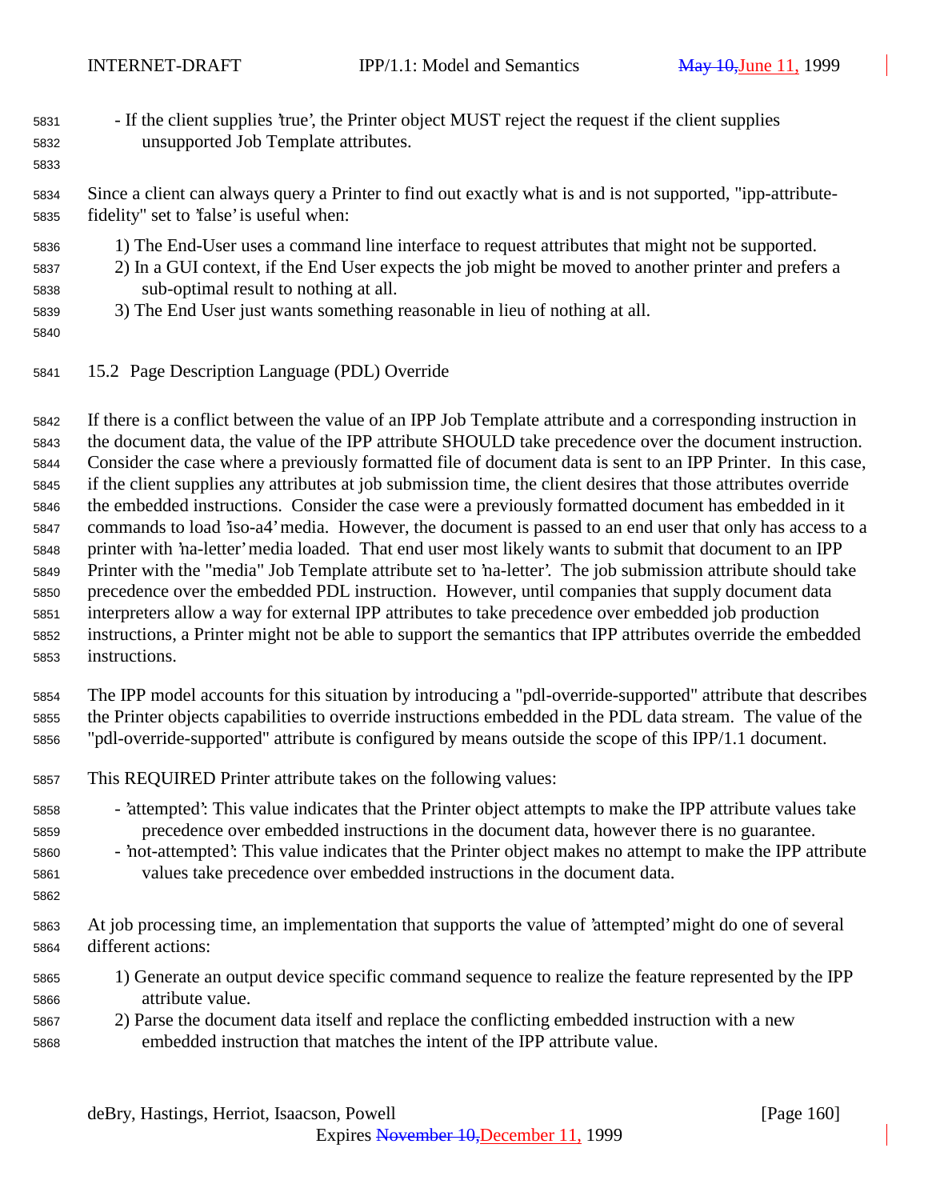- If the client supplies 'true', the Printer object MUST reject the request if the client supplies unsupported Job Template attributes.

Since a client can always query a Printer to find out exactly what is and is not supported, "ipp-attribute-fidelity" set to 'false' is useful when:

1) The End-User uses a command line interface to request attributes that might not be supported.
2) In a GUI context, if the End User expects the job might be moved to another printer and prefers a sub-optimal result to nothing at all.
3) The End User just wants something reasonable in lieu of nothing at all.

## 15.2 Page Description Language (PDL) Override

If there is a conflict between the value of an IPP Job Template attribute and a corresponding instruction in the document data, the value of the IPP attribute SHOULD take precedence over the document instruction. Consider the case where a previously formatted file of document data is sent to an IPP Printer. In this case, if the client supplies any attributes at job submission time, the client desires that those attributes override the embedded instructions. Consider the case were a previously formatted document has embedded in it commands to load 'iso-a4' media. However, the document is passed to an end user that only has access to a printer with 'na-letter' media loaded. That end user most likely wants to submit that document to an IPP Printer with the "media" Job Template attribute set to 'na-letter'. The job submission attribute should take precedence over the embedded PDL instruction. However, until companies that supply document data interpreters allow a way for external IPP attributes to take precedence over embedded job production instructions, a Printer might not be able to support the semantics that IPP attributes override the embedded instructions.

The IPP model accounts for this situation by introducing a "pdl-override-supported" attribute that describes the Printer objects capabilities to override instructions embedded in the PDL data stream. The value of the "pdl-override-supported" attribute is configured by means outside the scope of this IPP/1.1 document.

This REQUIRED Printer attribute takes on the following values:

- 'attempted': This value indicates that the Printer object attempts to make the IPP attribute values take precedence over embedded instructions in the document data, however there is no guarantee.
- 'not-attempted': This value indicates that the Printer object makes no attempt to make the IPP attribute values take precedence over embedded instructions in the document data.

At job processing time, an implementation that supports the value of 'attempted' might do one of several different actions:

1) Generate an output device specific command sequence to realize the feature represented by the IPP attribute value.
2) Parse the document data itself and replace the conflicting embedded instruction with a new embedded instruction that matches the intent of the IPP attribute value.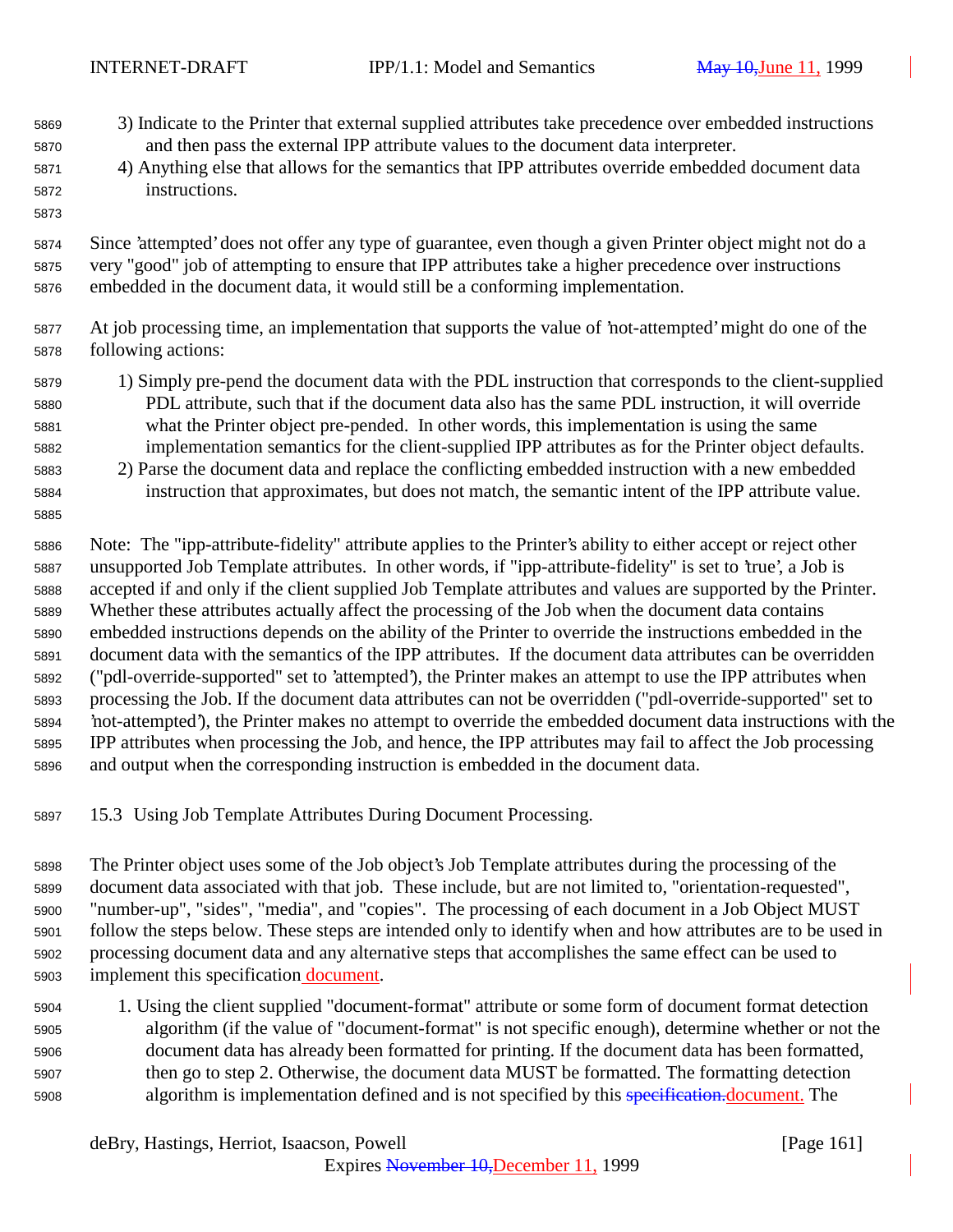3) Indicate to the Printer that external supplied attributes take precedence over embedded instructions and then pass the external IPP attribute values to the document data interpreter.
4) Anything else that allows for the semantics that IPP attributes override embedded document data instructions.

Since 'attempted' does not offer any type of guarantee, even though a given Printer object might not do a very "good" job of attempting to ensure that IPP attributes take a higher precedence over instructions embedded in the document data, it would still be a conforming implementation.

At job processing time, an implementation that supports the value of 'not-attempted' might do one of the following actions:

1) Simply pre-pend the document data with the PDL instruction that corresponds to the client-supplied PDL attribute, such that if the document data also has the same PDL instruction, it will override what the Printer object pre-pended. In other words, this implementation is using the same implementation semantics for the client-supplied IPP attributes as for the Printer object defaults.
2) Parse the document data and replace the conflicting embedded instruction with a new embedded instruction that approximates, but does not match, the semantic intent of the IPP attribute value.

Note: The "ipp-attribute-fidelity" attribute applies to the Printer's ability to either accept or reject other unsupported Job Template attributes. In other words, if "ipp-attribute-fidelity" is set to 'true', a Job is accepted if and only if the client supplied Job Template attributes and values are supported by the Printer. Whether these attributes actually affect the processing of the Job when the document data contains embedded instructions depends on the ability of the Printer to override the instructions embedded in the document data with the semantics of the IPP attributes. If the document data attributes can be overridden ("pdl-override-supported" set to 'attempted'), the Printer makes an attempt to use the IPP attributes when processing the Job. If the document data attributes can not be overridden ("pdl-override-supported" set to 'not-attempted'), the Printer makes no attempt to override the embedded document data instructions with the IPP attributes when processing the Job, and hence, the IPP attributes may fail to affect the Job processing and output when the corresponding instruction is embedded in the document data.

## 15.3 Using Job Template Attributes During Document Processing.

The Printer object uses some of the Job object's Job Template attributes during the processing of the document data associated with that job. These include, but are not limited to, "orientation-requested", "number-up", "sides", "media", and "copies". The processing of each document in a Job Object MUST follow the steps below. These steps are intended only to identify when and how attributes are to be used in processing document data and any alternative steps that accomplishes the same effect can be used to implement this specification document.

1. Using the client supplied "document-format" attribute or some form of document format detection algorithm (if the value of "document-format" is not specific enough), determine whether or not the document data has already been formatted for printing. If the document data has been formatted, then go to step 2. Otherwise, the document data MUST be formatted. The formatting detection algorithm is implementation defined and is not specified by this ~~specification.~~document. The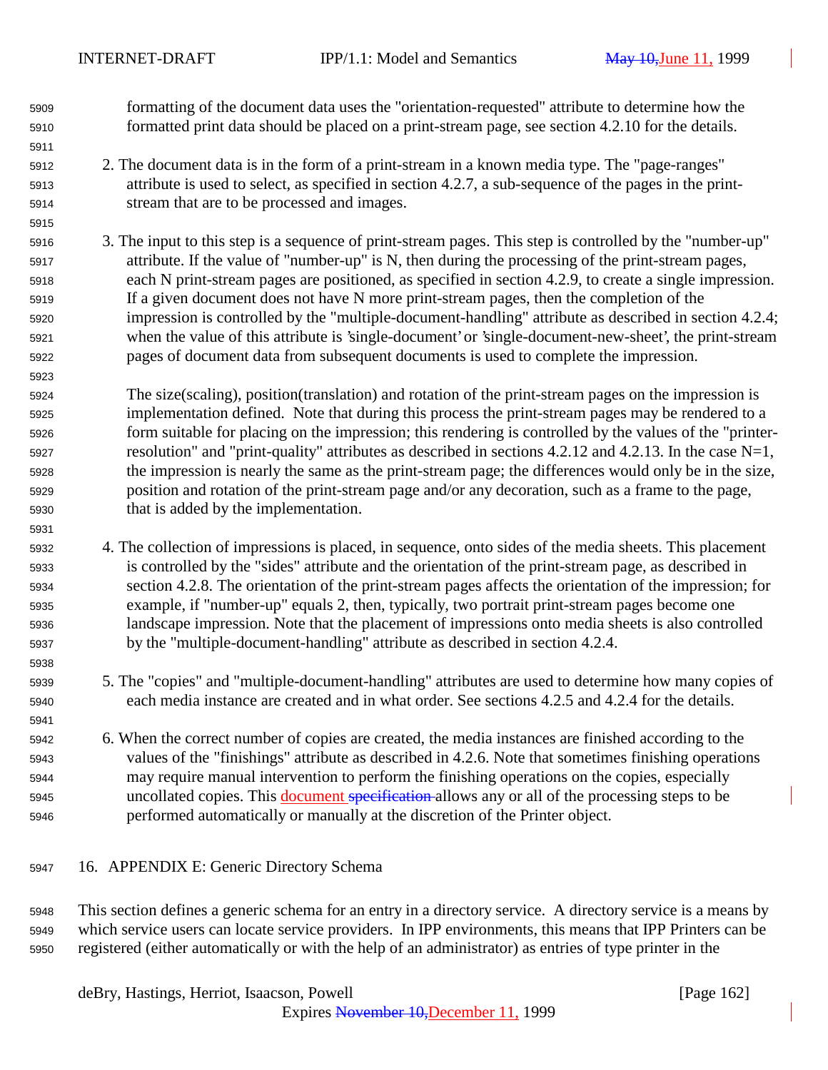formatting of the document data uses the "orientation-requested" attribute to determine how the formatted print data should be placed on a print-stream page, see section 4.2.10 for the details.

2. The document data is in the form of a print-stream in a known media type. The "page-ranges" attribute is used to select, as specified in section 4.2.7, a sub-sequence of the pages in the print-stream that are to be processed and images.

3. The input to this step is a sequence of print-stream pages. This step is controlled by the "number-up" attribute. If the value of "number-up" is N, then during the processing of the print-stream pages, each N print-stream pages are positioned, as specified in section 4.2.9, to create a single impression. If a given document does not have N more print-stream pages, then the completion of the impression is controlled by the "multiple-document-handling" attribute as described in section 4.2.4; when the value of this attribute is 'single-document' or 'single-document-new-sheet', the print-stream pages of document data from subsequent documents is used to complete the impression.

   The size(scaling), position(translation) and rotation of the print-stream pages on the impression is implementation defined. Note that during this process the print-stream pages may be rendered to a form suitable for placing on the impression; this rendering is controlled by the values of the "printer-resolution" and "print-quality" attributes as described in sections 4.2.12 and 4.2.13. In the case N=1, the impression is nearly the same as the print-stream page; the differences would only be in the size, position and rotation of the print-stream page and/or any decoration, such as a frame to the page, that is added by the implementation.

4. The collection of impressions is placed, in sequence, onto sides of the media sheets. This placement is controlled by the "sides" attribute and the orientation of the print-stream page, as described in section 4.2.8. The orientation of the print-stream pages affects the orientation of the impression; for example, if "number-up" equals 2, then, typically, two portrait print-stream pages become one landscape impression. Note that the placement of impressions onto media sheets is also controlled by the "multiple-document-handling" attribute as described in section 4.2.4.

5. The "copies" and "multiple-document-handling" attributes are used to determine how many copies of each media instance are created and in what order. See sections 4.2.5 and 4.2.4 for the details.

6. When the correct number of copies are created, the media instances are finished according to the values of the "finishings" attribute as described in 4.2.6. Note that sometimes finishing operations may require manual intervention to perform the finishing operations on the copies, especially uncollated copies. This document ~~specification~~ allows any or all of the processing steps to be performed automatically or manually at the discretion of the Printer object.

# 16. APPENDIX E: Generic Directory Schema

This section defines a generic schema for an entry in a directory service. A directory service is a means by which service users can locate service providers. In IPP environments, this means that IPP Printers can be registered (either automatically or with the help of an administrator) as entries of type printer in the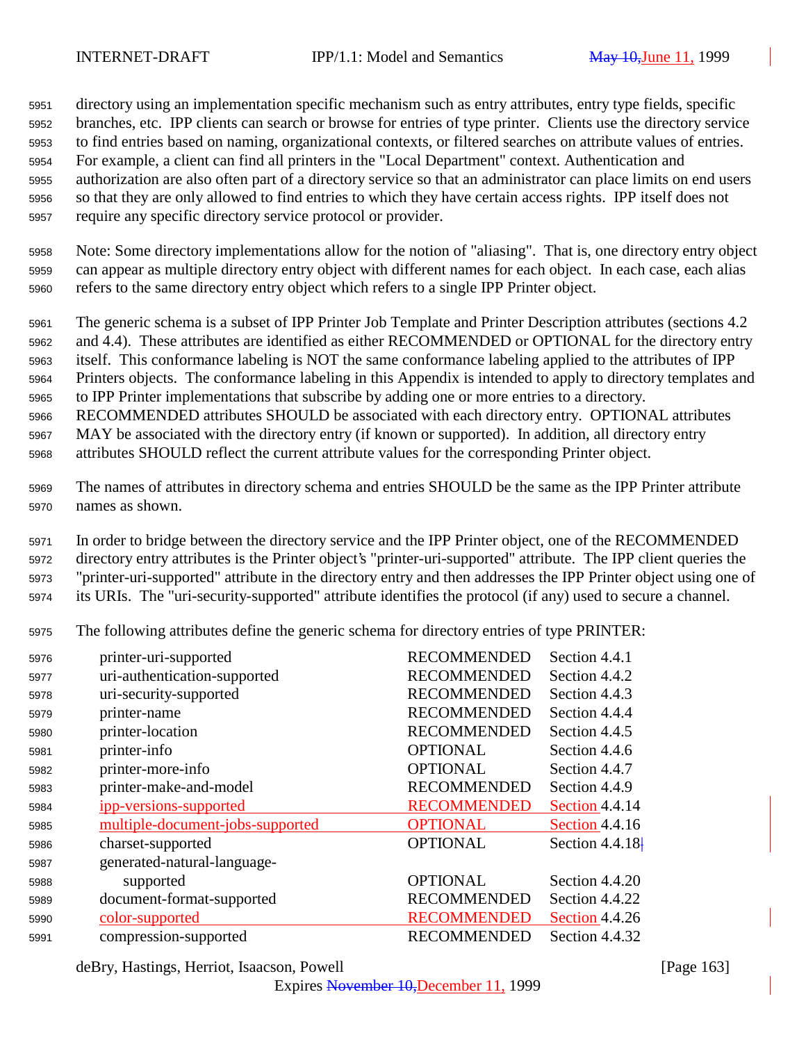directory using an implementation specific mechanism such as entry attributes, entry type fields, specific branches, etc. IPP clients can search or browse for entries of type printer. Clients use the directory service to find entries based on naming, organizational contexts, or filtered searches on attribute values of entries. For example, a client can find all printers in the "Local Department" context. Authentication and authorization are also often part of a directory service so that an administrator can place limits on end users so that they are only allowed to find entries to which they have certain access rights. IPP itself does not require any specific directory service protocol or provider.

Note: Some directory implementations allow for the notion of "aliasing". That is, one directory entry object can appear as multiple directory entry object with different names for each object. In each case, each alias refers to the same directory entry object which refers to a single IPP Printer object.

The generic schema is a subset of IPP Printer Job Template and Printer Description attributes (sections 4.2 and 4.4). These attributes are identified as either RECOMMENDED or OPTIONAL for the directory entry itself. This conformance labeling is NOT the same conformance labeling applied to the attributes of IPP Printers objects. The conformance labeling in this Appendix is intended to apply to directory templates and to IPP Printer implementations that subscribe by adding one or more entries to a directory. RECOMMENDED attributes SHOULD be associated with each directory entry. OPTIONAL attributes MAY be associated with the directory entry (if known or supported). In addition, all directory entry attributes SHOULD reflect the current attribute values for the corresponding Printer object.

The names of attributes in directory schema and entries SHOULD be the same as the IPP Printer attribute names as shown.

In order to bridge between the directory service and the IPP Printer object, one of the RECOMMENDED directory entry attributes is the Printer object's "printer-uri-supported" attribute. The IPP client queries the "printer-uri-supported" attribute in the directory entry and then addresses the IPP Printer object using one of its URIs. The "uri-security-supported" attribute identifies the protocol (if any) used to secure a channel.

The following attributes define the generic schema for directory entries of type PRINTER:

| Attribute | Conformance | Reference |
|---|---|---|
| printer-uri-supported | RECOMMENDED | Section 4.4.1 |
| uri-authentication-supported | RECOMMENDED | Section 4.4.2 |
| uri-security-supported | RECOMMENDED | Section 4.4.3 |
| printer-name | RECOMMENDED | Section 4.4.4 |
| printer-location | RECOMMENDED | Section 4.4.5 |
| printer-info | OPTIONAL | Section 4.4.6 |
| printer-more-info | OPTIONAL | Section 4.4.7 |
| printer-make-and-model | RECOMMENDED | Section 4.4.9 |
| ipp-versions-supported | RECOMMENDED | Section 4.4.14 |
| multiple-document-jobs-supported | OPTIONAL | Section 4.4.16 |
| charset-supported | OPTIONAL | Section 4.4.18 |
| generated-natural-language-supported | OPTIONAL | Section 4.4.20 |
| document-format-supported | RECOMMENDED | Section 4.4.22 |
| color-supported | RECOMMENDED | Section 4.4.26 |
| compression-supported | RECOMMENDED | Section 4.4.32 |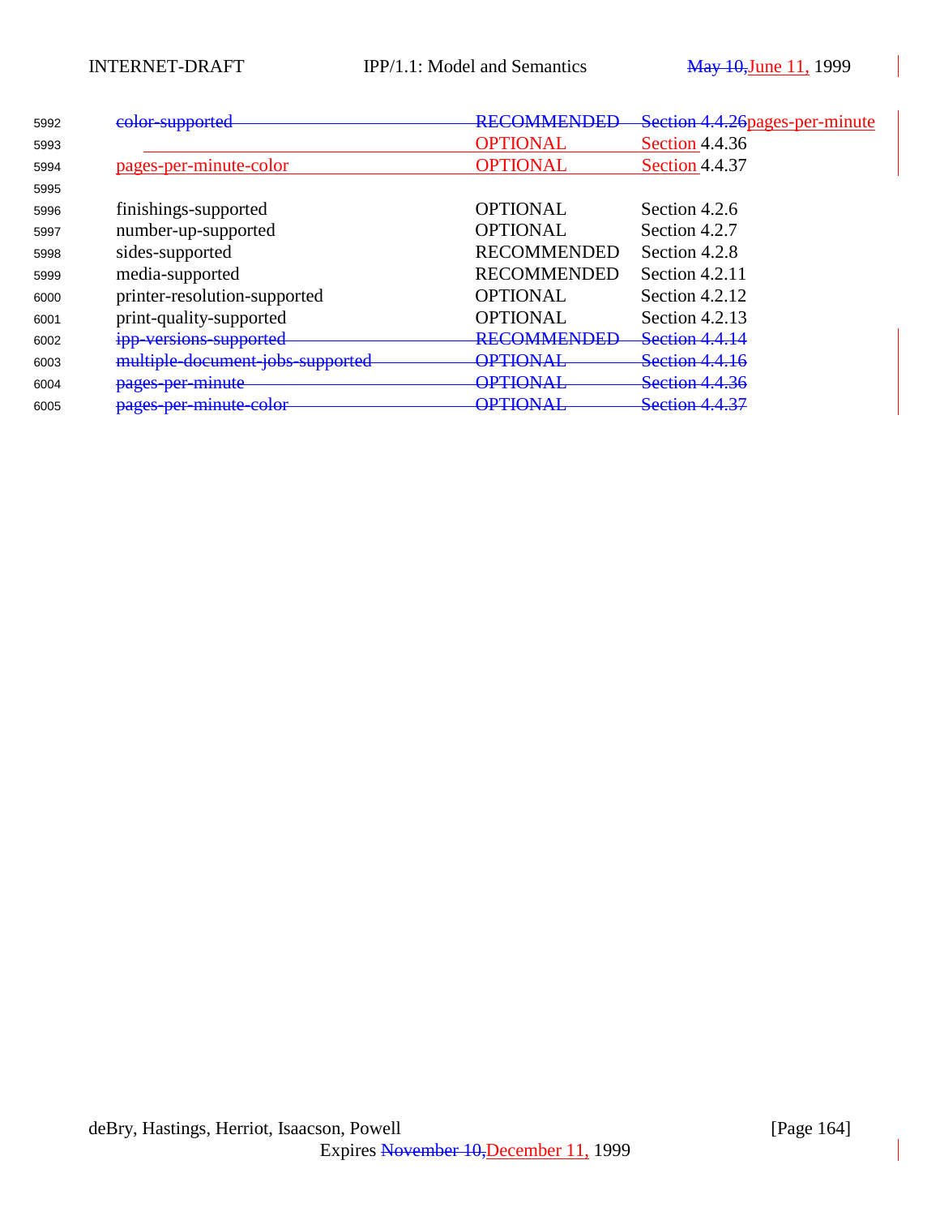| | | | |
|---|---|---|---|
| 5992 | ~~color-supported~~ | ~~RECOMMENDED~~ | ~~Section 4.4.26~~ |
| 5993 | pages-per-minute | OPTIONAL | Section 4.4.36 |
| 5994 | pages-per-minute-color | OPTIONAL | Section 4.4.37 |
| 5995 | | | |
| 5996 | finishings-supported | OPTIONAL | Section 4.2.6 |
| 5997 | number-up-supported | OPTIONAL | Section 4.2.7 |
| 5998 | sides-supported | RECOMMENDED | Section 4.2.8 |
| 5999 | media-supported | RECOMMENDED | Section 4.2.11 |
| 6000 | printer-resolution-supported | OPTIONAL | Section 4.2.12 |
| 6001 | print-quality-supported | OPTIONAL | Section 4.2.13 |
| 6002 | ~~ipp-versions-supported~~ | ~~RECOMMENDED~~ | ~~Section 4.4.14~~ |
| 6003 | ~~multiple-document-jobs-supported~~ | ~~OPTIONAL~~ | ~~Section 4.4.16~~ |
| 6004 | ~~pages-per-minute~~ | ~~OPTIONAL~~ | ~~Section 4.4.36~~ |
| 6005 | ~~pages-per-minute-color~~ | ~~OPTIONAL~~ | ~~Section 4.4.37~~ |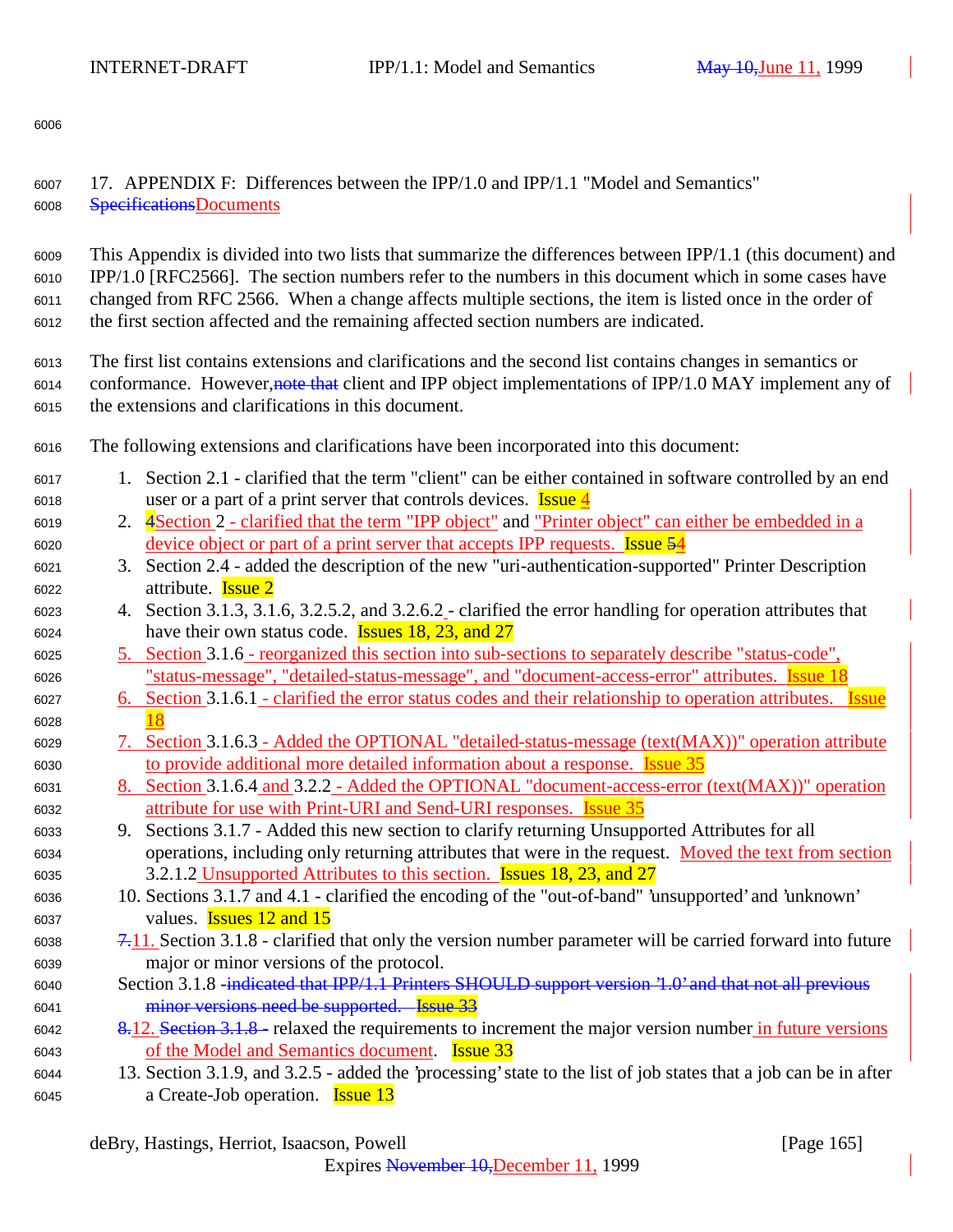## 17. APPENDIX F: Differences between the IPP/1.0 and IPP/1.1 "Model and Semantics" ~~Specifications~~Documents

This Appendix is divided into two lists that summarize the differences between IPP/1.1 (this document) and IPP/1.0 [RFC2566]. The section numbers refer to the numbers in this document which in some cases have changed from RFC 2566. When a change affects multiple sections, the item is listed once in the order of the first section affected and the remaining affected section numbers are indicated.

The first list contains extensions and clarifications and the second list contains changes in semantics or conformance. However,~~note that~~ client and IPP object implementations of IPP/1.0 MAY implement any of the extensions and clarifications in this document.

The following extensions and clarifications have been incorporated into this document:

1. Section 2.1 - clarified that the term "client" can be either contained in software controlled by an end user or a part of a print server that controls devices. Issue 4
2. ~~4~~Section 2 - clarified that the term "IPP object" and "Printer object" can either be embedded in a device object or part of a print server that accepts IPP requests. Issue ~~5~~4
3. Section 2.4 - added the description of the new "uri-authentication-supported" Printer Description attribute. Issue 2
4. Section 3.1.3, 3.1.6, 3.2.5.2, and 3.2.6.2 - clarified the error handling for operation attributes that have their own status code. Issues 18, 23, and 27
5. Section 3.1.6 - reorganized this section into sub-sections to separately describe "status-code", "status-message", "detailed-status-message", and "document-access-error" attributes. Issue 18
6. Section 3.1.6.1 - clarified the error status codes and their relationship to operation attributes. Issue 18
7. Section 3.1.6.3 - Added the OPTIONAL "detailed-status-message (text(MAX))" operation attribute to provide additional more detailed information about a response. Issue 35
8. Section 3.1.6.4 and 3.2.2 - Added the OPTIONAL "document-access-error (text(MAX))" operation attribute for use with Print-URI and Send-URI responses. Issue 35
9. Sections 3.1.7 - Added this new section to clarify returning Unsupported Attributes for all operations, including only returning attributes that were in the request. Moved the text from section 3.2.1.2 Unsupported Attributes to this section. Issues 18, 23, and 27
10. Sections 3.1.7 and 4.1 - clarified the encoding of the "out-of-band" 'unsupported' and 'unknown' values. Issues 12 and 15
11. ~~7.~~ Section 3.1.8 - clarified that only the version number parameter will be carried forward into future major or minor versions of the protocol.

    Section 3.1.8 -~~indicated that IPP/1.1 Printers SHOULD support version '1.0' and that not all previous minor versions need be supported. Issue 33~~
12. ~~8.~~ ~~Section 3.1.8 -~~ relaxed the requirements to increment the major version number in future versions of the Model and Semantics document. Issue 33
13. Section 3.1.9, and 3.2.5 - added the 'processing' state to the list of job states that a job can be in after a Create-Job operation. Issue 13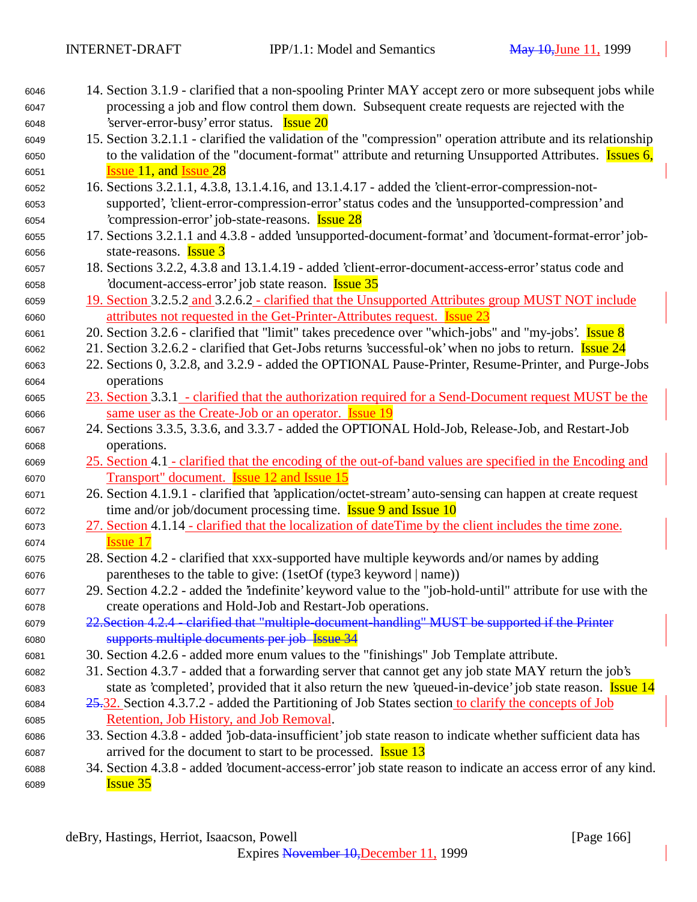14. Section 3.1.9 - clarified that a non-spooling Printer MAY accept zero or more subsequent jobs while processing a job and flow control them down. Subsequent create requests are rejected with the 'server-error-busy' error status. Issue 20
15. Section 3.2.1.1 - clarified the validation of the "compression" operation attribute and its relationship to the validation of the "document-format" attribute and returning Unsupported Attributes. Issues 6, Issue 11, and Issue 28
16. Sections 3.2.1.1, 4.3.8, 13.1.4.16, and 13.1.4.17 - added the 'client-error-compression-not-supported', 'client-error-compression-error' status codes and the 'unsupported-compression' and 'compression-error' job-state-reasons. Issue 28
17. Sections 3.2.1.1 and 4.3.8 - added 'unsupported-document-format' and 'document-format-error' job-state-reasons. Issue 3
18. Sections 3.2.2, 4.3.8 and 13.1.4.19 - added 'client-error-document-access-error' status code and 'document-access-error' job state reason. Issue 35
19. Section 3.2.5.2 and 3.2.6.2 - clarified that the Unsupported Attributes group MUST NOT include attributes not requested in the Get-Printer-Attributes request. Issue 23
20. Section 3.2.6 - clarified that "limit" takes precedence over "which-jobs" and "my-jobs". Issue 8
21. Section 3.2.6.2 - clarified that Get-Jobs returns 'successful-ok' when no jobs to return. Issue 24
22. Sections 0, 3.2.8, and 3.2.9 - added the OPTIONAL Pause-Printer, Resume-Printer, and Purge-Jobs operations
23. Section 3.3.1 - clarified that the authorization required for a Send-Document request MUST be the same user as the Create-Job or an operator. Issue 19
24. Sections 3.3.5, 3.3.6, and 3.3.7 - added the OPTIONAL Hold-Job, Release-Job, and Restart-Job operations.
25. Section 4.1 - clarified that the encoding of the out-of-band values are specified in the Encoding and Transport" document. Issue 12 and Issue 15
26. Section 4.1.9.1 - clarified that 'application/octet-stream' auto-sensing can happen at create request time and/or job/document processing time. Issue 9 and Issue 10
27. Section 4.1.14 - clarified that the localization of dateTime by the client includes the time zone. Issue 17
28. Section 4.2 - clarified that xxx-supported have multiple keywords and/or names by adding parentheses to the table to give: (1setOf (type3 keyword | name))
29. Section 4.2.2 - added the 'indefinite' keyword value to the "job-hold-until" attribute for use with the create operations and Hold-Job and Restart-Job operations.
~~22.Section 4.2.4 - clarified that "multiple-document-handling" MUST be supported if the Printer supports multiple documents per job Issue 34~~
30. Section 4.2.6 - added more enum values to the "finishings" Job Template attribute.
31. Section 4.3.7 - added that a forwarding server that cannot get any job state MAY return the job's state as 'completed', provided that it also return the new 'queued-in-device' job state reason. Issue 14
32. Section 4.3.7.2 - added the Partitioning of Job States section to clarify the concepts of Job Retention, Job History, and Job Removal.
33. Section 4.3.8 - added 'job-data-insufficient' job state reason to indicate whether sufficient data has arrived for the document to start to be processed. Issue 13
34. Section 4.3.8 - added 'document-access-error' job state reason to indicate an access error of any kind. Issue 35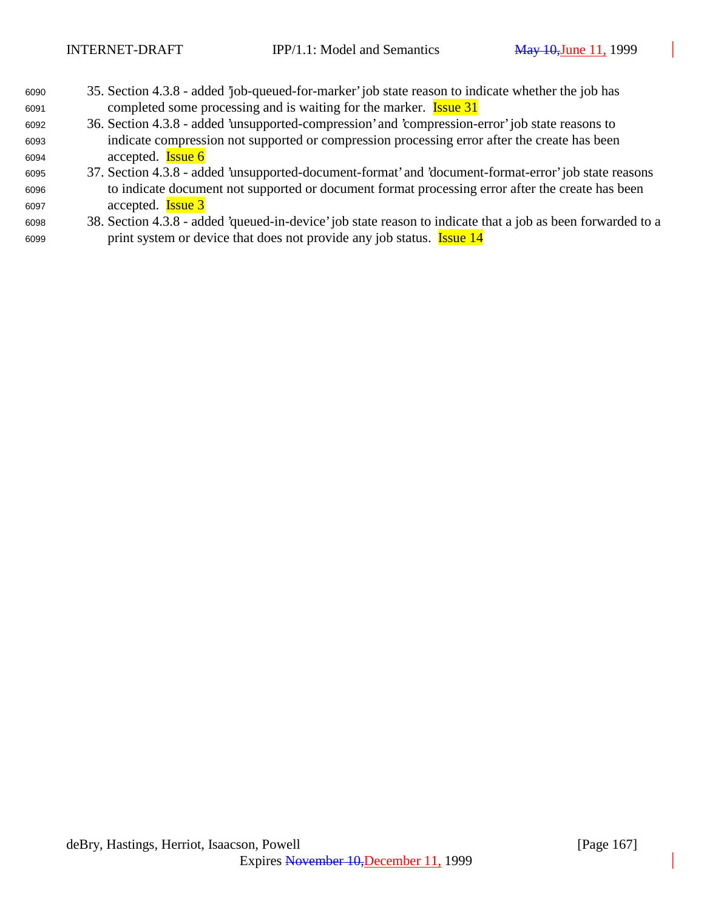35. Section 4.3.8 - added 'job-queued-for-marker' job state reason to indicate whether the job has completed some processing and is waiting for the marker. Issue 31
36. Section 4.3.8 - added 'unsupported-compression' and 'compression-error' job state reasons to indicate compression not supported or compression processing error after the create has been accepted. Issue 6
37. Section 4.3.8 - added 'unsupported-document-format' and 'document-format-error' job state reasons to indicate document not supported or document format processing error after the create has been accepted. Issue 3
38. Section 4.3.8 - added 'queued-in-device' job state reason to indicate that a job as been forwarded to a print system or device that does not provide any job status. Issue 14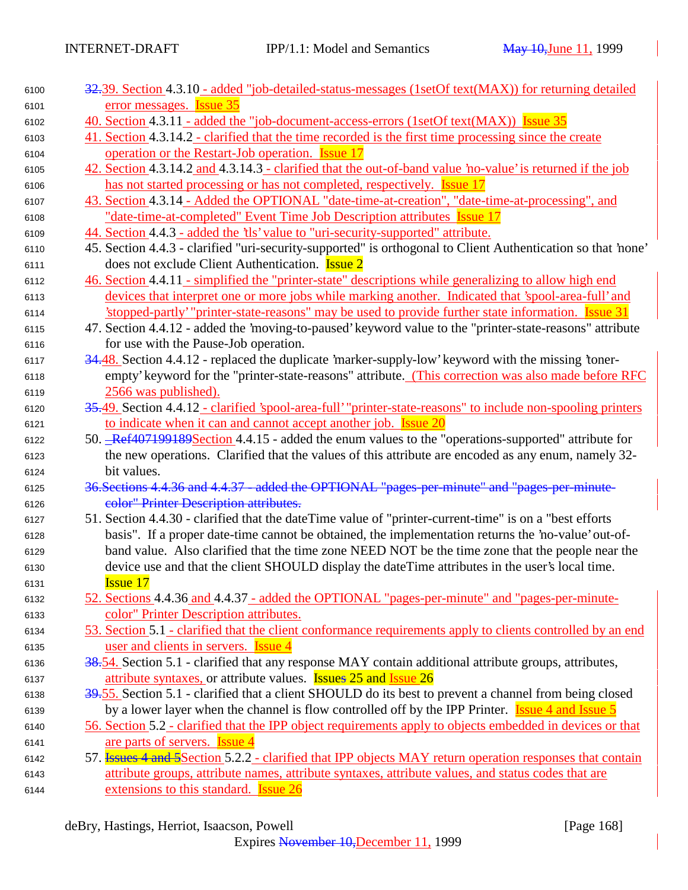32.39. Section 4.3.10 - added "job-detailed-status-messages (1setOf text(MAX)) for returning detailed error messages. Issue 35

40. Section 4.3.11 - added the "job-document-access-errors (1setOf text(MAX)) Issue 35

41. Section 4.3.14.2 - clarified that the time recorded is the first time processing since the create operation or the Restart-Job operation. Issue 17

42. Section 4.3.14.2 and 4.3.14.3 - clarified that the out-of-band value 'no-value' is returned if the job has not started processing or has not completed, respectively. Issue 17

43. Section 4.3.14 - Added the OPTIONAL "date-time-at-creation", "date-time-at-processing", and "date-time-at-completed" Event Time Job Description attributes Issue 17

44. Section 4.4.3 - added the 'tls' value to "uri-security-supported" attribute.

45. Section 4.4.3 - clarified "uri-security-supported" is orthogonal to Client Authentication so that 'none' does not exclude Client Authentication. Issue 2

46. Section 4.4.11 - simplified the "printer-state" descriptions while generalizing to allow high end devices that interpret one or more jobs while marking another. Indicated that 'spool-area-full' and 'stopped-partly' "printer-state-reasons" may be used to provide further state information. Issue 31

47. Section 4.4.12 - added the 'moving-to-paused' keyword value to the "printer-state-reasons" attribute for use with the Pause-Job operation.

34.48. Section 4.4.12 - replaced the duplicate 'marker-supply-low' keyword with the missing 'toner-empty' keyword for the "printer-state-reasons" attribute. (This correction was also made before RFC 2566 was published).

35.49. Section 4.4.12 - clarified 'spool-area-full' "printer-state-reasons" to include non-spooling printers to indicate when it can and cannot accept another job. Issue 20

50. _Ref407199189Section 4.4.15 - added the enum values to the "operations-supported" attribute for the new operations. Clarified that the values of this attribute are encoded as any enum, namely 32-bit values.

36.Sections 4.4.36 and 4.4.37 - added the OPTIONAL "pages-per-minute" and "pages-per-minute-color" Printer Description attributes.

51. Section 4.4.30 - clarified that the dateTime value of "printer-current-time" is on a "best efforts basis". If a proper date-time cannot be obtained, the implementation returns the 'no-value' out-of-band value. Also clarified that the time zone NEED NOT be the time zone that the people near the device use and that the client SHOULD display the dateTime attributes in the user's local time. Issue 17

52. Sections 4.4.36 and 4.4.37 - added the OPTIONAL "pages-per-minute" and "pages-per-minute-color" Printer Description attributes.

53. Section 5.1 - clarified that the client conformance requirements apply to clients controlled by an end user and clients in servers. Issue 4

38.54. Section 5.1 - clarified that any response MAY contain additional attribute groups, attributes, attribute syntaxes, or attribute values. Issues 25 and Issue 26

39.55. Section 5.1 - clarified that a client SHOULD do its best to prevent a channel from being closed by a lower layer when the channel is flow controlled off by the IPP Printer. Issue 4 and Issue 5

56. Section 5.2 - clarified that the IPP object requirements apply to objects embedded in devices or that are parts of servers. Issue 4

57. Issues 4 and 5Section 5.2.2 - clarified that IPP objects MAY return operation responses that contain attribute groups, attribute names, attribute syntaxes, attribute values, and status codes that are extensions to this standard. Issue 26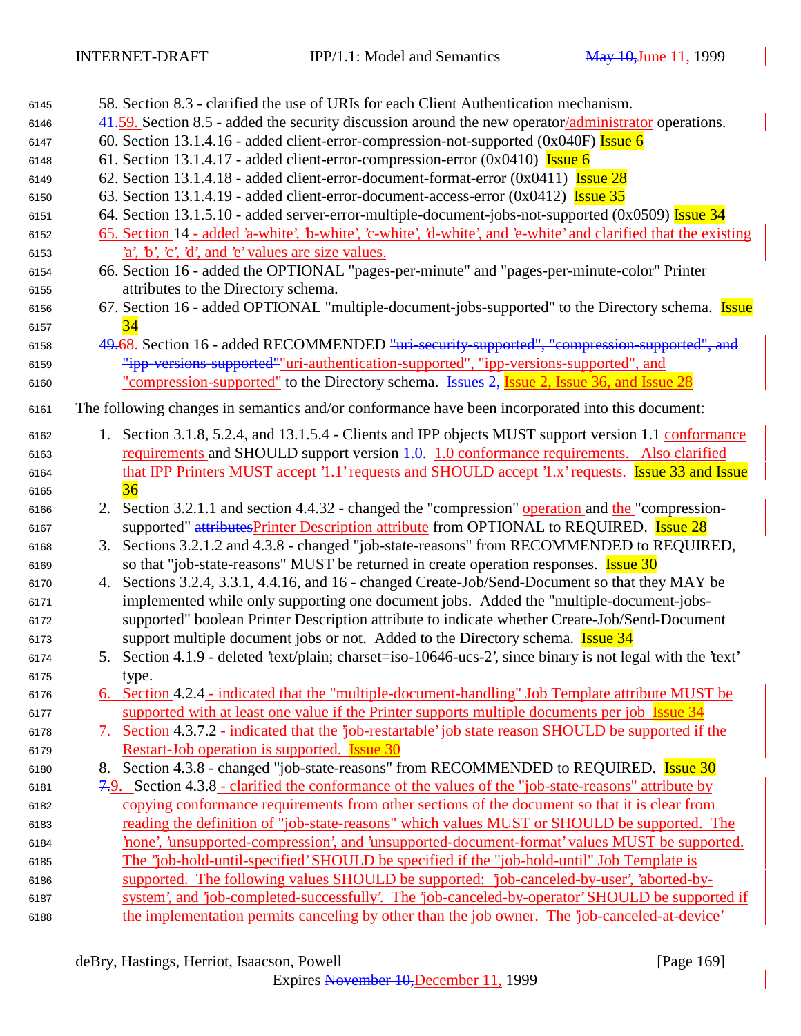58. Section 8.3 - clarified the use of URIs for each Client Authentication mechanism.
41.59. Section 8.5 - added the security discussion around the new operator/administrator operations.
60. Section 13.1.4.16 - added client-error-compression-not-supported (0x040F) Issue 6
61. Section 13.1.4.17 - added client-error-compression-error (0x0410) Issue 6
62. Section 13.1.4.18 - added client-error-document-format-error (0x0411) Issue 28
63. Section 13.1.4.19 - added client-error-document-access-error (0x0412) Issue 35
64. Section 13.1.5.10 - added server-error-multiple-document-jobs-not-supported (0x0509) Issue 34
65. Section 14 - added 'a-white', 'b-white', 'c-white', 'd-white', and 'e-white' and clarified that the existing 'a', 'b', 'c', 'd', and 'e' values are size values.
66. Section 16 - added the OPTIONAL "pages-per-minute" and "pages-per-minute-color" Printer attributes to the Directory schema.
67. Section 16 - added OPTIONAL "multiple-document-jobs-supported" to the Directory schema. Issue 34
49.68. Section 16 - added RECOMMENDED "uri-security-supported", "compression-supported", and "ipp-versions-supported""uri-authentication-supported", "ipp-versions-supported", and "compression-supported" to the Directory schema. Issues 2, Issue 2, Issue 36, and Issue 28

The following changes in semantics and/or conformance have been incorporated into this document:

1. Section 3.1.8, 5.2.4, and 13.1.5.4 - Clients and IPP objects MUST support version 1.1 conformance requirements and SHOULD support version 1.0. 1.0 conformance requirements. Also clarified that IPP Printers MUST accept '1.1' requests and SHOULD accept '1.x' requests. Issue 33 and Issue 36
2. Section 3.2.1.1 and section 4.4.32 - changed the "compression" operation and the "compression-supported" attributesPrinter Description attribute from OPTIONAL to REQUIRED. Issue 28
3. Sections 3.2.1.2 and 4.3.8 - changed "job-state-reasons" from RECOMMENDED to REQUIRED, so that "job-state-reasons" MUST be returned in create operation responses. Issue 30
4. Sections 3.2.4, 3.3.1, 4.4.16, and 16 - changed Create-Job/Send-Document so that they MAY be implemented while only supporting one document jobs. Added the "multiple-document-jobs-supported" boolean Printer Description attribute to indicate whether Create-Job/Send-Document support multiple document jobs or not. Added to the Directory schema. Issue 34
5. Section 4.1.9 - deleted 'text/plain; charset=iso-10646-ucs-2', since binary is not legal with the 'text' type.
6. Section 4.2.4 - indicated that the "multiple-document-handling" Job Template attribute MUST be supported with at least one value if the Printer supports multiple documents per job Issue 34
7. Section 4.3.7.2 - indicated that the 'job-restartable' job state reason SHOULD be supported if the Restart-Job operation is supported. Issue 30
8. Section 4.3.8 - changed "job-state-reasons" from RECOMMENDED to REQUIRED. Issue 30
7.9. Section 4.3.8 - clarified the conformance of the values of the "job-state-reasons" attribute by copying conformance requirements from other sections of the document so that it is clear from reading the definition of "job-state-reasons" which values MUST or SHOULD be supported. The 'none', 'unsupported-compression', and 'unsupported-document-format' values MUST be supported. The "job-hold-until-specified' SHOULD be specified if the "job-hold-until" Job Template is supported. The following values SHOULD be supported: 'job-canceled-by-user', 'aborted-by-system', and 'job-completed-successfully'. The 'job-canceled-by-operator' SHOULD be supported if the implementation permits canceling by other than the job owner. The 'job-canceled-at-device'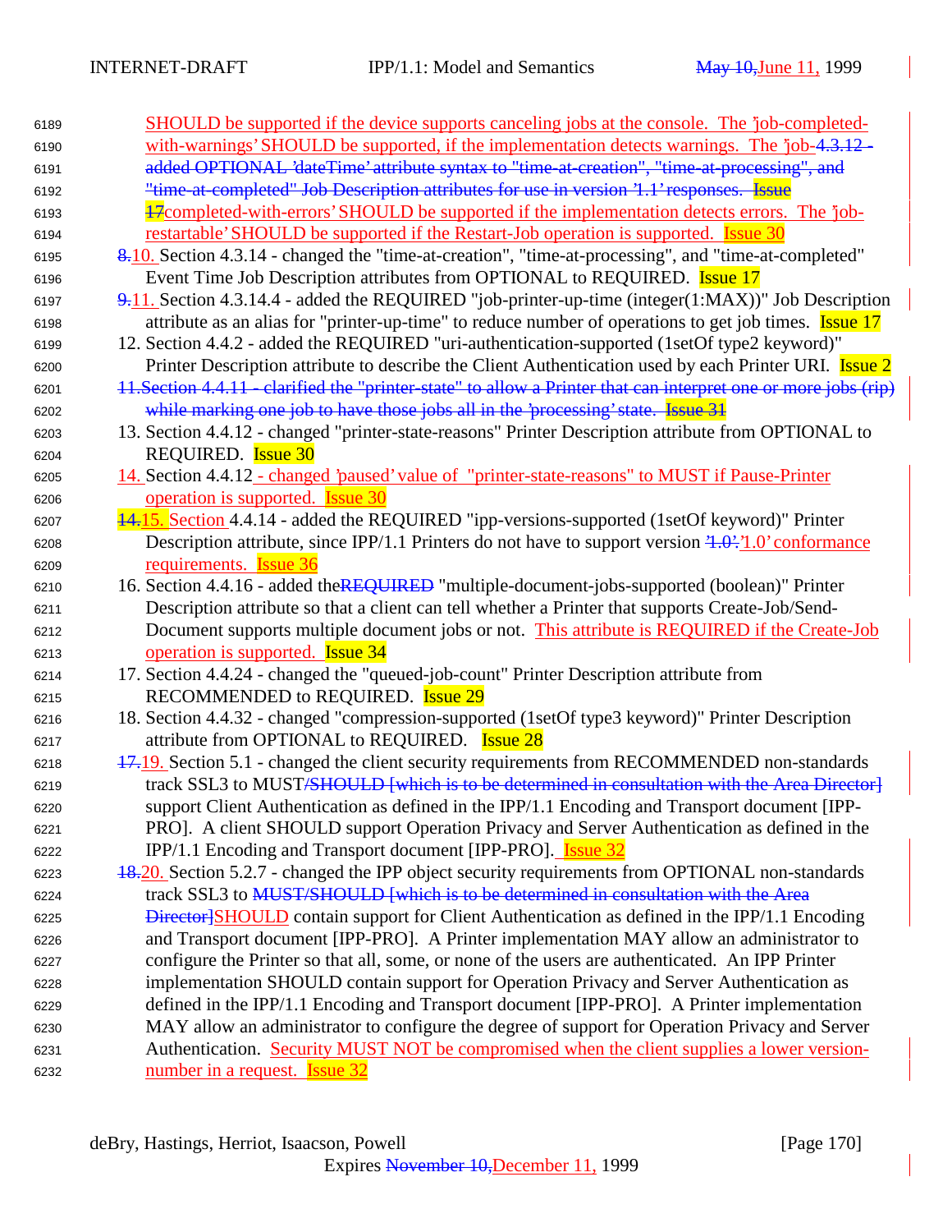SHOULD be supported if the device supports canceling jobs at the console. The 'job-completed-with-warnings' SHOULD be supported, if the implementation detects warnings. The 'job-4.3.12 - added OPTIONAL 'dateTime' attribute syntax to "time-at-creation", "time-at-processing", and "time-at-completed" Job Description attributes for use in version '1.1' responses. Issue 17completed-with-errors' SHOULD be supported if the implementation detects errors. The 'job-restartable' SHOULD be supported if the Restart-Job operation is supported. Issue 30

8.10. Section 4.3.14 - changed the "time-at-creation", "time-at-processing", and "time-at-completed" Event Time Job Description attributes from OPTIONAL to REQUIRED. Issue 17

9.11. Section 4.3.14.4 - added the REQUIRED "job-printer-up-time (integer(1:MAX))" Job Description attribute as an alias for "printer-up-time" to reduce number of operations to get job times. Issue 17

12. Section 4.4.2 - added the REQUIRED "uri-authentication-supported (1setOf type2 keyword)" Printer Description attribute to describe the Client Authentication used by each Printer URI. Issue 2

11.Section 4.4.11 - clarified the "printer-state" to allow a Printer that can interpret one or more jobs (rip) while marking one job to have those jobs all in the 'processing' state. Issue 31

13. Section 4.4.12 - changed "printer-state-reasons" Printer Description attribute from OPTIONAL to REQUIRED. Issue 30

14. Section 4.4.12 - changed 'paused' value of "printer-state-reasons" to MUST if Pause-Printer operation is supported. Issue 30

14.15. Section 4.4.14 - added the REQUIRED "ipp-versions-supported (1setOf keyword)" Printer Description attribute, since IPP/1.1 Printers do not have to support version '1.0'.'1.0' conformance requirements. Issue 36

16. Section 4.4.16 - added theREQUIRED "multiple-document-jobs-supported (boolean)" Printer Description attribute so that a client can tell whether a Printer that supports Create-Job/Send-Document supports multiple document jobs or not. This attribute is REQUIRED if the Create-Job operation is supported. Issue 34

17. Section 4.4.24 - changed the "queued-job-count" Printer Description attribute from RECOMMENDED to REQUIRED. Issue 29

18. Section 4.4.32 - changed "compression-supported (1setOf type3 keyword)" Printer Description attribute from OPTIONAL to REQUIRED. Issue 28

17.19. Section 5.1 - changed the client security requirements from RECOMMENDED non-standards track SSL3 to MUST/SHOULD [which is to be determined in consultation with the Area Director] support Client Authentication as defined in the IPP/1.1 Encoding and Transport document [IPP-PRO]. A client SHOULD support Operation Privacy and Server Authentication as defined in the IPP/1.1 Encoding and Transport document [IPP-PRO]. Issue 32

18.20. Section 5.2.7 - changed the IPP object security requirements from OPTIONAL non-standards track SSL3 to MUST/SHOULD [which is to be determined in consultation with the Area Director]SHOULD contain support for Client Authentication as defined in the IPP/1.1 Encoding and Transport document [IPP-PRO]. A Printer implementation MAY allow an administrator to configure the Printer so that all, some, or none of the users are authenticated. An IPP Printer implementation SHOULD contain support for Operation Privacy and Server Authentication as defined in the IPP/1.1 Encoding and Transport document [IPP-PRO]. A Printer implementation MAY allow an administrator to configure the degree of support for Operation Privacy and Server Authentication. Security MUST NOT be compromised when the client supplies a lower version-number in a request. Issue 32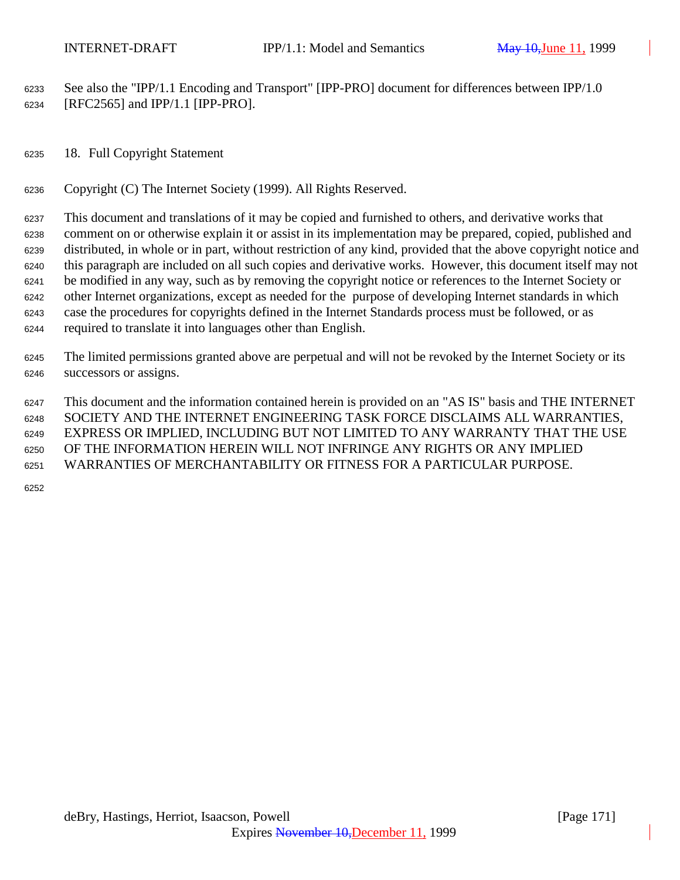See also the "IPP/1.1 Encoding and Transport" [IPP-PRO] document for differences between IPP/1.0 [RFC2565] and IPP/1.1 [IPP-PRO].

## 18. Full Copyright Statement

Copyright (C) The Internet Society (1999). All Rights Reserved.

This document and translations of it may be copied and furnished to others, and derivative works that comment on or otherwise explain it or assist in its implementation may be prepared, copied, published and distributed, in whole or in part, without restriction of any kind, provided that the above copyright notice and this paragraph are included on all such copies and derivative works. However, this document itself may not be modified in any way, such as by removing the copyright notice or references to the Internet Society or other Internet organizations, except as needed for the purpose of developing Internet standards in which case the procedures for copyrights defined in the Internet Standards process must be followed, or as required to translate it into languages other than English.

The limited permissions granted above are perpetual and will not be revoked by the Internet Society or its successors or assigns.

This document and the information contained herein is provided on an "AS IS" basis and THE INTERNET SOCIETY AND THE INTERNET ENGINEERING TASK FORCE DISCLAIMS ALL WARRANTIES, EXPRESS OR IMPLIED, INCLUDING BUT NOT LIMITED TO ANY WARRANTY THAT THE USE OF THE INFORMATION HEREIN WILL NOT INFRINGE ANY RIGHTS OR ANY IMPLIED WARRANTIES OF MERCHANTABILITY OR FITNESS FOR A PARTICULAR PURPOSE.